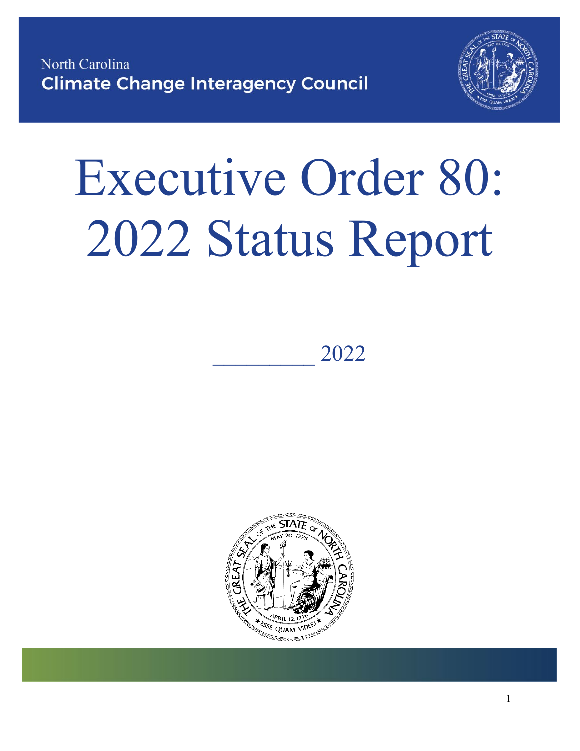North Carolina
**Climate Change Interagency Council**

# Executive Order 80: 2022 Status Report

________ 2022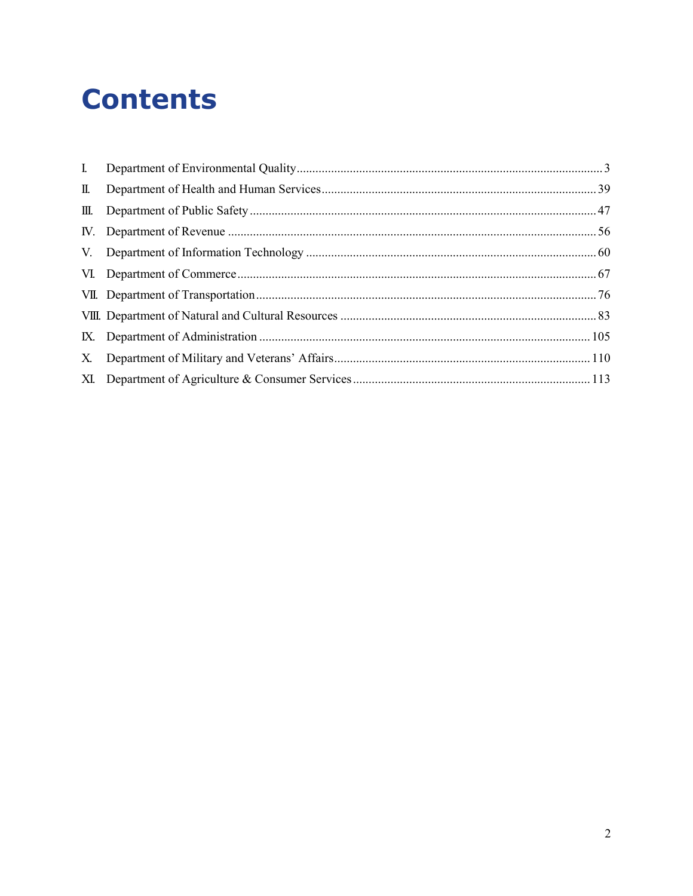# Contents

I. Department of Environmental Quality .......... 3
II. Department of Health and Human Services .......... 39
III. Department of Public Safety .......... 47
IV. Department of Revenue .......... 56
V. Department of Information Technology .......... 60
VI. Department of Commerce .......... 67
VII. Department of Transportation .......... 76
VIII. Department of Natural and Cultural Resources .......... 83
IX. Department of Administration .......... 105
X. Department of Military and Veterans' Affairs .......... 110
XI. Department of Agriculture & Consumer Services .......... 113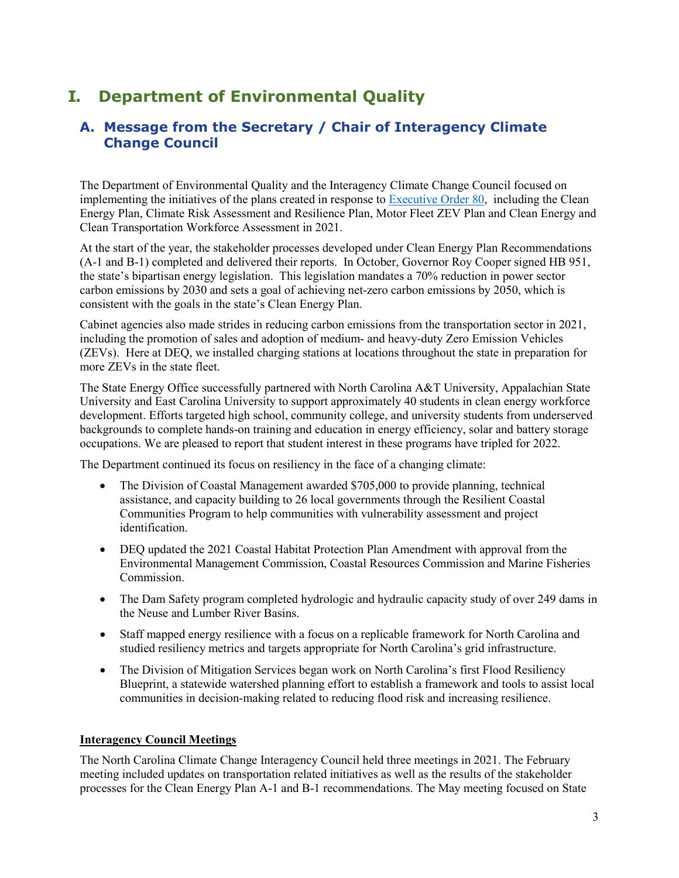# I. Department of Environmental Quality

## A. Message from the Secretary / Chair of Interagency Climate Change Council

The Department of Environmental Quality and the Interagency Climate Change Council focused on implementing the initiatives of the plans created in response to Executive Order 80, including the Clean Energy Plan, Climate Risk Assessment and Resilience Plan, Motor Fleet ZEV Plan and Clean Energy and Clean Transportation Workforce Assessment in 2021.

At the start of the year, the stakeholder processes developed under Clean Energy Plan Recommendations (A-1 and B-1) completed and delivered their reports. In October, Governor Roy Cooper signed HB 951, the state's bipartisan energy legislation. This legislation mandates a 70% reduction in power sector carbon emissions by 2030 and sets a goal of achieving net-zero carbon emissions by 2050, which is consistent with the goals in the state's Clean Energy Plan.

Cabinet agencies also made strides in reducing carbon emissions from the transportation sector in 2021, including the promotion of sales and adoption of medium- and heavy-duty Zero Emission Vehicles (ZEVs). Here at DEQ, we installed charging stations at locations throughout the state in preparation for more ZEVs in the state fleet.

The State Energy Office successfully partnered with North Carolina A&T University, Appalachian State University and East Carolina University to support approximately 40 students in clean energy workforce development. Efforts targeted high school, community college, and university students from underserved backgrounds to complete hands-on training and education in energy efficiency, solar and battery storage occupations. We are pleased to report that student interest in these programs have tripled for 2022.

The Department continued its focus on resiliency in the face of a changing climate:

- The Division of Coastal Management awarded $705,000 to provide planning, technical assistance, and capacity building to 26 local governments through the Resilient Coastal Communities Program to help communities with vulnerability assessment and project identification.
- DEQ updated the 2021 Coastal Habitat Protection Plan Amendment with approval from the Environmental Management Commission, Coastal Resources Commission and Marine Fisheries Commission.
- The Dam Safety program completed hydrologic and hydraulic capacity study of over 249 dams in the Neuse and Lumber River Basins.
- Staff mapped energy resilience with a focus on a replicable framework for North Carolina and studied resiliency metrics and targets appropriate for North Carolina's grid infrastructure.
- The Division of Mitigation Services began work on North Carolina's first Flood Resiliency Blueprint, a statewide watershed planning effort to establish a framework and tools to assist local communities in decision-making related to reducing flood risk and increasing resilience.

**<u>Interagency Council Meetings</u>**

The North Carolina Climate Change Interagency Council held three meetings in 2021. The February meeting included updates on transportation related initiatives as well as the results of the stakeholder processes for the Clean Energy Plan A-1 and B-1 recommendations. The May meeting focused on State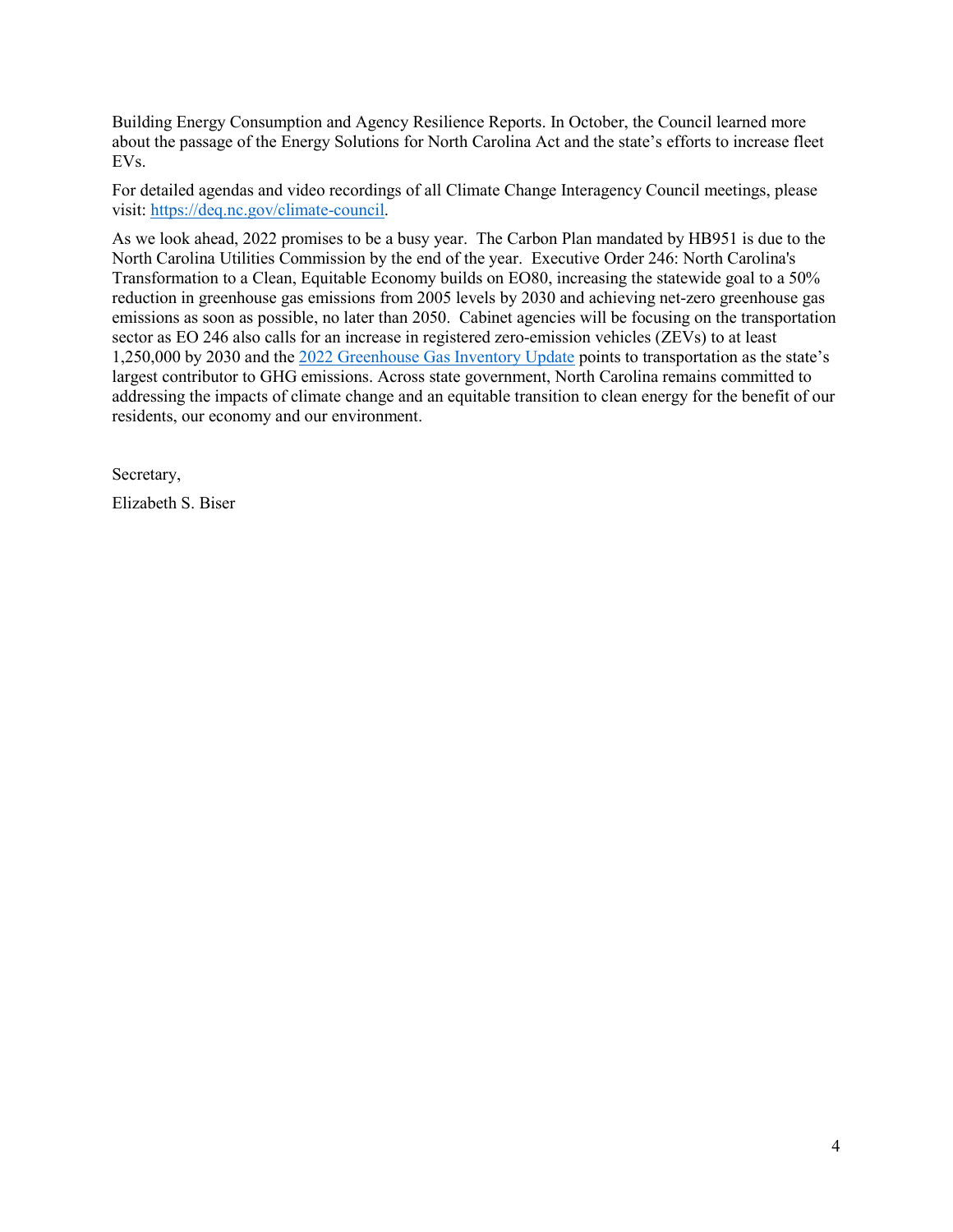Building Energy Consumption and Agency Resilience Reports. In October, the Council learned more about the passage of the Energy Solutions for North Carolina Act and the state's efforts to increase fleet EVs.

For detailed agendas and video recordings of all Climate Change Interagency Council meetings, please visit: [https://deq.nc.gov/climate-council](https://deq.nc.gov/climate-council).

As we look ahead, 2022 promises to be a busy year. The Carbon Plan mandated by HB951 is due to the North Carolina Utilities Commission by the end of the year. Executive Order 246: North Carolina's Transformation to a Clean, Equitable Economy builds on EO80, increasing the statewide goal to a 50% reduction in greenhouse gas emissions from 2005 levels by 2030 and achieving net-zero greenhouse gas emissions as soon as possible, no later than 2050. Cabinet agencies will be focusing on the transportation sector as EO 246 also calls for an increase in registered zero-emission vehicles (ZEVs) to at least 1,250,000 by 2030 and the 2022 Greenhouse Gas Inventory Update points to transportation as the state's largest contributor to GHG emissions. Across state government, North Carolina remains committed to addressing the impacts of climate change and an equitable transition to clean energy for the benefit of our residents, our economy and our environment.

Secretary,

Elizabeth S. Biser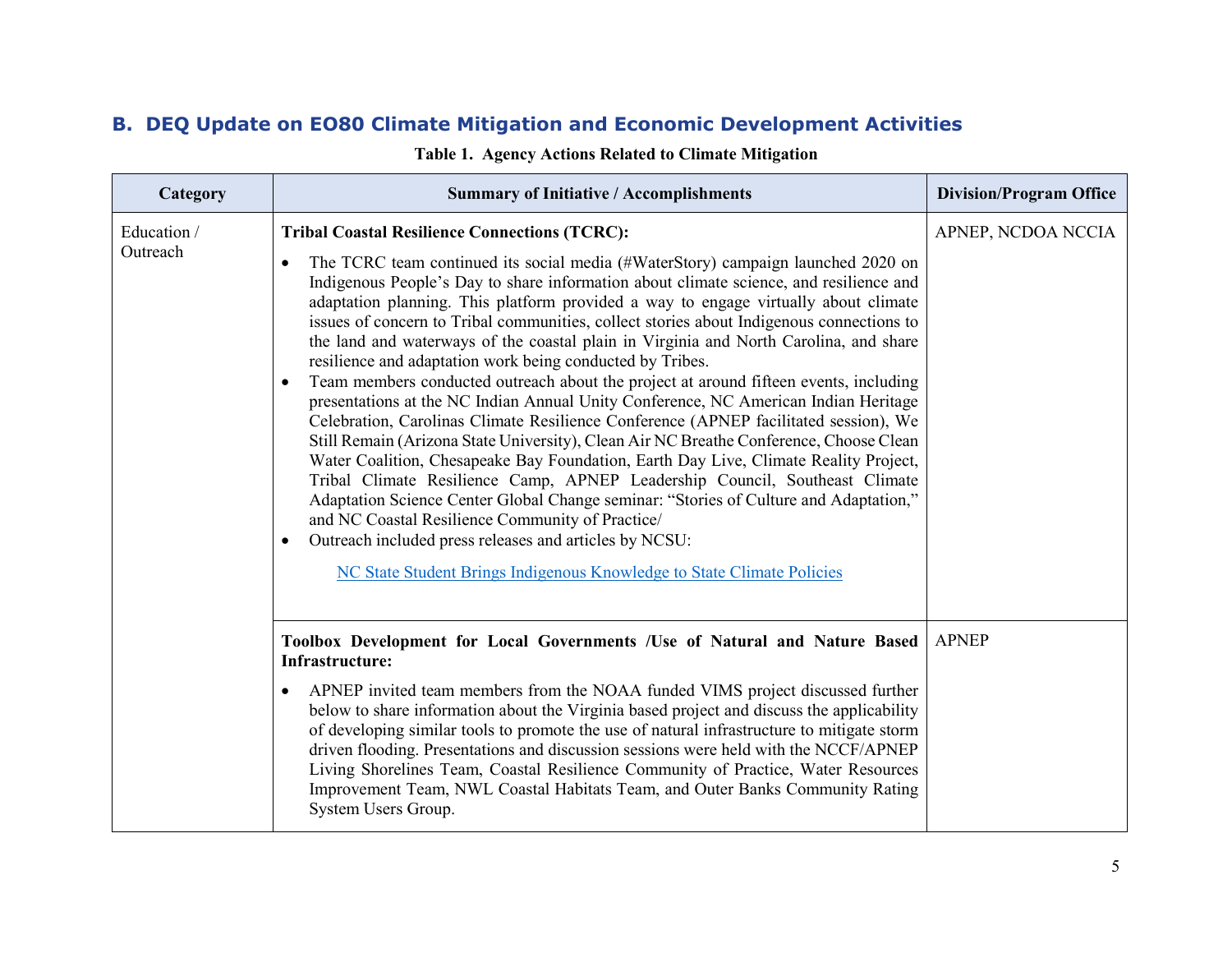## B. DEQ Update on EO80 Climate Mitigation and Economic Development Activities

**Table 1. Agency Actions Related to Climate Mitigation**

| Category | Summary of Initiative / Accomplishments | Division/Program Office |
|---|---|---|
| Education / Outreach | **Tribal Coastal Resilience Connections (TCRC):**<br>• The TCRC team continued its social media (#WaterStory) campaign launched 2020 on Indigenous People's Day to share information about climate science, and resilience and adaptation planning. This platform provided a way to engage virtually about climate issues of concern to Tribal communities, collect stories about Indigenous connections to the land and waterways of the coastal plain in Virginia and North Carolina, and share resilience and adaptation work being conducted by Tribes.<br>• Team members conducted outreach about the project at around fifteen events, including presentations at the NC Indian Annual Unity Conference, NC American Indian Heritage Celebration, Carolinas Climate Resilience Conference (APNEP facilitated session), We Still Remain (Arizona State University), Clean Air NC Breathe Conference, Choose Clean Water Coalition, Chesapeake Bay Foundation, Earth Day Live, Climate Reality Project, Tribal Climate Resilience Camp, APNEP Leadership Council, Southeast Climate Adaptation Science Center Global Change seminar: "Stories of Culture and Adaptation," and NC Coastal Resilience Community of Practice/<br>• Outreach included press releases and articles by NCSU:<br>NC State Student Brings Indigenous Knowledge to State Climate Policies | APNEP, NCDOA NCCIA |
| | **Toolbox Development for Local Governments /Use of Natural and Nature Based Infrastructure:**<br>• APNEP invited team members from the NOAA funded VIMS project discussed further below to share information about the Virginia based project and discuss the applicability of developing similar tools to promote the use of natural infrastructure to mitigate storm driven flooding. Presentations and discussion sessions were held with the NCCF/APNEP Living Shorelines Team, Coastal Resilience Community of Practice, Water Resources Improvement Team, NWL Coastal Habitats Team, and Outer Banks Community Rating System Users Group. | APNEP |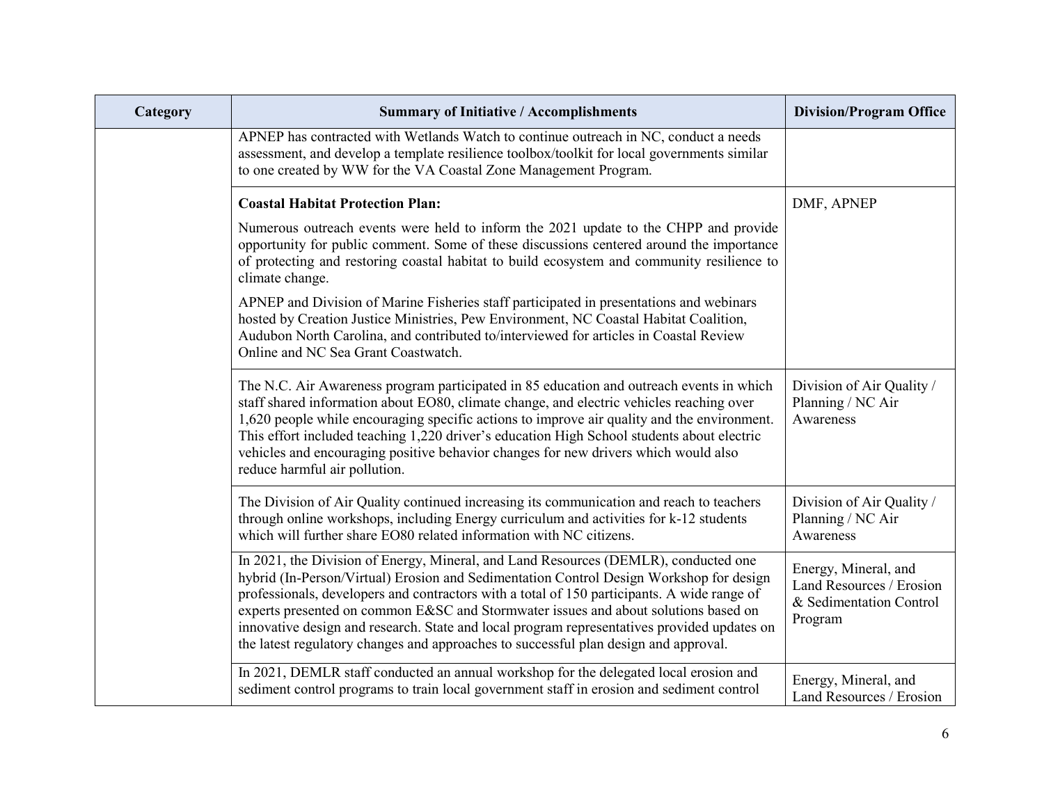| Category | Summary of Initiative / Accomplishments | Division/Program Office |
|---|---|---|
| | APNEP has contracted with Wetlands Watch to continue outreach in NC, conduct a needs assessment, and develop a template resilience toolbox/toolkit for local governments similar to one created by WW for the VA Coastal Zone Management Program. | |
| | **Coastal Habitat Protection Plan:**<br><br>Numerous outreach events were held to inform the 2021 update to the CHPP and provide opportunity for public comment. Some of these discussions centered around the importance of protecting and restoring coastal habitat to build ecosystem and community resilience to climate change.<br><br>APNEP and Division of Marine Fisheries staff participated in presentations and webinars hosted by Creation Justice Ministries, Pew Environment, NC Coastal Habitat Coalition, Audubon North Carolina, and contributed to/interviewed for articles in Coastal Review Online and NC Sea Grant Coastwatch. | DMF, APNEP |
| | The N.C. Air Awareness program participated in 85 education and outreach events in which staff shared information about EO80, climate change, and electric vehicles reaching over 1,620 people while encouraging specific actions to improve air quality and the environment. This effort included teaching 1,220 driver's education High School students about electric vehicles and encouraging positive behavior changes for new drivers which would also reduce harmful air pollution. | Division of Air Quality / Planning / NC Air Awareness |
| | The Division of Air Quality continued increasing its communication and reach to teachers through online workshops, including Energy curriculum and activities for k-12 students which will further share EO80 related information with NC citizens. | Division of Air Quality / Planning / NC Air Awareness |
| | In 2021, the Division of Energy, Mineral, and Land Resources (DEMLR), conducted one hybrid (In-Person/Virtual) Erosion and Sedimentation Control Design Workshop for design professionals, developers and contractors with a total of 150 participants. A wide range of experts presented on common E&SC and Stormwater issues and about solutions based on innovative design and research. State and local program representatives provided updates on the latest regulatory changes and approaches to successful plan design and approval. | Energy, Mineral, and Land Resources / Erosion & Sedimentation Control Program |
| | In 2021, DEMLR staff conducted an annual workshop for the delegated local erosion and sediment control programs to train local government staff in erosion and sediment control | Energy, Mineral, and Land Resources / Erosion |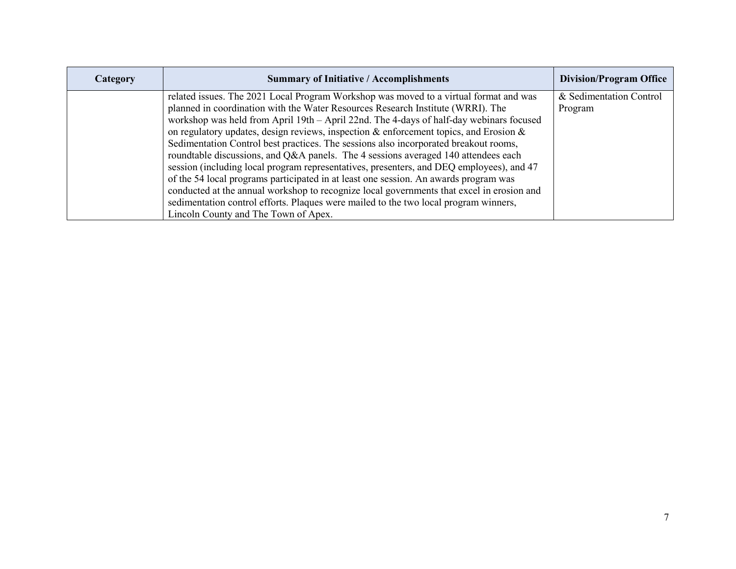| Category | Summary of Initiative / Accomplishments | Division/Program Office |
|---|---|---|
| | related issues. The 2021 Local Program Workshop was moved to a virtual format and was planned in coordination with the Water Resources Research Institute (WRRI). The workshop was held from April 19th – April 22nd. The 4-days of half-day webinars focused on regulatory updates, design reviews, inspection & enforcement topics, and Erosion & Sedimentation Control best practices. The sessions also incorporated breakout rooms, roundtable discussions, and Q&A panels. The 4 sessions averaged 140 attendees each session (including local program representatives, presenters, and DEQ employees), and 47 of the 54 local programs participated in at least one session. An awards program was conducted at the annual workshop to recognize local governments that excel in erosion and sedimentation control efforts. Plaques were mailed to the two local program winners, Lincoln County and The Town of Apex. | & Sedimentation Control Program |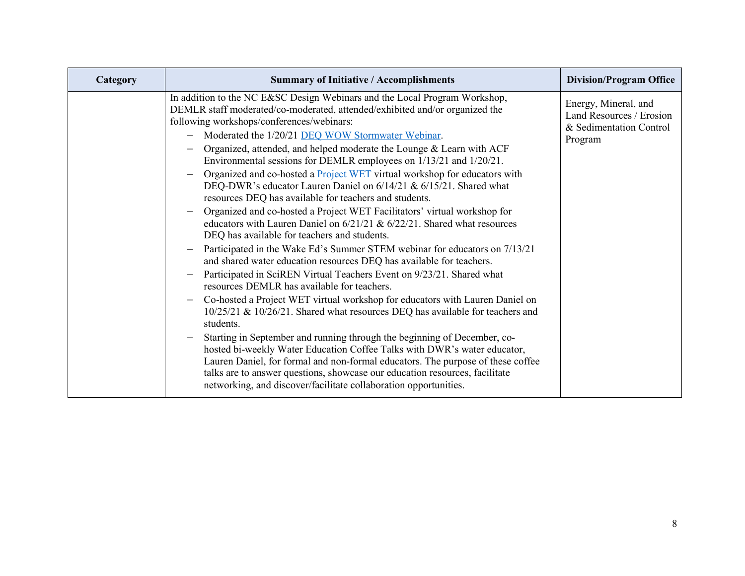| Category | Summary of Initiative / Accomplishments | Division/Program Office |
| --- | --- | --- |
| | In addition to the NC E&SC Design Webinars and the Local Program Workshop, DEMLR staff moderated/co-moderated, attended/exhibited and/or organized the following workshops/conferences/webinars:<br>– Moderated the 1/20/21 DEQ WOW Stormwater Webinar.<br>– Organized, attended, and helped moderate the Lounge & Learn with ACF Environmental sessions for DEMLR employees on 1/13/21 and 1/20/21.<br>– Organized and co-hosted a Project WET virtual workshop for educators with DEQ-DWR's educator Lauren Daniel on 6/14/21 & 6/15/21. Shared what resources DEQ has available for teachers and students.<br>– Organized and co-hosted a Project WET Facilitators' virtual workshop for educators with Lauren Daniel on 6/21/21 & 6/22/21. Shared what resources DEQ has available for teachers and students.<br>– Participated in the Wake Ed's Summer STEM webinar for educators on 7/13/21 and shared water education resources DEQ has available for teachers.<br>– Participated in SciREN Virtual Teachers Event on 9/23/21. Shared what resources DEMLR has available for teachers.<br>– Co-hosted a Project WET virtual workshop for educators with Lauren Daniel on 10/25/21 & 10/26/21. Shared what resources DEQ has available for teachers and students.<br>– Starting in September and running through the beginning of December, co-hosted bi-weekly Water Education Coffee Talks with DWR's water educator, Lauren Daniel, for formal and non-formal educators. The purpose of these coffee talks are to answer questions, showcase our education resources, facilitate networking, and discover/facilitate collaboration opportunities. | Energy, Mineral, and Land Resources / Erosion & Sedimentation Control Program |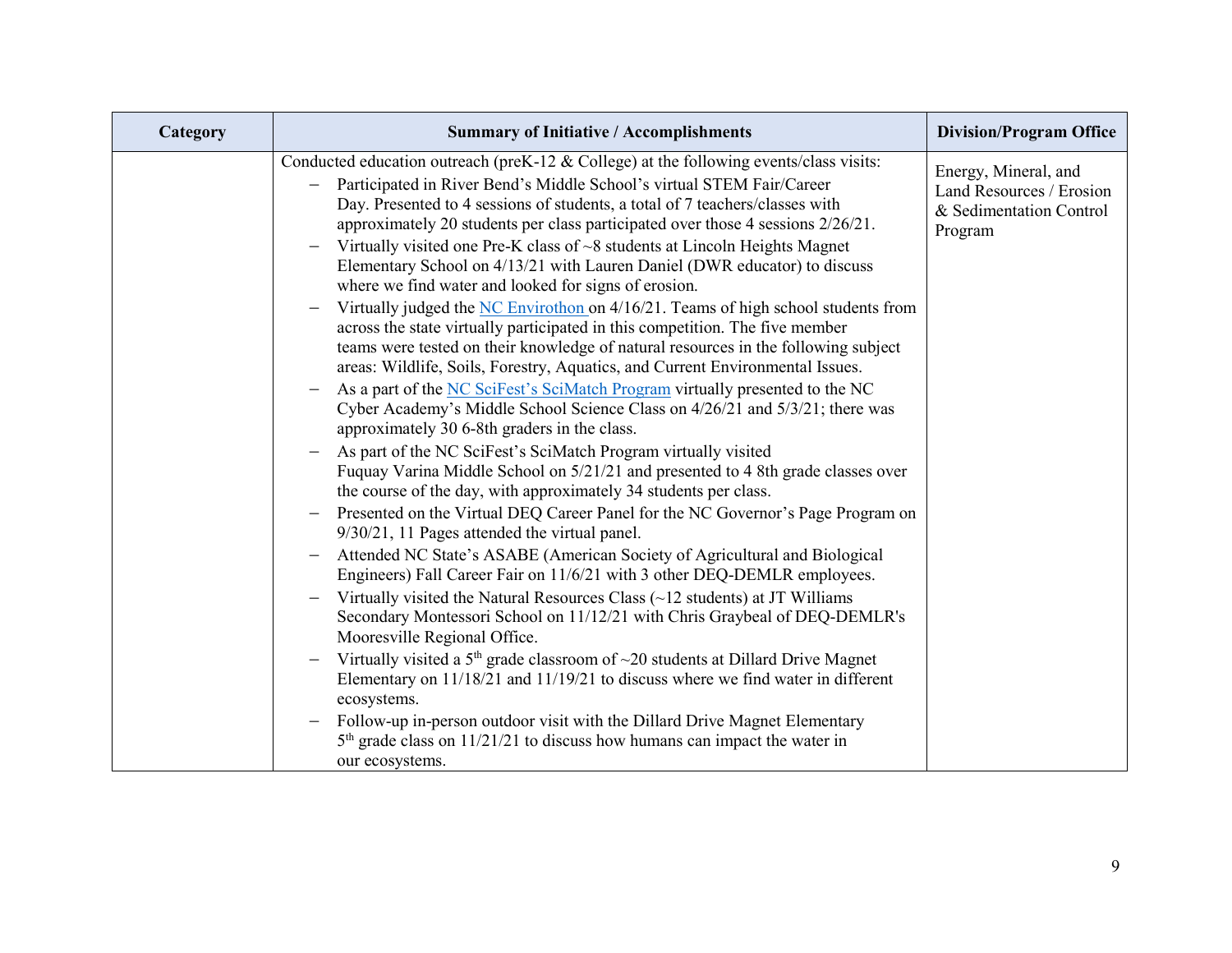| Category | Summary of Initiative / Accomplishments | Division/Program Office |
|---|---|---|
| | Conducted education outreach (preK-12 & College) at the following events/class visits:<br>– Participated in River Bend's Middle School's virtual STEM Fair/Career Day. Presented to 4 sessions of students, a total of 7 teachers/classes with approximately 20 students per class participated over those 4 sessions 2/26/21.<br>– Virtually visited one Pre-K class of ~8 students at Lincoln Heights Magnet Elementary School on 4/13/21 with Lauren Daniel (DWR educator) to discuss where we find water and looked for signs of erosion.<br>– Virtually judged the NC Envirothon on 4/16/21. Teams of high school students from across the state virtually participated in this competition. The five member teams were tested on their knowledge of natural resources in the following subject areas: Wildlife, Soils, Forestry, Aquatics, and Current Environmental Issues.<br>– As a part of the NC SciFest's SciMatch Program virtually presented to the NC Cyber Academy's Middle School Science Class on 4/26/21 and 5/3/21; there was approximately 30 6-8th graders in the class.<br>– As part of the NC SciFest's SciMatch Program virtually visited Fuquay Varina Middle School on 5/21/21 and presented to 4 8th grade classes over the course of the day, with approximately 34 students per class.<br>– Presented on the Virtual DEQ Career Panel for the NC Governor's Page Program on 9/30/21, 11 Pages attended the virtual panel.<br>– Attended NC State's ASABE (American Society of Agricultural and Biological Engineers) Fall Career Fair on 11/6/21 with 3 other DEQ-DEMLR employees.<br>– Virtually visited the Natural Resources Class (~12 students) at JT Williams Secondary Montessori School on 11/12/21 with Chris Graybeal of DEQ-DEMLR's Mooresville Regional Office.<br>– Virtually visited a 5th grade classroom of ~20 students at Dillard Drive Magnet Elementary on 11/18/21 and 11/19/21 to discuss where we find water in different ecosystems.<br>– Follow-up in-person outdoor visit with the Dillard Drive Magnet Elementary 5th grade class on 11/21/21 to discuss how humans can impact the water in our ecosystems. | Energy, Mineral, and Land Resources / Erosion & Sedimentation Control Program |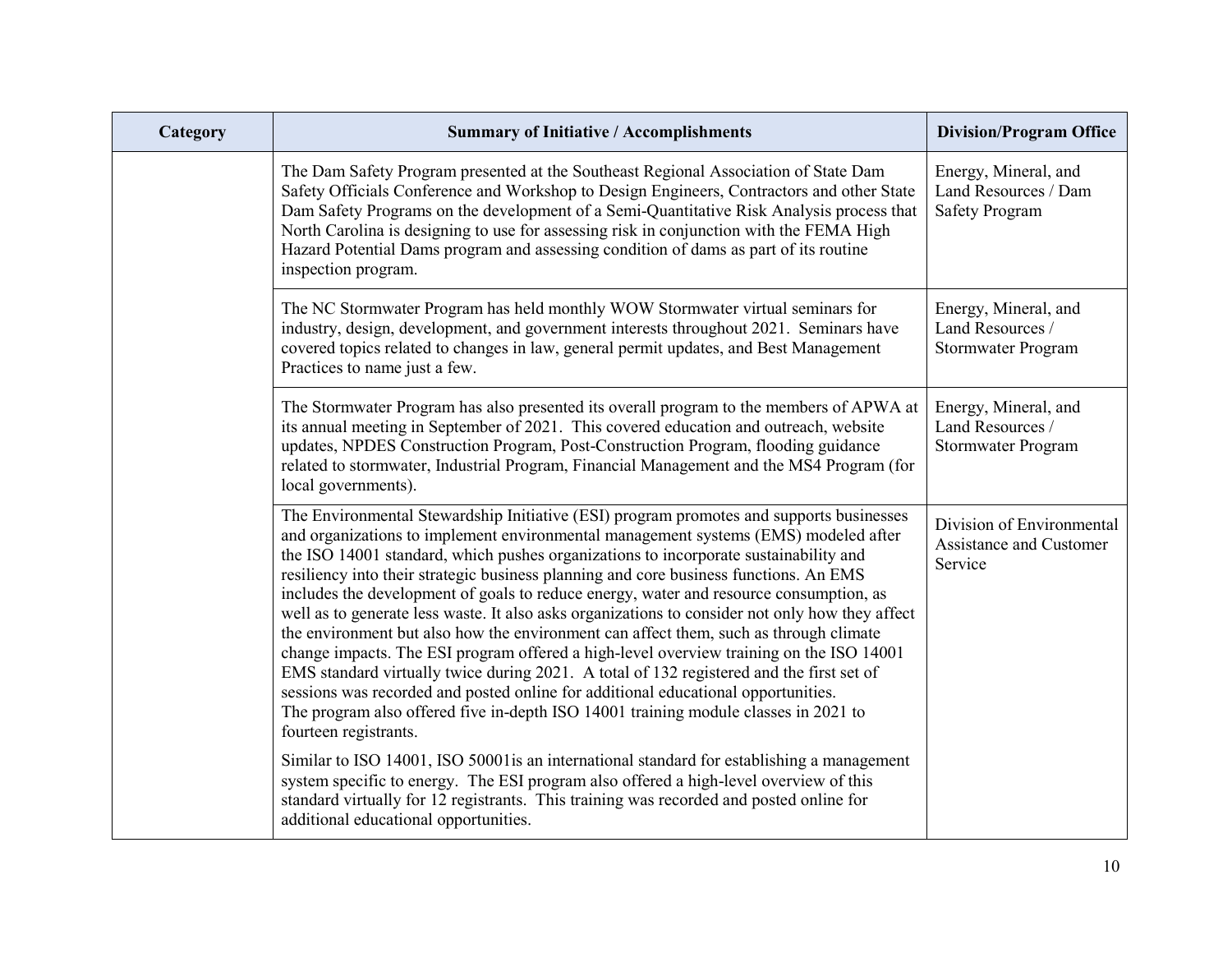| Category | Summary of Initiative / Accomplishments | Division/Program Office |
|---|---|---|
| | The Dam Safety Program presented at the Southeast Regional Association of State Dam Safety Officials Conference and Workshop to Design Engineers, Contractors and other State Dam Safety Programs on the development of a Semi-Quantitative Risk Analysis process that North Carolina is designing to use for assessing risk in conjunction with the FEMA High Hazard Potential Dams program and assessing condition of dams as part of its routine inspection program. | Energy, Mineral, and Land Resources / Dam Safety Program |
| | The NC Stormwater Program has held monthly WOW Stormwater virtual seminars for industry, design, development, and government interests throughout 2021. Seminars have covered topics related to changes in law, general permit updates, and Best Management Practices to name just a few. | Energy, Mineral, and Land Resources / Stormwater Program |
| | The Stormwater Program has also presented its overall program to the members of APWA at its annual meeting in September of 2021. This covered education and outreach, website updates, NPDES Construction Program, Post-Construction Program, flooding guidance related to stormwater, Industrial Program, Financial Management and the MS4 Program (for local governments). | Energy, Mineral, and Land Resources / Stormwater Program |
| | The Environmental Stewardship Initiative (ESI) program promotes and supports businesses and organizations to implement environmental management systems (EMS) modeled after the ISO 14001 standard, which pushes organizations to incorporate sustainability and resiliency into their strategic business planning and core business functions. An EMS includes the development of goals to reduce energy, water and resource consumption, as well as to generate less waste. It also asks organizations to consider not only how they affect the environment but also how the environment can affect them, such as through climate change impacts. The ESI program offered a high-level overview training on the ISO 14001 EMS standard virtually twice during 2021. A total of 132 registered and the first set of sessions was recorded and posted online for additional educational opportunities. The program also offered five in-depth ISO 14001 training module classes in 2021 to fourteen registrants. <br><br> Similar to ISO 14001, ISO 50001is an international standard for establishing a management system specific to energy. The ESI program also offered a high-level overview of this standard virtually for 12 registrants. This training was recorded and posted online for additional educational opportunities. | Division of Environmental Assistance and Customer Service |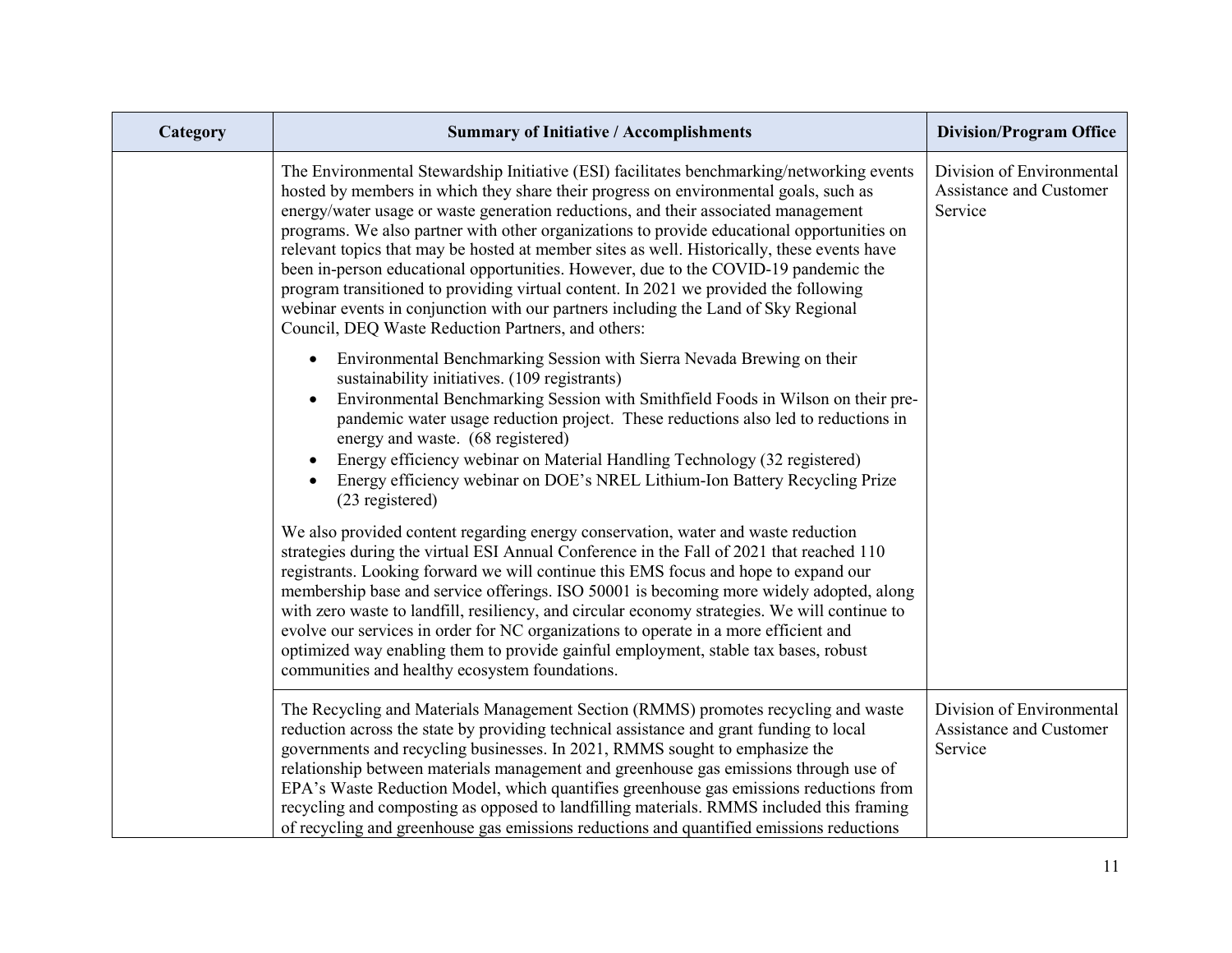| Category | Summary of Initiative / Accomplishments | Division/Program Office |
|---|---|---|
| | The Environmental Stewardship Initiative (ESI) facilitates benchmarking/networking events hosted by members in which they share their progress on environmental goals, such as energy/water usage or waste generation reductions, and their associated management programs. We also partner with other organizations to provide educational opportunities on relevant topics that may be hosted at member sites as well. Historically, these events have been in-person educational opportunities. However, due to the COVID-19 pandemic the program transitioned to providing virtual content. In 2021 we provided the following webinar events in conjunction with our partners including the Land of Sky Regional Council, DEQ Waste Reduction Partners, and others:<br><br>• Environmental Benchmarking Session with Sierra Nevada Brewing on their sustainability initiatives. (109 registrants)<br>• Environmental Benchmarking Session with Smithfield Foods in Wilson on their pre-pandemic water usage reduction project. These reductions also led to reductions in energy and waste. (68 registered)<br>• Energy efficiency webinar on Material Handling Technology (32 registered)<br>• Energy efficiency webinar on DOE's NREL Lithium-Ion Battery Recycling Prize (23 registered)<br><br>We also provided content regarding energy conservation, water and waste reduction strategies during the virtual ESI Annual Conference in the Fall of 2021 that reached 110 registrants. Looking forward we will continue this EMS focus and hope to expand our membership base and service offerings. ISO 50001 is becoming more widely adopted, along with zero waste to landfill, resiliency, and circular economy strategies. We will continue to evolve our services in order for NC organizations to operate in a more efficient and optimized way enabling them to provide gainful employment, stable tax bases, robust communities and healthy ecosystem foundations. | Division of Environmental Assistance and Customer Service |
| | The Recycling and Materials Management Section (RMMS) promotes recycling and waste reduction across the state by providing technical assistance and grant funding to local governments and recycling businesses. In 2021, RMMS sought to emphasize the relationship between materials management and greenhouse gas emissions through use of EPA's Waste Reduction Model, which quantifies greenhouse gas emissions reductions from recycling and composting as opposed to landfilling materials. RMMS included this framing of recycling and greenhouse gas emissions reductions and quantified emissions reductions | Division of Environmental Assistance and Customer Service |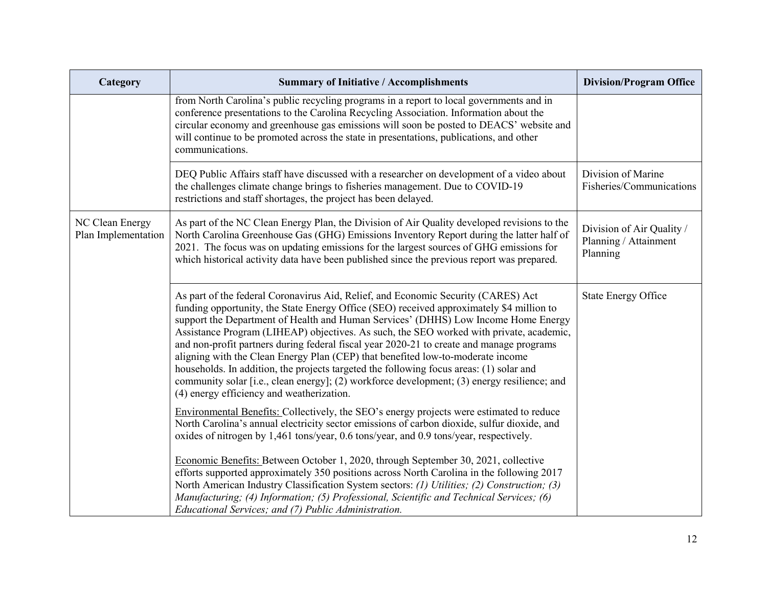| Category | Summary of Initiative / Accomplishments | Division/Program Office |
|---|---|---|
| | from North Carolina's public recycling programs in a report to local governments and in conference presentations to the Carolina Recycling Association. Information about the circular economy and greenhouse gas emissions will soon be posted to DEACS' website and will continue to be promoted across the state in presentations, publications, and other communications. | |
| | DEQ Public Affairs staff have discussed with a researcher on development of a video about the challenges climate change brings to fisheries management. Due to COVID-19 restrictions and staff shortages, the project has been delayed. | Division of Marine Fisheries/Communications |
| NC Clean Energy Plan Implementation | As part of the NC Clean Energy Plan, the Division of Air Quality developed revisions to the North Carolina Greenhouse Gas (GHG) Emissions Inventory Report during the latter half of 2021. The focus was on updating emissions for the largest sources of GHG emissions for which historical activity data have been published since the previous report was prepared. | Division of Air Quality / Planning / Attainment Planning |
| | As part of the federal Coronavirus Aid, Relief, and Economic Security (CARES) Act funding opportunity, the State Energy Office (SEO) received approximately $4 million to support the Department of Health and Human Services' (DHHS) Low Income Home Energy Assistance Program (LIHEAP) objectives. As such, the SEO worked with private, academic, and non-profit partners during federal fiscal year 2020-21 to create and manage programs aligning with the Clean Energy Plan (CEP) that benefited low-to-moderate income households. In addition, the projects targeted the following focus areas: (1) solar and community solar [i.e., clean energy]; (2) workforce development; (3) energy resilience; and (4) energy efficiency and weatherization.<br><br><u>Environmental Benefits:</u> Collectively, the SEO's energy projects were estimated to reduce North Carolina's annual electricity sector emissions of carbon dioxide, sulfur dioxide, and oxides of nitrogen by 1,461 tons/year, 0.6 tons/year, and 0.9 tons/year, respectively.<br><br><u>Economic Benefits:</u> Between October 1, 2020, through September 30, 2021, collective efforts supported approximately 350 positions across North Carolina in the following 2017 North American Industry Classification System sectors: *(1) Utilities; (2) Construction; (3) Manufacturing; (4) Information; (5) Professional, Scientific and Technical Services; (6) Educational Services; and (7) Public Administration.* | State Energy Office |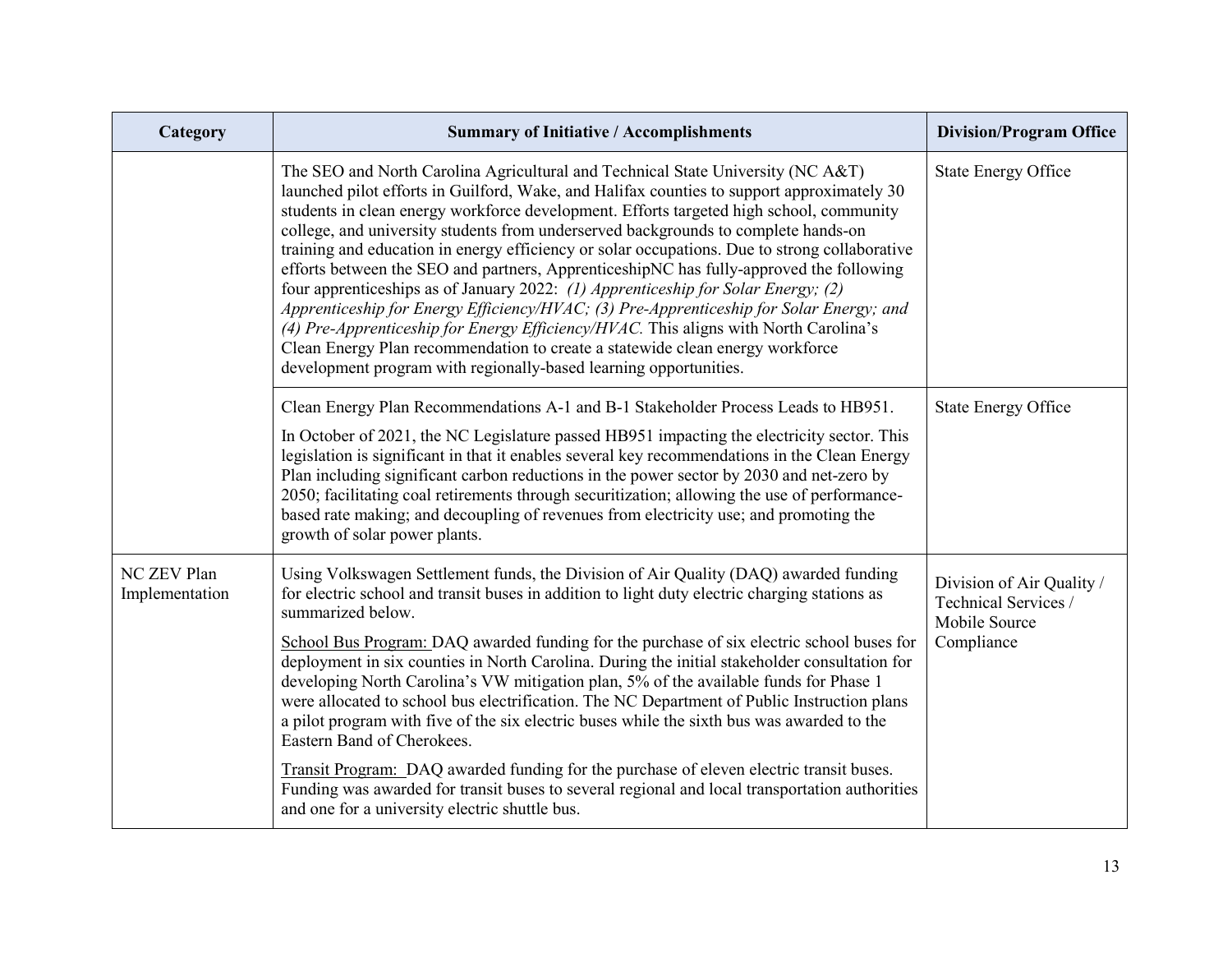| Category | Summary of Initiative / Accomplishments | Division/Program Office |
| --- | --- | --- |
| | The SEO and North Carolina Agricultural and Technical State University (NC A&T) launched pilot efforts in Guilford, Wake, and Halifax counties to support approximately 30 students in clean energy workforce development. Efforts targeted high school, community college, and university students from underserved backgrounds to complete hands-on training and education in energy efficiency or solar occupations. Due to strong collaborative efforts between the SEO and partners, ApprenticeshipNC has fully-approved the following four apprenticeships as of January 2022: *(1) Apprenticeship for Solar Energy; (2) Apprenticeship for Energy Efficiency/HVAC; (3) Pre-Apprenticeship for Solar Energy; and (4) Pre-Apprenticeship for Energy Efficiency/HVAC.* This aligns with North Carolina's Clean Energy Plan recommendation to create a statewide clean energy workforce development program with regionally-based learning opportunities. | State Energy Office |
| | Clean Energy Plan Recommendations A-1 and B-1 Stakeholder Process Leads to HB951.<br><br>In October of 2021, the NC Legislature passed HB951 impacting the electricity sector. This legislation is significant in that it enables several key recommendations in the Clean Energy Plan including significant carbon reductions in the power sector by 2030 and net-zero by 2050; facilitating coal retirements through securitization; allowing the use of performance-based rate making; and decoupling of revenues from electricity use; and promoting the growth of solar power plants. | State Energy Office |
| NC ZEV Plan Implementation | Using Volkswagen Settlement funds, the Division of Air Quality (DAQ) awarded funding for electric school and transit buses in addition to light duty electric charging stations as summarized below.<br><br><u>School Bus Program:</u> DAQ awarded funding for the purchase of six electric school buses for deployment in six counties in North Carolina. During the initial stakeholder consultation for developing North Carolina's VW mitigation plan, 5% of the available funds for Phase 1 were allocated to school bus electrification. The NC Department of Public Instruction plans a pilot program with five of the six electric buses while the sixth bus was awarded to the Eastern Band of Cherokees.<br><br><u>Transit Program:</u> DAQ awarded funding for the purchase of eleven electric transit buses. Funding was awarded for transit buses to several regional and local transportation authorities and one for a university electric shuttle bus. | Division of Air Quality / Technical Services / Mobile Source Compliance |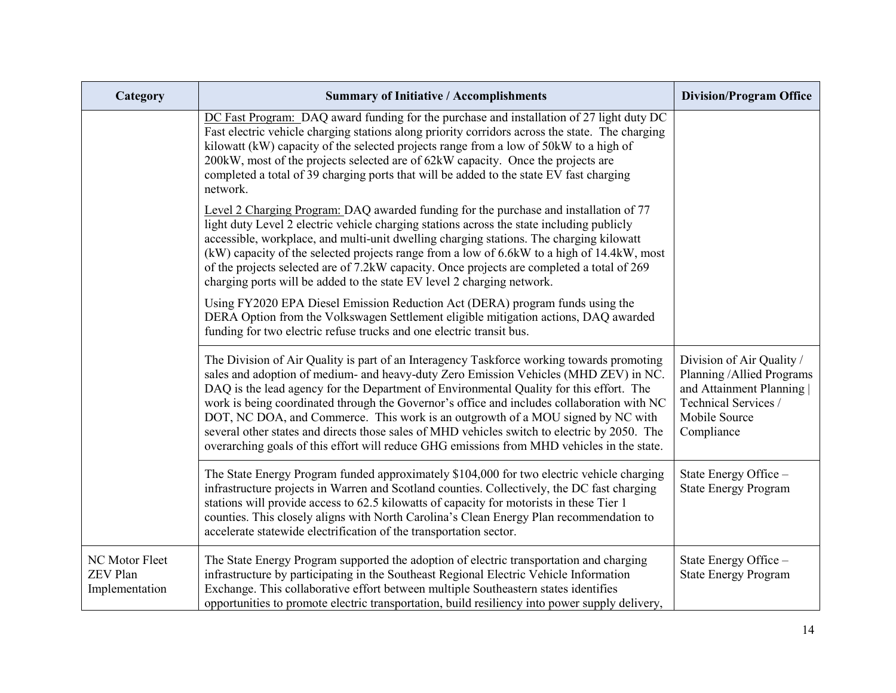| Category | Summary of Initiative / Accomplishments | Division/Program Office |
|---|---|---|
| | DC Fast Program: DAQ award funding for the purchase and installation of 27 light duty DC Fast electric vehicle charging stations along priority corridors across the state. The charging kilowatt (kW) capacity of the selected projects range from a low of 50kW to a high of 200kW, most of the projects selected are of 62kW capacity. Once the projects are completed a total of 39 charging ports that will be added to the state EV fast charging network.<br><br>Level 2 Charging Program: DAQ awarded funding for the purchase and installation of 77 light duty Level 2 electric vehicle charging stations across the state including publicly accessible, workplace, and multi-unit dwelling charging stations. The charging kilowatt (kW) capacity of the selected projects range from a low of 6.6kW to a high of 14.4kW, most of the projects selected are of 7.2kW capacity. Once projects are completed a total of 269 charging ports will be added to the state EV level 2 charging network.<br><br>Using FY2020 EPA Diesel Emission Reduction Act (DERA) program funds using the DERA Option from the Volkswagen Settlement eligible mitigation actions, DAQ awarded funding for two electric refuse trucks and one electric transit bus. | |
| | The Division of Air Quality is part of an Interagency Taskforce working towards promoting sales and adoption of medium- and heavy-duty Zero Emission Vehicles (MHD ZEV) in NC. DAQ is the lead agency for the Department of Environmental Quality for this effort. The work is being coordinated through the Governor's office and includes collaboration with NC DOT, NC DOA, and Commerce. This work is an outgrowth of a MOU signed by NC with several other states and directs those sales of MHD vehicles switch to electric by 2050. The overarching goals of this effort will reduce GHG emissions from MHD vehicles in the state. | Division of Air Quality / Planning /Allied Programs and Attainment Planning \| Technical Services / Mobile Source Compliance |
| | The State Energy Program funded approximately $104,000 for two electric vehicle charging infrastructure projects in Warren and Scotland counties. Collectively, the DC fast charging stations will provide access to 62.5 kilowatts of capacity for motorists in these Tier 1 counties. This closely aligns with North Carolina's Clean Energy Plan recommendation to accelerate statewide electrification of the transportation sector. | State Energy Office – State Energy Program |
| NC Motor Fleet ZEV Plan Implementation | The State Energy Program supported the adoption of electric transportation and charging infrastructure by participating in the Southeast Regional Electric Vehicle Information Exchange. This collaborative effort between multiple Southeastern states identifies opportunities to promote electric transportation, build resiliency into power supply delivery, | State Energy Office – State Energy Program |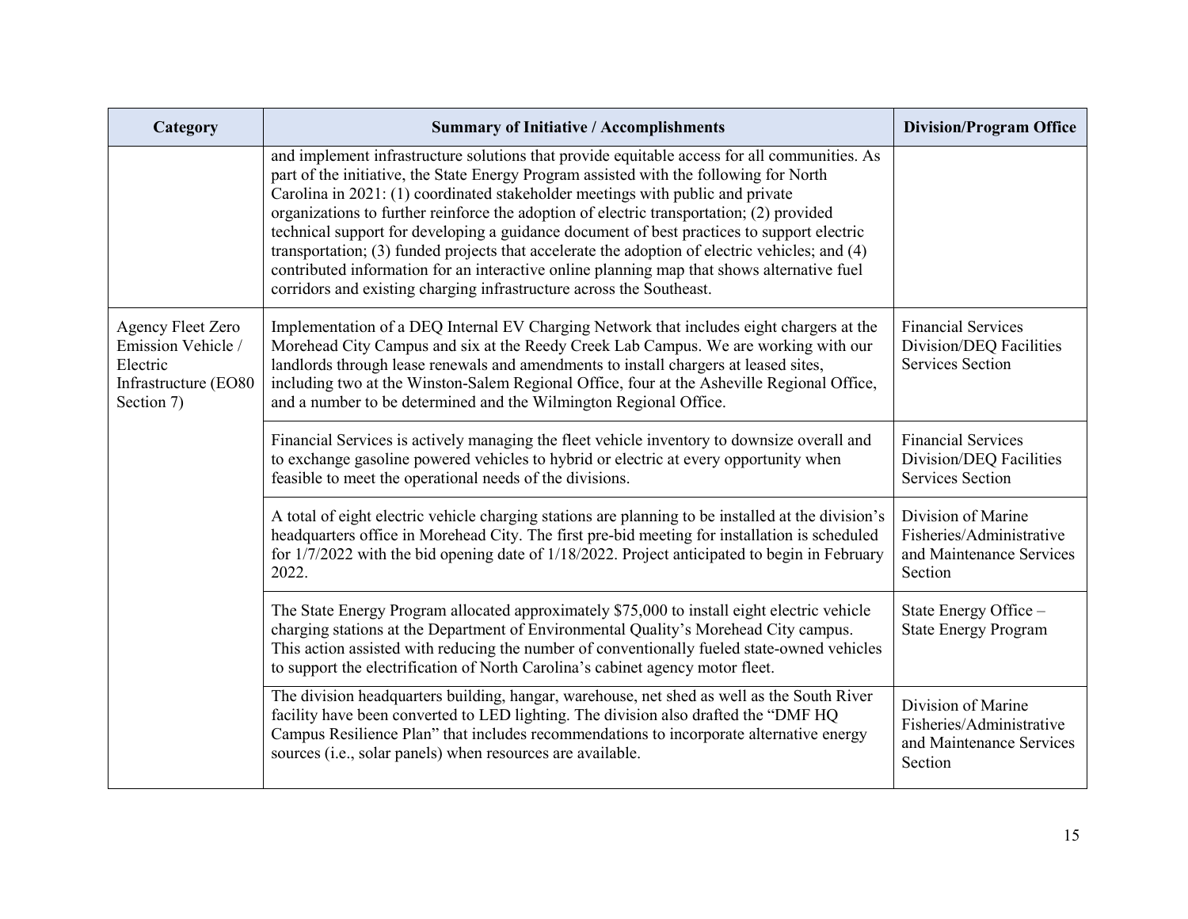| Category | Summary of Initiative / Accomplishments | Division/Program Office |
|---|---|---|
| | and implement infrastructure solutions that provide equitable access for all communities. As part of the initiative, the State Energy Program assisted with the following for North Carolina in 2021: (1) coordinated stakeholder meetings with public and private organizations to further reinforce the adoption of electric transportation; (2) provided technical support for developing a guidance document of best practices to support electric transportation; (3) funded projects that accelerate the adoption of electric vehicles; and (4) contributed information for an interactive online planning map that shows alternative fuel corridors and existing charging infrastructure across the Southeast. | |
| Agency Fleet Zero Emission Vehicle / Electric Infrastructure (EO80 Section 7) | Implementation of a DEQ Internal EV Charging Network that includes eight chargers at the Morehead City Campus and six at the Reedy Creek Lab Campus. We are working with our landlords through lease renewals and amendments to install chargers at leased sites, including two at the Winston-Salem Regional Office, four at the Asheville Regional Office, and a number to be determined and the Wilmington Regional Office. | Financial Services Division/DEQ Facilities Services Section |
| | Financial Services is actively managing the fleet vehicle inventory to downsize overall and to exchange gasoline powered vehicles to hybrid or electric at every opportunity when feasible to meet the operational needs of the divisions. | Financial Services Division/DEQ Facilities Services Section |
| | A total of eight electric vehicle charging stations are planning to be installed at the division's headquarters office in Morehead City. The first pre-bid meeting for installation is scheduled for 1/7/2022 with the bid opening date of 1/18/2022. Project anticipated to begin in February 2022. | Division of Marine Fisheries/Administrative and Maintenance Services Section |
| | The State Energy Program allocated approximately $75,000 to install eight electric vehicle charging stations at the Department of Environmental Quality's Morehead City campus. This action assisted with reducing the number of conventionally fueled state-owned vehicles to support the electrification of North Carolina's cabinet agency motor fleet. | State Energy Office – State Energy Program |
| | The division headquarters building, hangar, warehouse, net shed as well as the South River facility have been converted to LED lighting. The division also drafted the "DMF HQ Campus Resilience Plan" that includes recommendations to incorporate alternative energy sources (i.e., solar panels) when resources are available. | Division of Marine Fisheries/Administrative and Maintenance Services Section |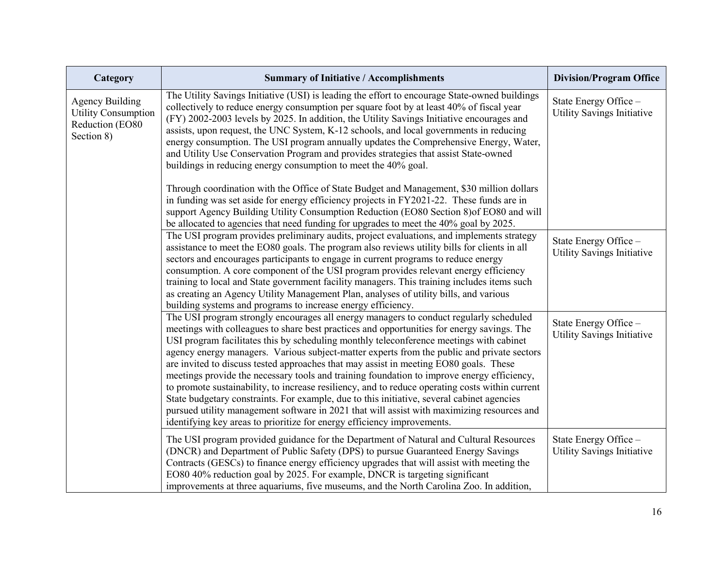| Category | Summary of Initiative / Accomplishments | Division/Program Office |
|---|---|---|
| Agency Building Utility Consumption Reduction (EO80 Section 8) | The Utility Savings Initiative (USI) is leading the effort to encourage State-owned buildings collectively to reduce energy consumption per square foot by at least 40% of fiscal year (FY) 2002-2003 levels by 2025. In addition, the Utility Savings Initiative encourages and assists, upon request, the UNC System, K-12 schools, and local governments in reducing energy consumption. The USI program annually updates the Comprehensive Energy, Water, and Utility Use Conservation Program and provides strategies that assist State-owned buildings in reducing energy consumption to meet the 40% goal.<br><br>Through coordination with the Office of State Budget and Management, $30 million dollars in funding was set aside for energy efficiency projects in FY2021-22. These funds are in support Agency Building Utility Consumption Reduction (EO80 Section 8)of EO80 and will be allocated to agencies that need funding for upgrades to meet the 40% goal by 2025. | State Energy Office – Utility Savings Initiative |
| | The USI program provides preliminary audits, project evaluations, and implements strategy assistance to meet the EO80 goals. The program also reviews utility bills for clients in all sectors and encourages participants to engage in current programs to reduce energy consumption. A core component of the USI program provides relevant energy efficiency training to local and State government facility managers. This training includes items such as creating an Agency Utility Management Plan, analyses of utility bills, and various building systems and programs to increase energy efficiency. | State Energy Office – Utility Savings Initiative |
| | The USI program strongly encourages all energy managers to conduct regularly scheduled meetings with colleagues to share best practices and opportunities for energy savings. The USI program facilitates this by scheduling monthly teleconference meetings with cabinet agency energy managers. Various subject-matter experts from the public and private sectors are invited to discuss tested approaches that may assist in meeting EO80 goals. These meetings provide the necessary tools and training foundation to improve energy efficiency, to promote sustainability, to increase resiliency, and to reduce operating costs within current State budgetary constraints. For example, due to this initiative, several cabinet agencies pursued utility management software in 2021 that will assist with maximizing resources and identifying key areas to prioritize for energy efficiency improvements. | State Energy Office – Utility Savings Initiative |
| | The USI program provided guidance for the Department of Natural and Cultural Resources (DNCR) and Department of Public Safety (DPS) to pursue Guaranteed Energy Savings Contracts (GESCs) to finance energy efficiency upgrades that will assist with meeting the EO80 40% reduction goal by 2025. For example, DNCR is targeting significant improvements at three aquariums, five museums, and the North Carolina Zoo. In addition, | State Energy Office – Utility Savings Initiative |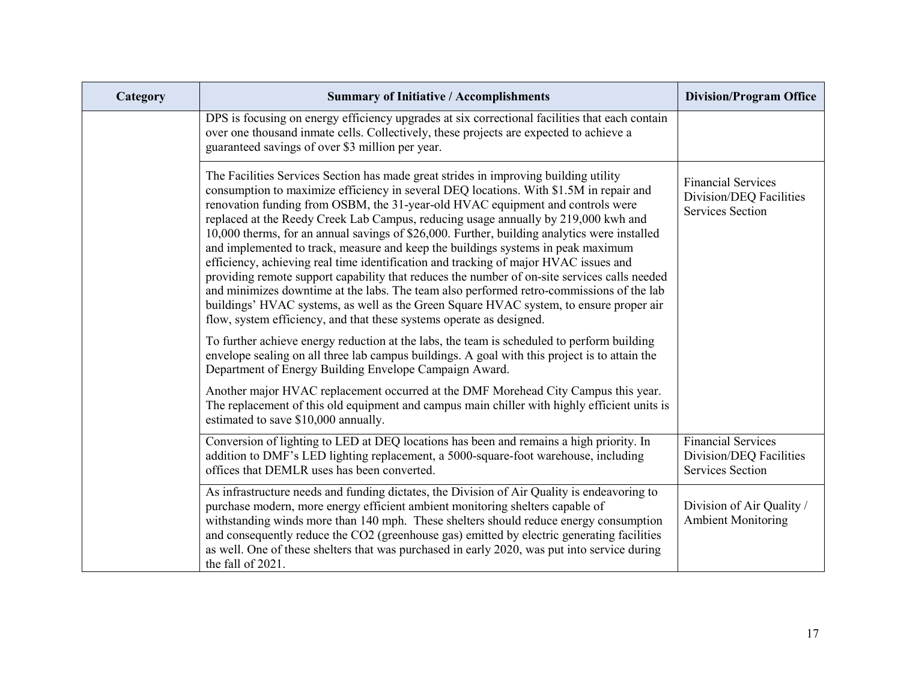| Category | Summary of Initiative / Accomplishments | Division/Program Office |
|---|---|---|
| | DPS is focusing on energy efficiency upgrades at six correctional facilities that each contain over one thousand inmate cells. Collectively, these projects are expected to achieve a guaranteed savings of over $3 million per year. | |
| | The Facilities Services Section has made great strides in improving building utility consumption to maximize efficiency in several DEQ locations. With $1.5M in repair and renovation funding from OSBM, the 31-year-old HVAC equipment and controls were replaced at the Reedy Creek Lab Campus, reducing usage annually by 219,000 kwh and 10,000 therms, for an annual savings of $26,000. Further, building analytics were installed and implemented to track, measure and keep the buildings systems in peak maximum efficiency, achieving real time identification and tracking of major HVAC issues and providing remote support capability that reduces the number of on-site services calls needed and minimizes downtime at the labs. The team also performed retro-commissions of the lab buildings' HVAC systems, as well as the Green Square HVAC system, to ensure proper air flow, system efficiency, and that these systems operate as designed.<br><br>To further achieve energy reduction at the labs, the team is scheduled to perform building envelope sealing on all three lab campus buildings. A goal with this project is to attain the Department of Energy Building Envelope Campaign Award.<br><br>Another major HVAC replacement occurred at the DMF Morehead City Campus this year. The replacement of this old equipment and campus main chiller with highly efficient units is estimated to save $10,000 annually. | Financial Services Division/DEQ Facilities Services Section |
| | Conversion of lighting to LED at DEQ locations has been and remains a high priority. In addition to DMF's LED lighting replacement, a 5000-square-foot warehouse, including offices that DEMLR uses has been converted. | Financial Services Division/DEQ Facilities Services Section |
| | As infrastructure needs and funding dictates, the Division of Air Quality is endeavoring to purchase modern, more energy efficient ambient monitoring shelters capable of withstanding winds more than 140 mph. These shelters should reduce energy consumption and consequently reduce the $CO_2$ (greenhouse gas) emitted by electric generating facilities as well. One of these shelters that was purchased in early 2020, was put into service during the fall of 2021. | Division of Air Quality / Ambient Monitoring |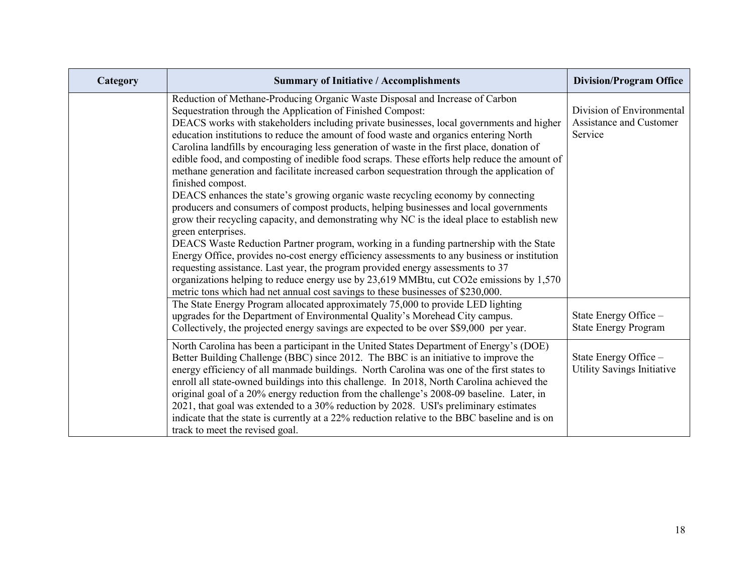| Category | Summary of Initiative / Accomplishments | Division/Program Office |
|---|---|---|
| | Reduction of Methane-Producing Organic Waste Disposal and Increase of Carbon Sequestration through the Application of Finished Compost:<br>DEACS works with stakeholders including private businesses, local governments and higher education institutions to reduce the amount of food waste and organics entering North Carolina landfills by encouraging less generation of waste in the first place, donation of edible food, and composting of inedible food scraps. These efforts help reduce the amount of methane generation and facilitate increased carbon sequestration through the application of finished compost.<br>DEACS enhances the state's growing organic waste recycling economy by connecting producers and consumers of compost products, helping businesses and local governments grow their recycling capacity, and demonstrating why NC is the ideal place to establish new green enterprises.<br>DEACS Waste Reduction Partner program, working in a funding partnership with the State Energy Office, provides no-cost energy efficiency assessments to any business or institution requesting assistance. Last year, the program provided energy assessments to 37 organizations helping to reduce energy use by 23,619 MMBtu, cut CO2e emissions by 1,570 metric tons which had net annual cost savings to these businesses of $230,000. | Division of Environmental Assistance and Customer Service |
| | The State Energy Program allocated approximately 75,000 to provide LED lighting upgrades for the Department of Environmental Quality's Morehead City campus. Collectively, the projected energy savings are expected to be over $$9,000 per year. | State Energy Office – State Energy Program |
| | North Carolina has been a participant in the United States Department of Energy's (DOE) Better Building Challenge (BBC) since 2012. The BBC is an initiative to improve the energy efficiency of all manmade buildings. North Carolina was one of the first states to enroll all state-owned buildings into this challenge. In 2018, North Carolina achieved the original goal of a 20% energy reduction from the challenge's 2008-09 baseline. Later, in 2021, that goal was extended to a 30% reduction by 2028. USI's preliminary estimates indicate that the state is currently at a 22% reduction relative to the BBC baseline and is on track to meet the revised goal. | State Energy Office – Utility Savings Initiative |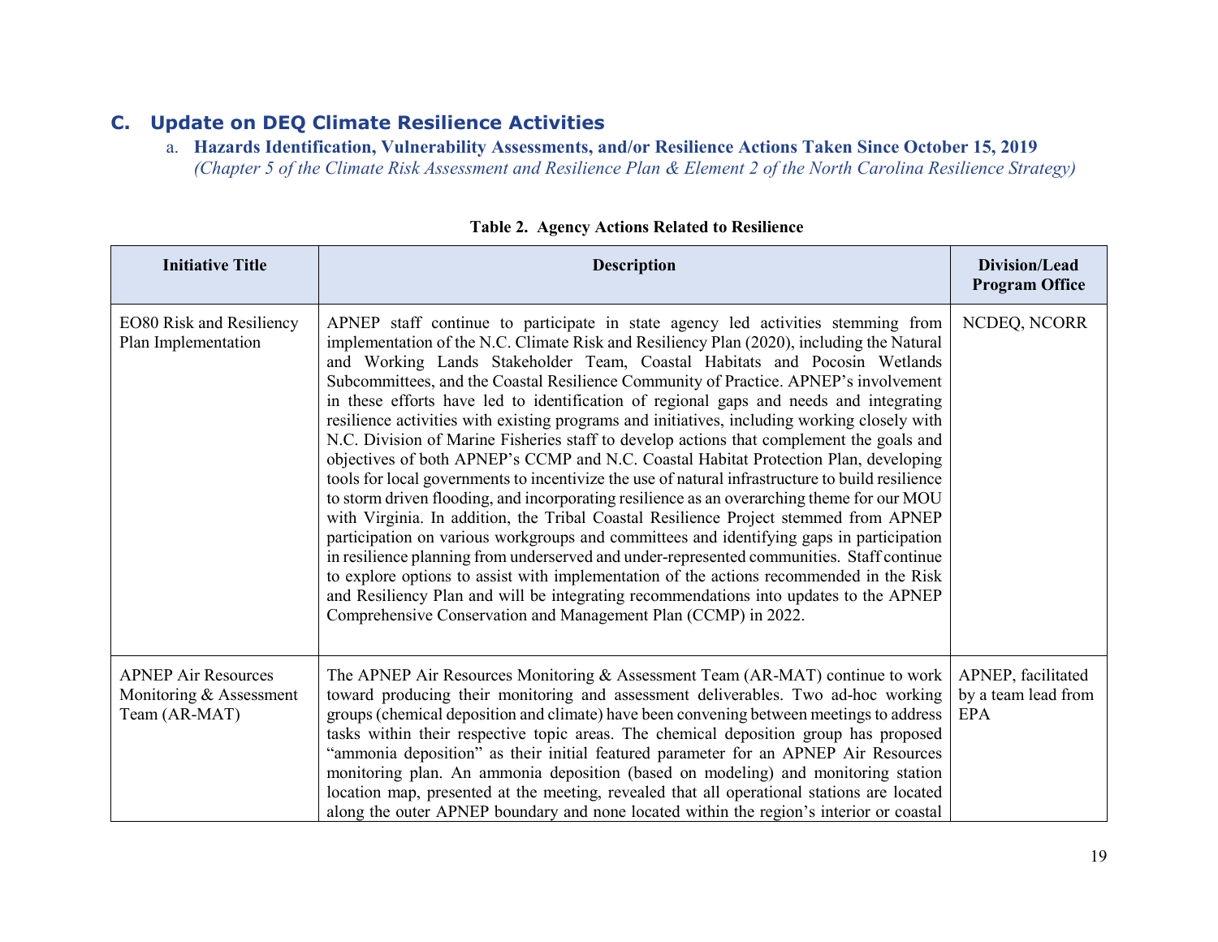## C. Update on DEQ Climate Resilience Activities

a. **Hazards Identification, Vulnerability Assessments, and/or Resilience Actions Taken Since October 15, 2019**
*(Chapter 5 of the Climate Risk Assessment and Resilience Plan & Element 2 of the North Carolina Resilience Strategy)*

**Table 2. Agency Actions Related to Resilience**

| Initiative Title | Description | Division/Lead Program Office |
|---|---|---|
| EO80 Risk and Resiliency Plan Implementation | APNEP staff continue to participate in state agency led activities stemming from implementation of the N.C. Climate Risk and Resiliency Plan (2020), including the Natural and Working Lands Stakeholder Team, Coastal Habitats and Pocosin Wetlands Subcommittees, and the Coastal Resilience Community of Practice. APNEP's involvement in these efforts have led to identification of regional gaps and needs and integrating resilience activities with existing programs and initiatives, including working closely with N.C. Division of Marine Fisheries staff to develop actions that complement the goals and objectives of both APNEP's CCMP and N.C. Coastal Habitat Protection Plan, developing tools for local governments to incentivize the use of natural infrastructure to build resilience to storm driven flooding, and incorporating resilience as an overarching theme for our MOU with Virginia. In addition, the Tribal Coastal Resilience Project stemmed from APNEP participation on various workgroups and committees and identifying gaps in participation in resilience planning from underserved and under-represented communities. Staff continue to explore options to assist with implementation of the actions recommended in the Risk and Resiliency Plan and will be integrating recommendations into updates to the APNEP Comprehensive Conservation and Management Plan (CCMP) in 2022. | NCDEQ, NCORR |
| APNEP Air Resources Monitoring & Assessment Team (AR-MAT) | The APNEP Air Resources Monitoring & Assessment Team (AR-MAT) continue to work toward producing their monitoring and assessment deliverables. Two ad-hoc working groups (chemical deposition and climate) have been convening between meetings to address tasks within their respective topic areas. The chemical deposition group has proposed "ammonia deposition" as their initial featured parameter for an APNEP Air Resources monitoring plan. An ammonia deposition (based on modeling) and monitoring station location map, presented at the meeting, revealed that all operational stations are located along the outer APNEP boundary and none located within the region's interior or coastal | APNEP, facilitated by a team lead from EPA |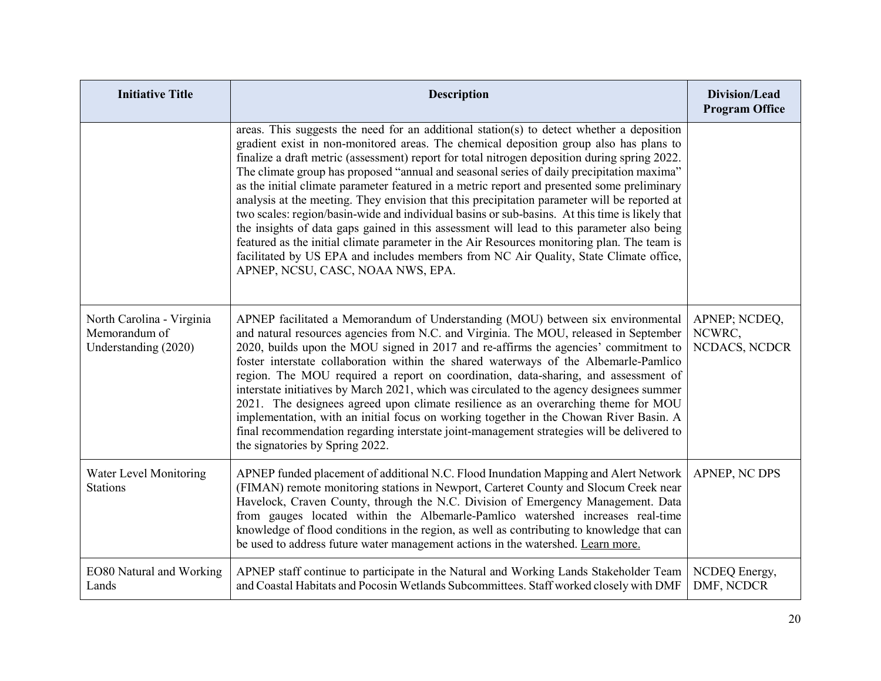| Initiative Title | Description | Division/Lead Program Office |
|---|---|---|
| | areas. This suggests the need for an additional station(s) to detect whether a deposition gradient exist in non-monitored areas. The chemical deposition group also has plans to finalize a draft metric (assessment) report for total nitrogen deposition during spring 2022. The climate group has proposed "annual and seasonal series of daily precipitation maxima" as the initial climate parameter featured in a metric report and presented some preliminary analysis at the meeting. They envision that this precipitation parameter will be reported at two scales: region/basin-wide and individual basins or sub-basins. At this time is likely that the insights of data gaps gained in this assessment will lead to this parameter also being featured as the initial climate parameter in the Air Resources monitoring plan. The team is facilitated by US EPA and includes members from NC Air Quality, State Climate office, APNEP, NCSU, CASC, NOAA NWS, EPA. | |
| North Carolina - Virginia Memorandum of Understanding (2020) | APNEP facilitated a Memorandum of Understanding (MOU) between six environmental and natural resources agencies from N.C. and Virginia. The MOU, released in September 2020, builds upon the MOU signed in 2017 and re-affirms the agencies' commitment to foster interstate collaboration within the shared waterways of the Albemarle-Pamlico region. The MOU required a report on coordination, data-sharing, and assessment of interstate initiatives by March 2021, which was circulated to the agency designees summer 2021. The designees agreed upon climate resilience as an overarching theme for MOU implementation, with an initial focus on working together in the Chowan River Basin. A final recommendation regarding interstate joint-management strategies will be delivered to the signatories by Spring 2022. | APNEP; NCDEQ, NCWRC, NCDACS, NCDCR |
| Water Level Monitoring Stations | APNEP funded placement of additional N.C. Flood Inundation Mapping and Alert Network (FIMAN) remote monitoring stations in Newport, Carteret County and Slocum Creek near Havelock, Craven County, through the N.C. Division of Emergency Management. Data from gauges located within the Albemarle-Pamlico watershed increases real-time knowledge of flood conditions in the region, as well as contributing to knowledge that can be used to address future water management actions in the watershed. Learn more. | APNEP, NC DPS |
| EO80 Natural and Working Lands | APNEP staff continue to participate in the Natural and Working Lands Stakeholder Team and Coastal Habitats and Pocosin Wetlands Subcommittees. Staff worked closely with DMF | NCDEQ Energy, DMF, NCDCR |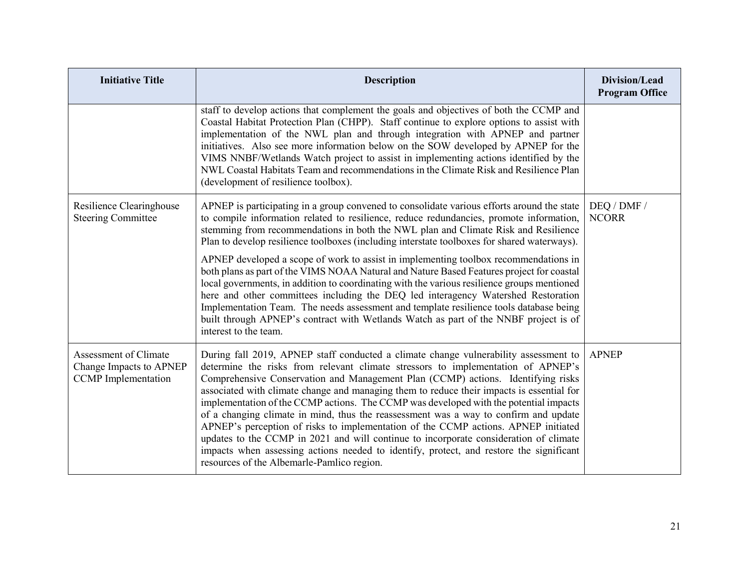| Initiative Title | Description | Division/Lead Program Office |
|---|---|---|
| | staff to develop actions that complement the goals and objectives of both the CCMP and Coastal Habitat Protection Plan (CHPP). Staff continue to explore options to assist with implementation of the NWL plan and through integration with APNEP and partner initiatives. Also see more information below on the SOW developed by APNEP for the VIMS NNBF/Wetlands Watch project to assist in implementing actions identified by the NWL Coastal Habitats Team and recommendations in the Climate Risk and Resilience Plan (development of resilience toolbox). | |
| Resilience Clearinghouse Steering Committee | APNEP is participating in a group convened to consolidate various efforts around the state to compile information related to resilience, reduce redundancies, promote information, stemming from recommendations in both the NWL plan and Climate Risk and Resilience Plan to develop resilience toolboxes (including interstate toolboxes for shared waterways).<br><br>APNEP developed a scope of work to assist in implementing toolbox recommendations in both plans as part of the VIMS NOAA Natural and Nature Based Features project for coastal local governments, in addition to coordinating with the various resilience groups mentioned here and other committees including the DEQ led interagency Watershed Restoration Implementation Team. The needs assessment and template resilience tools database being built through APNEP's contract with Wetlands Watch as part of the NNBF project is of interest to the team. | DEQ / DMF / NCORR |
| Assessment of Climate Change Impacts to APNEP CCMP Implementation | During fall 2019, APNEP staff conducted a climate change vulnerability assessment to determine the risks from relevant climate stressors to implementation of APNEP's Comprehensive Conservation and Management Plan (CCMP) actions. Identifying risks associated with climate change and managing them to reduce their impacts is essential for implementation of the CCMP actions. The CCMP was developed with the potential impacts of a changing climate in mind, thus the reassessment was a way to confirm and update APNEP's perception of risks to implementation of the CCMP actions. APNEP initiated updates to the CCMP in 2021 and will continue to incorporate consideration of climate impacts when assessing actions needed to identify, protect, and restore the significant resources of the Albemarle-Pamlico region. | APNEP |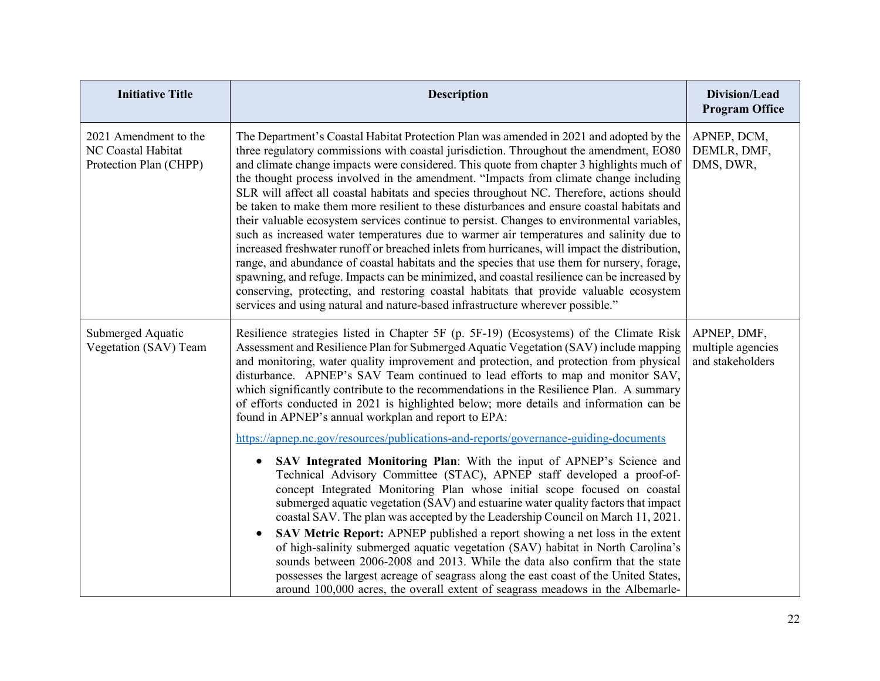| Initiative Title | Description | Division/Lead Program Office |
|---|---|---|
| 2021 Amendment to the NC Coastal Habitat Protection Plan (CHPP) | The Department's Coastal Habitat Protection Plan was amended in 2021 and adopted by the three regulatory commissions with coastal jurisdiction. Throughout the amendment, EO80 and climate change impacts were considered. This quote from chapter 3 highlights much of the thought process involved in the amendment. "Impacts from climate change including SLR will affect all coastal habitats and species throughout NC. Therefore, actions should be taken to make them more resilient to these disturbances and ensure coastal habitats and their valuable ecosystem services continue to persist. Changes to environmental variables, such as increased water temperatures due to warmer air temperatures and salinity due to increased freshwater runoff or breached inlets from hurricanes, will impact the distribution, range, and abundance of coastal habitats and the species that use them for nursery, forage, spawning, and refuge. Impacts can be minimized, and coastal resilience can be increased by conserving, protecting, and restoring coastal habitats that provide valuable ecosystem services and using natural and nature-based infrastructure wherever possible." | APNEP, DCM, DEMLR, DMF, DMS, DWR, |
| Submerged Aquatic Vegetation (SAV) Team | Resilience strategies listed in Chapter 5F (p. 5F-19) (Ecosystems) of the Climate Risk Assessment and Resilience Plan for Submerged Aquatic Vegetation (SAV) include mapping and monitoring, water quality improvement and protection, and protection from physical disturbance. APNEP's SAV Team continued to lead efforts to map and monitor SAV, which significantly contribute to the recommendations in the Resilience Plan. A summary of efforts conducted in 2021 is highlighted below; more details and information can be found in APNEP's annual workplan and report to EPA:<br><br>https://apnep.nc.gov/resources/publications-and-reports/governance-guiding-documents<br><br>• **SAV Integrated Monitoring Plan**: With the input of APNEP's Science and Technical Advisory Committee (STAC), APNEP staff developed a proof-of-concept Integrated Monitoring Plan whose initial scope focused on coastal submerged aquatic vegetation (SAV) and estuarine water quality factors that impact coastal SAV. The plan was accepted by the Leadership Council on March 11, 2021.<br>• **SAV Metric Report:** APNEP published a report showing a net loss in the extent of high-salinity submerged aquatic vegetation (SAV) habitat in North Carolina's sounds between 2006-2008 and 2013. While the data also confirm that the state possesses the largest acreage of seagrass along the east coast of the United States, around 100,000 acres, the overall extent of seagrass meadows in the Albemarle- | APNEP, DMF, multiple agencies and stakeholders |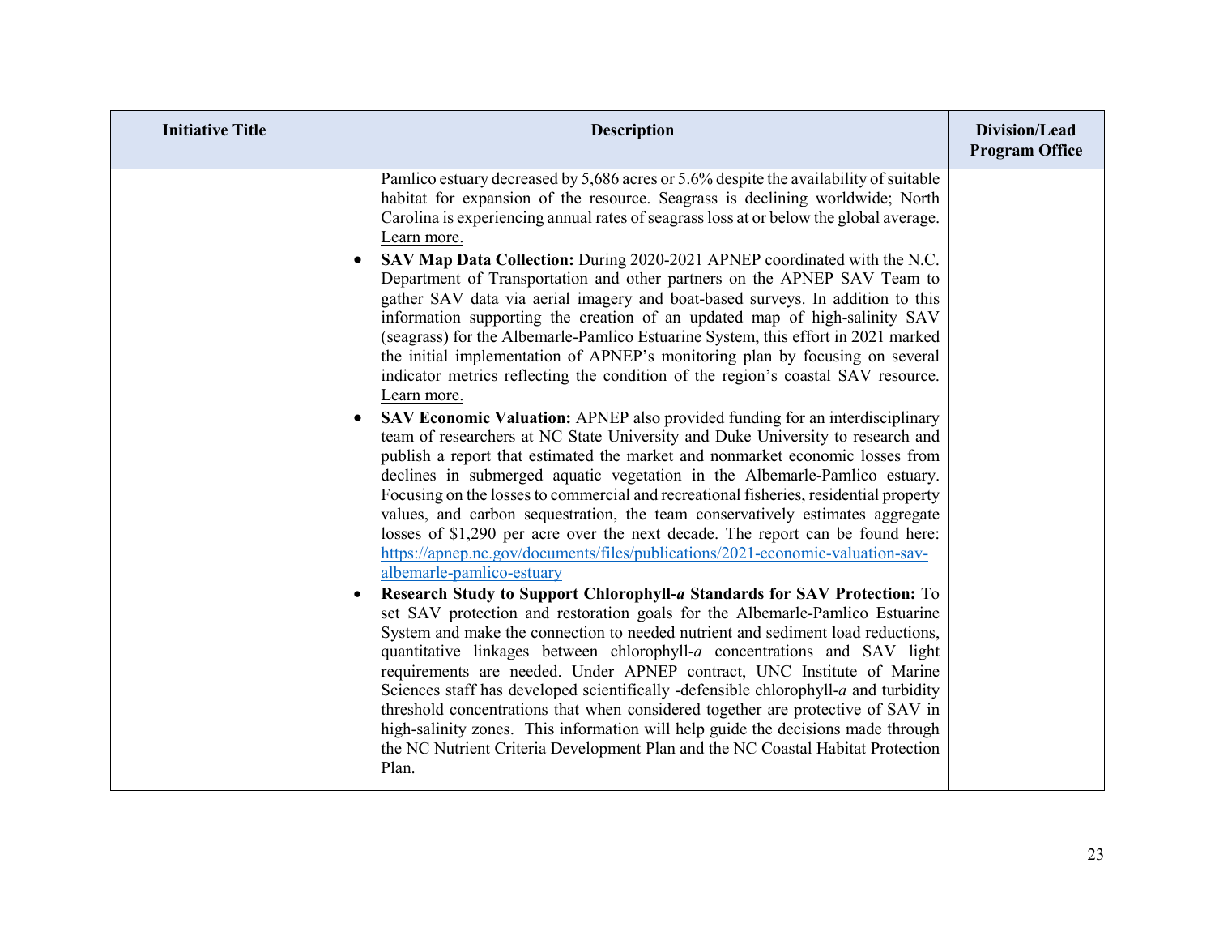| Initiative Title | Description | Division/Lead Program Office |
| --- | --- | --- |
| | Pamlico estuary decreased by 5,686 acres or 5.6% despite the availability of suitable habitat for expansion of the resource. Seagrass is declining worldwide; North Carolina is experiencing annual rates of seagrass loss at or below the global average. Learn more.<br>• **SAV Map Data Collection:** During 2020-2021 APNEP coordinated with the N.C. Department of Transportation and other partners on the APNEP SAV Team to gather SAV data via aerial imagery and boat-based surveys. In addition to this information supporting the creation of an updated map of high-salinity SAV (seagrass) for the Albemarle-Pamlico Estuarine System, this effort in 2021 marked the initial implementation of APNEP's monitoring plan by focusing on several indicator metrics reflecting the condition of the region's coastal SAV resource. Learn more.<br>• **SAV Economic Valuation:** APNEP also provided funding for an interdisciplinary team of researchers at NC State University and Duke University to research and publish a report that estimated the market and nonmarket economic losses from declines in submerged aquatic vegetation in the Albemarle-Pamlico estuary. Focusing on the losses to commercial and recreational fisheries, residential property values, and carbon sequestration, the team conservatively estimates aggregate losses of $1,290 per acre over the next decade. The report can be found here: https://apnep.nc.gov/documents/files/publications/2021-economic-valuation-sav-albemarle-pamlico-estuary<br>• **Research Study to Support Chlorophyll-*a* Standards for SAV Protection:** To set SAV protection and restoration goals for the Albemarle-Pamlico Estuarine System and make the connection to needed nutrient and sediment load reductions, quantitative linkages between chlorophyll-*a* concentrations and SAV light requirements are needed. Under APNEP contract, UNC Institute of Marine Sciences staff has developed scientifically -defensible chlorophyll-*a* and turbidity threshold concentrations that when considered together are protective of SAV in high-salinity zones. This information will help guide the decisions made through the NC Nutrient Criteria Development Plan and the NC Coastal Habitat Protection Plan. | |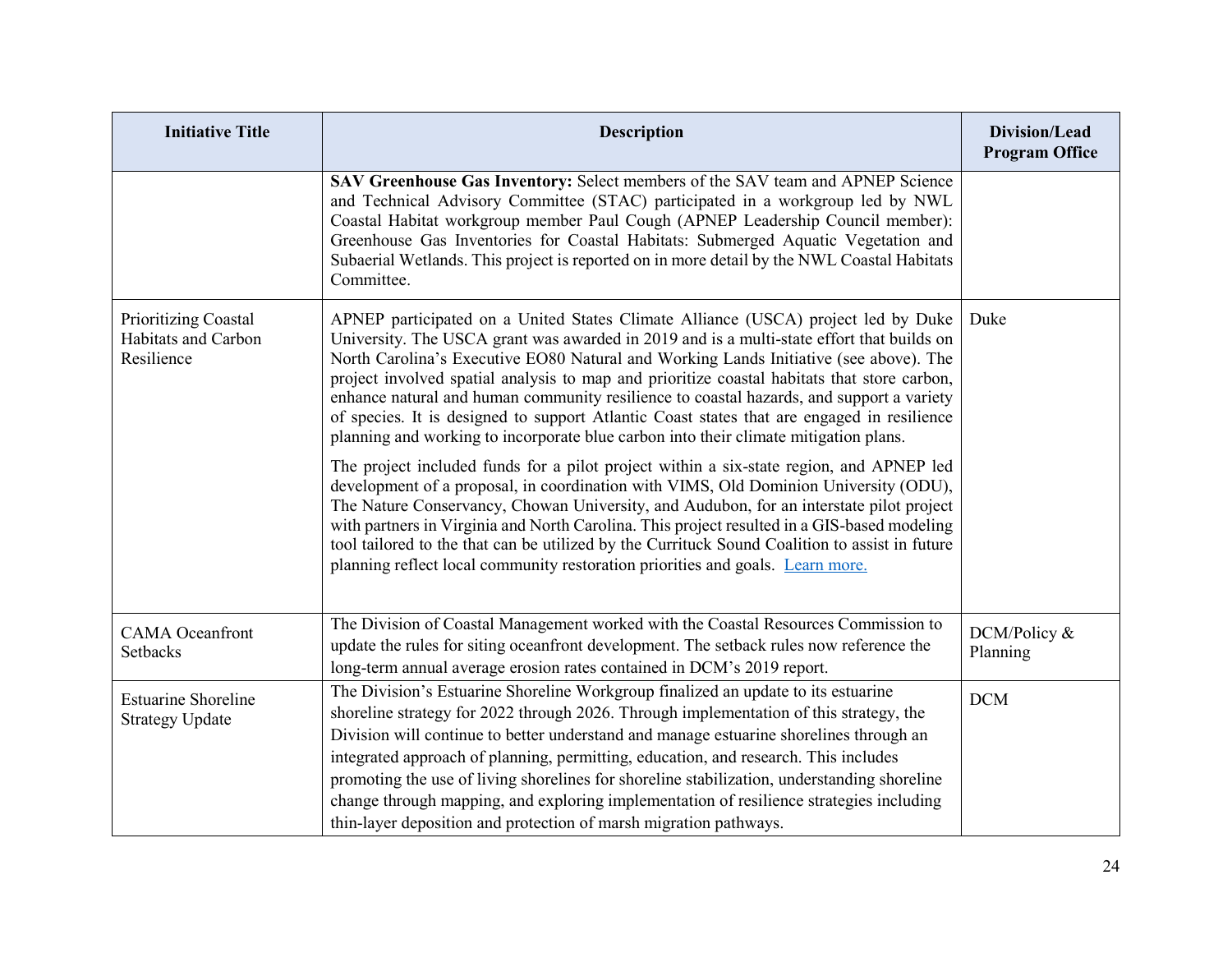| Initiative Title | Description | Division/Lead Program Office |
| --- | --- | --- |
| | **SAV Greenhouse Gas Inventory:** Select members of the SAV team and APNEP Science and Technical Advisory Committee (STAC) participated in a workgroup led by NWL Coastal Habitat workgroup member Paul Cough (APNEP Leadership Council member): Greenhouse Gas Inventories for Coastal Habitats: Submerged Aquatic Vegetation and Subaerial Wetlands. This project is reported on in more detail by the NWL Coastal Habitats Committee. | |
| Prioritizing Coastal Habitats and Carbon Resilience | APNEP participated on a United States Climate Alliance (USCA) project led by Duke University. The USCA grant was awarded in 2019 and is a multi-state effort that builds on North Carolina's Executive EO80 Natural and Working Lands Initiative (see above). The project involved spatial analysis to map and prioritize coastal habitats that store carbon, enhance natural and human community resilience to coastal hazards, and support a variety of species. It is designed to support Atlantic Coast states that are engaged in resilience planning and working to incorporate blue carbon into their climate mitigation plans.<br><br>The project included funds for a pilot project within a six-state region, and APNEP led development of a proposal, in coordination with VIMS, Old Dominion University (ODU), The Nature Conservancy, Chowan University, and Audubon, for an interstate pilot project with partners in Virginia and North Carolina. This project resulted in a GIS-based modeling tool tailored to the that can be utilized by the Currituck Sound Coalition to assist in future planning reflect local community restoration priorities and goals. Learn more. | Duke |
| CAMA Oceanfront Setbacks | The Division of Coastal Management worked with the Coastal Resources Commission to update the rules for siting oceanfront development. The setback rules now reference the long-term annual average erosion rates contained in DCM's 2019 report. | DCM/Policy & Planning |
| Estuarine Shoreline Strategy Update | The Division's Estuarine Shoreline Workgroup finalized an update to its estuarine shoreline strategy for 2022 through 2026. Through implementation of this strategy, the Division will continue to better understand and manage estuarine shorelines through an integrated approach of planning, permitting, education, and research. This includes promoting the use of living shorelines for shoreline stabilization, understanding shoreline change through mapping, and exploring implementation of resilience strategies including thin-layer deposition and protection of marsh migration pathways. | DCM |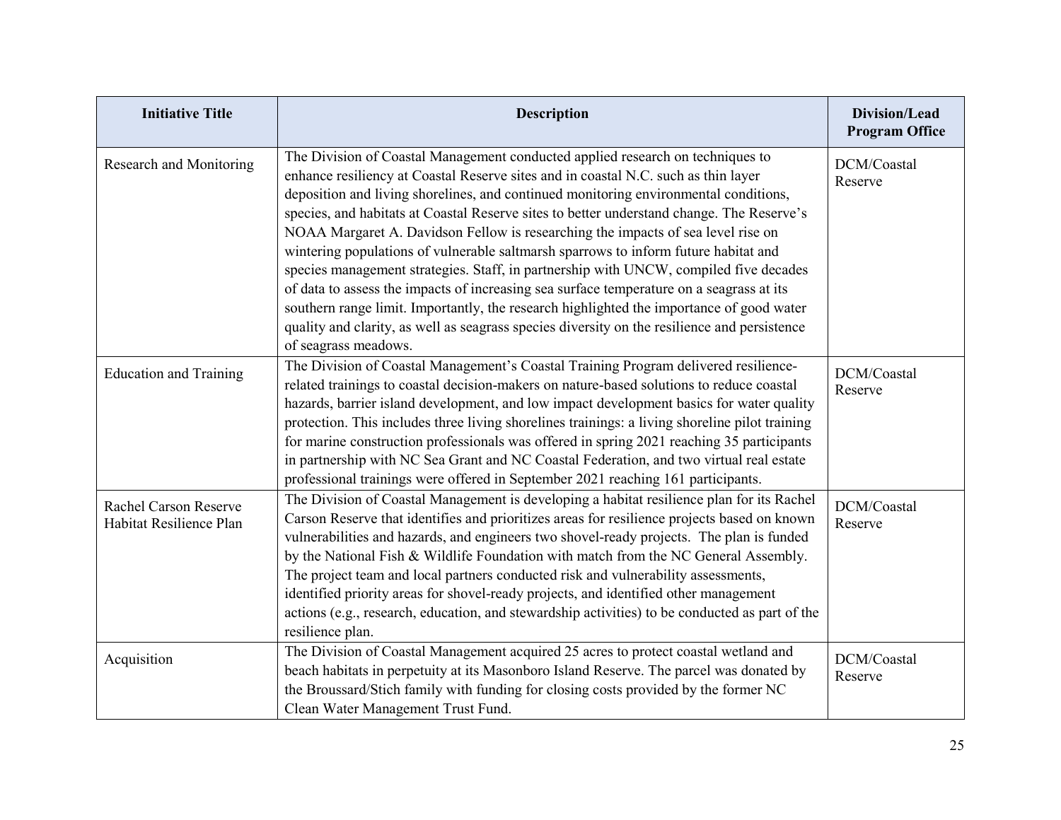| Initiative Title | Description | Division/Lead Program Office |
|---|---|---|
| Research and Monitoring | The Division of Coastal Management conducted applied research on techniques to enhance resiliency at Coastal Reserve sites and in coastal N.C. such as thin layer deposition and living shorelines, and continued monitoring environmental conditions, species, and habitats at Coastal Reserve sites to better understand change. The Reserve's NOAA Margaret A. Davidson Fellow is researching the impacts of sea level rise on wintering populations of vulnerable saltmarsh sparrows to inform future habitat and species management strategies. Staff, in partnership with UNCW, compiled five decades of data to assess the impacts of increasing sea surface temperature on a seagrass at its southern range limit. Importantly, the research highlighted the importance of good water quality and clarity, as well as seagrass species diversity on the resilience and persistence of seagrass meadows. | DCM/Coastal Reserve |
| Education and Training | The Division of Coastal Management's Coastal Training Program delivered resilience-related trainings to coastal decision-makers on nature-based solutions to reduce coastal hazards, barrier island development, and low impact development basics for water quality protection. This includes three living shorelines trainings: a living shoreline pilot training for marine construction professionals was offered in spring 2021 reaching 35 participants in partnership with NC Sea Grant and NC Coastal Federation, and two virtual real estate professional trainings were offered in September 2021 reaching 161 participants. | DCM/Coastal Reserve |
| Rachel Carson Reserve Habitat Resilience Plan | The Division of Coastal Management is developing a habitat resilience plan for its Rachel Carson Reserve that identifies and prioritizes areas for resilience projects based on known vulnerabilities and hazards, and engineers two shovel-ready projects. The plan is funded by the National Fish & Wildlife Foundation with match from the NC General Assembly. The project team and local partners conducted risk and vulnerability assessments, identified priority areas for shovel-ready projects, and identified other management actions (e.g., research, education, and stewardship activities) to be conducted as part of the resilience plan. | DCM/Coastal Reserve |
| Acquisition | The Division of Coastal Management acquired 25 acres to protect coastal wetland and beach habitats in perpetuity at its Masonboro Island Reserve. The parcel was donated by the Broussard/Stich family with funding for closing costs provided by the former NC Clean Water Management Trust Fund. | DCM/Coastal Reserve |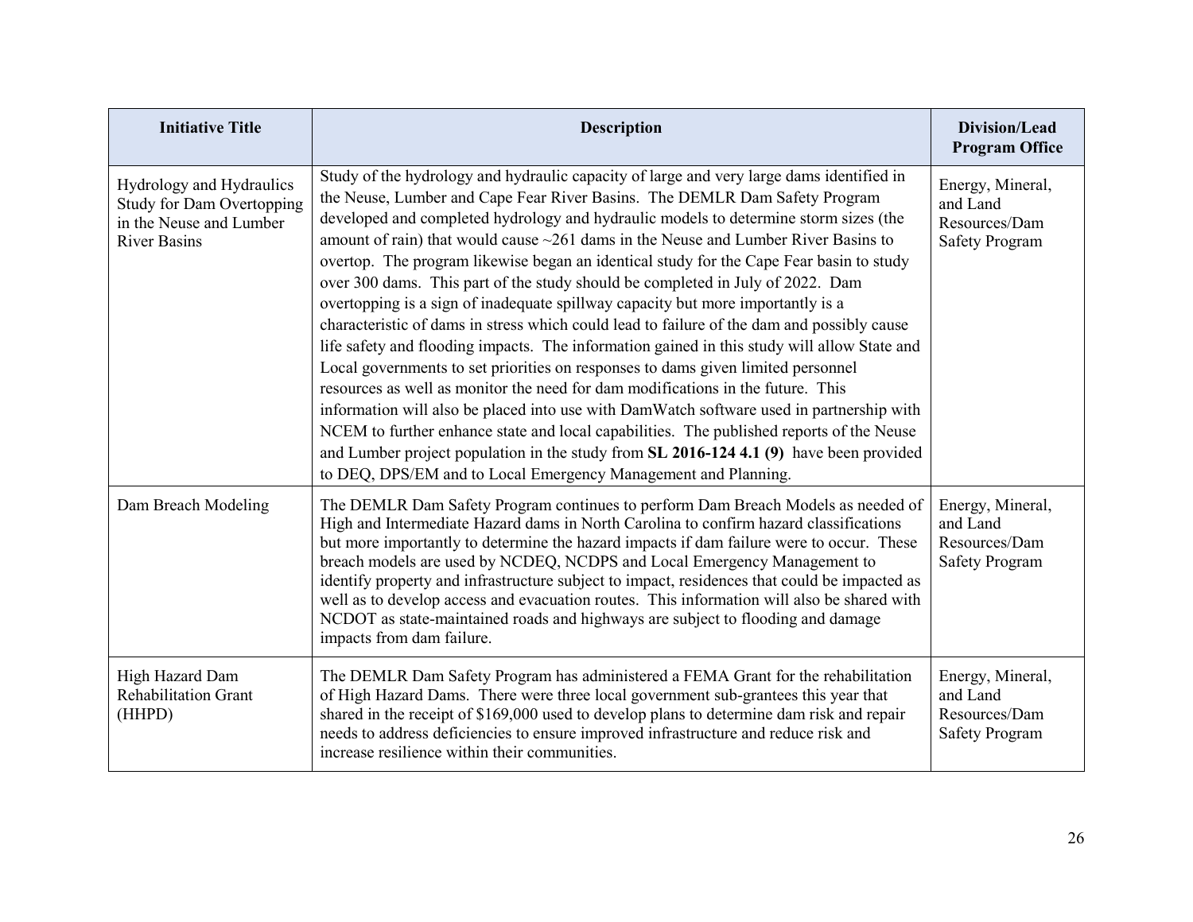| Initiative Title | Description | Division/Lead Program Office |
|---|---|---|
| Hydrology and Hydraulics Study for Dam Overtopping in the Neuse and Lumber River Basins | Study of the hydrology and hydraulic capacity of large and very large dams identified in the Neuse, Lumber and Cape Fear River Basins. The DEMLR Dam Safety Program developed and completed hydrology and hydraulic models to determine storm sizes (the amount of rain) that would cause ~261 dams in the Neuse and Lumber River Basins to overtop. The program likewise began an identical study for the Cape Fear basin to study over 300 dams. This part of the study should be completed in July of 2022. Dam overtopping is a sign of inadequate spillway capacity but more importantly is a characteristic of dams in stress which could lead to failure of the dam and possibly cause life safety and flooding impacts. The information gained in this study will allow State and Local governments to set priorities on responses to dams given limited personnel resources as well as monitor the need for dam modifications in the future. This information will also be placed into use with DamWatch software used in partnership with NCEM to further enhance state and local capabilities. The published reports of the Neuse and Lumber project population in the study from **SL 2016-124 4.1 (9)** have been provided to DEQ, DPS/EM and to Local Emergency Management and Planning. | Energy, Mineral, and Land Resources/Dam Safety Program |
| Dam Breach Modeling | The DEMLR Dam Safety Program continues to perform Dam Breach Models as needed of High and Intermediate Hazard dams in North Carolina to confirm hazard classifications but more importantly to determine the hazard impacts if dam failure were to occur. These breach models are used by NCDEQ, NCDPS and Local Emergency Management to identify property and infrastructure subject to impact, residences that could be impacted as well as to develop access and evacuation routes. This information will also be shared with NCDOT as state-maintained roads and highways are subject to flooding and damage impacts from dam failure. | Energy, Mineral, and Land Resources/Dam Safety Program |
| High Hazard Dam Rehabilitation Grant (HHPD) | The DEMLR Dam Safety Program has administered a FEMA Grant for the rehabilitation of High Hazard Dams. There were three local government sub-grantees this year that shared in the receipt of $169,000 used to develop plans to determine dam risk and repair needs to address deficiencies to ensure improved infrastructure and reduce risk and increase resilience within their communities. | Energy, Mineral, and Land Resources/Dam Safety Program |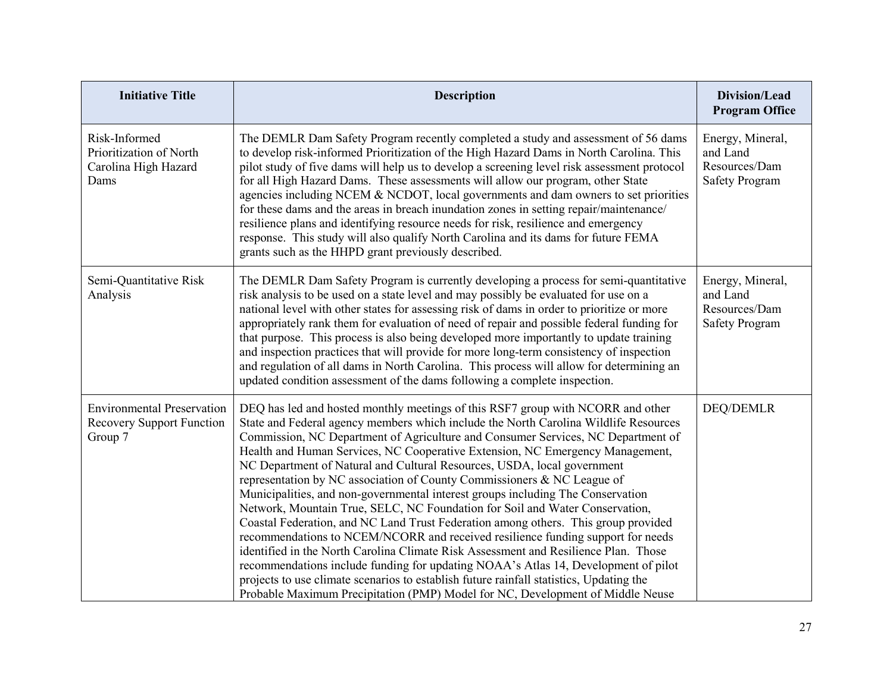| Initiative Title | Description | Division/Lead Program Office |
|---|---|---|
| Risk-Informed Prioritization of North Carolina High Hazard Dams | The DEMLR Dam Safety Program recently completed a study and assessment of 56 dams to develop risk-informed Prioritization of the High Hazard Dams in North Carolina. This pilot study of five dams will help us to develop a screening level risk assessment protocol for all High Hazard Dams. These assessments will allow our program, other State agencies including NCEM & NCDOT, local governments and dam owners to set priorities for these dams and the areas in breach inundation zones in setting repair/maintenance/ resilience plans and identifying resource needs for risk, resilience and emergency response. This study will also qualify North Carolina and its dams for future FEMA grants such as the HHPD grant previously described. | Energy, Mineral, and Land Resources/Dam Safety Program |
| Semi-Quantitative Risk Analysis | The DEMLR Dam Safety Program is currently developing a process for semi-quantitative risk analysis to be used on a state level and may possibly be evaluated for use on a national level with other states for assessing risk of dams in order to prioritize or more appropriately rank them for evaluation of need of repair and possible federal funding for that purpose. This process is also being developed more importantly to update training and inspection practices that will provide for more long-term consistency of inspection and regulation of all dams in North Carolina. This process will allow for determining an updated condition assessment of the dams following a complete inspection. | Energy, Mineral, and Land Resources/Dam Safety Program |
| Environmental Preservation Recovery Support Function Group 7 | DEQ has led and hosted monthly meetings of this RSF7 group with NCORR and other State and Federal agency members which include the North Carolina Wildlife Resources Commission, NC Department of Agriculture and Consumer Services, NC Department of Health and Human Services, NC Cooperative Extension, NC Emergency Management, NC Department of Natural and Cultural Resources, USDA, local government representation by NC association of County Commissioners & NC League of Municipalities, and non-governmental interest groups including The Conservation Network, Mountain True, SELC, NC Foundation for Soil and Water Conservation, Coastal Federation, and NC Land Trust Federation among others. This group provided recommendations to NCEM/NCORR and received resilience funding support for needs identified in the North Carolina Climate Risk Assessment and Resilience Plan. Those recommendations include funding for updating NOAA's Atlas 14, Development of pilot projects to use climate scenarios to establish future rainfall statistics, Updating the Probable Maximum Precipitation (PMP) Model for NC, Development of Middle Neuse | DEQ/DEMLR |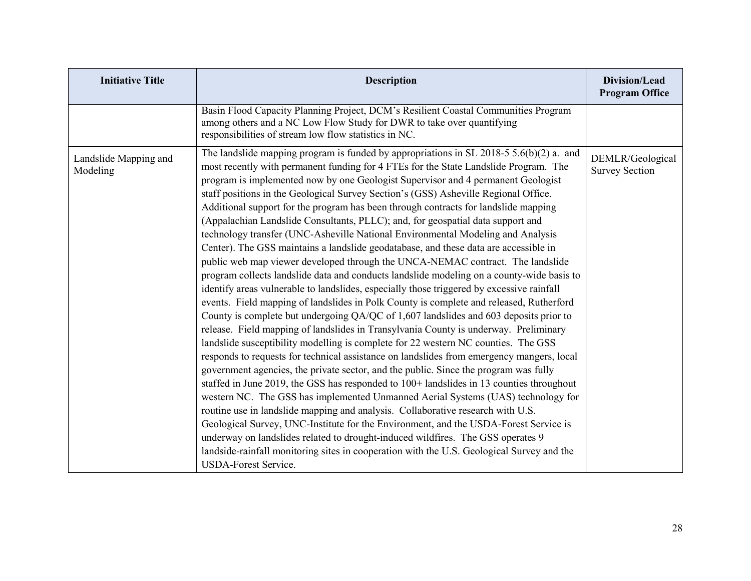| Initiative Title | Description | Division/Lead Program Office |
|---|---|---|
| | Basin Flood Capacity Planning Project, DCM's Resilient Coastal Communities Program among others and a NC Low Flow Study for DWR to take over quantifying responsibilities of stream low flow statistics in NC. | |
| Landslide Mapping and Modeling | The landslide mapping program is funded by appropriations in SL 2018-5 5.6(b)(2) a. and most recently with permanent funding for 4 FTEs for the State Landslide Program. The program is implemented now by one Geologist Supervisor and 4 permanent Geologist staff positions in the Geological Survey Section's (GSS) Asheville Regional Office. Additional support for the program has been through contracts for landslide mapping (Appalachian Landslide Consultants, PLLC); and, for geospatial data support and technology transfer (UNC-Asheville National Environmental Modeling and Analysis Center). The GSS maintains a landslide geodatabase, and these data are accessible in public web map viewer developed through the UNCA-NEMAC contract. The landslide program collects landslide data and conducts landslide modeling on a county-wide basis to identify areas vulnerable to landslides, especially those triggered by excessive rainfall events. Field mapping of landslides in Polk County is complete and released, Rutherford County is complete but undergoing QA/QC of 1,607 landslides and 603 deposits prior to release. Field mapping of landslides in Transylvania County is underway. Preliminary landslide susceptibility modelling is complete for 22 western NC counties. The GSS responds to requests for technical assistance on landslides from emergency mangers, local government agencies, the private sector, and the public. Since the program was fully staffed in June 2019, the GSS has responded to 100+ landslides in 13 counties throughout western NC. The GSS has implemented Unmanned Aerial Systems (UAS) technology for routine use in landslide mapping and analysis. Collaborative research with U.S. Geological Survey, UNC-Institute for the Environment, and the USDA-Forest Service is underway on landslides related to drought-induced wildfires. The GSS operates 9 landside-rainfall monitoring sites in cooperation with the U.S. Geological Survey and the USDA-Forest Service. | DEMLR/Geological Survey Section |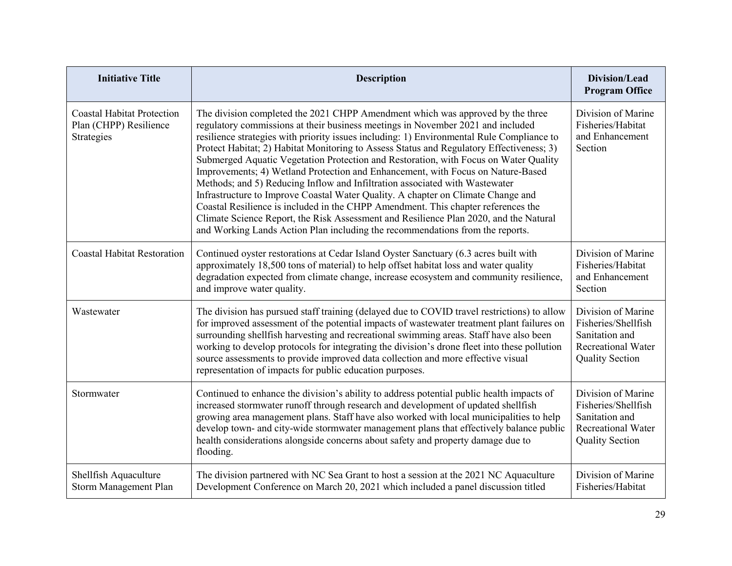| Initiative Title | Description | Division/Lead Program Office |
|---|---|---|
| Coastal Habitat Protection Plan (CHPP) Resilience Strategies | The division completed the 2021 CHPP Amendment which was approved by the three regulatory commissions at their business meetings in November 2021 and included resilience strategies with priority issues including: 1) Environmental Rule Compliance to Protect Habitat; 2) Habitat Monitoring to Assess Status and Regulatory Effectiveness; 3) Submerged Aquatic Vegetation Protection and Restoration, with Focus on Water Quality Improvements; 4) Wetland Protection and Enhancement, with Focus on Nature-Based Methods; and 5) Reducing Inflow and Infiltration associated with Wastewater Infrastructure to Improve Coastal Water Quality. A chapter on Climate Change and Coastal Resilience is included in the CHPP Amendment. This chapter references the Climate Science Report, the Risk Assessment and Resilience Plan 2020, and the Natural and Working Lands Action Plan including the recommendations from the reports. | Division of Marine Fisheries/Habitat and Enhancement Section |
| Coastal Habitat Restoration | Continued oyster restorations at Cedar Island Oyster Sanctuary (6.3 acres built with approximately 18,500 tons of material) to help offset habitat loss and water quality degradation expected from climate change, increase ecosystem and community resilience, and improve water quality. | Division of Marine Fisheries/Habitat and Enhancement Section |
| Wastewater | The division has pursued staff training (delayed due to COVID travel restrictions) to allow for improved assessment of the potential impacts of wastewater treatment plant failures on surrounding shellfish harvesting and recreational swimming areas. Staff have also been working to develop protocols for integrating the division's drone fleet into these pollution source assessments to provide improved data collection and more effective visual representation of impacts for public education purposes. | Division of Marine Fisheries/Shellfish Sanitation and Recreational Water Quality Section |
| Stormwater | Continued to enhance the division's ability to address potential public health impacts of increased stormwater runoff through research and development of updated shellfish growing area management plans. Staff have also worked with local municipalities to help develop town- and city-wide stormwater management plans that effectively balance public health considerations alongside concerns about safety and property damage due to flooding. | Division of Marine Fisheries/Shellfish Sanitation and Recreational Water Quality Section |
| Shellfish Aquaculture Storm Management Plan | The division partnered with NC Sea Grant to host a session at the 2021 NC Aquaculture Development Conference on March 20, 2021 which included a panel discussion titled | Division of Marine Fisheries/Habitat |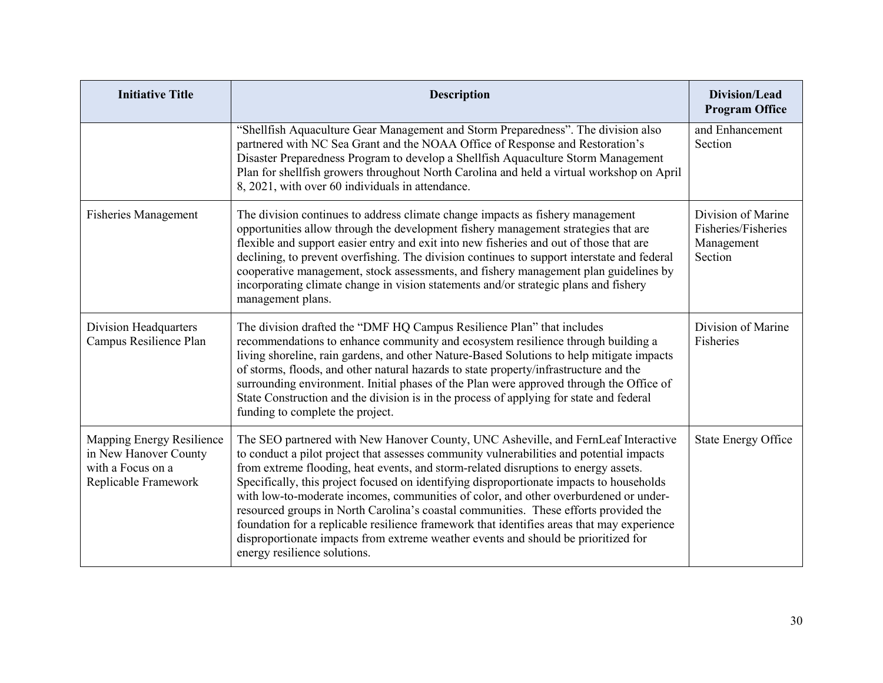| Initiative Title | Description | Division/Lead Program Office |
|---|---|---|
| | "Shellfish Aquaculture Gear Management and Storm Preparedness". The division also partnered with NC Sea Grant and the NOAA Office of Response and Restoration's Disaster Preparedness Program to develop a Shellfish Aquaculture Storm Management Plan for shellfish growers throughout North Carolina and held a virtual workshop on April 8, 2021, with over 60 individuals in attendance. | and Enhancement Section |
| Fisheries Management | The division continues to address climate change impacts as fishery management opportunities allow through the development fishery management strategies that are flexible and support easier entry and exit into new fisheries and out of those that are declining, to prevent overfishing. The division continues to support interstate and federal cooperative management, stock assessments, and fishery management plan guidelines by incorporating climate change in vision statements and/or strategic plans and fishery management plans. | Division of Marine Fisheries/Fisheries Management Section |
| Division Headquarters Campus Resilience Plan | The division drafted the "DMF HQ Campus Resilience Plan" that includes recommendations to enhance community and ecosystem resilience through building a living shoreline, rain gardens, and other Nature-Based Solutions to help mitigate impacts of storms, floods, and other natural hazards to state property/infrastructure and the surrounding environment. Initial phases of the Plan were approved through the Office of State Construction and the division is in the process of applying for state and federal funding to complete the project. | Division of Marine Fisheries |
| Mapping Energy Resilience in New Hanover County with a Focus on a Replicable Framework | The SEO partnered with New Hanover County, UNC Asheville, and FernLeaf Interactive to conduct a pilot project that assesses community vulnerabilities and potential impacts from extreme flooding, heat events, and storm-related disruptions to energy assets. Specifically, this project focused on identifying disproportionate impacts to households with low-to-moderate incomes, communities of color, and other overburdened or under-resourced groups in North Carolina's coastal communities. These efforts provided the foundation for a replicable resilience framework that identifies areas that may experience disproportionate impacts from extreme weather events and should be prioritized for energy resilience solutions. | State Energy Office |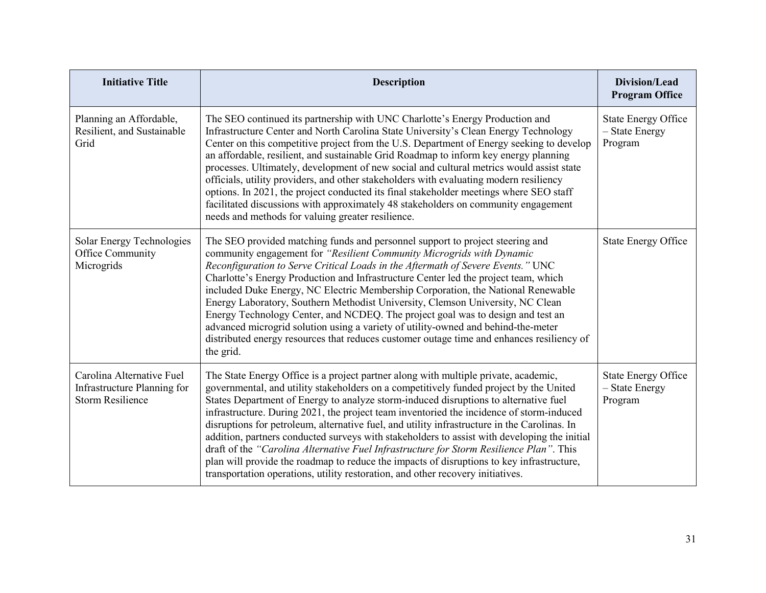| Initiative Title | Description | Division/Lead Program Office |
|---|---|---|
| Planning an Affordable, Resilient, and Sustainable Grid | The SEO continued its partnership with UNC Charlotte's Energy Production and Infrastructure Center and North Carolina State University's Clean Energy Technology Center on this competitive project from the U.S. Department of Energy seeking to develop an affordable, resilient, and sustainable Grid Roadmap to inform key energy planning processes. Ultimately, development of new social and cultural metrics would assist state officials, utility providers, and other stakeholders with evaluating modern resiliency options. In 2021, the project conducted its final stakeholder meetings where SEO staff facilitated discussions with approximately 48 stakeholders on community engagement needs and methods for valuing greater resilience. | State Energy Office – State Energy Program |
| Solar Energy Technologies Office Community Microgrids | The SEO provided matching funds and personnel support to project steering and community engagement for *"Resilient Community Microgrids with Dynamic Reconfiguration to Serve Critical Loads in the Aftermath of Severe Events."* UNC Charlotte's Energy Production and Infrastructure Center led the project team, which included Duke Energy, NC Electric Membership Corporation, the National Renewable Energy Laboratory, Southern Methodist University, Clemson University, NC Clean Energy Technology Center, and NCDEQ. The project goal was to design and test an advanced microgrid solution using a variety of utility-owned and behind-the-meter distributed energy resources that reduces customer outage time and enhances resiliency of the grid. | State Energy Office |
| Carolina Alternative Fuel Infrastructure Planning for Storm Resilience | The State Energy Office is a project partner along with multiple private, academic, governmental, and utility stakeholders on a competitively funded project by the United States Department of Energy to analyze storm-induced disruptions to alternative fuel infrastructure. During 2021, the project team inventoried the incidence of storm-induced disruptions for petroleum, alternative fuel, and utility infrastructure in the Carolinas. In addition, partners conducted surveys with stakeholders to assist with developing the initial draft of the *"Carolina Alternative Fuel Infrastructure for Storm Resilience Plan"*. This plan will provide the roadmap to reduce the impacts of disruptions to key infrastructure, transportation operations, utility restoration, and other recovery initiatives. | State Energy Office – State Energy Program |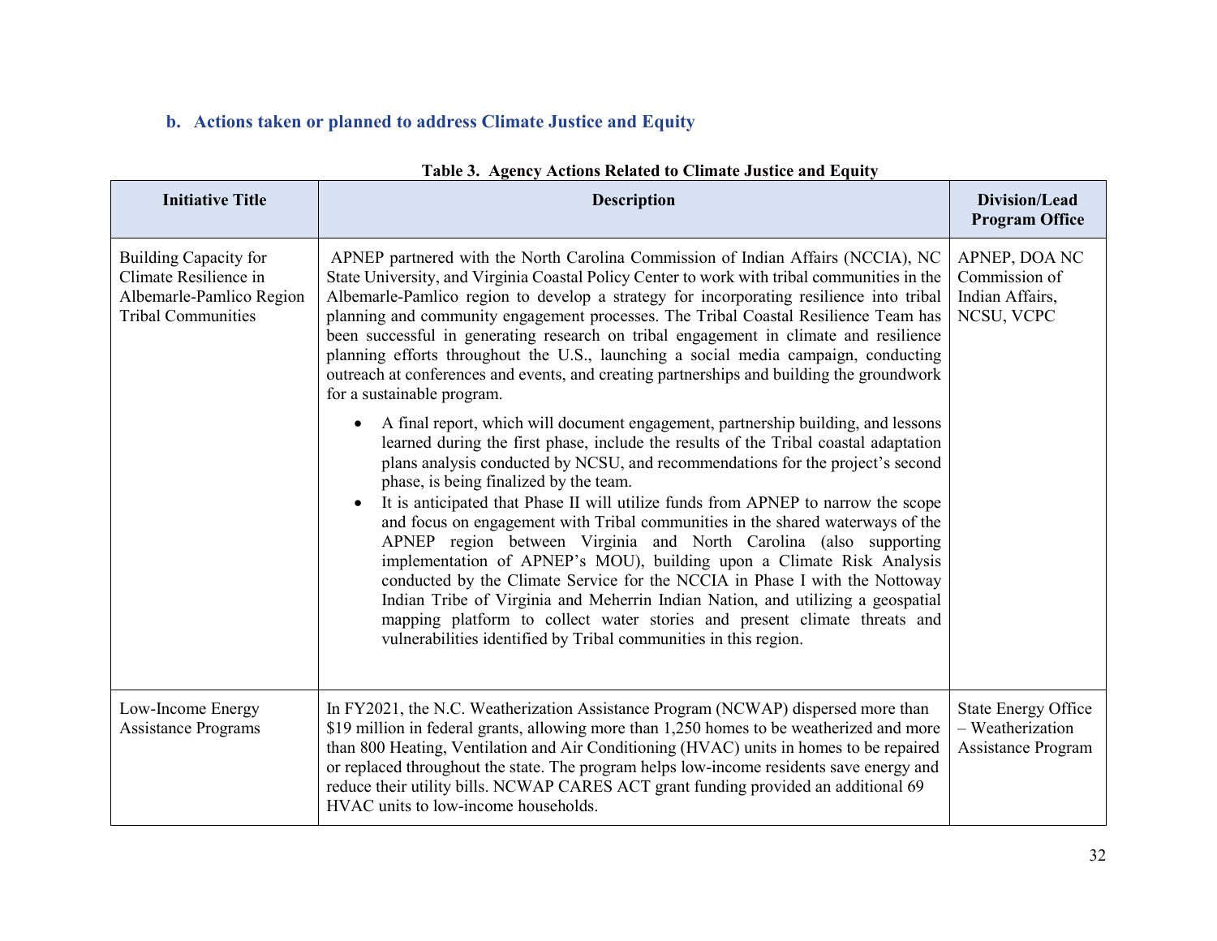## b. Actions taken or planned to address Climate Justice and Equity

**Table 3. Agency Actions Related to Climate Justice and Equity**

| Initiative Title | Description | Division/Lead Program Office |
|---|---|---|
| Building Capacity for Climate Resilience in Albemarle-Pamlico Region Tribal Communities | APNEP partnered with the North Carolina Commission of Indian Affairs (NCCIA), NC State University, and Virginia Coastal Policy Center to work with tribal communities in the Albemarle-Pamlico region to develop a strategy for incorporating resilience into tribal planning and community engagement processes. The Tribal Coastal Resilience Team has been successful in generating research on tribal engagement in climate and resilience planning efforts throughout the U.S., launching a social media campaign, conducting outreach at conferences and events, and creating partnerships and building the groundwork for a sustainable program.<br><br>• A final report, which will document engagement, partnership building, and lessons learned during the first phase, include the results of the Tribal coastal adaptation plans analysis conducted by NCSU, and recommendations for the project's second phase, is being finalized by the team.<br>• It is anticipated that Phase II will utilize funds from APNEP to narrow the scope and focus on engagement with Tribal communities in the shared waterways of the APNEP region between Virginia and North Carolina (also supporting implementation of APNEP's MOU), building upon a Climate Risk Analysis conducted by the Climate Service for the NCCIA in Phase I with the Nottoway Indian Tribe of Virginia and Meherrin Indian Nation, and utilizing a geospatial mapping platform to collect water stories and present climate threats and vulnerabilities identified by Tribal communities in this region. | APNEP, DOA NC Commission of Indian Affairs, NCSU, VCPC |
| Low-Income Energy Assistance Programs | In FY2021, the N.C. Weatherization Assistance Program (NCWAP) dispersed more than $19 million in federal grants, allowing more than 1,250 homes to be weatherized and more than 800 Heating, Ventilation and Air Conditioning (HVAC) units in homes to be repaired or replaced throughout the state. The program helps low-income residents save energy and reduce their utility bills. NCWAP CARES ACT grant funding provided an additional 69 HVAC units to low-income households. | State Energy Office – Weatherization Assistance Program |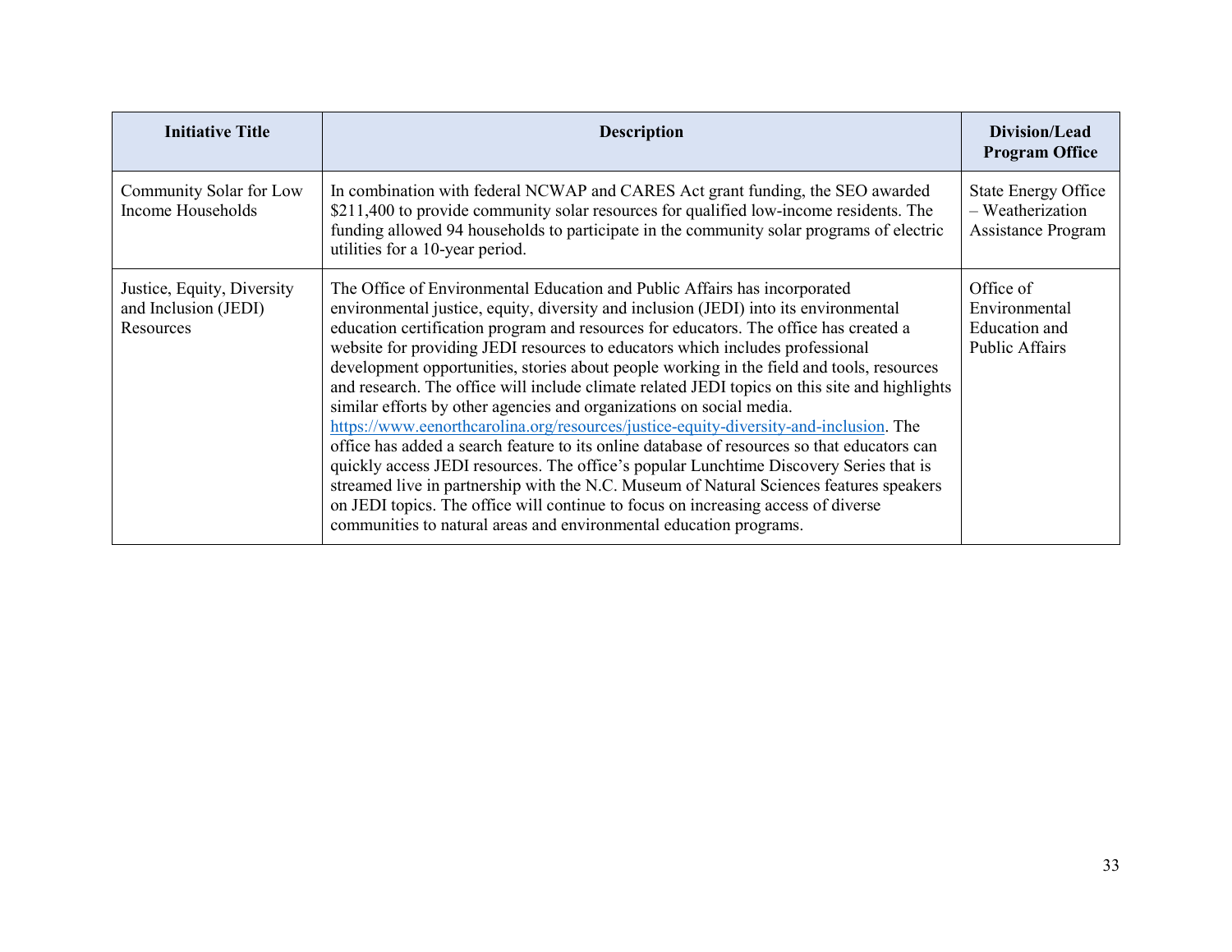| Initiative Title | Description | Division/Lead Program Office |
|---|---|---|
| Community Solar for Low Income Households | In combination with federal NCWAP and CARES Act grant funding, the SEO awarded $211,400 to provide community solar resources for qualified low-income residents. The funding allowed 94 households to participate in the community solar programs of electric utilities for a 10-year period. | State Energy Office – Weatherization Assistance Program |
| Justice, Equity, Diversity and Inclusion (JEDI) Resources | The Office of Environmental Education and Public Affairs has incorporated environmental justice, equity, diversity and inclusion (JEDI) into its environmental education certification program and resources for educators. The office has created a website for providing JEDI resources to educators which includes professional development opportunities, stories about people working in the field and tools, resources and research. The office will include climate related JEDI topics on this site and highlights similar efforts by other agencies and organizations on social media. https://www.eenorthcarolina.org/resources/justice-equity-diversity-and-inclusion. The office has added a search feature to its online database of resources so that educators can quickly access JEDI resources. The office's popular Lunchtime Discovery Series that is streamed live in partnership with the N.C. Museum of Natural Sciences features speakers on JEDI topics. The office will continue to focus on increasing access of diverse communities to natural areas and environmental education programs. | Office of Environmental Education and Public Affairs |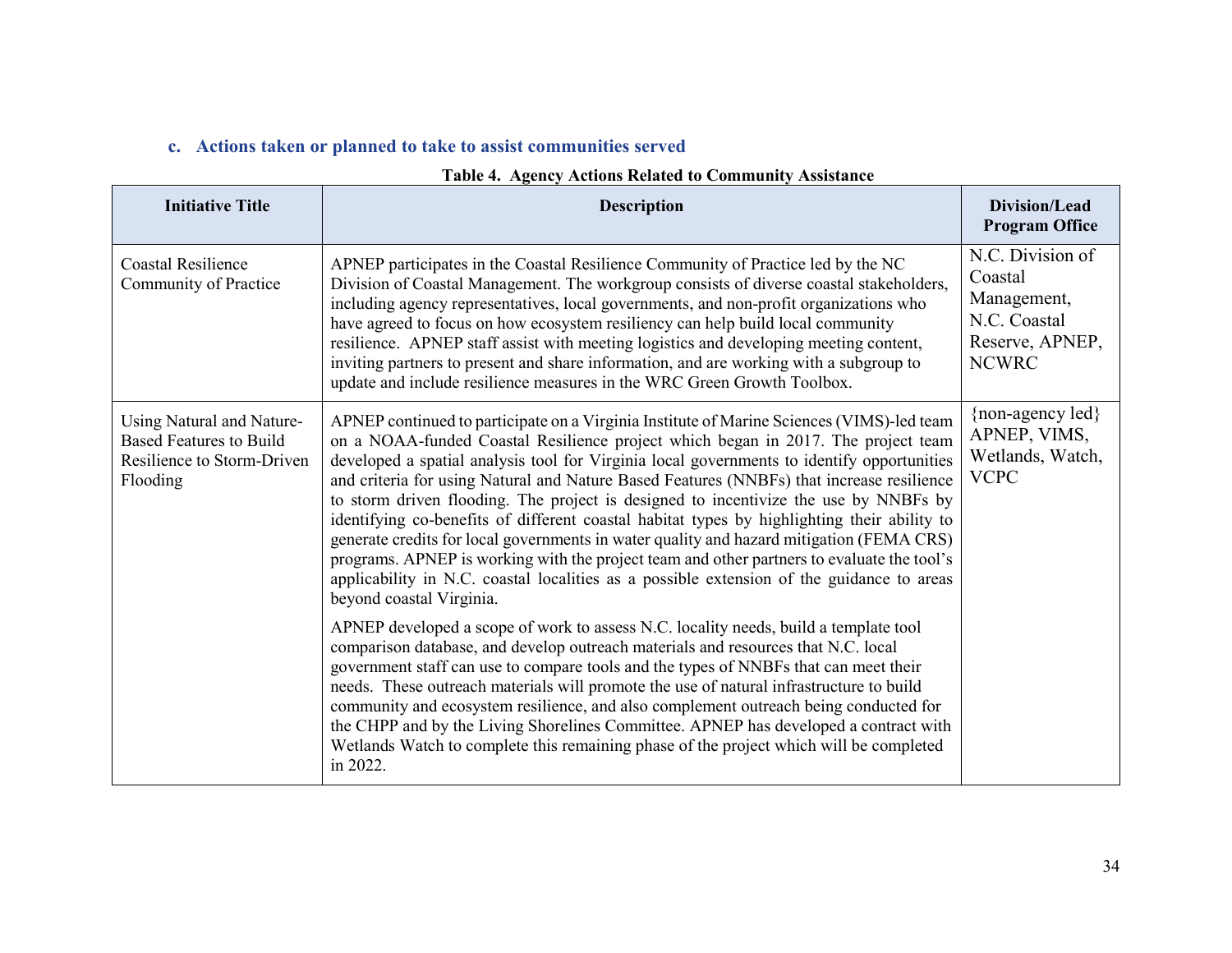### c. Actions taken or planned to take to assist communities served

**Table 4. Agency Actions Related to Community Assistance**

| Initiative Title | Description | Division/Lead Program Office |
|---|---|---|
| Coastal Resilience Community of Practice | APNEP participates in the Coastal Resilience Community of Practice led by the NC Division of Coastal Management. The workgroup consists of diverse coastal stakeholders, including agency representatives, local governments, and non-profit organizations who have agreed to focus on how ecosystem resiliency can help build local community resilience. APNEP staff assist with meeting logistics and developing meeting content, inviting partners to present and share information, and are working with a subgroup to update and include resilience measures in the WRC Green Growth Toolbox. | N.C. Division of Coastal Management, N.C. Coastal Reserve, APNEP, NCWRC |
| Using Natural and Nature-Based Features to Build Resilience to Storm-Driven Flooding | APNEP continued to participate on a Virginia Institute of Marine Sciences (VIMS)-led team on a NOAA-funded Coastal Resilience project which began in 2017. The project team developed a spatial analysis tool for Virginia local governments to identify opportunities and criteria for using Natural and Nature Based Features (NNBFs) that increase resilience to storm driven flooding. The project is designed to incentivize the use by NNBFs by identifying co-benefits of different coastal habitat types by highlighting their ability to generate credits for local governments in water quality and hazard mitigation (FEMA CRS) programs. APNEP is working with the project team and other partners to evaluate the tool's applicability in N.C. coastal localities as a possible extension of the guidance to areas beyond coastal Virginia.<br><br>APNEP developed a scope of work to assess N.C. locality needs, build a template tool comparison database, and develop outreach materials and resources that N.C. local government staff can use to compare tools and the types of NNBFs that can meet their needs. These outreach materials will promote the use of natural infrastructure to build community and ecosystem resilience, and also complement outreach being conducted for the CHPP and by the Living Shorelines Committee. APNEP has developed a contract with Wetlands Watch to complete this remaining phase of the project which will be completed in 2022. | {non-agency led} APNEP, VIMS, Wetlands, Watch, VCPC |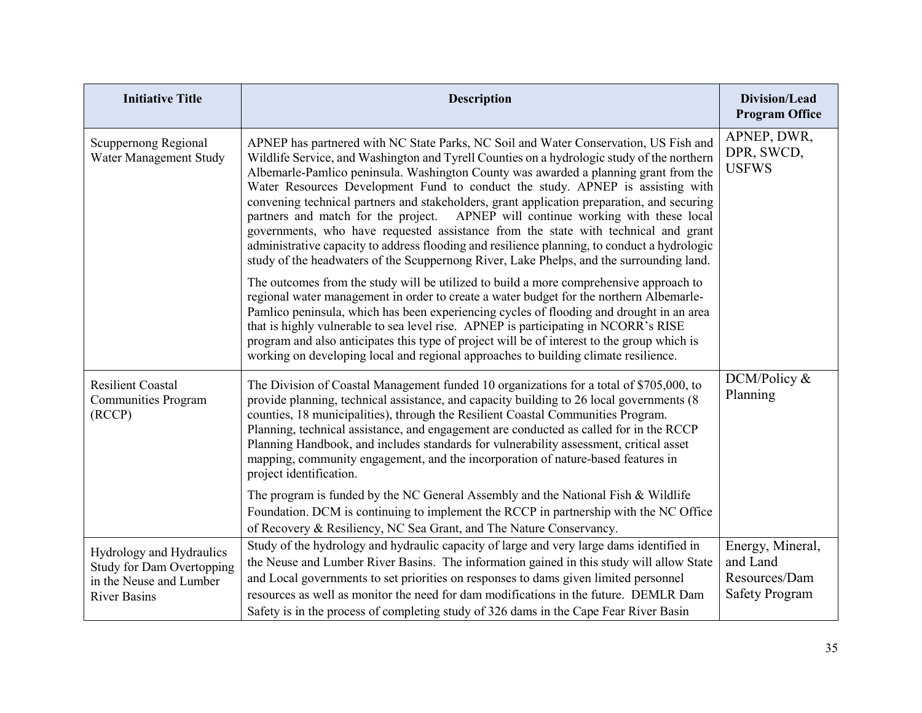| Initiative Title | Description | Division/Lead Program Office |
|---|---|---|
| Scuppernong Regional Water Management Study | APNEP has partnered with NC State Parks, NC Soil and Water Conservation, US Fish and Wildlife Service, and Washington and Tyrell Counties on a hydrologic study of the northern Albemarle-Pamlico peninsula. Washington County was awarded a planning grant from the Water Resources Development Fund to conduct the study. APNEP is assisting with convening technical partners and stakeholders, grant application preparation, and securing partners and match for the project. APNEP will continue working with these local governments, who have requested assistance from the state with technical and grant administrative capacity to address flooding and resilience planning, to conduct a hydrologic study of the headwaters of the Scuppernong River, Lake Phelps, and the surrounding land.<br><br>The outcomes from the study will be utilized to build a more comprehensive approach to regional water management in order to create a water budget for the northern Albemarle-Pamlico peninsula, which has been experiencing cycles of flooding and drought in an area that is highly vulnerable to sea level rise. APNEP is participating in NCORR's RISE program and also anticipates this type of project will be of interest to the group which is working on developing local and regional approaches to building climate resilience. | APNEP, DWR, DPR, SWCD, USFWS |
| Resilient Coastal Communities Program (RCCP) | The Division of Coastal Management funded 10 organizations for a total of $705,000, to provide planning, technical assistance, and capacity building to 26 local governments (8 counties, 18 municipalities), through the Resilient Coastal Communities Program. Planning, technical assistance, and engagement are conducted as called for in the RCCP Planning Handbook, and includes standards for vulnerability assessment, critical asset mapping, community engagement, and the incorporation of nature-based features in project identification.<br><br>The program is funded by the NC General Assembly and the National Fish & Wildlife Foundation. DCM is continuing to implement the RCCP in partnership with the NC Office of Recovery & Resiliency, NC Sea Grant, and The Nature Conservancy. | DCM/Policy & Planning |
| Hydrology and Hydraulics Study for Dam Overtopping in the Neuse and Lumber River Basins | Study of the hydrology and hydraulic capacity of large and very large dams identified in the Neuse and Lumber River Basins. The information gained in this study will allow State and Local governments to set priorities on responses to dams given limited personnel resources as well as monitor the need for dam modifications in the future. DEMLR Dam Safety is in the process of completing study of 326 dams in the Cape Fear River Basin | Energy, Mineral, and Land Resources/Dam Safety Program |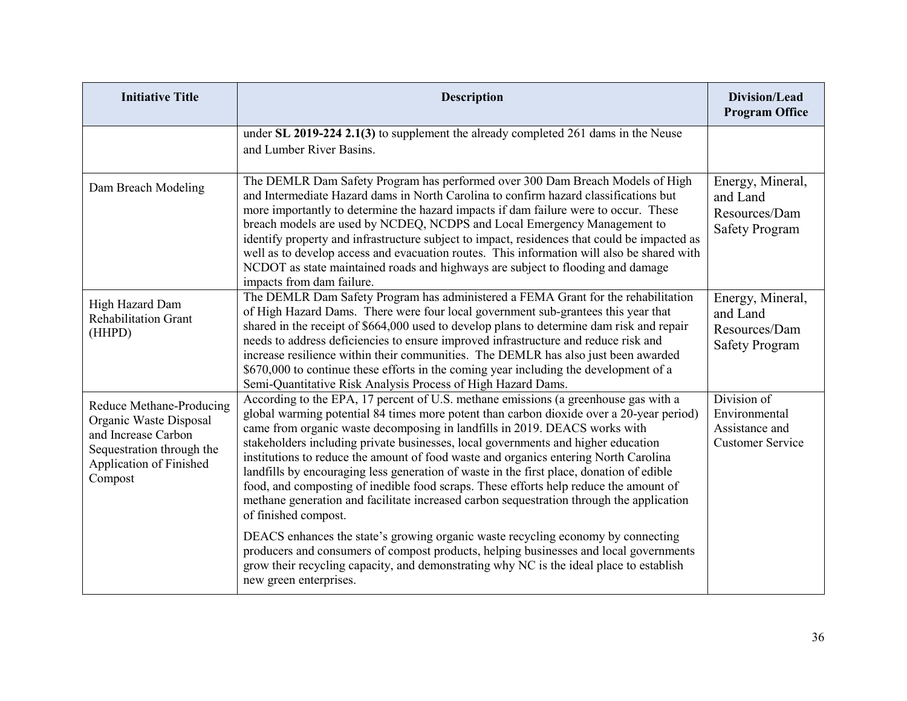| Initiative Title | Description | Division/Lead Program Office |
|---|---|---|
| | under **SL 2019-224 2.1(3)** to supplement the already completed 261 dams in the Neuse and Lumber River Basins. | |
| Dam Breach Modeling | The DEMLR Dam Safety Program has performed over 300 Dam Breach Models of High and Intermediate Hazard dams in North Carolina to confirm hazard classifications but more importantly to determine the hazard impacts if dam failure were to occur. These breach models are used by NCDEQ, NCDPS and Local Emergency Management to identify property and infrastructure subject to impact, residences that could be impacted as well as to develop access and evacuation routes. This information will also be shared with NCDOT as state maintained roads and highways are subject to flooding and damage impacts from dam failure. | Energy, Mineral, and Land Resources/Dam Safety Program |
| High Hazard Dam Rehabilitation Grant (HHPD) | The DEMLR Dam Safety Program has administered a FEMA Grant for the rehabilitation of High Hazard Dams. There were four local government sub-grantees this year that shared in the receipt of $664,000 used to develop plans to determine dam risk and repair needs to address deficiencies to ensure improved infrastructure and reduce risk and increase resilience within their communities. The DEMLR has also just been awarded $670,000 to continue these efforts in the coming year including the development of a Semi-Quantitative Risk Analysis Process of High Hazard Dams. | Energy, Mineral, and Land Resources/Dam Safety Program |
| Reduce Methane-Producing Organic Waste Disposal and Increase Carbon Sequestration through the Application of Finished Compost | According to the EPA, 17 percent of U.S. methane emissions (a greenhouse gas with a global warming potential 84 times more potent than carbon dioxide over a 20-year period) came from organic waste decomposing in landfills in 2019. DEACS works with stakeholders including private businesses, local governments and higher education institutions to reduce the amount of food waste and organics entering North Carolina landfills by encouraging less generation of waste in the first place, donation of edible food, and composting of inedible food scraps. These efforts help reduce the amount of methane generation and facilitate increased carbon sequestration through the application of finished compost.<br><br>DEACS enhances the state's growing organic waste recycling economy by connecting producers and consumers of compost products, helping businesses and local governments grow their recycling capacity, and demonstrating why NC is the ideal place to establish new green enterprises. | Division of Environmental Assistance and Customer Service |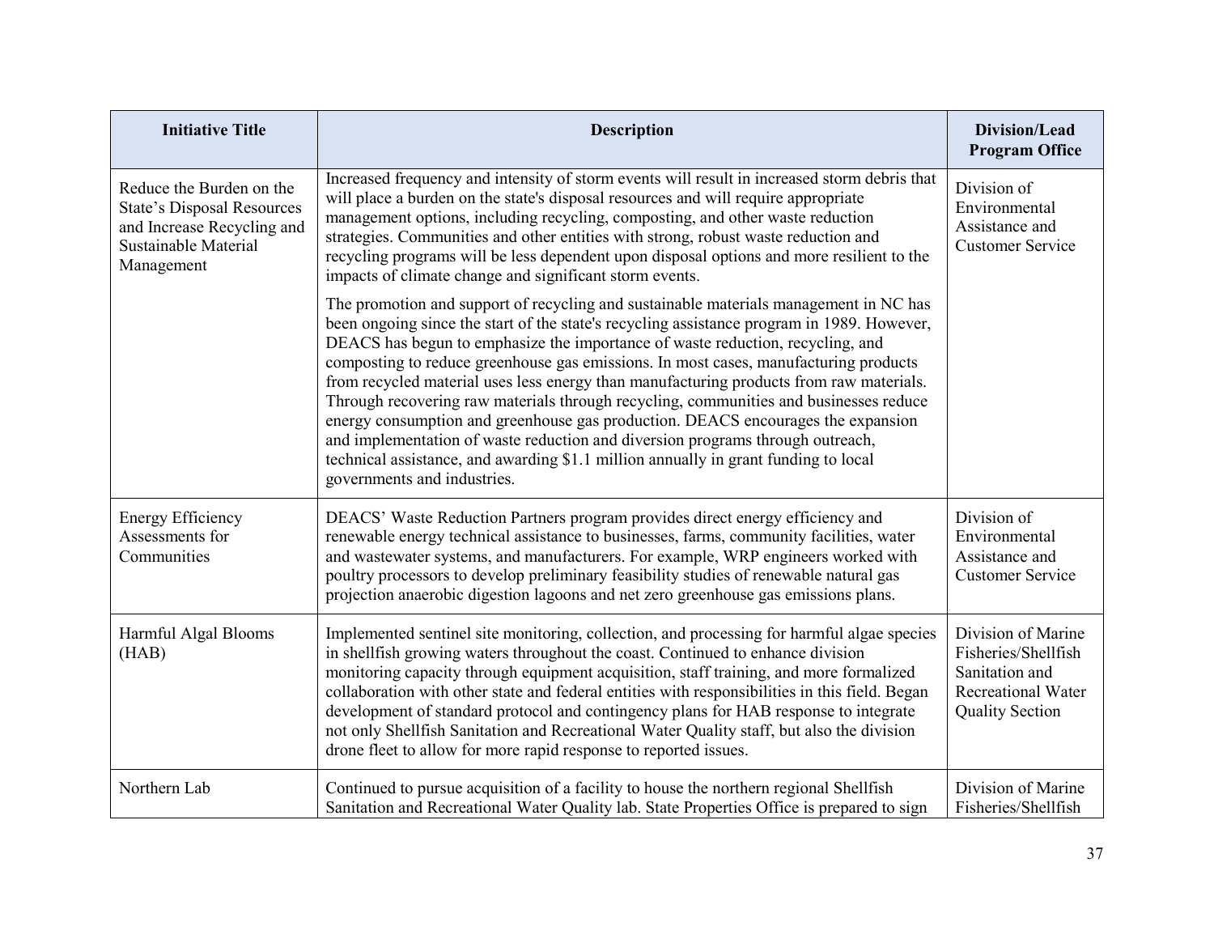| Initiative Title | Description | Division/Lead Program Office |
|---|---|---|
| Reduce the Burden on the State's Disposal Resources and Increase Recycling and Sustainable Material Management | Increased frequency and intensity of storm events will result in increased storm debris that will place a burden on the state's disposal resources and will require appropriate management options, including recycling, composting, and other waste reduction strategies. Communities and other entities with strong, robust waste reduction and recycling programs will be less dependent upon disposal options and more resilient to the impacts of climate change and significant storm events.<br><br>The promotion and support of recycling and sustainable materials management in NC has been ongoing since the start of the state's recycling assistance program in 1989. However, DEACS has begun to emphasize the importance of waste reduction, recycling, and composting to reduce greenhouse gas emissions. In most cases, manufacturing products from recycled material uses less energy than manufacturing products from raw materials. Through recovering raw materials through recycling, communities and businesses reduce energy consumption and greenhouse gas production. DEACS encourages the expansion and implementation of waste reduction and diversion programs through outreach, technical assistance, and awarding $1.1 million annually in grant funding to local governments and industries. | Division of Environmental Assistance and Customer Service |
| Energy Efficiency Assessments for Communities | DEACS' Waste Reduction Partners program provides direct energy efficiency and renewable energy technical assistance to businesses, farms, community facilities, water and wastewater systems, and manufacturers. For example, WRP engineers worked with poultry processors to develop preliminary feasibility studies of renewable natural gas projection anaerobic digestion lagoons and net zero greenhouse gas emissions plans. | Division of Environmental Assistance and Customer Service |
| Harmful Algal Blooms (HAB) | Implemented sentinel site monitoring, collection, and processing for harmful algae species in shellfish growing waters throughout the coast. Continued to enhance division monitoring capacity through equipment acquisition, staff training, and more formalized collaboration with other state and federal entities with responsibilities in this field. Began development of standard protocol and contingency plans for HAB response to integrate not only Shellfish Sanitation and Recreational Water Quality staff, but also the division drone fleet to allow for more rapid response to reported issues. | Division of Marine Fisheries/Shellfish Sanitation and Recreational Water Quality Section |
| Northern Lab | Continued to pursue acquisition of a facility to house the northern regional Shellfish Sanitation and Recreational Water Quality lab. State Properties Office is prepared to sign | Division of Marine Fisheries/Shellfish |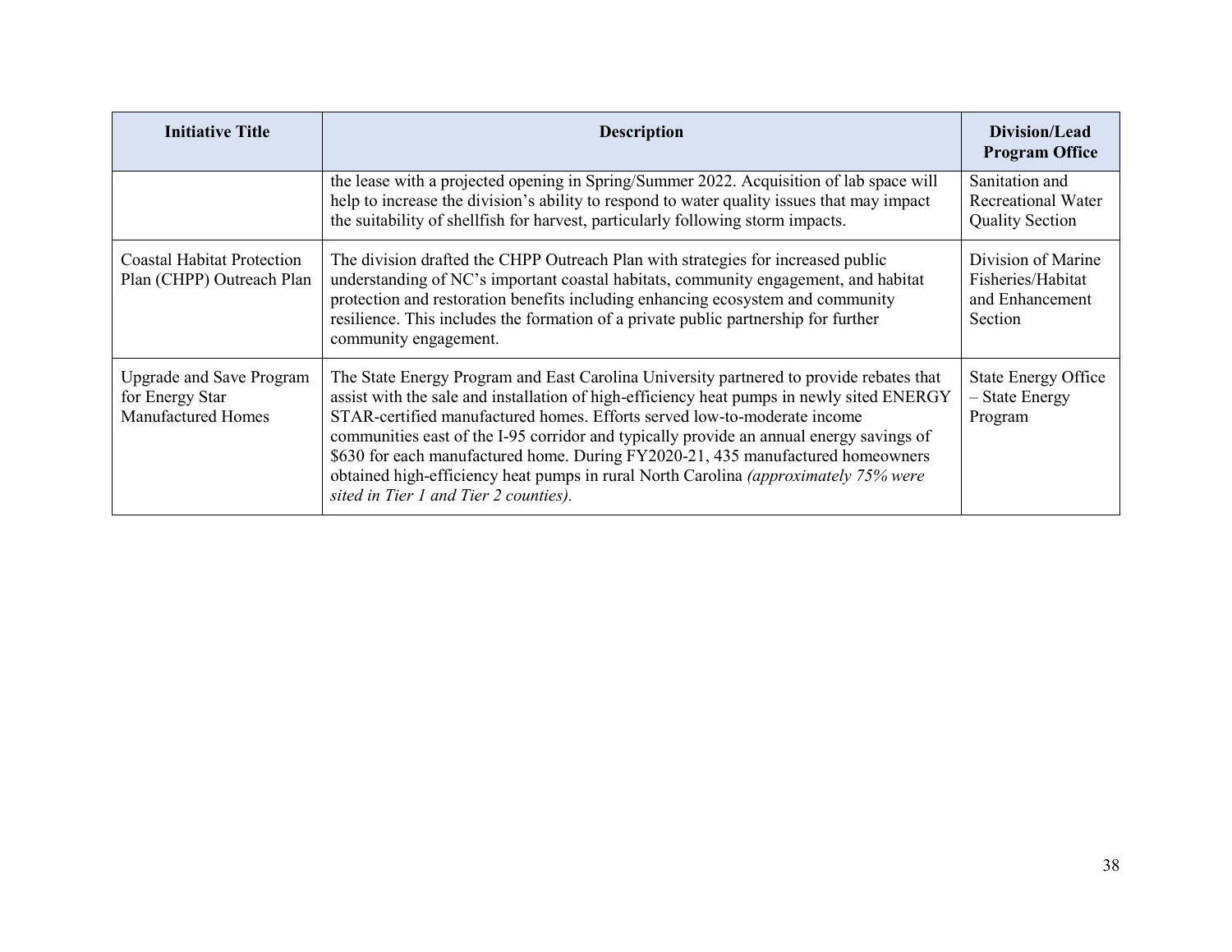| Initiative Title | Description | Division/Lead Program Office |
| --- | --- | --- |
| | the lease with a projected opening in Spring/Summer 2022. Acquisition of lab space will help to increase the division's ability to respond to water quality issues that may impact the suitability of shellfish for harvest, particularly following storm impacts. | Sanitation and Recreational Water Quality Section |
| Coastal Habitat Protection Plan (CHPP) Outreach Plan | The division drafted the CHPP Outreach Plan with strategies for increased public understanding of NC's important coastal habitats, community engagement, and habitat protection and restoration benefits including enhancing ecosystem and community resilience. This includes the formation of a private public partnership for further community engagement. | Division of Marine Fisheries/Habitat and Enhancement Section |
| Upgrade and Save Program for Energy Star Manufactured Homes | The State Energy Program and East Carolina University partnered to provide rebates that assist with the sale and installation of high-efficiency heat pumps in newly sited ENERGY STAR-certified manufactured homes. Efforts served low-to-moderate income communities east of the I-95 corridor and typically provide an annual energy savings of $630 for each manufactured home. During FY2020-21, 435 manufactured homeowners obtained high-efficiency heat pumps in rural North Carolina *(approximately 75% were sited in Tier 1 and Tier 2 counties).* | State Energy Office – State Energy Program |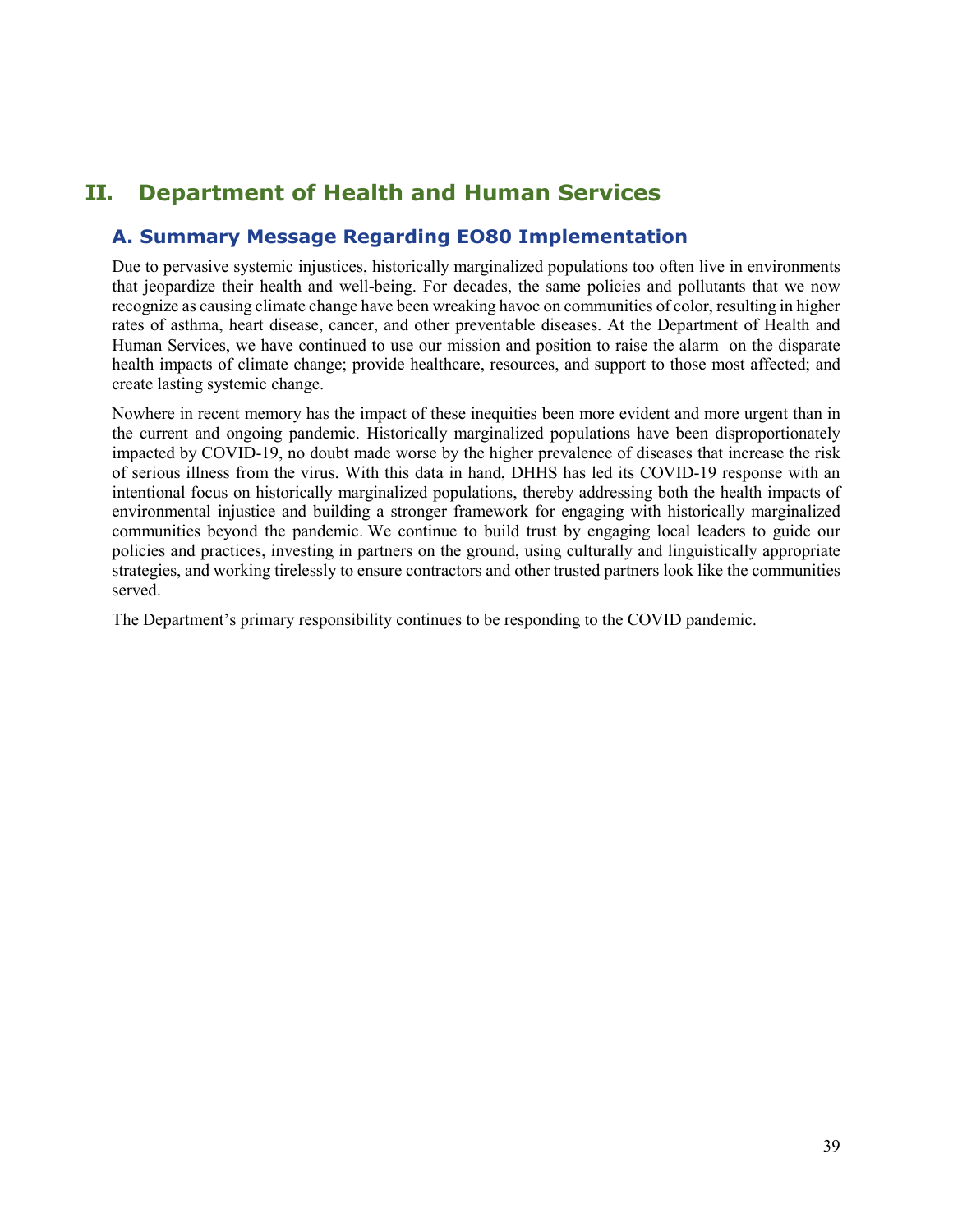# II. Department of Health and Human Services

## A. Summary Message Regarding EO80 Implementation

Due to pervasive systemic injustices, historically marginalized populations too often live in environments that jeopardize their health and well-being. For decades, the same policies and pollutants that we now recognize as causing climate change have been wreaking havoc on communities of color, resulting in higher rates of asthma, heart disease, cancer, and other preventable diseases. At the Department of Health and Human Services, we have continued to use our mission and position to raise the alarm on the disparate health impacts of climate change; provide healthcare, resources, and support to those most affected; and create lasting systemic change.

Nowhere in recent memory has the impact of these inequities been more evident and more urgent than in the current and ongoing pandemic. Historically marginalized populations have been disproportionately impacted by COVID-19, no doubt made worse by the higher prevalence of diseases that increase the risk of serious illness from the virus. With this data in hand, DHHS has led its COVID-19 response with an intentional focus on historically marginalized populations, thereby addressing both the health impacts of environmental injustice and building a stronger framework for engaging with historically marginalized communities beyond the pandemic. We continue to build trust by engaging local leaders to guide our policies and practices, investing in partners on the ground, using culturally and linguistically appropriate strategies, and working tirelessly to ensure contractors and other trusted partners look like the communities served.

The Department's primary responsibility continues to be responding to the COVID pandemic.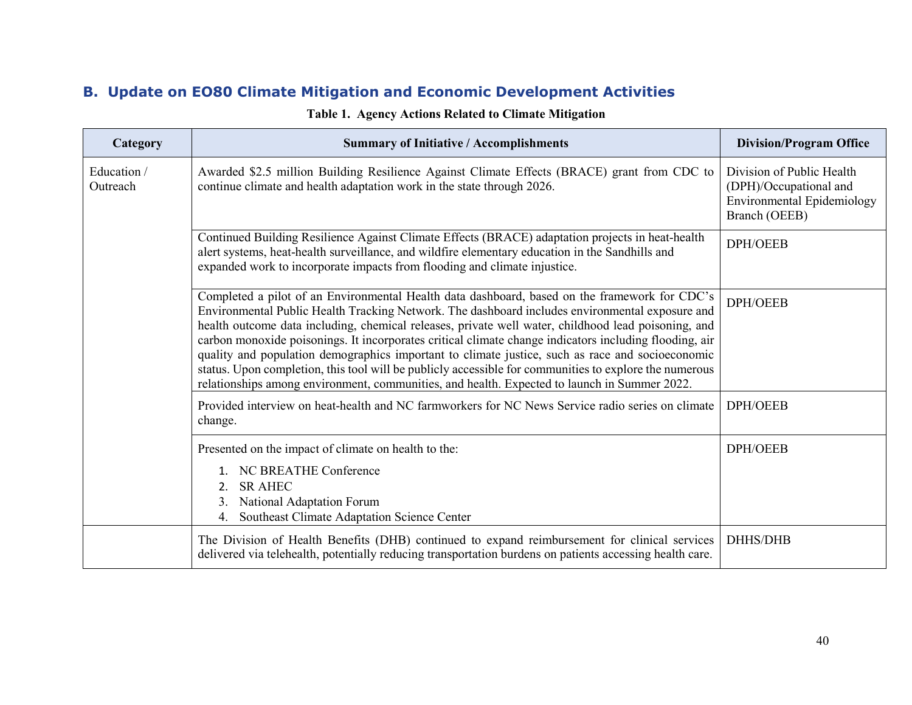## B. Update on EO80 Climate Mitigation and Economic Development Activities

**Table 1. Agency Actions Related to Climate Mitigation**

| Category | Summary of Initiative / Accomplishments | Division/Program Office |
|---|---|---|
| Education / Outreach | Awarded $2.5 million Building Resilience Against Climate Effects (BRACE) grant from CDC to continue climate and health adaptation work in the state through 2026. | Division of Public Health (DPH)/Occupational and Environmental Epidemiology Branch (OEEB) |
| | Continued Building Resilience Against Climate Effects (BRACE) adaptation projects in heat-health alert systems, heat-health surveillance, and wildfire elementary education in the Sandhills and expanded work to incorporate impacts from flooding and climate injustice. | DPH/OEEB |
| | Completed a pilot of an Environmental Health data dashboard, based on the framework for CDC's Environmental Public Health Tracking Network. The dashboard includes environmental exposure and health outcome data including, chemical releases, private well water, childhood lead poisoning, and carbon monoxide poisonings. It incorporates critical climate change indicators including flooding, air quality and population demographics important to climate justice, such as race and socioeconomic status. Upon completion, this tool will be publicly accessible for communities to explore the numerous relationships among environment, communities, and health. Expected to launch in Summer 2022. | DPH/OEEB |
| | Provided interview on heat-health and NC farmworkers for NC News Service radio series on climate change. | DPH/OEEB |
| | Presented on the impact of climate on health to the:<br>1. NC BREATHE Conference<br>2. SR AHEC<br>3. National Adaptation Forum<br>4. Southeast Climate Adaptation Science Center | DPH/OEEB |
| | The Division of Health Benefits (DHB) continued to expand reimbursement for clinical services delivered via telehealth, potentially reducing transportation burdens on patients accessing health care. | DHHS/DHB |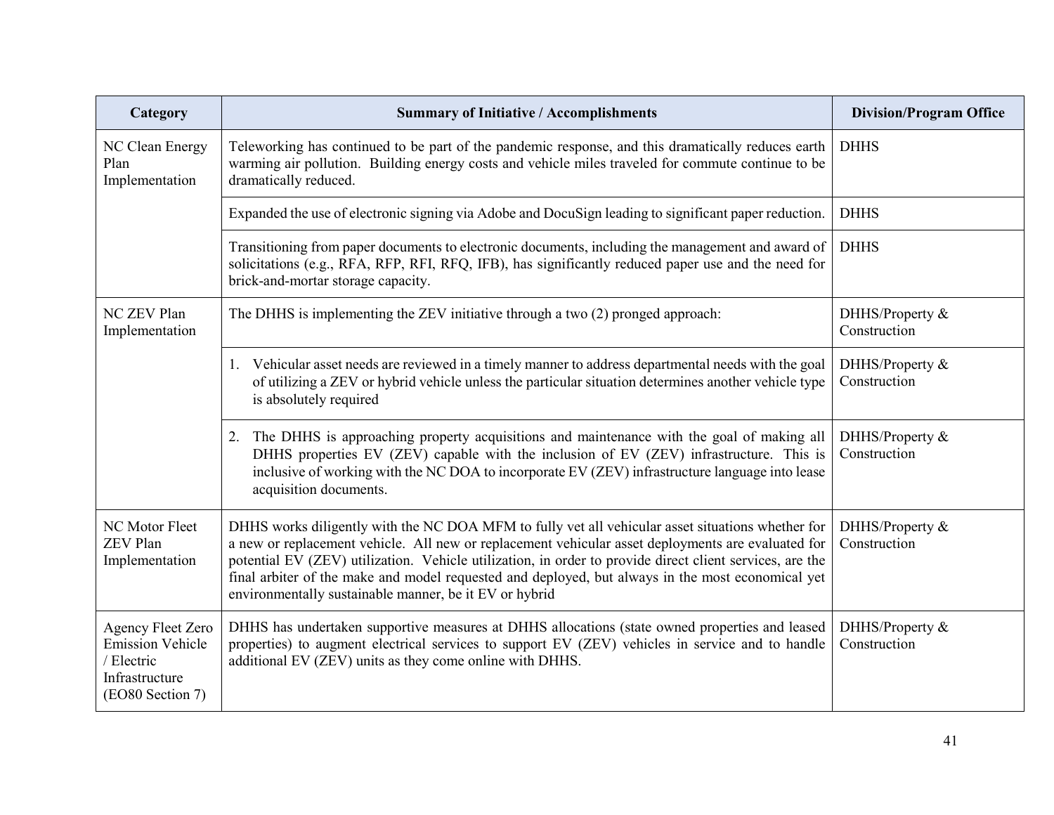| Category | Summary of Initiative / Accomplishments | Division/Program Office |
| --- | --- | --- |
| NC Clean Energy Plan Implementation | Teleworking has continued to be part of the pandemic response, and this dramatically reduces earth warming air pollution. Building energy costs and vehicle miles traveled for commute continue to be dramatically reduced. | DHHS |
| | Expanded the use of electronic signing via Adobe and DocuSign leading to significant paper reduction. | DHHS |
| | Transitioning from paper documents to electronic documents, including the management and award of solicitations (e.g., RFA, RFP, RFI, RFQ, IFB), has significantly reduced paper use and the need for brick-and-mortar storage capacity. | DHHS |
| NC ZEV Plan Implementation | The DHHS is implementing the ZEV initiative through a two (2) pronged approach: | DHHS/Property & Construction |
| | 1. Vehicular asset needs are reviewed in a timely manner to address departmental needs with the goal of utilizing a ZEV or hybrid vehicle unless the particular situation determines another vehicle type is absolutely required | DHHS/Property & Construction |
| | 2. The DHHS is approaching property acquisitions and maintenance with the goal of making all DHHS properties EV (ZEV) capable with the inclusion of EV (ZEV) infrastructure. This is inclusive of working with the NC DOA to incorporate EV (ZEV) infrastructure language into lease acquisition documents. | DHHS/Property & Construction |
| NC Motor Fleet ZEV Plan Implementation | DHHS works diligently with the NC DOA MFM to fully vet all vehicular asset situations whether for a new or replacement vehicle. All new or replacement vehicular asset deployments are evaluated for potential EV (ZEV) utilization. Vehicle utilization, in order to provide direct client services, are the final arbiter of the make and model requested and deployed, but always in the most economical yet environmentally sustainable manner, be it EV or hybrid | DHHS/Property & Construction |
| Agency Fleet Zero Emission Vehicle / Electric Infrastructure (EO80 Section 7) | DHHS has undertaken supportive measures at DHHS allocations (state owned properties and leased properties) to augment electrical services to support EV (ZEV) vehicles in service and to handle additional EV (ZEV) units as they come online with DHHS. | DHHS/Property & Construction |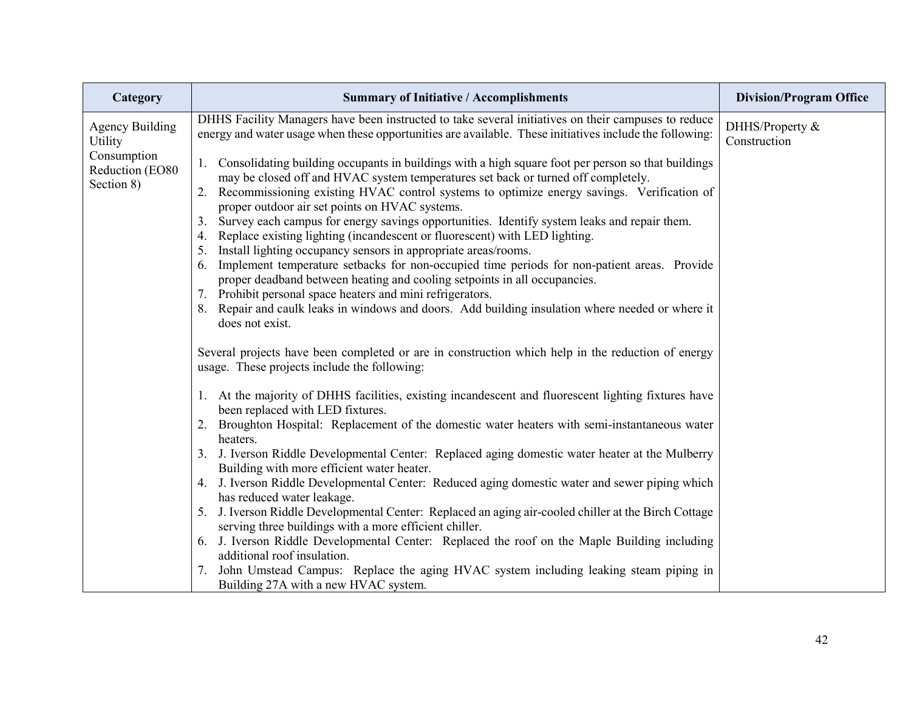| Category | Summary of Initiative / Accomplishments | Division/Program Office |
|---|---|---|
| Agency Building Utility Consumption Reduction (EO80 Section 8) | DHHS Facility Managers have been instructed to take several initiatives on their campuses to reduce energy and water usage when these opportunities are available. These initiatives include the following:<br><br>1. Consolidating building occupants in buildings with a high square foot per person so that buildings may be closed off and HVAC system temperatures set back or turned off completely.<br>2. Recommissioning existing HVAC control systems to optimize energy savings. Verification of proper outdoor air set points on HVAC systems.<br>3. Survey each campus for energy savings opportunities. Identify system leaks and repair them.<br>4. Replace existing lighting (incandescent or fluorescent) with LED lighting.<br>5. Install lighting occupancy sensors in appropriate areas/rooms.<br>6. Implement temperature setbacks for non-occupied time periods for non-patient areas. Provide proper deadband between heating and cooling setpoints in all occupancies.<br>7. Prohibit personal space heaters and mini refrigerators.<br>8. Repair and caulk leaks in windows and doors. Add building insulation where needed or where it does not exist.<br><br>Several projects have been completed or are in construction which help in the reduction of energy usage. These projects include the following:<br><br>1. At the majority of DHHS facilities, existing incandescent and fluorescent lighting fixtures have been replaced with LED fixtures.<br>2. Broughton Hospital: Replacement of the domestic water heaters with semi-instantaneous water heaters.<br>3. J. Iverson Riddle Developmental Center: Replaced aging domestic water heater at the Mulberry Building with more efficient water heater.<br>4. J. Iverson Riddle Developmental Center: Reduced aging domestic water and sewer piping which has reduced water leakage.<br>5. J. Iverson Riddle Developmental Center: Replaced an aging air-cooled chiller at the Birch Cottage serving three buildings with a more efficient chiller.<br>6. J. Iverson Riddle Developmental Center: Replaced the roof on the Maple Building including additional roof insulation.<br>7. John Umstead Campus: Replace the aging HVAC system including leaking steam piping in Building 27A with a new HVAC system. | DHHS/Property & Construction |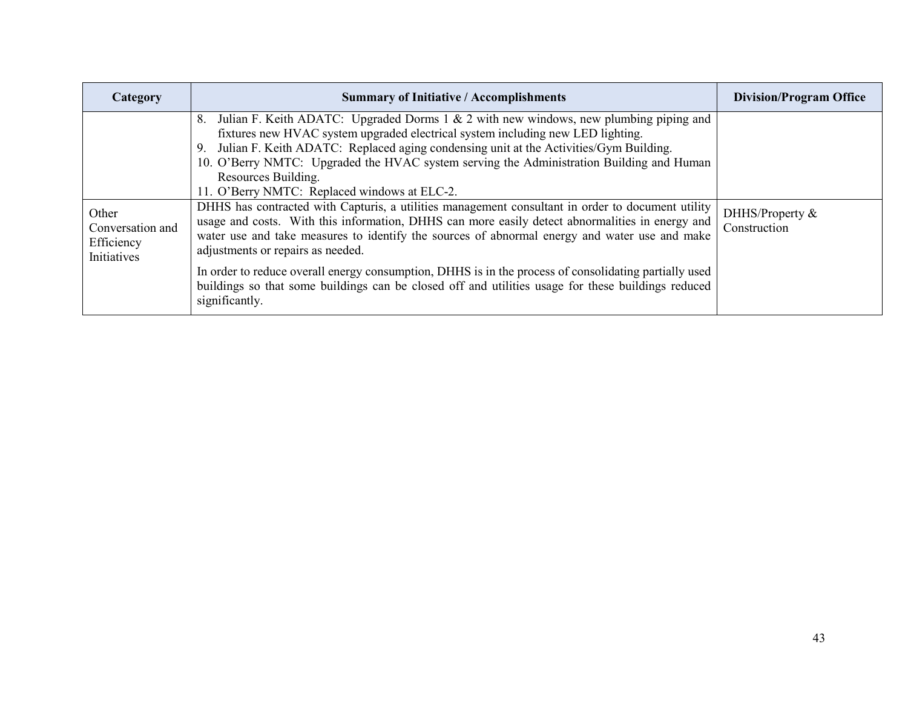| Category | Summary of Initiative / Accomplishments | Division/Program Office |
|---|---|---|
| | 8. Julian F. Keith ADATC: Upgraded Dorms 1 & 2 with new windows, new plumbing piping and fixtures new HVAC system upgraded electrical system including new LED lighting.<br>9. Julian F. Keith ADATC: Replaced aging condensing unit at the Activities/Gym Building.<br>10. O'Berry NMTC: Upgraded the HVAC system serving the Administration Building and Human Resources Building.<br>11. O'Berry NMTC: Replaced windows at ELC-2. | |
| Other Conversation and Efficiency Initiatives | DHHS has contracted with Capturis, a utilities management consultant in order to document utility usage and costs. With this information, DHHS can more easily detect abnormalities in energy and water use and take measures to identify the sources of abnormal energy and water use and make adjustments or repairs as needed.<br><br>In order to reduce overall energy consumption, DHHS is in the process of consolidating partially used buildings so that some buildings can be closed off and utilities usage for these buildings reduced significantly. | DHHS/Property & Construction |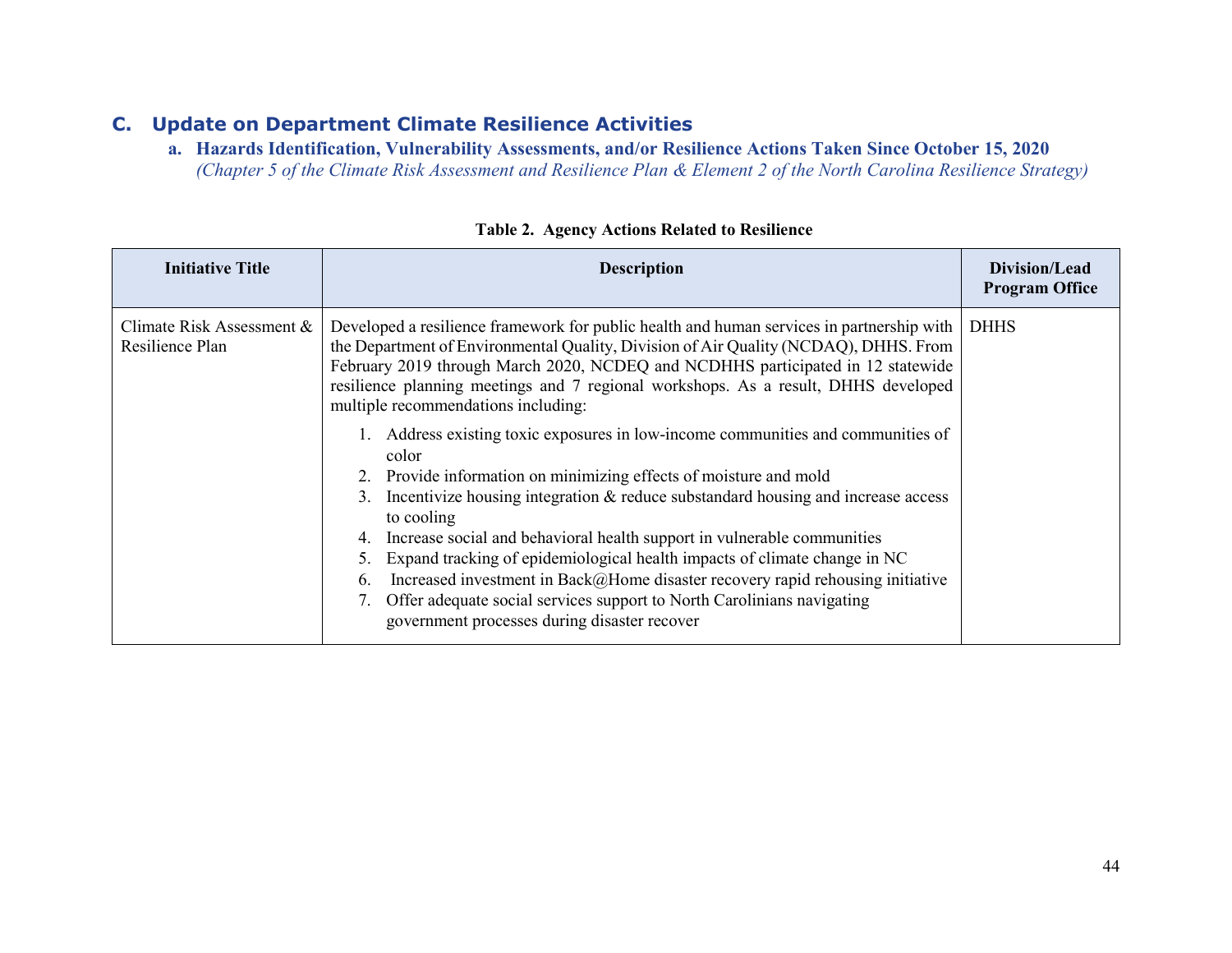## C. Update on Department Climate Resilience Activities

### a. Hazards Identification, Vulnerability Assessments, and/or Resilience Actions Taken Since October 15, 2020

*(Chapter 5 of the Climate Risk Assessment and Resilience Plan & Element 2 of the North Carolina Resilience Strategy)*

**Table 2. Agency Actions Related to Resilience**

| Initiative Title | Description | Division/Lead Program Office |
|---|---|---|
| Climate Risk Assessment & Resilience Plan | Developed a resilience framework for public health and human services in partnership with the Department of Environmental Quality, Division of Air Quality (NCDAQ), DHHS. From February 2019 through March 2020, NCDEQ and NCDHHS participated in 12 statewide resilience planning meetings and 7 regional workshops. As a result, DHHS developed multiple recommendations including:<br>1. Address existing toxic exposures in low-income communities and communities of color<br>2. Provide information on minimizing effects of moisture and mold<br>3. Incentivize housing integration & reduce substandard housing and increase access to cooling<br>4. Increase social and behavioral health support in vulnerable communities<br>5. Expand tracking of epidemiological health impacts of climate change in NC<br>6. Increased investment in Back@Home disaster recovery rapid rehousing initiative<br>7. Offer adequate social services support to North Carolinians navigating government processes during disaster recover | DHHS |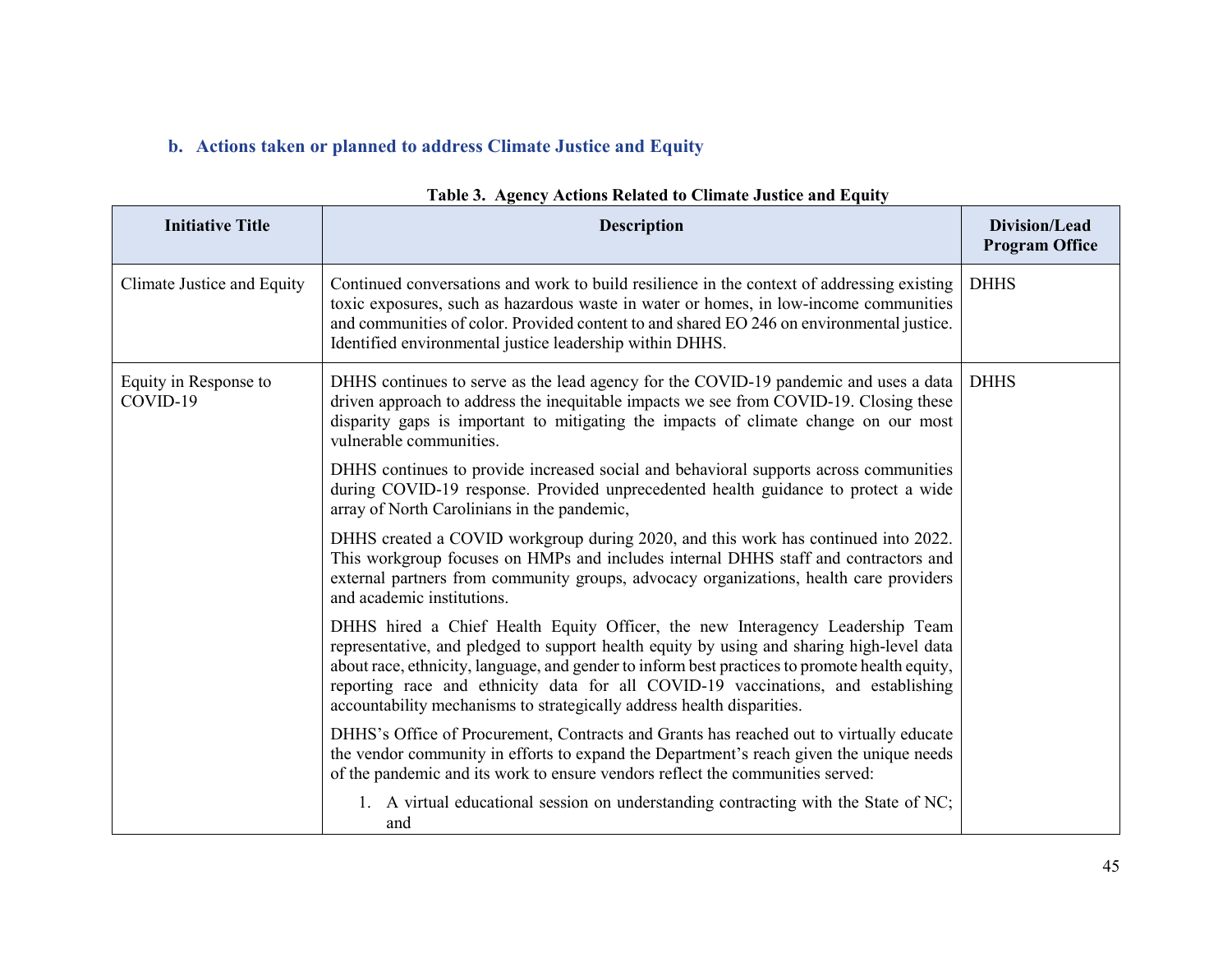### b. Actions taken or planned to address Climate Justice and Equity

**Table 3. Agency Actions Related to Climate Justice and Equity**

| Initiative Title | Description | Division/Lead Program Office |
|---|---|---|
| Climate Justice and Equity | Continued conversations and work to build resilience in the context of addressing existing toxic exposures, such as hazardous waste in water or homes, in low-income communities and communities of color. Provided content to and shared EO 246 on environmental justice. Identified environmental justice leadership within DHHS. | DHHS |
| Equity in Response to COVID-19 | DHHS continues to serve as the lead agency for the COVID-19 pandemic and uses a data driven approach to address the inequitable impacts we see from COVID-19. Closing these disparity gaps is important to mitigating the impacts of climate change on our most vulnerable communities.<br><br>DHHS continues to provide increased social and behavioral supports across communities during COVID-19 response. Provided unprecedented health guidance to protect a wide array of North Carolinians in the pandemic,<br><br>DHHS created a COVID workgroup during 2020, and this work has continued into 2022. This workgroup focuses on HMPs and includes internal DHHS staff and contractors and external partners from community groups, advocacy organizations, health care providers and academic institutions.<br><br>DHHS hired a Chief Health Equity Officer, the new Interagency Leadership Team representative, and pledged to support health equity by using and sharing high-level data about race, ethnicity, language, and gender to inform best practices to promote health equity, reporting race and ethnicity data for all COVID-19 vaccinations, and establishing accountability mechanisms to strategically address health disparities.<br><br>DHHS's Office of Procurement, Contracts and Grants has reached out to virtually educate the vendor community in efforts to expand the Department's reach given the unique needs of the pandemic and its work to ensure vendors reflect the communities served:<br><br>1. A virtual educational session on understanding contracting with the State of NC; and | DHHS |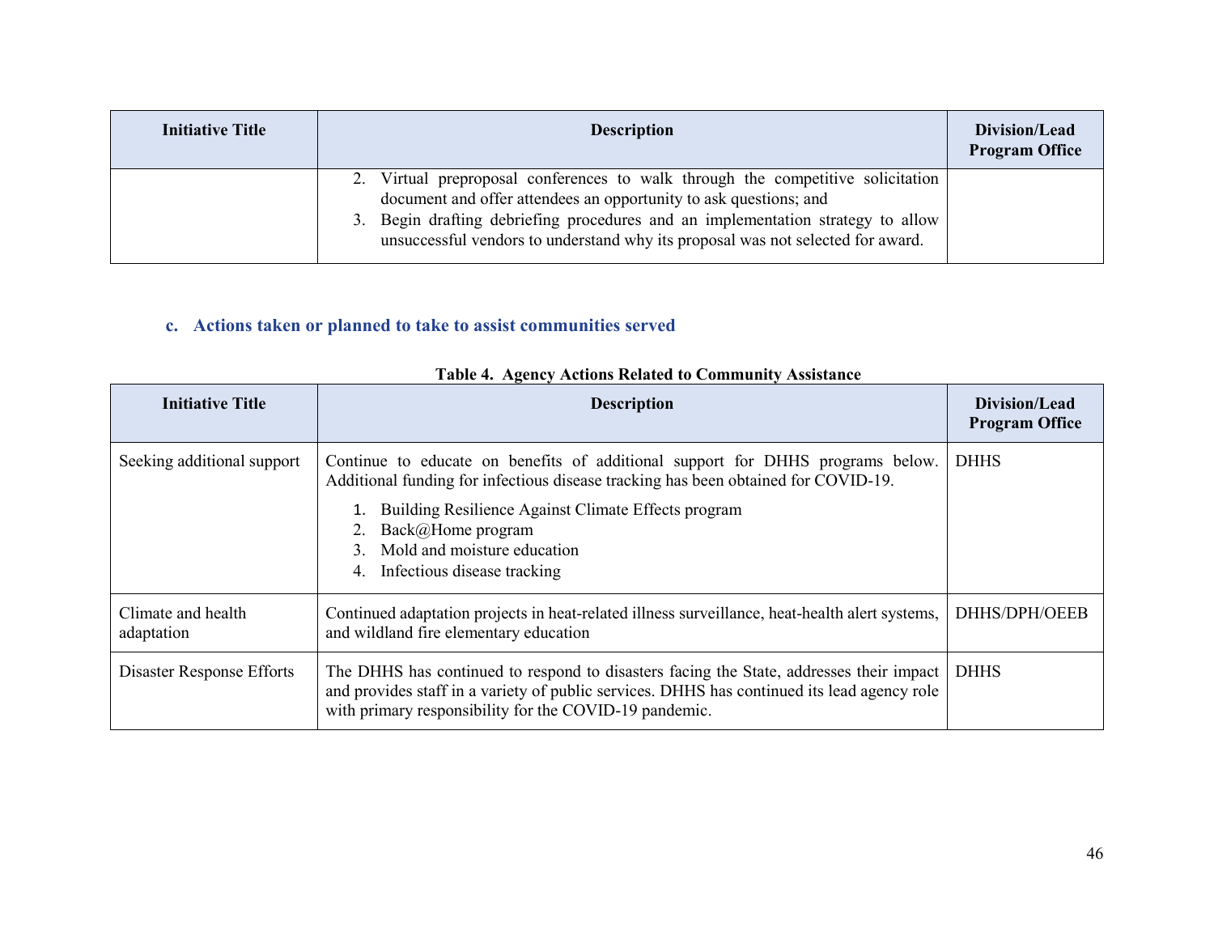| Initiative Title | Description | Division/Lead Program Office |
|---|---|---|
| | 2. Virtual preproposal conferences to walk through the competitive solicitation document and offer attendees an opportunity to ask questions; and<br>3. Begin drafting debriefing procedures and an implementation strategy to allow unsuccessful vendors to understand why its proposal was not selected for award. | |

### c. Actions taken or planned to take to assist communities served

**Table 4. Agency Actions Related to Community Assistance**

| Initiative Title | Description | Division/Lead Program Office |
|---|---|---|
| Seeking additional support | Continue to educate on benefits of additional support for DHHS programs below. Additional funding for infectious disease tracking has been obtained for COVID-19.<br>1. Building Resilience Against Climate Effects program<br>2. Back@Home program<br>3. Mold and moisture education<br>4. Infectious disease tracking | DHHS |
| Climate and health adaptation | Continued adaptation projects in heat-related illness surveillance, heat-health alert systems, and wildland fire elementary education | DHHS/DPH/OEEB |
| Disaster Response Efforts | The DHHS has continued to respond to disasters facing the State, addresses their impact and provides staff in a variety of public services. DHHS has continued its lead agency role with primary responsibility for the COVID-19 pandemic. | DHHS |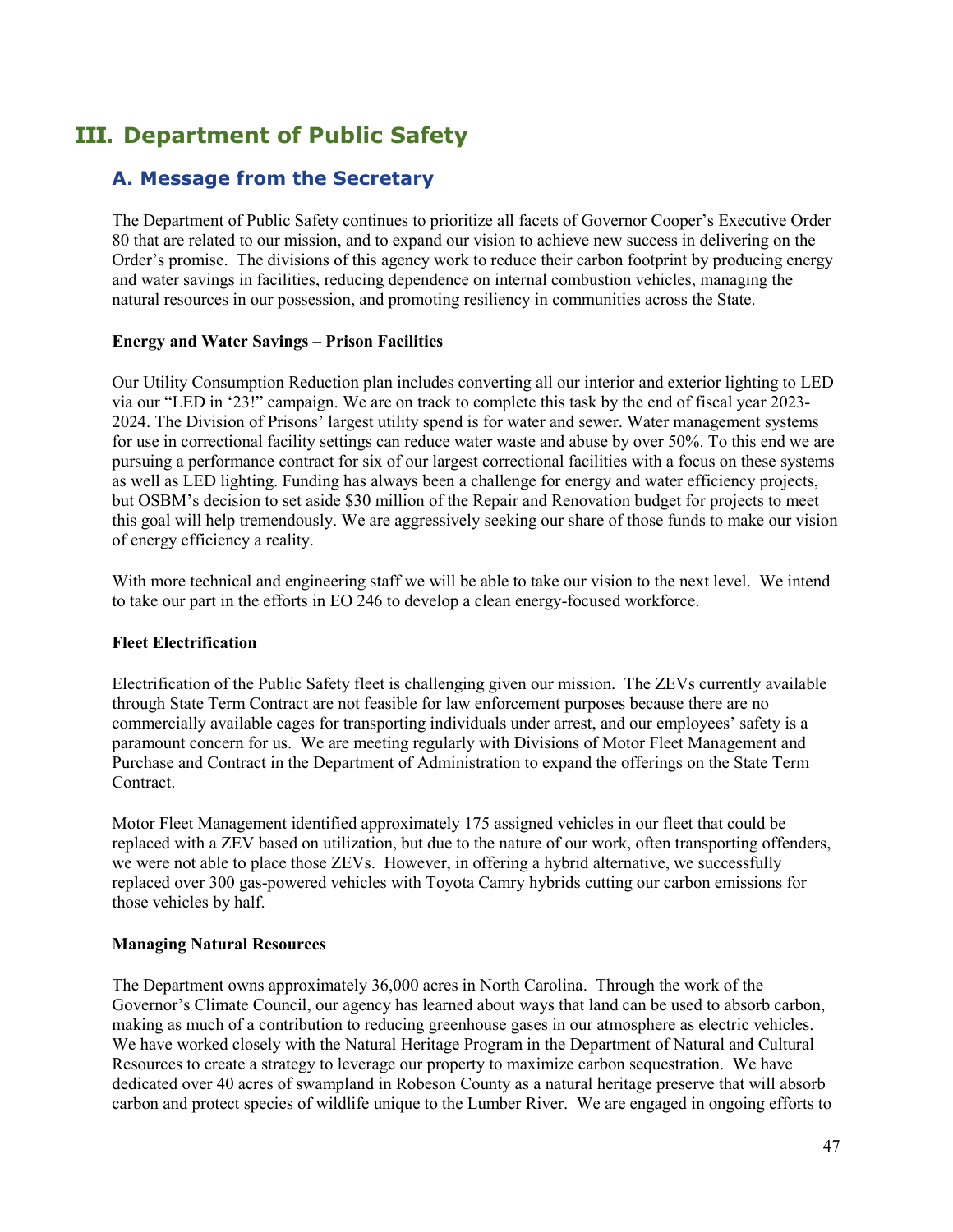# III. Department of Public Safety

## A. Message from the Secretary

The Department of Public Safety continues to prioritize all facets of Governor Cooper's Executive Order 80 that are related to our mission, and to expand our vision to achieve new success in delivering on the Order's promise. The divisions of this agency work to reduce their carbon footprint by producing energy and water savings in facilities, reducing dependence on internal combustion vehicles, managing the natural resources in our possession, and promoting resiliency in communities across the State.

**Energy and Water Savings – Prison Facilities**

Our Utility Consumption Reduction plan includes converting all our interior and exterior lighting to LED via our "LED in '23!" campaign. We are on track to complete this task by the end of fiscal year 2023-2024. The Division of Prisons' largest utility spend is for water and sewer. Water management systems for use in correctional facility settings can reduce water waste and abuse by over 50%. To this end we are pursuing a performance contract for six of our largest correctional facilities with a focus on these systems as well as LED lighting. Funding has always been a challenge for energy and water efficiency projects, but OSBM's decision to set aside $30 million of the Repair and Renovation budget for projects to meet this goal will help tremendously. We are aggressively seeking our share of those funds to make our vision of energy efficiency a reality.

With more technical and engineering staff we will be able to take our vision to the next level. We intend to take our part in the efforts in EO 246 to develop a clean energy-focused workforce.

**Fleet Electrification**

Electrification of the Public Safety fleet is challenging given our mission. The ZEVs currently available through State Term Contract are not feasible for law enforcement purposes because there are no commercially available cages for transporting individuals under arrest, and our employees' safety is a paramount concern for us. We are meeting regularly with Divisions of Motor Fleet Management and Purchase and Contract in the Department of Administration to expand the offerings on the State Term Contract.

Motor Fleet Management identified approximately 175 assigned vehicles in our fleet that could be replaced with a ZEV based on utilization, but due to the nature of our work, often transporting offenders, we were not able to place those ZEVs. However, in offering a hybrid alternative, we successfully replaced over 300 gas-powered vehicles with Toyota Camry hybrids cutting our carbon emissions for those vehicles by half.

**Managing Natural Resources**

The Department owns approximately 36,000 acres in North Carolina. Through the work of the Governor's Climate Council, our agency has learned about ways that land can be used to absorb carbon, making as much of a contribution to reducing greenhouse gases in our atmosphere as electric vehicles. We have worked closely with the Natural Heritage Program in the Department of Natural and Cultural Resources to create a strategy to leverage our property to maximize carbon sequestration. We have dedicated over 40 acres of swampland in Robeson County as a natural heritage preserve that will absorb carbon and protect species of wildlife unique to the Lumber River. We are engaged in ongoing efforts to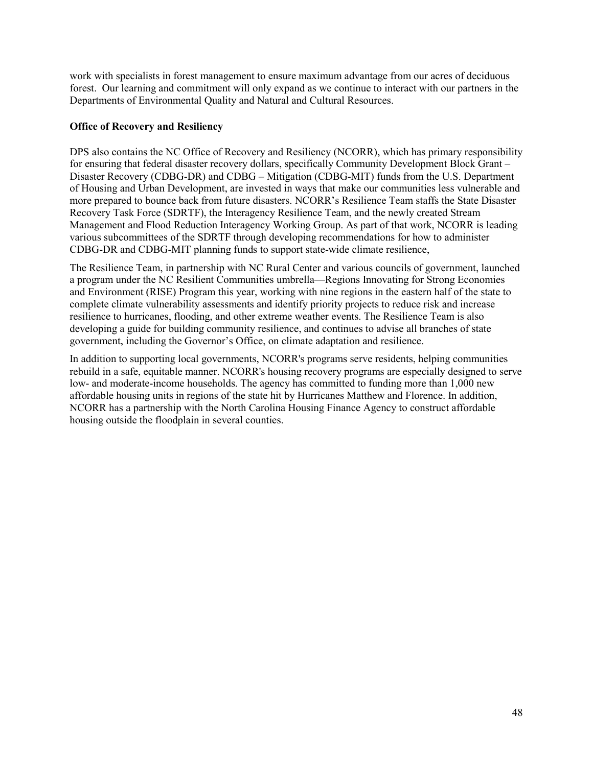work with specialists in forest management to ensure maximum advantage from our acres of deciduous forest. Our learning and commitment will only expand as we continue to interact with our partners in the Departments of Environmental Quality and Natural and Cultural Resources.

**Office of Recovery and Resiliency**

DPS also contains the NC Office of Recovery and Resiliency (NCORR), which has primary responsibility for ensuring that federal disaster recovery dollars, specifically Community Development Block Grant – Disaster Recovery (CDBG-DR) and CDBG – Mitigation (CDBG-MIT) funds from the U.S. Department of Housing and Urban Development, are invested in ways that make our communities less vulnerable and more prepared to bounce back from future disasters. NCORR's Resilience Team staffs the State Disaster Recovery Task Force (SDRTF), the Interagency Resilience Team, and the newly created Stream Management and Flood Reduction Interagency Working Group. As part of that work, NCORR is leading various subcommittees of the SDRTF through developing recommendations for how to administer CDBG-DR and CDBG-MIT planning funds to support state-wide climate resilience,

The Resilience Team, in partnership with NC Rural Center and various councils of government, launched a program under the NC Resilient Communities umbrella—Regions Innovating for Strong Economies and Environment (RISE) Program this year, working with nine regions in the eastern half of the state to complete climate vulnerability assessments and identify priority projects to reduce risk and increase resilience to hurricanes, flooding, and other extreme weather events. The Resilience Team is also developing a guide for building community resilience, and continues to advise all branches of state government, including the Governor's Office, on climate adaptation and resilience.

In addition to supporting local governments, NCORR's programs serve residents, helping communities rebuild in a safe, equitable manner. NCORR's housing recovery programs are especially designed to serve low- and moderate-income households. The agency has committed to funding more than 1,000 new affordable housing units in regions of the state hit by Hurricanes Matthew and Florence. In addition, NCORR has a partnership with the North Carolina Housing Finance Agency to construct affordable housing outside the floodplain in several counties.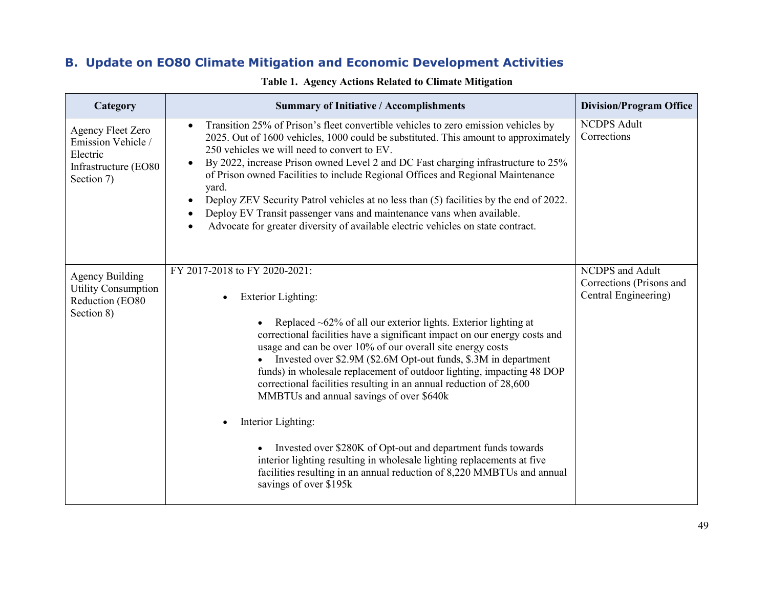## B. Update on EO80 Climate Mitigation and Economic Development Activities

**Table 1. Agency Actions Related to Climate Mitigation**

| Category | Summary of Initiative / Accomplishments | Division/Program Office |
|---|---|---|
| Agency Fleet Zero Emission Vehicle / Electric Infrastructure (EO80 Section 7) | • Transition 25% of Prison's fleet convertible vehicles to zero emission vehicles by 2025. Out of 1600 vehicles, 1000 could be substituted. This amount to approximately 250 vehicles we will need to convert to EV.<br>• By 2022, increase Prison owned Level 2 and DC Fast charging infrastructure to 25% of Prison owned Facilities to include Regional Offices and Regional Maintenance yard.<br>• Deploy ZEV Security Patrol vehicles at no less than (5) facilities by the end of 2022.<br>• Deploy EV Transit passenger vans and maintenance vans when available.<br>• Advocate for greater diversity of available electric vehicles on state contract. | NCDPS Adult Corrections |
| Agency Building Utility Consumption Reduction (EO80 Section 8) | FY 2017-2018 to FY 2020-2021:<br>• Exterior Lighting:<br>  • Replaced ~62% of all our exterior lights. Exterior lighting at correctional facilities have a significant impact on our energy costs and usage and can be over 10% of our overall site energy costs<br>  • Invested over $2.9M ($2.6M Opt-out funds, $.3M in department funds) in wholesale replacement of outdoor lighting, impacting 48 DOP correctional facilities resulting in an annual reduction of 28,600 MMBTUs and annual savings of over $640k<br>• Interior Lighting:<br>  • Invested over $280K of Opt-out and department funds towards interior lighting resulting in wholesale lighting replacements at five facilities resulting in an annual reduction of 8,220 MMBTUs and annual savings of over $195k | NCDPS and Adult Corrections (Prisons and Central Engineering) |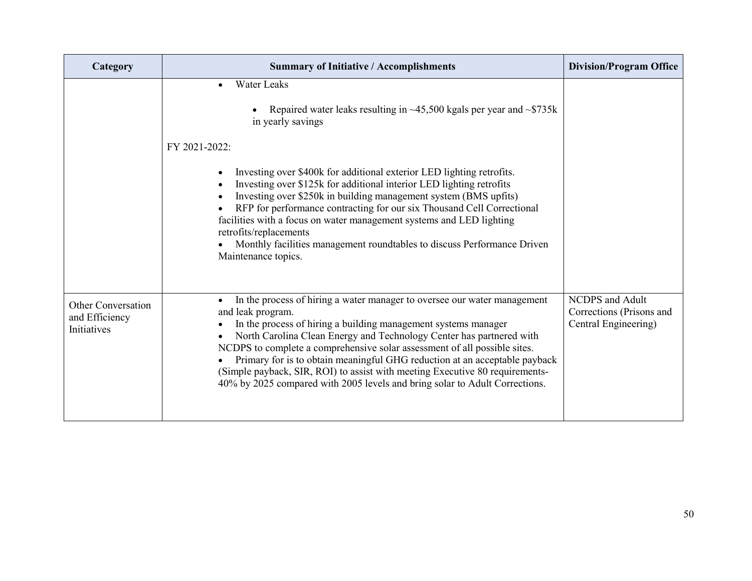| Category | Summary of Initiative / Accomplishments | Division/Program Office |
|---|---|---|
| | • Water Leaks<br>  ◦ Repaired water leaks resulting in ~45,500 kgals per year and ~$735k in yearly savings<br><br>FY 2021-2022:<br><br>• Investing over $400k for additional exterior LED lighting retrofits.<br>• Investing over $125k for additional interior LED lighting retrofits<br>• Investing over $250k in building management system (BMS upfits)<br>• RFP for performance contracting for our six Thousand Cell Correctional facilities with a focus on water management systems and LED lighting retrofits/replacements<br>• Monthly facilities management roundtables to discuss Performance Driven Maintenance topics. | |
| Other Conversation and Efficiency Initiatives | • In the process of hiring a water manager to oversee our water management and leak program.<br>• In the process of hiring a building management systems manager<br>• North Carolina Clean Energy and Technology Center has partnered with NCDPS to complete a comprehensive solar assessment of all possible sites.<br>• Primary for is to obtain meaningful GHG reduction at an acceptable payback (Simple payback, SIR, ROI) to assist with meeting Executive 80 requirements- 40% by 2025 compared with 2005 levels and bring solar to Adult Corrections. | NCDPS and Adult Corrections (Prisons and Central Engineering) |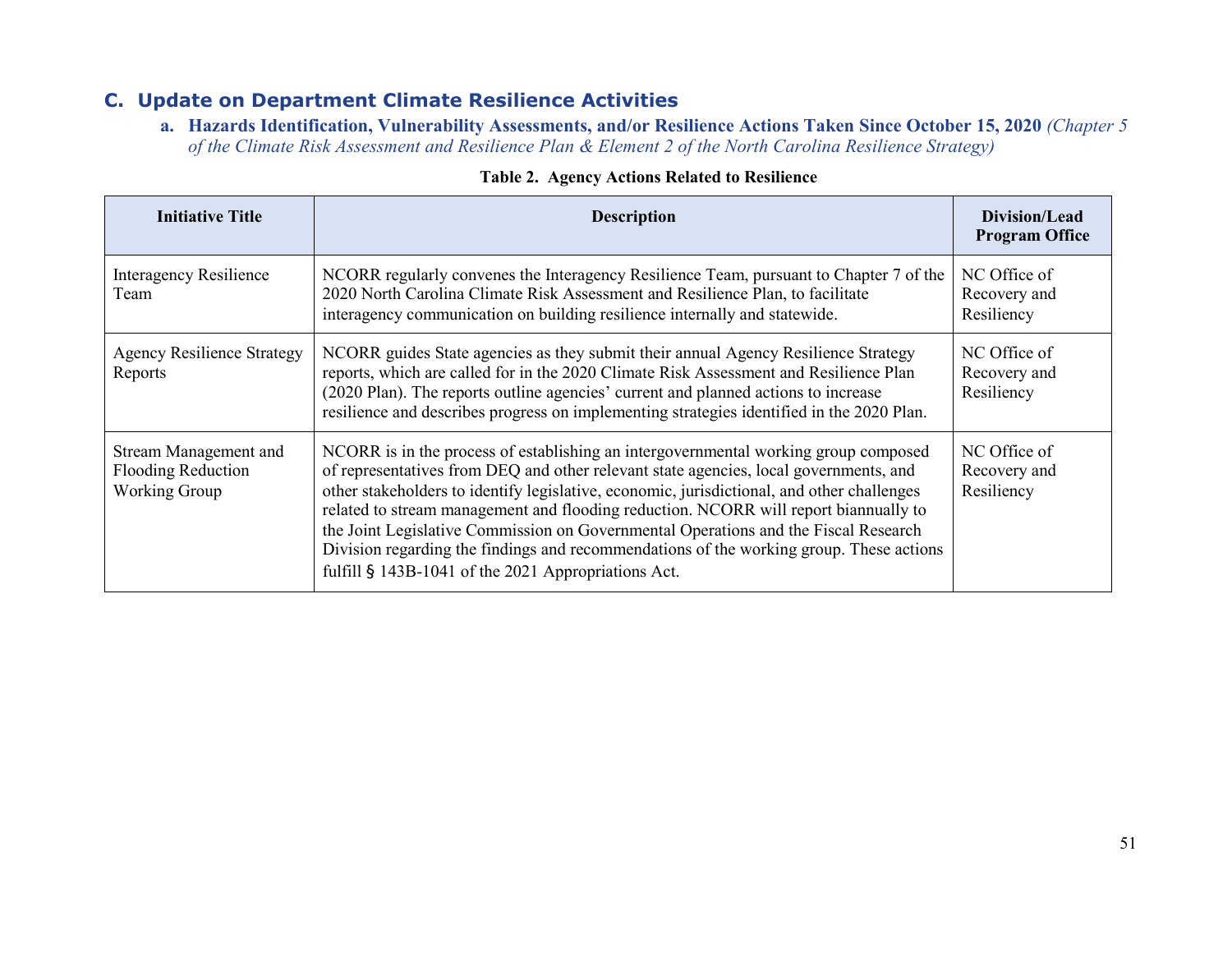## C. Update on Department Climate Resilience Activities

### a. Hazards Identification, Vulnerability Assessments, and/or Resilience Actions Taken Since October 15, 2020 *(Chapter 5 of the Climate Risk Assessment and Resilience Plan & Element 2 of the North Carolina Resilience Strategy)*

**Table 2. Agency Actions Related to Resilience**

| Initiative Title | Description | Division/Lead Program Office |
|---|---|---|
| Interagency Resilience Team | NCORR regularly convenes the Interagency Resilience Team, pursuant to Chapter 7 of the 2020 North Carolina Climate Risk Assessment and Resilience Plan, to facilitate interagency communication on building resilience internally and statewide. | NC Office of Recovery and Resiliency |
| Agency Resilience Strategy Reports | NCORR guides State agencies as they submit their annual Agency Resilience Strategy reports, which are called for in the 2020 Climate Risk Assessment and Resilience Plan (2020 Plan). The reports outline agencies' current and planned actions to increase resilience and describes progress on implementing strategies identified in the 2020 Plan. | NC Office of Recovery and Resiliency |
| Stream Management and Flooding Reduction Working Group | NCORR is in the process of establishing an intergovernmental working group composed of representatives from DEQ and other relevant state agencies, local governments, and other stakeholders to identify legislative, economic, jurisdictional, and other challenges related to stream management and flooding reduction. NCORR will report biannually to the Joint Legislative Commission on Governmental Operations and the Fiscal Research Division regarding the findings and recommendations of the working group. These actions fulfill § 143B-1041 of the 2021 Appropriations Act. | NC Office of Recovery and Resiliency |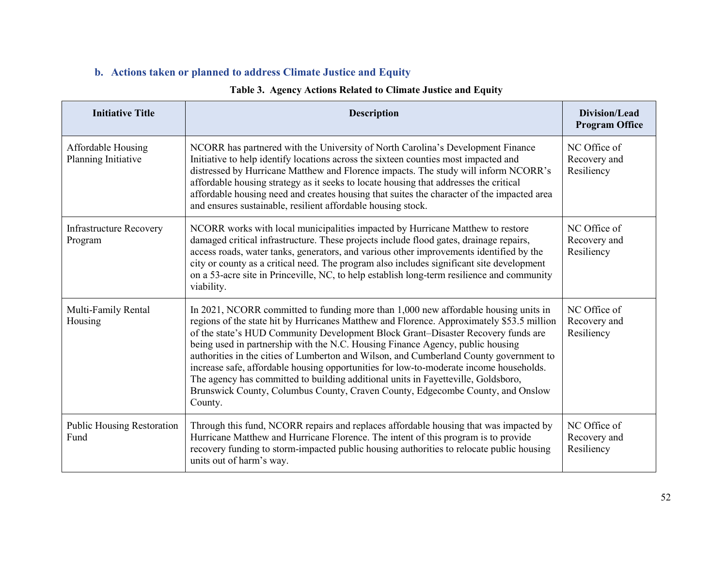### b. Actions taken or planned to address Climate Justice and Equity

**Table 3. Agency Actions Related to Climate Justice and Equity**

| Initiative Title | Description | Division/Lead Program Office |
|---|---|---|
| Affordable Housing Planning Initiative | NCORR has partnered with the University of North Carolina's Development Finance Initiative to help identify locations across the sixteen counties most impacted and distressed by Hurricane Matthew and Florence impacts. The study will inform NCORR's affordable housing strategy as it seeks to locate housing that addresses the critical affordable housing need and creates housing that suites the character of the impacted area and ensures sustainable, resilient affordable housing stock. | NC Office of Recovery and Resiliency |
| Infrastructure Recovery Program | NCORR works with local municipalities impacted by Hurricane Matthew to restore damaged critical infrastructure. These projects include flood gates, drainage repairs, access roads, water tanks, generators, and various other improvements identified by the city or county as a critical need. The program also includes significant site development on a 53-acre site in Princeville, NC, to help establish long-term resilience and community viability. | NC Office of Recovery and Resiliency |
| Multi-Family Rental Housing | In 2021, NCORR committed to funding more than 1,000 new affordable housing units in regions of the state hit by Hurricanes Matthew and Florence. Approximately $53.5 million of the state's HUD Community Development Block Grant–Disaster Recovery funds are being used in partnership with the N.C. Housing Finance Agency, public housing authorities in the cities of Lumberton and Wilson, and Cumberland County government to increase safe, affordable housing opportunities for low-to-moderate income households. The agency has committed to building additional units in Fayetteville, Goldsboro, Brunswick County, Columbus County, Craven County, Edgecombe County, and Onslow County. | NC Office of Recovery and Resiliency |
| Public Housing Restoration Fund | Through this fund, NCORR repairs and replaces affordable housing that was impacted by Hurricane Matthew and Hurricane Florence. The intent of this program is to provide recovery funding to storm-impacted public housing authorities to relocate public housing units out of harm's way. | NC Office of Recovery and Resiliency |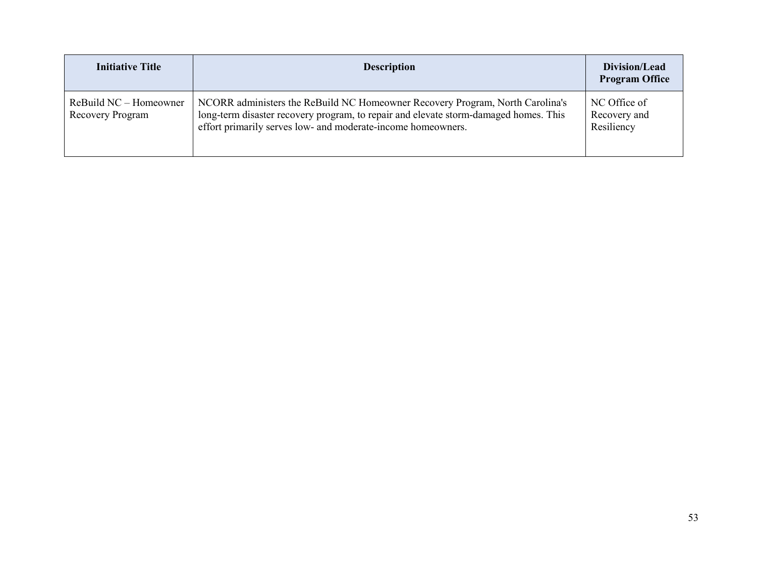| Initiative Title | Description | Division/Lead Program Office |
|---|---|---|
| ReBuild NC – Homeowner Recovery Program | NCORR administers the ReBuild NC Homeowner Recovery Program, North Carolina's long-term disaster recovery program, to repair and elevate storm-damaged homes. This effort primarily serves low- and moderate-income homeowners. | NC Office of Recovery and Resiliency |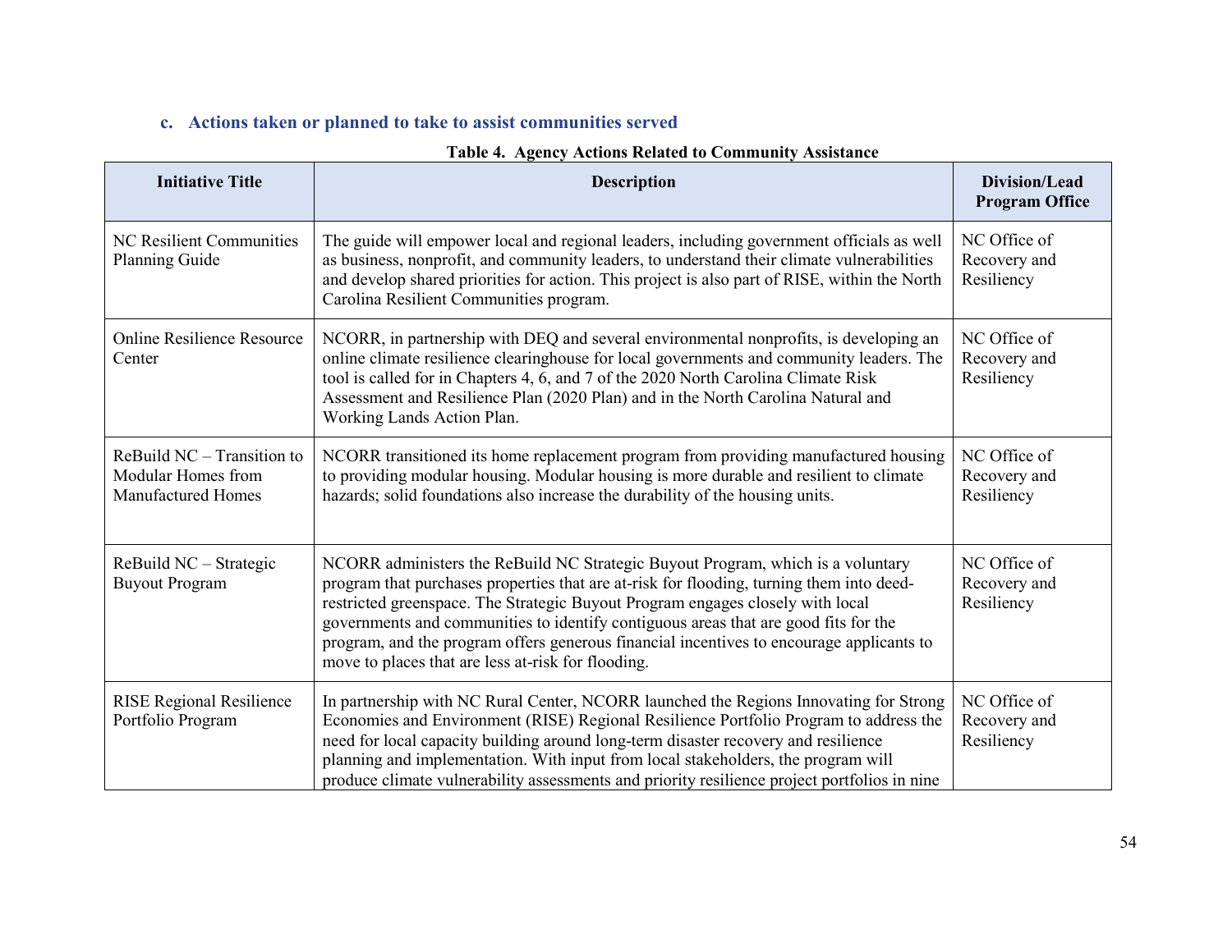### c. Actions taken or planned to take to assist communities served

**Table 4. Agency Actions Related to Community Assistance**

| Initiative Title | Description | Division/Lead Program Office |
|---|---|---|
| NC Resilient Communities Planning Guide | The guide will empower local and regional leaders, including government officials as well as business, nonprofit, and community leaders, to understand their climate vulnerabilities and develop shared priorities for action. This project is also part of RISE, within the North Carolina Resilient Communities program. | NC Office of Recovery and Resiliency |
| Online Resilience Resource Center | NCORR, in partnership with DEQ and several environmental nonprofits, is developing an online climate resilience clearinghouse for local governments and community leaders. The tool is called for in Chapters 4, 6, and 7 of the 2020 North Carolina Climate Risk Assessment and Resilience Plan (2020 Plan) and in the North Carolina Natural and Working Lands Action Plan. | NC Office of Recovery and Resiliency |
| ReBuild NC – Transition to Modular Homes from Manufactured Homes | NCORR transitioned its home replacement program from providing manufactured housing to providing modular housing. Modular housing is more durable and resilient to climate hazards; solid foundations also increase the durability of the housing units. | NC Office of Recovery and Resiliency |
| ReBuild NC – Strategic Buyout Program | NCORR administers the ReBuild NC Strategic Buyout Program, which is a voluntary program that purchases properties that are at-risk for flooding, turning them into deed-restricted greenspace. The Strategic Buyout Program engages closely with local governments and communities to identify contiguous areas that are good fits for the program, and the program offers generous financial incentives to encourage applicants to move to places that are less at-risk for flooding. | NC Office of Recovery and Resiliency |
| RISE Regional Resilience Portfolio Program | In partnership with NC Rural Center, NCORR launched the Regions Innovating for Strong Economies and Environment (RISE) Regional Resilience Portfolio Program to address the need for local capacity building around long-term disaster recovery and resilience planning and implementation. With input from local stakeholders, the program will produce climate vulnerability assessments and priority resilience project portfolios in nine | NC Office of Recovery and Resiliency |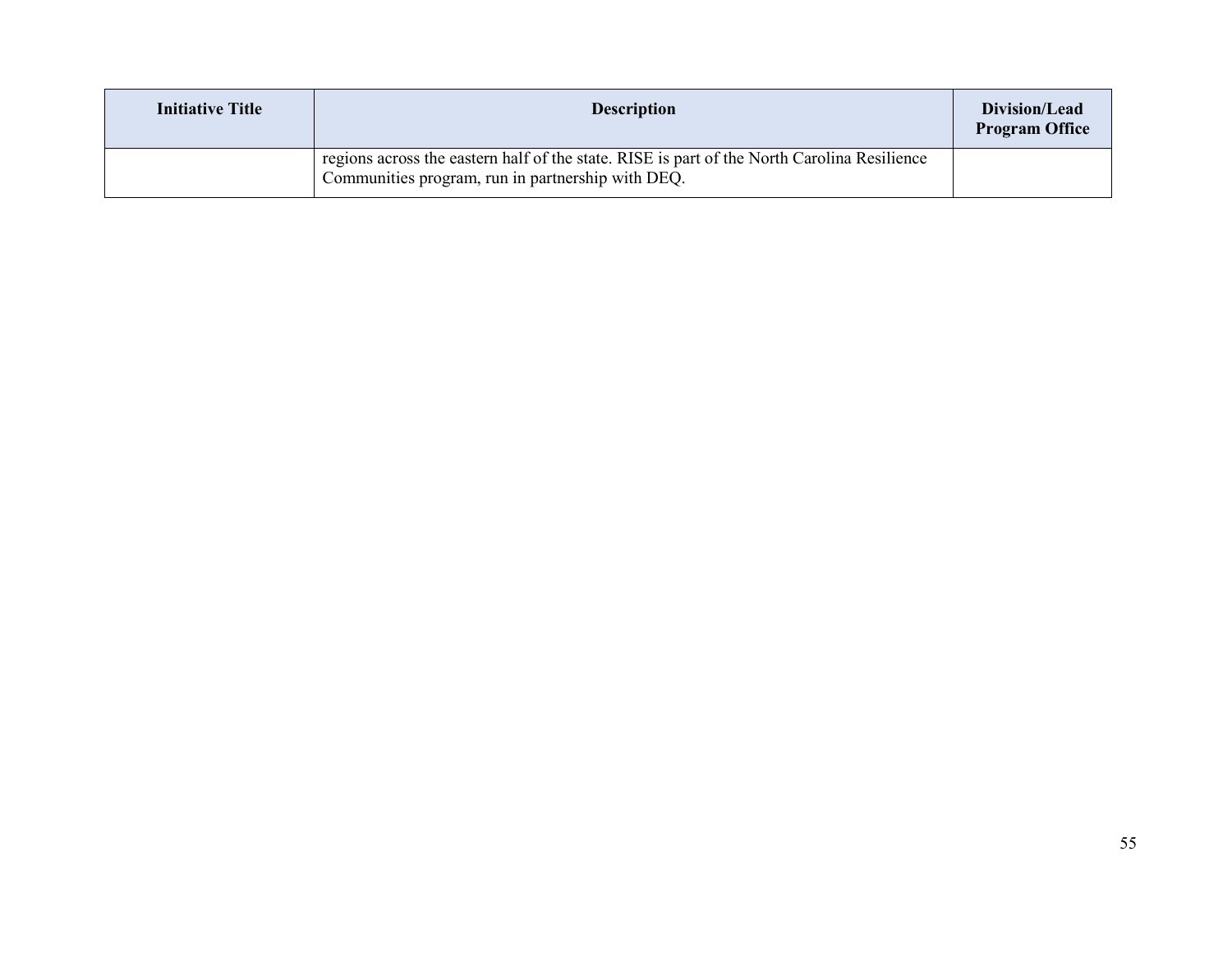| Initiative Title | Description | Division/Lead Program Office |
| --- | --- | --- |
| | regions across the eastern half of the state. RISE is part of the North Carolina Resilience Communities program, run in partnership with DEQ. | |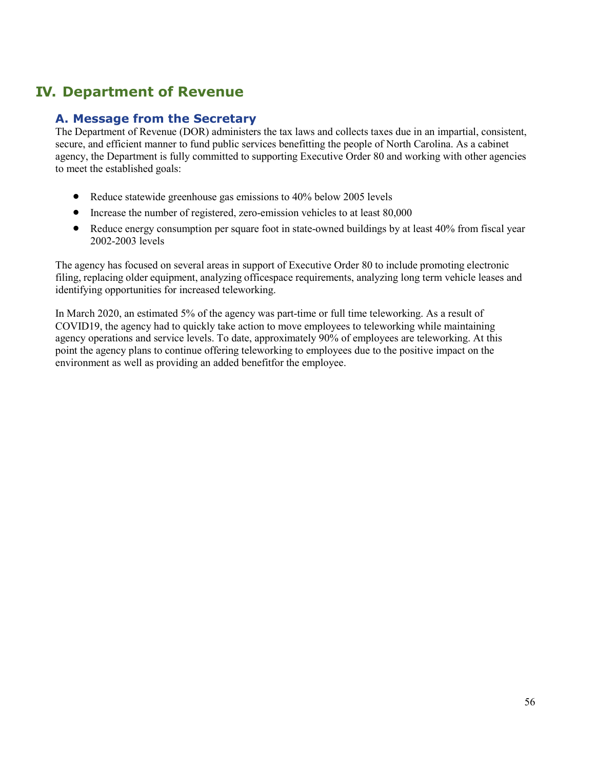# IV. Department of Revenue

## A. Message from the Secretary

The Department of Revenue (DOR) administers the tax laws and collects taxes due in an impartial, consistent, secure, and efficient manner to fund public services benefitting the people of North Carolina. As a cabinet agency, the Department is fully committed to supporting Executive Order 80 and working with other agencies to meet the established goals:

- Reduce statewide greenhouse gas emissions to 40% below 2005 levels
- Increase the number of registered, zero-emission vehicles to at least 80,000
- Reduce energy consumption per square foot in state-owned buildings by at least 40% from fiscal year 2002-2003 levels

The agency has focused on several areas in support of Executive Order 80 to include promoting electronic filing, replacing older equipment, analyzing officespace requirements, analyzing long term vehicle leases and identifying opportunities for increased teleworking.

In March 2020, an estimated 5% of the agency was part-time or full time teleworking. As a result of COVID19, the agency had to quickly take action to move employees to teleworking while maintaining agency operations and service levels. To date, approximately 90% of employees are teleworking. At this point the agency plans to continue offering teleworking to employees due to the positive impact on the environment as well as providing an added benefitfor the employee.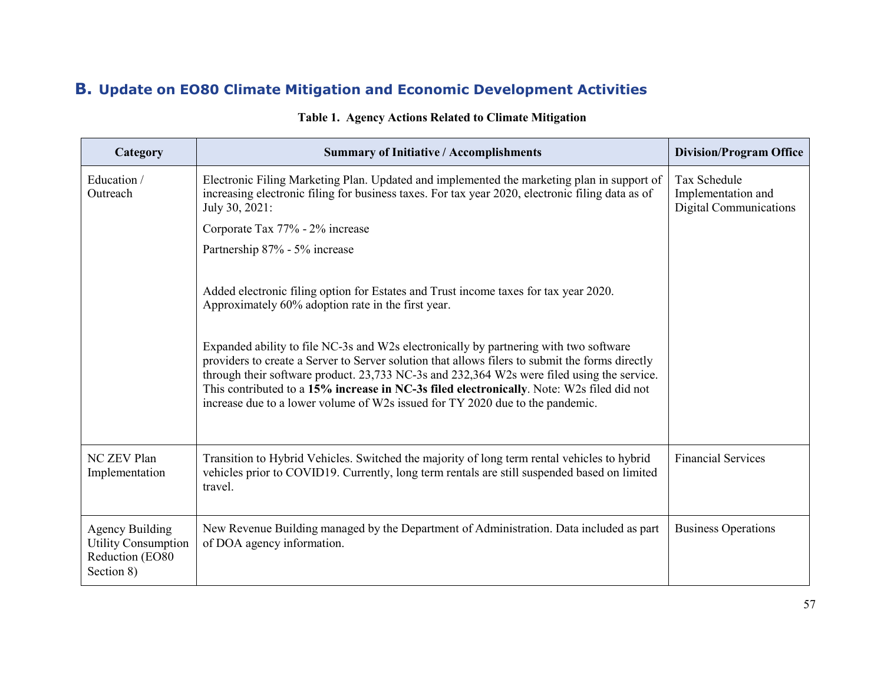## B. Update on EO80 Climate Mitigation and Economic Development Activities

**Table 1. Agency Actions Related to Climate Mitigation**

| Category | Summary of Initiative / Accomplishments | Division/Program Office |
|---|---|---|
| Education / Outreach | Electronic Filing Marketing Plan. Updated and implemented the marketing plan in support of increasing electronic filing for business taxes. For tax year 2020, electronic filing data as of July 30, 2021:<br><br>Corporate Tax 77% - 2% increase<br><br>Partnership 87% - 5% increase<br><br>Added electronic filing option for Estates and Trust income taxes for tax year 2020. Approximately 60% adoption rate in the first year.<br><br>Expanded ability to file NC-3s and W2s electronically by partnering with two software providers to create a Server to Server solution that allows filers to submit the forms directly through their software product. 23,733 NC-3s and 232,364 W2s were filed using the service. This contributed to a **15% increase in NC-3s filed electronically**. Note: W2s filed did not increase due to a lower volume of W2s issued for TY 2020 due to the pandemic. | Tax Schedule Implementation and Digital Communications |
| NC ZEV Plan Implementation | Transition to Hybrid Vehicles. Switched the majority of long term rental vehicles to hybrid vehicles prior to COVID19. Currently, long term rentals are still suspended based on limited travel. | Financial Services |
| Agency Building Utility Consumption Reduction (EO80 Section 8) | New Revenue Building managed by the Department of Administration. Data included as part of DOA agency information. | Business Operations |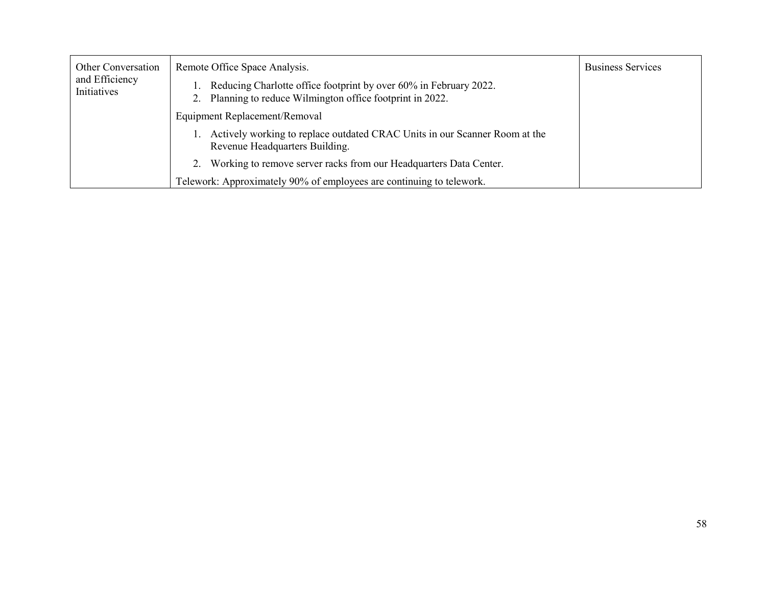| | | |
|---|---|---|
| Other Conversation and Efficiency Initiatives | Remote Office Space Analysis.<br>1. Reducing Charlotte office footprint by over 60% in February 2022.<br>2. Planning to reduce Wilmington office footprint in 2022.<br>Equipment Replacement/Removal<br>1. Actively working to replace outdated CRAC Units in our Scanner Room at the Revenue Headquarters Building.<br>2. Working to remove server racks from our Headquarters Data Center.<br>Telework: Approximately 90% of employees are continuing to telework. | Business Services |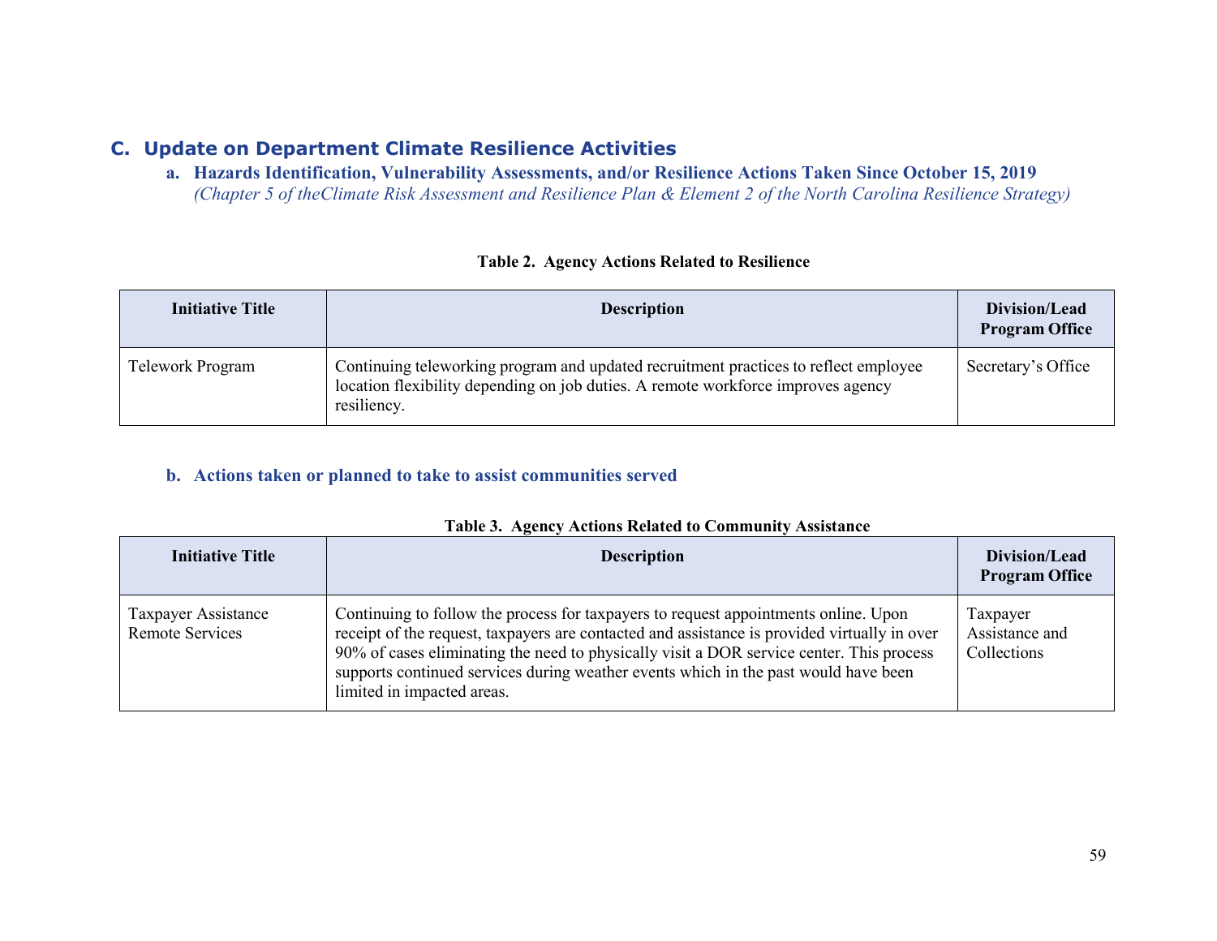## C. Update on Department Climate Resilience Activities

### a. Hazards Identification, Vulnerability Assessments, and/or Resilience Actions Taken Since October 15, 2019

*(Chapter 5 of theClimate Risk Assessment and Resilience Plan & Element 2 of the North Carolina Resilience Strategy)*

**Table 2. Agency Actions Related to Resilience**

| Initiative Title | Description | Division/Lead Program Office |
|---|---|---|
| Telework Program | Continuing teleworking program and updated recruitment practices to reflect employee location flexibility depending on job duties. A remote workforce improves agency resiliency. | Secretary's Office |

### b. Actions taken or planned to take to assist communities served

**Table 3. Agency Actions Related to Community Assistance**

| Initiative Title | Description | Division/Lead Program Office |
|---|---|---|
| Taxpayer Assistance Remote Services | Continuing to follow the process for taxpayers to request appointments online. Upon receipt of the request, taxpayers are contacted and assistance is provided virtually in over 90% of cases eliminating the need to physically visit a DOR service center. This process supports continued services during weather events which in the past would have been limited in impacted areas. | Taxpayer Assistance and Collections |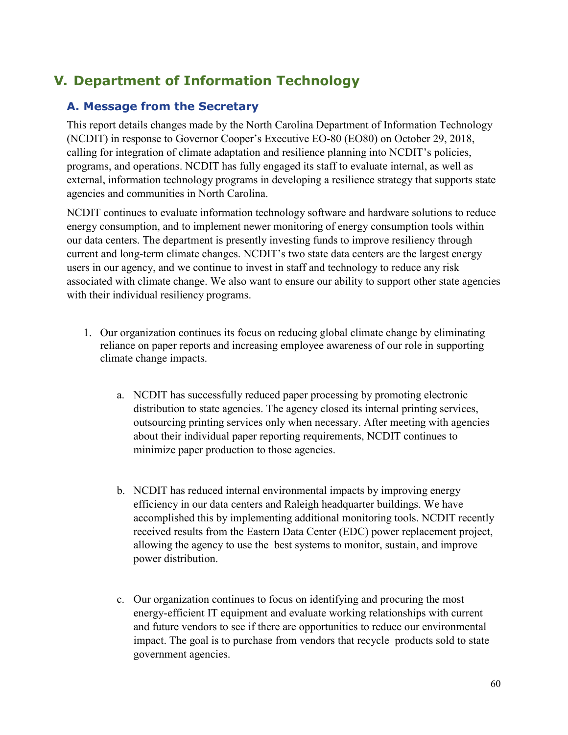## V. Department of Information Technology

### A. Message from the Secretary

This report details changes made by the North Carolina Department of Information Technology (NCDIT) in response to Governor Cooper's Executive EO-80 (EO80) on October 29, 2018, calling for integration of climate adaptation and resilience planning into NCDIT's policies, programs, and operations. NCDIT has fully engaged its staff to evaluate internal, as well as external, information technology programs in developing a resilience strategy that supports state agencies and communities in North Carolina.

NCDIT continues to evaluate information technology software and hardware solutions to reduce energy consumption, and to implement newer monitoring of energy consumption tools within our data centers. The department is presently investing funds to improve resiliency through current and long-term climate changes. NCDIT's two state data centers are the largest energy users in our agency, and we continue to invest in staff and technology to reduce any risk associated with climate change. We also want to ensure our ability to support other state agencies with their individual resiliency programs.

1. Our organization continues its focus on reducing global climate change by eliminating reliance on paper reports and increasing employee awareness of our role in supporting climate change impacts.

    a. NCDIT has successfully reduced paper processing by promoting electronic distribution to state agencies. The agency closed its internal printing services, outsourcing printing services only when necessary. After meeting with agencies about their individual paper reporting requirements, NCDIT continues to minimize paper production to those agencies.

    b. NCDIT has reduced internal environmental impacts by improving energy efficiency in our data centers and Raleigh headquarter buildings. We have accomplished this by implementing additional monitoring tools. NCDIT recently received results from the Eastern Data Center (EDC) power replacement project, allowing the agency to use the best systems to monitor, sustain, and improve power distribution.

    c. Our organization continues to focus on identifying and procuring the most energy-efficient IT equipment and evaluate working relationships with current and future vendors to see if there are opportunities to reduce our environmental impact. The goal is to purchase from vendors that recycle products sold to state government agencies.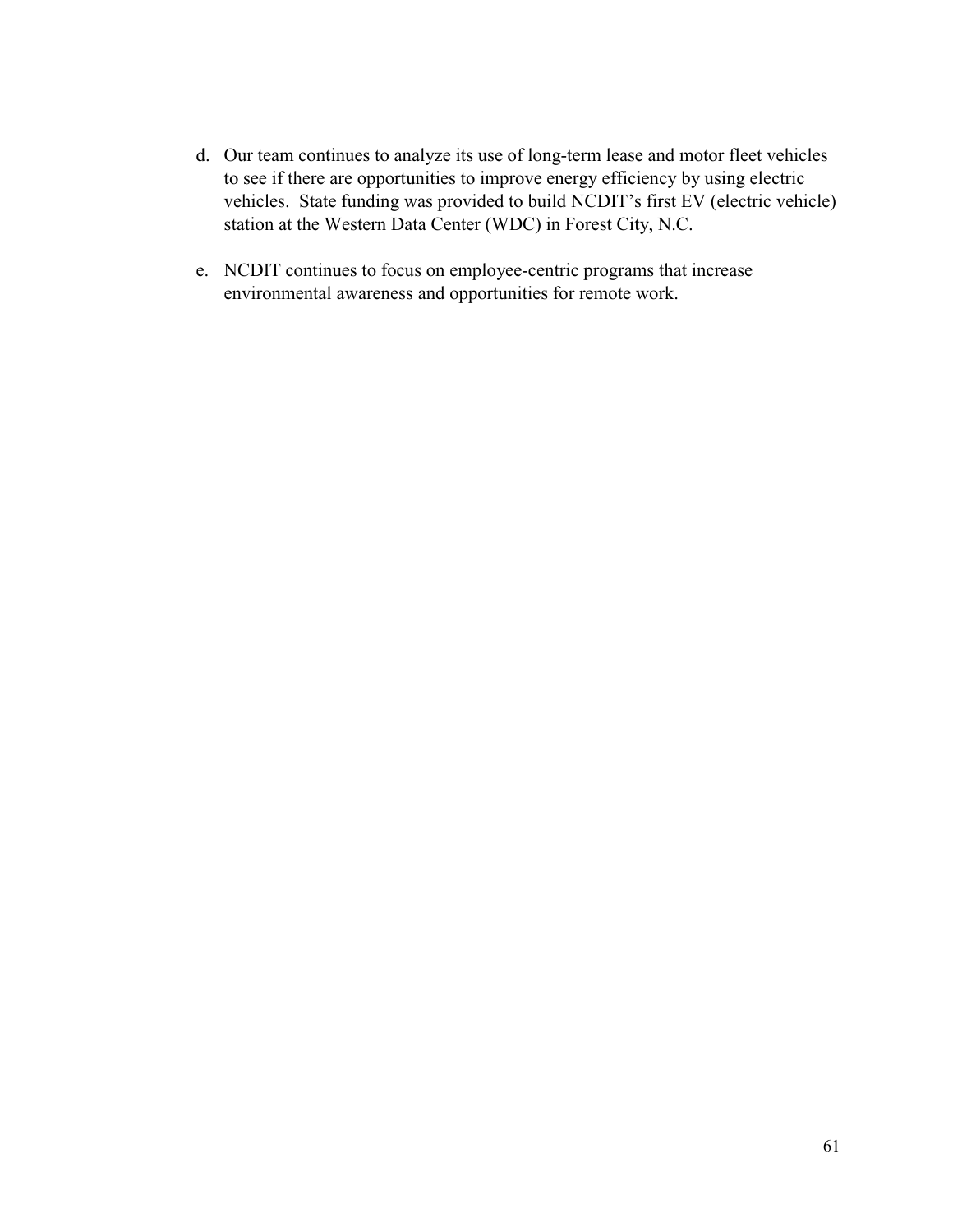d. Our team continues to analyze its use of long-term lease and motor fleet vehicles to see if there are opportunities to improve energy efficiency by using electric vehicles. State funding was provided to build NCDIT's first EV (electric vehicle) station at the Western Data Center (WDC) in Forest City, N.C.

e. NCDIT continues to focus on employee-centric programs that increase environmental awareness and opportunities for remote work.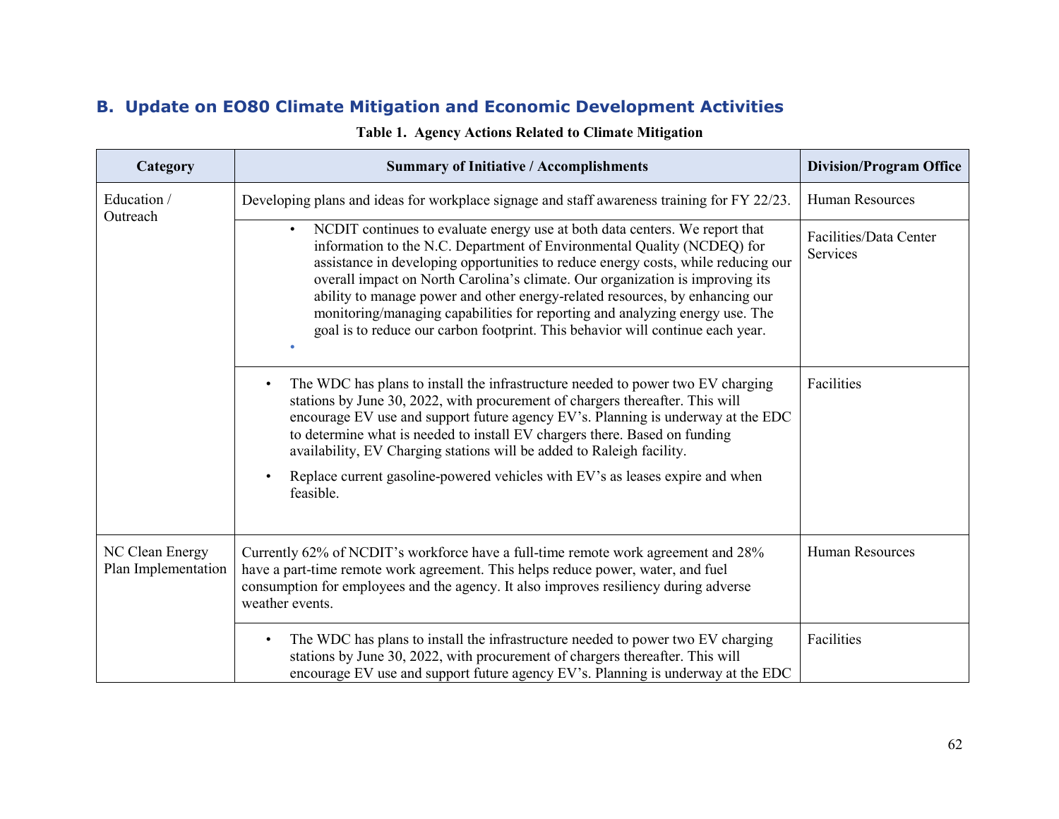## B. Update on EO80 Climate Mitigation and Economic Development Activities

**Table 1. Agency Actions Related to Climate Mitigation**

| Category | Summary of Initiative / Accomplishments | Division/Program Office |
|---|---|---|
| Education / Outreach | Developing plans and ideas for workplace signage and staff awareness training for FY 22/23. | Human Resources |
| | • NCDIT continues to evaluate energy use at both data centers. We report that information to the N.C. Department of Environmental Quality (NCDEQ) for assistance in developing opportunities to reduce energy costs, while reducing our overall impact on North Carolina's climate. Our organization is improving its ability to manage power and other energy-related resources, by enhancing our monitoring/managing capabilities for reporting and analyzing energy use. The goal is to reduce our carbon footprint. This behavior will continue each year. | Facilities/Data Center Services |
| | • The WDC has plans to install the infrastructure needed to power two EV charging stations by June 30, 2022, with procurement of chargers thereafter. This will encourage EV use and support future agency EV's. Planning is underway at the EDC to determine what is needed to install EV chargers there. Based on funding availability, EV Charging stations will be added to Raleigh facility.<br>• Replace current gasoline-powered vehicles with EV's as leases expire and when feasible. | Facilities |
| NC Clean Energy Plan Implementation | Currently 62% of NCDIT's workforce have a full-time remote work agreement and 28% have a part-time remote work agreement. This helps reduce power, water, and fuel consumption for employees and the agency. It also improves resiliency during adverse weather events. | Human Resources |
| | • The WDC has plans to install the infrastructure needed to power two EV charging stations by June 30, 2022, with procurement of chargers thereafter. This will encourage EV use and support future agency EV's. Planning is underway at the EDC | Facilities |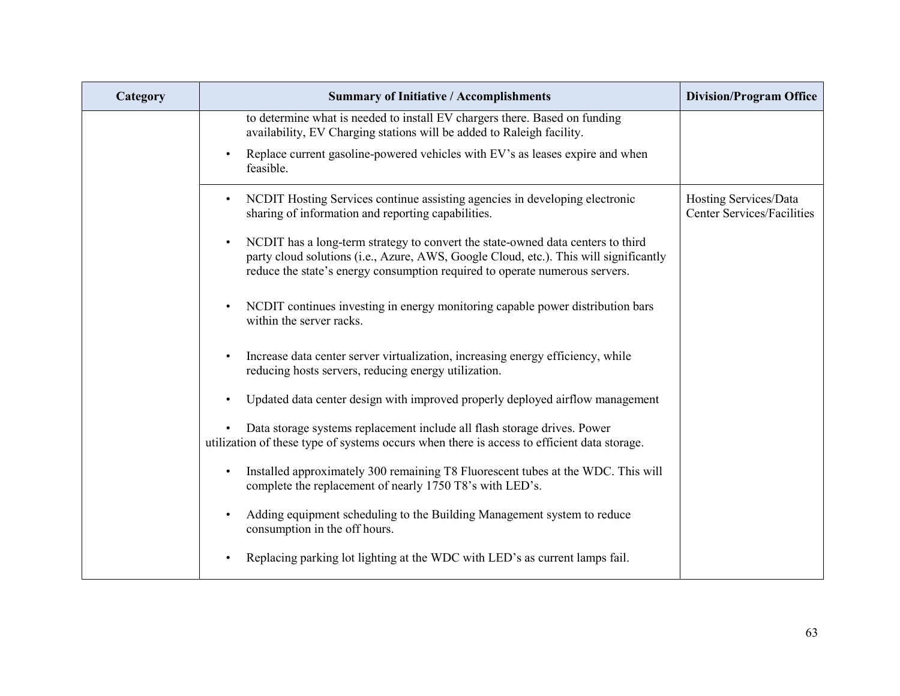| Category | Summary of Initiative / Accomplishments | Division/Program Office |
|---|---|---|
| | to determine what is needed to install EV chargers there. Based on funding availability, EV Charging stations will be added to Raleigh facility.<br><br>• Replace current gasoline-powered vehicles with EV's as leases expire and when feasible. | |
| | • NCDIT Hosting Services continue assisting agencies in developing electronic sharing of information and reporting capabilities.<br><br>• NCDIT has a long-term strategy to convert the state-owned data centers to third party cloud solutions (i.e., Azure, AWS, Google Cloud, etc.). This will significantly reduce the state's energy consumption required to operate numerous servers.<br><br>• NCDIT continues investing in energy monitoring capable power distribution bars within the server racks.<br><br>• Increase data center server virtualization, increasing energy efficiency, while reducing hosts servers, reducing energy utilization.<br><br>• Updated data center design with improved properly deployed airflow management<br><br>• Data storage systems replacement include all flash storage drives. Power utilization of these type of systems occurs when there is access to efficient data storage.<br><br>• Installed approximately 300 remaining T8 Fluorescent tubes at the WDC. This will complete the replacement of nearly 1750 T8's with LED's.<br><br>• Adding equipment scheduling to the Building Management system to reduce consumption in the off hours.<br><br>• Replacing parking lot lighting at the WDC with LED's as current lamps fail. | Hosting Services/Data Center Services/Facilities |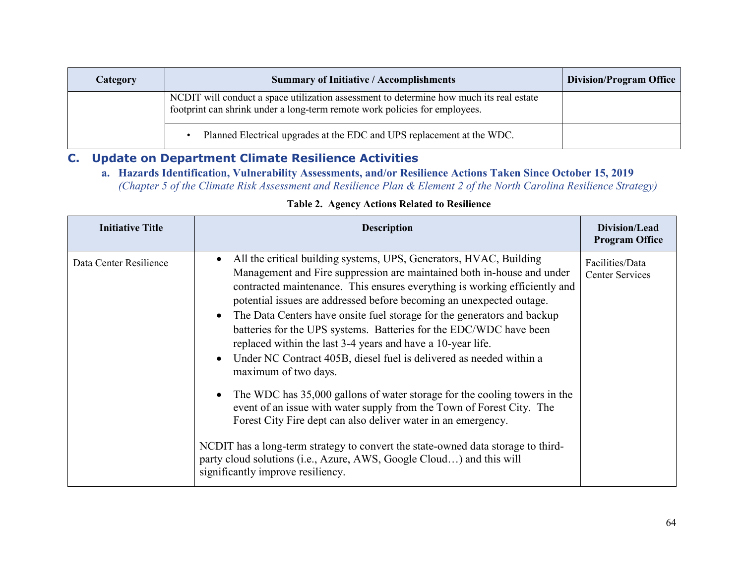| Category | Summary of Initiative / Accomplishments | Division/Program Office |
|---|---|---|
| | NCDIT will conduct a space utilization assessment to determine how much its real estate footprint can shrink under a long-term remote work policies for employees. | |
| | • Planned Electrical upgrades at the EDC and UPS replacement at the WDC. | |

## C. Update on Department Climate Resilience Activities

### a. Hazards Identification, Vulnerability Assessments, and/or Resilience Actions Taken Since October 15, 2019

*(Chapter 5 of the Climate Risk Assessment and Resilience Plan & Element 2 of the North Carolina Resilience Strategy)*

**Table 2. Agency Actions Related to Resilience**

| Initiative Title | Description | Division/Lead Program Office |
|---|---|---|
| Data Center Resilience | • All the critical building systems, UPS, Generators, HVAC, Building Management and Fire suppression are maintained both in-house and under contracted maintenance. This ensures everything is working efficiently and potential issues are addressed before becoming an unexpected outage.<br>• The Data Centers have onsite fuel storage for the generators and backup batteries for the UPS systems. Batteries for the EDC/WDC have been replaced within the last 3-4 years and have a 10-year life.<br>• Under NC Contract 405B, diesel fuel is delivered as needed within a maximum of two days.<br>• The WDC has 35,000 gallons of water storage for the cooling towers in the event of an issue with water supply from the Town of Forest City. The Forest City Fire dept can also deliver water in an emergency.<br><br>NCDIT has a long-term strategy to convert the state-owned data storage to third-party cloud solutions (i.e., Azure, AWS, Google Cloud…) and this will significantly improve resiliency. | Facilities/Data Center Services |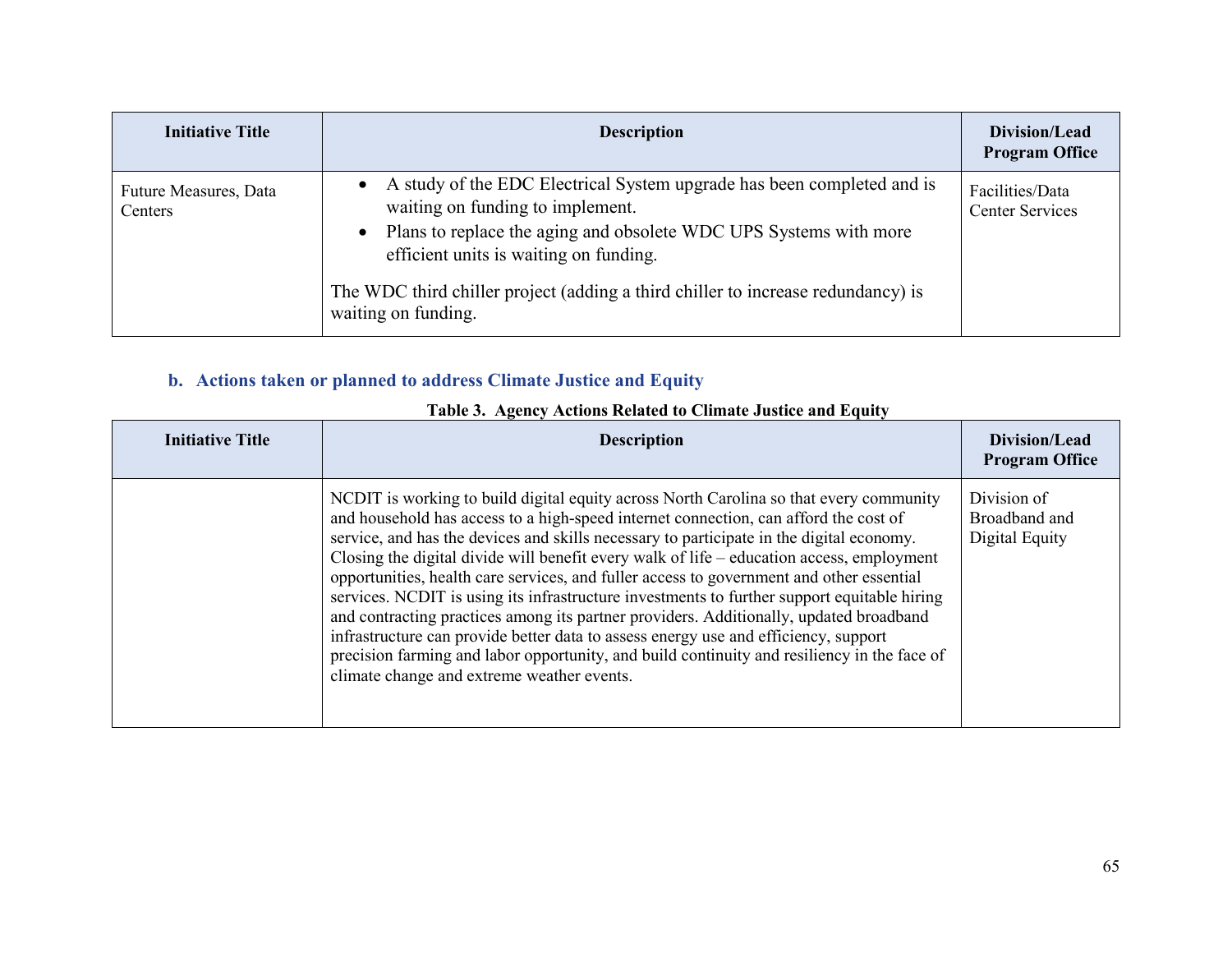| Initiative Title | Description | Division/Lead Program Office |
| --- | --- | --- |
| Future Measures, Data Centers | • A study of the EDC Electrical System upgrade has been completed and is waiting on funding to implement.<br>• Plans to replace the aging and obsolete WDC UPS Systems with more efficient units is waiting on funding.<br><br>The WDC third chiller project (adding a third chiller to increase redundancy) is waiting on funding. | Facilities/Data Center Services |

### b. Actions taken or planned to address Climate Justice and Equity

**Table 3. Agency Actions Related to Climate Justice and Equity**

| Initiative Title | Description | Division/Lead Program Office |
| --- | --- | --- |
| | NCDIT is working to build digital equity across North Carolina so that every community and household has access to a high-speed internet connection, can afford the cost of service, and has the devices and skills necessary to participate in the digital economy. Closing the digital divide will benefit every walk of life – education access, employment opportunities, health care services, and fuller access to government and other essential services. NCDIT is using its infrastructure investments to further support equitable hiring and contracting practices among its partner providers. Additionally, updated broadband infrastructure can provide better data to assess energy use and efficiency, support precision farming and labor opportunity, and build continuity and resiliency in the face of climate change and extreme weather events. | Division of Broadband and Digital Equity |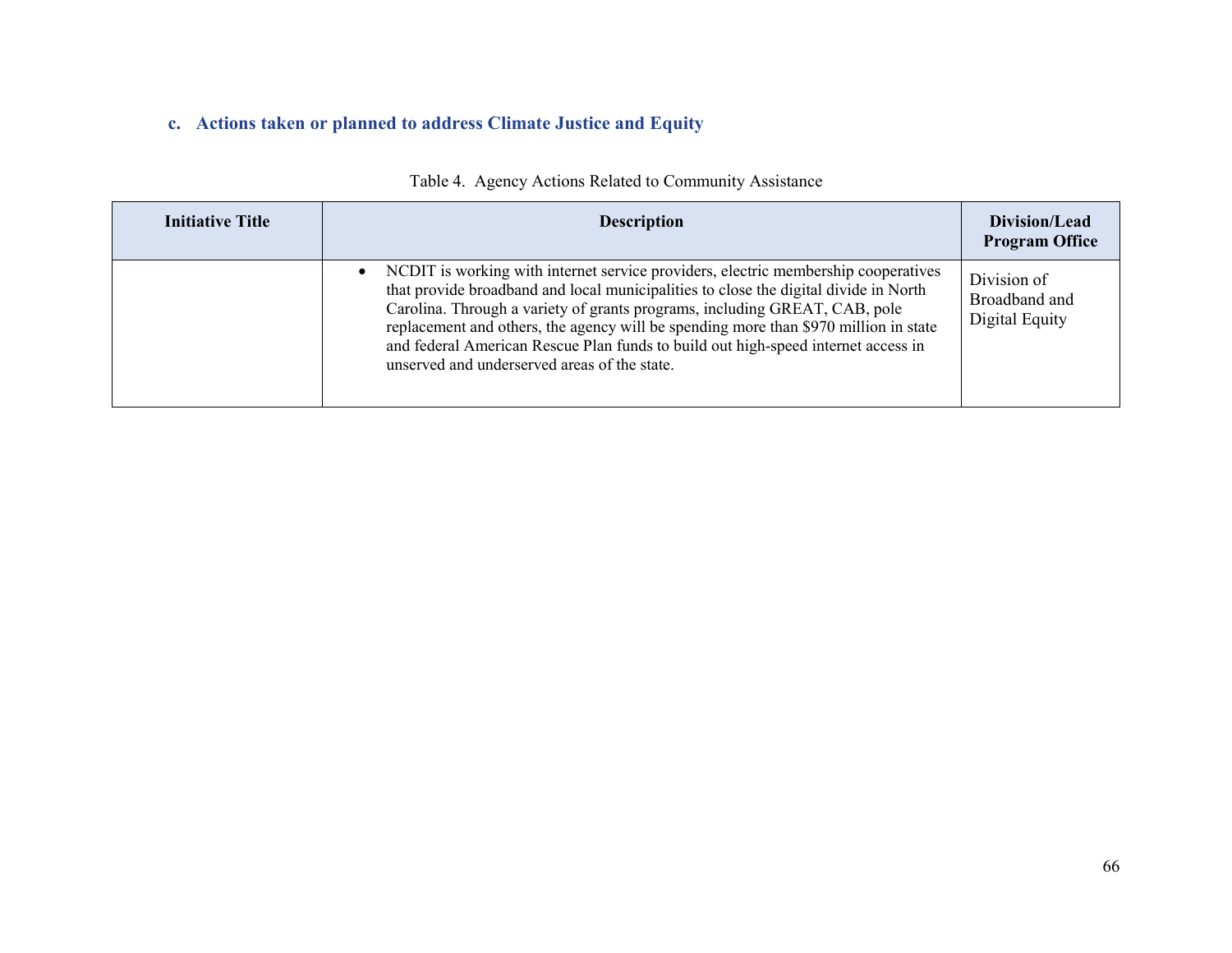### c. Actions taken or planned to address Climate Justice and Equity

Table 4. Agency Actions Related to Community Assistance

| Initiative Title | Description | Division/Lead Program Office |
| --- | --- | --- |
| | • NCDIT is working with internet service providers, electric membership cooperatives that provide broadband and local municipalities to close the digital divide in North Carolina. Through a variety of grants programs, including GREAT, CAB, pole replacement and others, the agency will be spending more than $970 million in state and federal American Rescue Plan funds to build out high-speed internet access in unserved and underserved areas of the state. | Division of Broadband and Digital Equity |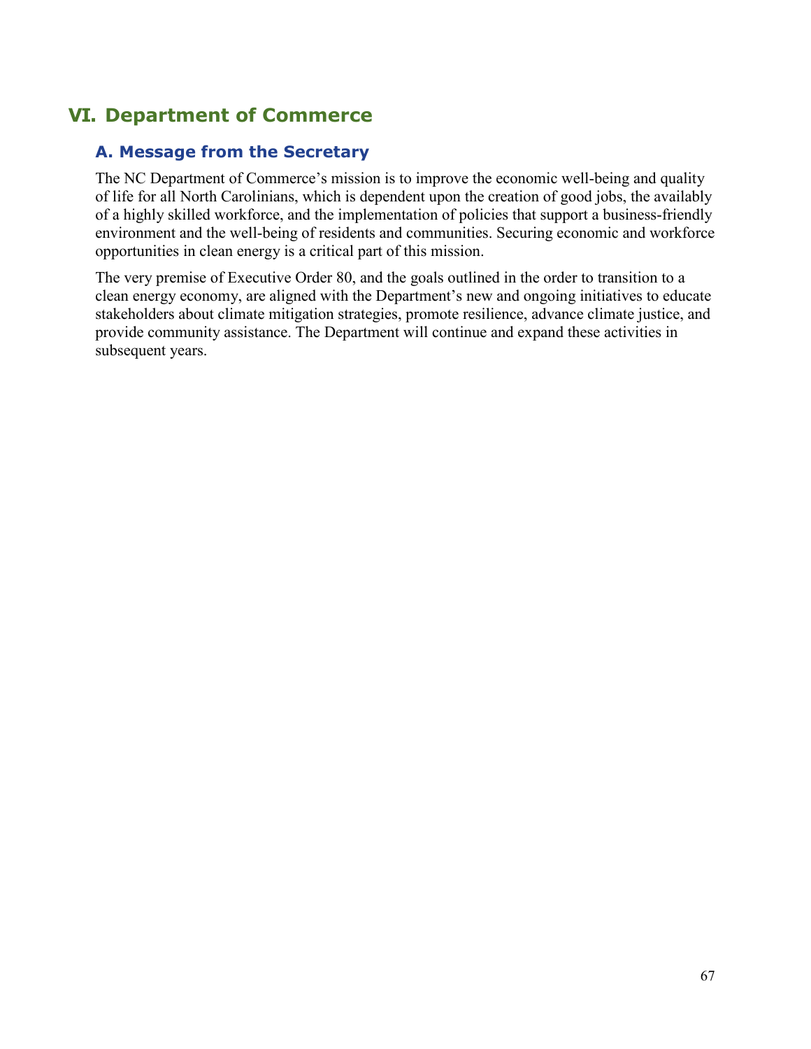## VI. Department of Commerce

### A. Message from the Secretary

The NC Department of Commerce's mission is to improve the economic well-being and quality of life for all North Carolinians, which is dependent upon the creation of good jobs, the availably of a highly skilled workforce, and the implementation of policies that support a business-friendly environment and the well-being of residents and communities. Securing economic and workforce opportunities in clean energy is a critical part of this mission.

The very premise of Executive Order 80, and the goals outlined in the order to transition to a clean energy economy, are aligned with the Department's new and ongoing initiatives to educate stakeholders about climate mitigation strategies, promote resilience, advance climate justice, and provide community assistance. The Department will continue and expand these activities in subsequent years.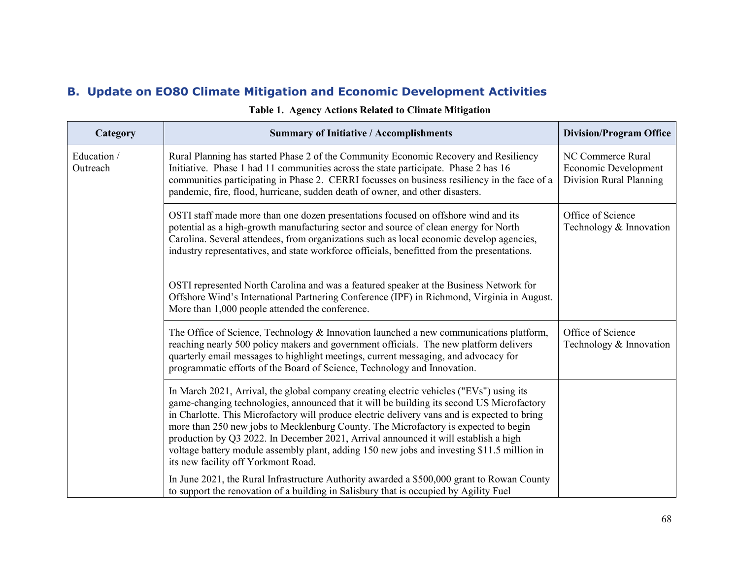## B. Update on EO80 Climate Mitigation and Economic Development Activities

**Table 1. Agency Actions Related to Climate Mitigation**

| Category | Summary of Initiative / Accomplishments | Division/Program Office |
|---|---|---|
| Education / Outreach | Rural Planning has started Phase 2 of the Community Economic Recovery and Resiliency Initiative. Phase 1 had 11 communities across the state participate. Phase 2 has 16 communities participating in Phase 2. CERRI focusses on business resiliency in the face of a pandemic, fire, flood, hurricane, sudden death of owner, and other disasters. | NC Commerce Rural Economic Development Division Rural Planning |
| | OSTI staff made more than one dozen presentations focused on offshore wind and its potential as a high-growth manufacturing sector and source of clean energy for North Carolina. Several attendees, from organizations such as local economic develop agencies, industry representatives, and state workforce officials, benefitted from the presentations.<br><br>OSTI represented North Carolina and was a featured speaker at the Business Network for Offshore Wind's International Partnering Conference (IPF) in Richmond, Virginia in August. More than 1,000 people attended the conference. | Office of Science Technology & Innovation |
| | The Office of Science, Technology & Innovation launched a new communications platform, reaching nearly 500 policy makers and government officials. The new platform delivers quarterly email messages to highlight meetings, current messaging, and advocacy for programmatic efforts of the Board of Science, Technology and Innovation. | Office of Science Technology & Innovation |
| | In March 2021, Arrival, the global company creating electric vehicles ("EVs") using its game-changing technologies, announced that it will be building its second US Microfactory in Charlotte. This Microfactory will produce electric delivery vans and is expected to bring more than 250 new jobs to Mecklenburg County. The Microfactory is expected to begin production by Q3 2022. In December 2021, Arrival announced it will establish a high voltage battery module assembly plant, adding 150 new jobs and investing \$11.5 million in its new facility off Yorkmont Road.<br><br>In June 2021, the Rural Infrastructure Authority awarded a \$500,000 grant to Rowan County to support the renovation of a building in Salisbury that is occupied by Agility Fuel | |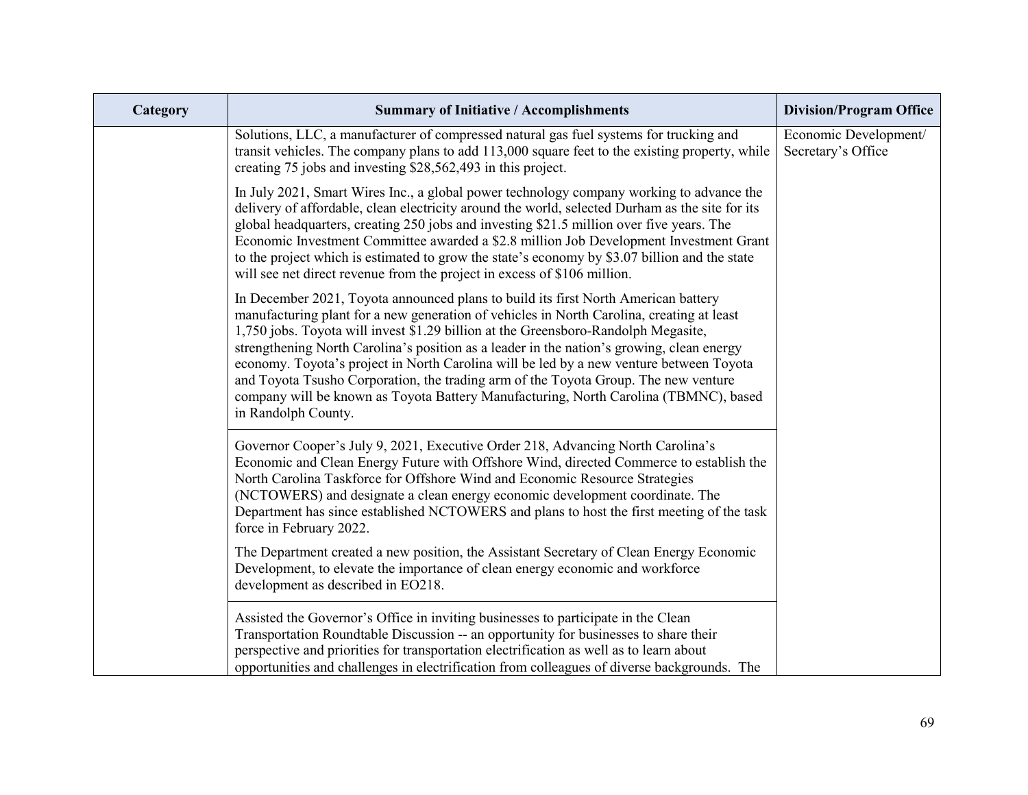| Category | Summary of Initiative / Accomplishments | Division/Program Office |
| --- | --- | --- |
| | Solutions, LLC, a manufacturer of compressed natural gas fuel systems for trucking and transit vehicles. The company plans to add 113,000 square feet to the existing property, while creating 75 jobs and investing $28,562,493 in this project.<br><br>In July 2021, Smart Wires Inc., a global power technology company working to advance the delivery of affordable, clean electricity around the world, selected Durham as the site for its global headquarters, creating 250 jobs and investing $21.5 million over five years. The Economic Investment Committee awarded a $2.8 million Job Development Investment Grant to the project which is estimated to grow the state's economy by $3.07 billion and the state will see net direct revenue from the project in excess of $106 million.<br><br>In December 2021, Toyota announced plans to build its first North American battery manufacturing plant for a new generation of vehicles in North Carolina, creating at least 1,750 jobs. Toyota will invest $1.29 billion at the Greensboro-Randolph Megasite, strengthening North Carolina's position as a leader in the nation's growing, clean energy economy. Toyota's project in North Carolina will be led by a new venture between Toyota and Toyota Tsusho Corporation, the trading arm of the Toyota Group. The new venture company will be known as Toyota Battery Manufacturing, North Carolina (TBMNC), based in Randolph County. | Economic Development/ Secretary's Office |
| | Governor Cooper's July 9, 2021, Executive Order 218, Advancing North Carolina's Economic and Clean Energy Future with Offshore Wind, directed Commerce to establish the North Carolina Taskforce for Offshore Wind and Economic Resource Strategies (NCTOWERS) and designate a clean energy economic development coordinate. The Department has since established NCTOWERS and plans to host the first meeting of the task force in February 2022.<br><br>The Department created a new position, the Assistant Secretary of Clean Energy Economic Development, to elevate the importance of clean energy economic and workforce development as described in EO218. | |
| | Assisted the Governor's Office in inviting businesses to participate in the Clean Transportation Roundtable Discussion -- an opportunity for businesses to share their perspective and priorities for transportation electrification as well as to learn about opportunities and challenges in electrification from colleagues of diverse backgrounds. The | |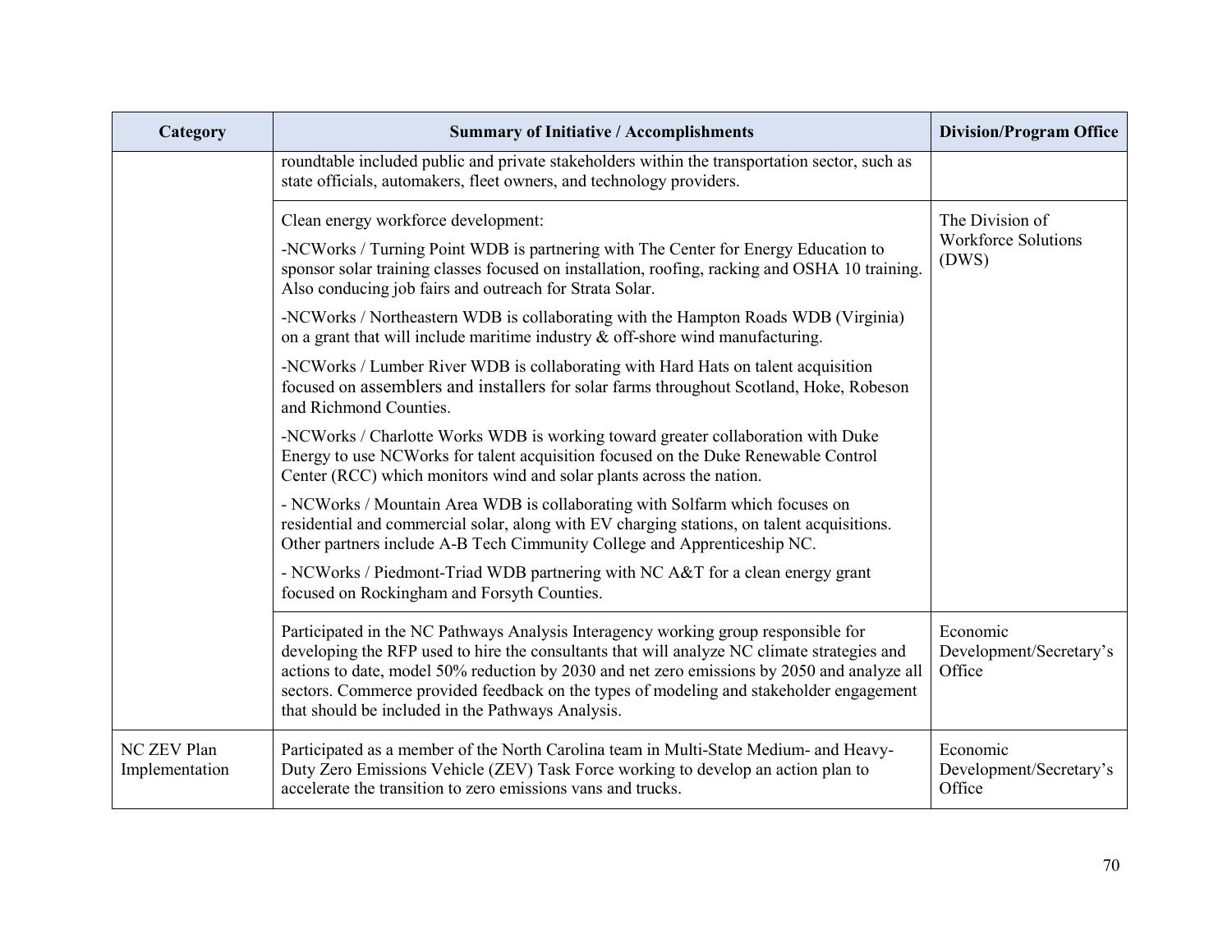| Category | Summary of Initiative / Accomplishments | Division/Program Office |
|---|---|---|
| | roundtable included public and private stakeholders within the transportation sector, such as state officials, automakers, fleet owners, and technology providers. | |
| | Clean energy workforce development:<br><br>-NCWorks / Turning Point WDB is partnering with The Center for Energy Education to sponsor solar training classes focused on installation, roofing, racking and OSHA 10 training. Also conducing job fairs and outreach for Strata Solar.<br><br>-NCWorks / Northeastern WDB is collaborating with the Hampton Roads WDB (Virginia) on a grant that will include maritime industry & off-shore wind manufacturing.<br><br>-NCWorks / Lumber River WDB is collaborating with Hard Hats on talent acquisition focused on assemblers and installers for solar farms throughout Scotland, Hoke, Robeson and Richmond Counties.<br><br>-NCWorks / Charlotte Works WDB is working toward greater collaboration with Duke Energy to use NCWorks for talent acquisition focused on the Duke Renewable Control Center (RCC) which monitors wind and solar plants across the nation.<br><br>- NCWorks / Mountain Area WDB is collaborating with Solfarm which focuses on residential and commercial solar, along with EV charging stations, on talent acquisitions. Other partners include A-B Tech Cimmunity College and Apprenticeship NC.<br><br>- NCWorks / Piedmont-Triad WDB partnering with NC A&T for a clean energy grant focused on Rockingham and Forsyth Counties. | The Division of Workforce Solutions (DWS) |
| | Participated in the NC Pathways Analysis Interagency working group responsible for developing the RFP used to hire the consultants that will analyze NC climate strategies and actions to date, model 50% reduction by 2030 and net zero emissions by 2050 and analyze all sectors. Commerce provided feedback on the types of modeling and stakeholder engagement that should be included in the Pathways Analysis. | Economic Development/Secretary's Office |
| NC ZEV Plan Implementation | Participated as a member of the North Carolina team in Multi-State Medium- and Heavy-Duty Zero Emissions Vehicle (ZEV) Task Force working to develop an action plan to accelerate the transition to zero emissions vans and trucks. | Economic Development/Secretary's Office |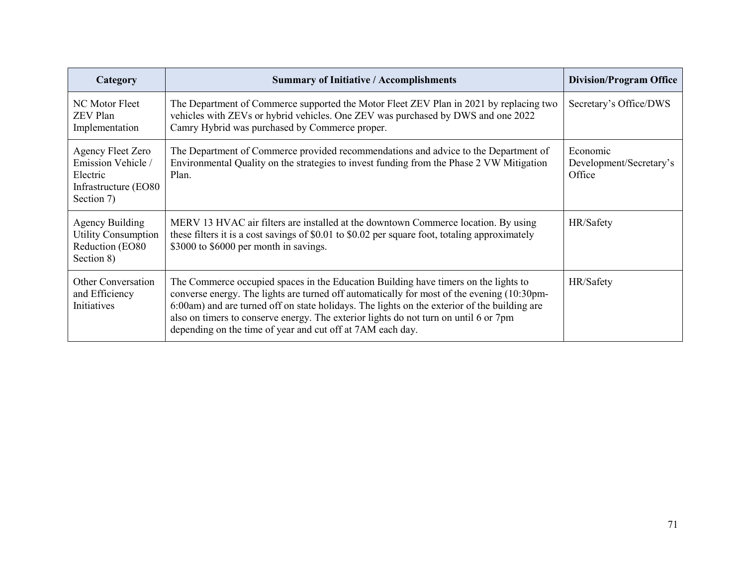| Category | Summary of Initiative / Accomplishments | Division/Program Office |
|---|---|---|
| NC Motor Fleet ZEV Plan Implementation | The Department of Commerce supported the Motor Fleet ZEV Plan in 2021 by replacing two vehicles with ZEVs or hybrid vehicles. One ZEV was purchased by DWS and one 2022 Camry Hybrid was purchased by Commerce proper. | Secretary's Office/DWS |
| Agency Fleet Zero Emission Vehicle / Electric Infrastructure (EO80 Section 7) | The Department of Commerce provided recommendations and advice to the Department of Environmental Quality on the strategies to invest funding from the Phase 2 VW Mitigation Plan. | Economic Development/Secretary's Office |
| Agency Building Utility Consumption Reduction (EO80 Section 8) | MERV 13 HVAC air filters are installed at the downtown Commerce location. By using these filters it is a cost savings of $0.01 to $0.02 per square foot, totaling approximately $3000 to $6000 per month in savings. | HR/Safety |
| Other Conversation and Efficiency Initiatives | The Commerce occupied spaces in the Education Building have timers on the lights to converse energy. The lights are turned off automatically for most of the evening (10:30pm-6:00am) and are turned off on state holidays. The lights on the exterior of the building are also on timers to conserve energy. The exterior lights do not turn on until 6 or 7pm depending on the time of year and cut off at 7AM each day. | HR/Safety |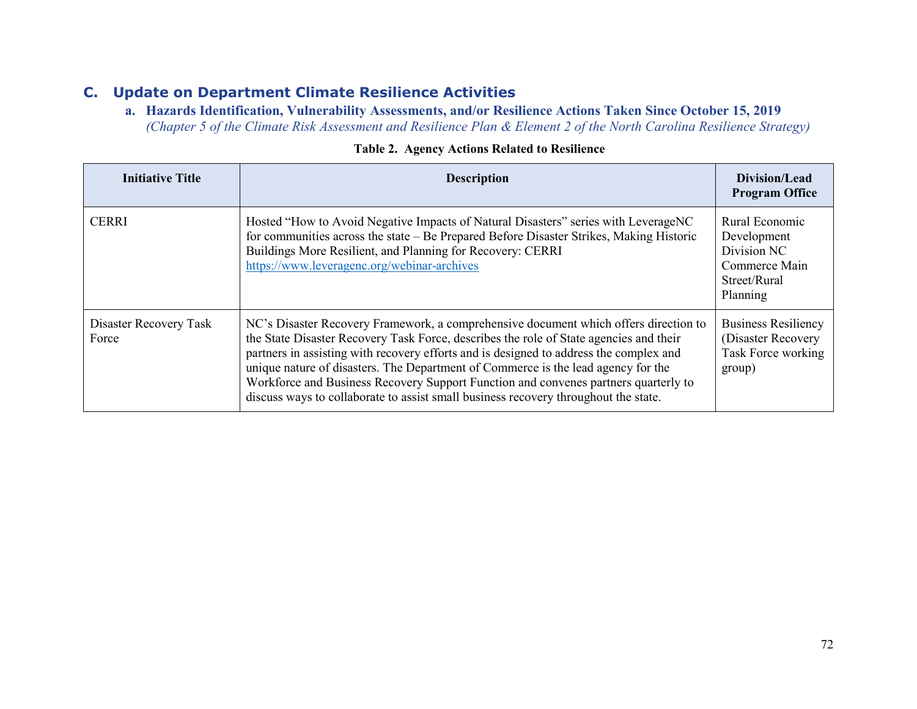## C. Update on Department Climate Resilience Activities

### a. Hazards Identification, Vulnerability Assessments, and/or Resilience Actions Taken Since October 15, 2019

*(Chapter 5 of the Climate Risk Assessment and Resilience Plan & Element 2 of the North Carolina Resilience Strategy)*

**Table 2. Agency Actions Related to Resilience**

| Initiative Title | Description | Division/Lead Program Office |
|---|---|---|
| CERRI | Hosted "How to Avoid Negative Impacts of Natural Disasters" series with LeverageNC for communities across the state – Be Prepared Before Disaster Strikes, Making Historic Buildings More Resilient, and Planning for Recovery: CERRI https://www.leveragenc.org/webinar-archives | Rural Economic Development Division NC Commerce Main Street/Rural Planning |
| Disaster Recovery Task Force | NC's Disaster Recovery Framework, a comprehensive document which offers direction to the State Disaster Recovery Task Force, describes the role of State agencies and their partners in assisting with recovery efforts and is designed to address the complex and unique nature of disasters. The Department of Commerce is the lead agency for the Workforce and Business Recovery Support Function and convenes partners quarterly to discuss ways to collaborate to assist small business recovery throughout the state. | Business Resiliency (Disaster Recovery Task Force working group) |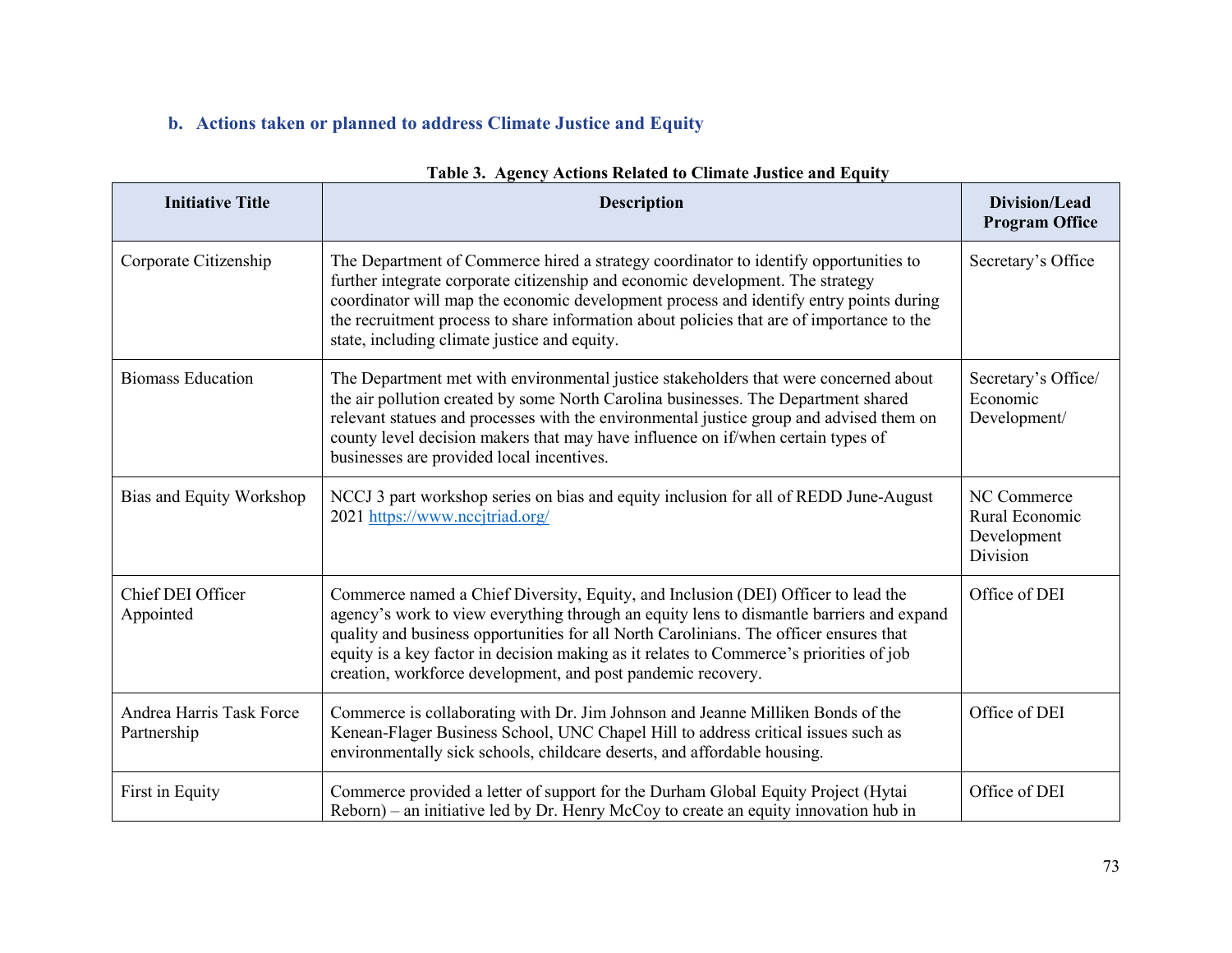### b. Actions taken or planned to address Climate Justice and Equity

**Table 3. Agency Actions Related to Climate Justice and Equity**

| Initiative Title | Description | Division/Lead Program Office |
| --- | --- | --- |
| Corporate Citizenship | The Department of Commerce hired a strategy coordinator to identify opportunities to further integrate corporate citizenship and economic development. The strategy coordinator will map the economic development process and identify entry points during the recruitment process to share information about policies that are of importance to the state, including climate justice and equity. | Secretary's Office |
| Biomass Education | The Department met with environmental justice stakeholders that were concerned about the air pollution created by some North Carolina businesses. The Department shared relevant statues and processes with the environmental justice group and advised them on county level decision makers that may have influence on if/when certain types of businesses are provided local incentives. | Secretary's Office/ Economic Development/ |
| Bias and Equity Workshop | NCCJ 3 part workshop series on bias and equity inclusion for all of REDD June-August 2021 https://www.nccjtriad.org/ | NC Commerce Rural Economic Development Division |
| Chief DEI Officer Appointed | Commerce named a Chief Diversity, Equity, and Inclusion (DEI) Officer to lead the agency's work to view everything through an equity lens to dismantle barriers and expand quality and business opportunities for all North Carolinians. The officer ensures that equity is a key factor in decision making as it relates to Commerce's priorities of job creation, workforce development, and post pandemic recovery. | Office of DEI |
| Andrea Harris Task Force Partnership | Commerce is collaborating with Dr. Jim Johnson and Jeanne Milliken Bonds of the Kenean-Flager Business School, UNC Chapel Hill to address critical issues such as environmentally sick schools, childcare deserts, and affordable housing. | Office of DEI |
| First in Equity | Commerce provided a letter of support for the Durham Global Equity Project (Hytai Reborn) – an initiative led by Dr. Henry McCoy to create an equity innovation hub in | Office of DEI |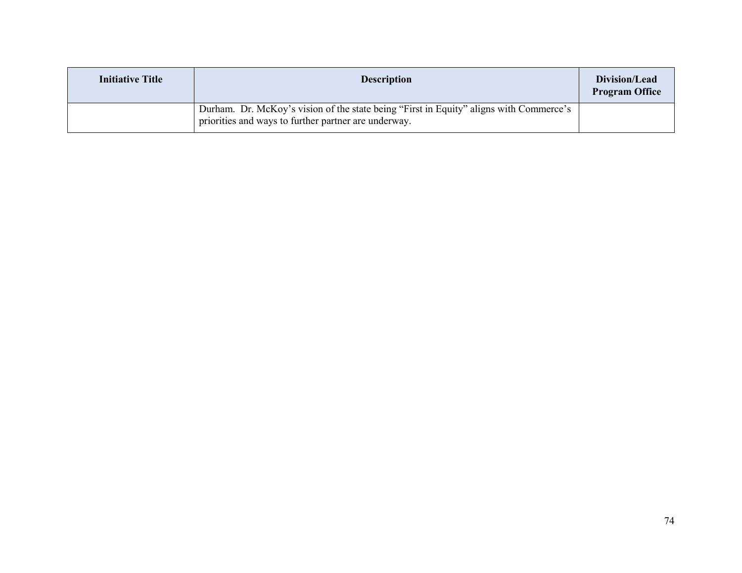| Initiative Title | Description | Division/Lead Program Office |
| --- | --- | --- |
| | Durham.  Dr. McKoy's vision of the state being "First in Equity" aligns with Commerce's priorities and ways to further partner are underway. | |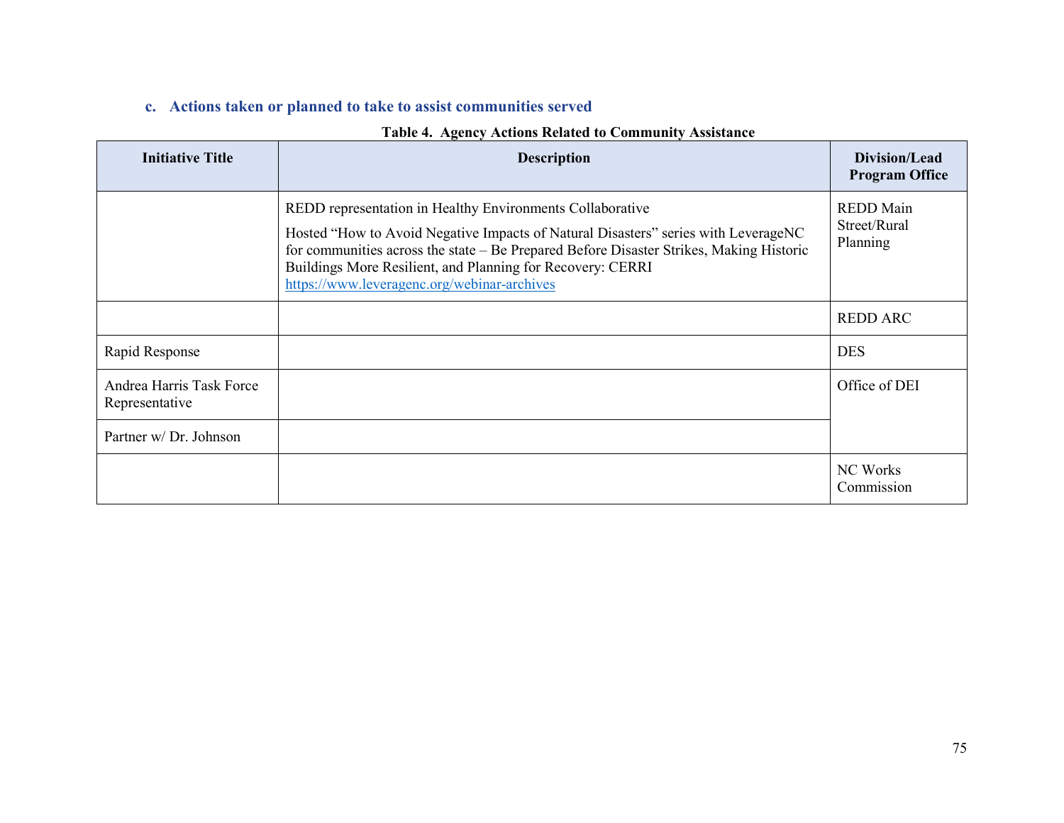### c. Actions taken or planned to take to assist communities served

**Table 4. Agency Actions Related to Community Assistance**

| Initiative Title | Description | Division/Lead Program Office |
|---|---|---|
| | REDD representation in Healthy Environments Collaborative<br><br>Hosted "How to Avoid Negative Impacts of Natural Disasters" series with LeverageNC for communities across the state – Be Prepared Before Disaster Strikes, Making Historic Buildings More Resilient, and Planning for Recovery: CERRI https://www.leveragenc.org/webinar-archives | REDD Main Street/Rural Planning |
| | | REDD ARC |
| Rapid Response | | DES |
| Andrea Harris Task Force Representative | | Office of DEI |
| Partner w/ Dr. Johnson | | |
| | | NC Works Commission |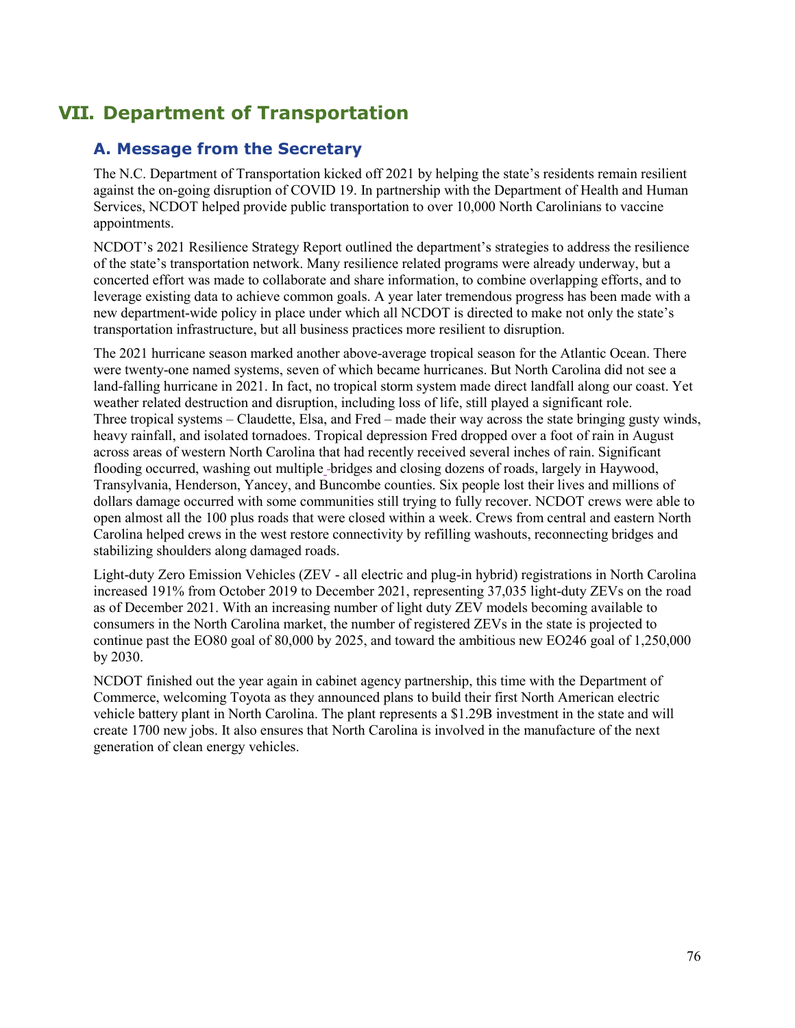# VII. Department of Transportation

## A. Message from the Secretary

The N.C. Department of Transportation kicked off 2021 by helping the state's residents remain resilient against the on-going disruption of COVID 19. In partnership with the Department of Health and Human Services, NCDOT helped provide public transportation to over 10,000 North Carolinians to vaccine appointments.

NCDOT's 2021 Resilience Strategy Report outlined the department's strategies to address the resilience of the state's transportation network. Many resilience related programs were already underway, but a concerted effort was made to collaborate and share information, to combine overlapping efforts, and to leverage existing data to achieve common goals. A year later tremendous progress has been made with a new department-wide policy in place under which all NCDOT is directed to make not only the state's transportation infrastructure, but all business practices more resilient to disruption.

The 2021 hurricane season marked another above-average tropical season for the Atlantic Ocean. There were twenty-one named systems, seven of which became hurricanes. But North Carolina did not see a land-falling hurricane in 2021. In fact, no tropical storm system made direct landfall along our coast. Yet weather related destruction and disruption, including loss of life, still played a significant role. Three tropical systems – Claudette, Elsa, and Fred – made their way across the state bringing gusty winds, heavy rainfall, and isolated tornadoes. Tropical depression Fred dropped over a foot of rain in August across areas of western North Carolina that had recently received several inches of rain. Significant flooding occurred, washing out multiple bridges and closing dozens of roads, largely in Haywood, Transylvania, Henderson, Yancey, and Buncombe counties. Six people lost their lives and millions of dollars damage occurred with some communities still trying to fully recover. NCDOT crews were able to open almost all the 100 plus roads that were closed within a week. Crews from central and eastern North Carolina helped crews in the west restore connectivity by refilling washouts, reconnecting bridges and stabilizing shoulders along damaged roads.

Light-duty Zero Emission Vehicles (ZEV - all electric and plug-in hybrid) registrations in North Carolina increased 191% from October 2019 to December 2021, representing 37,035 light-duty ZEVs on the road as of December 2021. With an increasing number of light duty ZEV models becoming available to consumers in the North Carolina market, the number of registered ZEVs in the state is projected to continue past the EO80 goal of 80,000 by 2025, and toward the ambitious new EO246 goal of 1,250,000 by 2030.

NCDOT finished out the year again in cabinet agency partnership, this time with the Department of Commerce, welcoming Toyota as they announced plans to build their first North American electric vehicle battery plant in North Carolina. The plant represents a $1.29B investment in the state and will create 1700 new jobs. It also ensures that North Carolina is involved in the manufacture of the next generation of clean energy vehicles.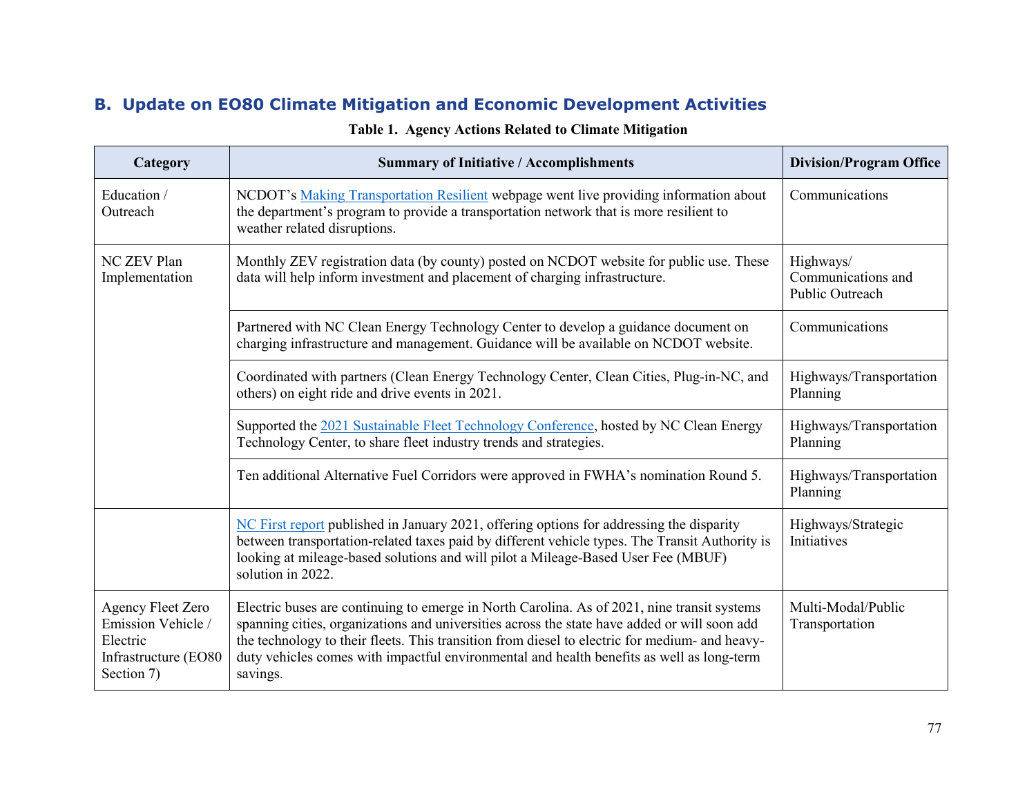## B. Update on EO80 Climate Mitigation and Economic Development Activities

**Table 1. Agency Actions Related to Climate Mitigation**

| Category | Summary of Initiative / Accomplishments | Division/Program Office |
|---|---|---|
| Education / Outreach | NCDOT's Making Transportation Resilient webpage went live providing information about the department's program to provide a transportation network that is more resilient to weather related disruptions. | Communications |
| NC ZEV Plan Implementation | Monthly ZEV registration data (by county) posted on NCDOT website for public use. These data will help inform investment and placement of charging infrastructure. | Highways/ Communications and Public Outreach |
| | Partnered with NC Clean Energy Technology Center to develop a guidance document on charging infrastructure and management. Guidance will be available on NCDOT website. | Communications |
| | Coordinated with partners (Clean Energy Technology Center, Clean Cities, Plug-in-NC, and others) on eight ride and drive events in 2021. | Highways/Transportation Planning |
| | Supported the 2021 Sustainable Fleet Technology Conference, hosted by NC Clean Energy Technology Center, to share fleet industry trends and strategies. | Highways/Transportation Planning |
| | Ten additional Alternative Fuel Corridors were approved in FWHA's nomination Round 5. | Highways/Transportation Planning |
| | NC First report published in January 2021, offering options for addressing the disparity between transportation-related taxes paid by different vehicle types. The Transit Authority is looking at mileage-based solutions and will pilot a Mileage-Based User Fee (MBUF) solution in 2022. | Highways/Strategic Initiatives |
| Agency Fleet Zero Emission Vehicle / Electric Infrastructure (EO80 Section 7) | Electric buses are continuing to emerge in North Carolina. As of 2021, nine transit systems spanning cities, organizations and universities across the state have added or will soon add the technology to their fleets. This transition from diesel to electric for medium- and heavy-duty vehicles comes with impactful environmental and health benefits as well as long-term savings. | Multi-Modal/Public Transportation |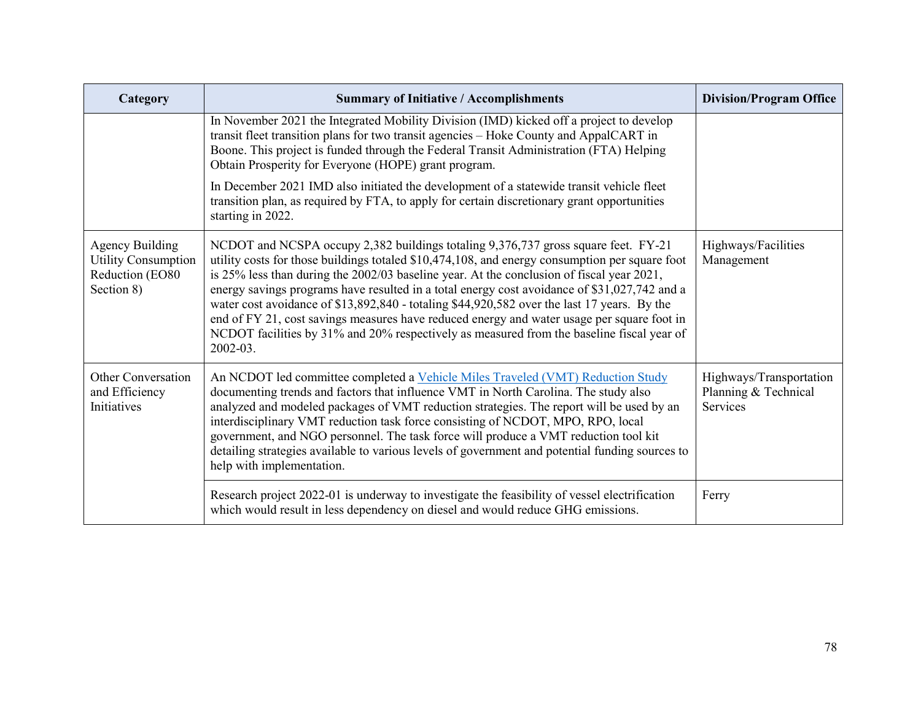| Category | Summary of Initiative / Accomplishments | Division/Program Office |
|---|---|---|
| | In November 2021 the Integrated Mobility Division (IMD) kicked off a project to develop transit fleet transition plans for two transit agencies – Hoke County and AppalCART in Boone. This project is funded through the Federal Transit Administration (FTA) Helping Obtain Prosperity for Everyone (HOPE) grant program.<br><br>In December 2021 IMD also initiated the development of a statewide transit vehicle fleet transition plan, as required by FTA, to apply for certain discretionary grant opportunities starting in 2022. | |
| Agency Building Utility Consumption Reduction (EO80 Section 8) | NCDOT and NCSPA occupy 2,382 buildings totaling 9,376,737 gross square feet. FY-21 utility costs for those buildings totaled $10,474,108, and energy consumption per square foot is 25% less than during the 2002/03 baseline year. At the conclusion of fiscal year 2021, energy savings programs have resulted in a total energy cost avoidance of $31,027,742 and a water cost avoidance of $13,892,840 - totaling $44,920,582 over the last 17 years. By the end of FY 21, cost savings measures have reduced energy and water usage per square foot in NCDOT facilities by 31% and 20% respectively as measured from the baseline fiscal year of 2002-03. | Highways/Facilities Management |
| Other Conversation and Efficiency Initiatives | An NCDOT led committee completed a Vehicle Miles Traveled (VMT) Reduction Study documenting trends and factors that influence VMT in North Carolina. The study also analyzed and modeled packages of VMT reduction strategies. The report will be used by an interdisciplinary VMT reduction task force consisting of NCDOT, MPO, RPO, local government, and NGO personnel. The task force will produce a VMT reduction tool kit detailing strategies available to various levels of government and potential funding sources to help with implementation. | Highways/Transportation Planning & Technical Services |
| | Research project 2022-01 is underway to investigate the feasibility of vessel electrification which would result in less dependency on diesel and would reduce GHG emissions. | Ferry |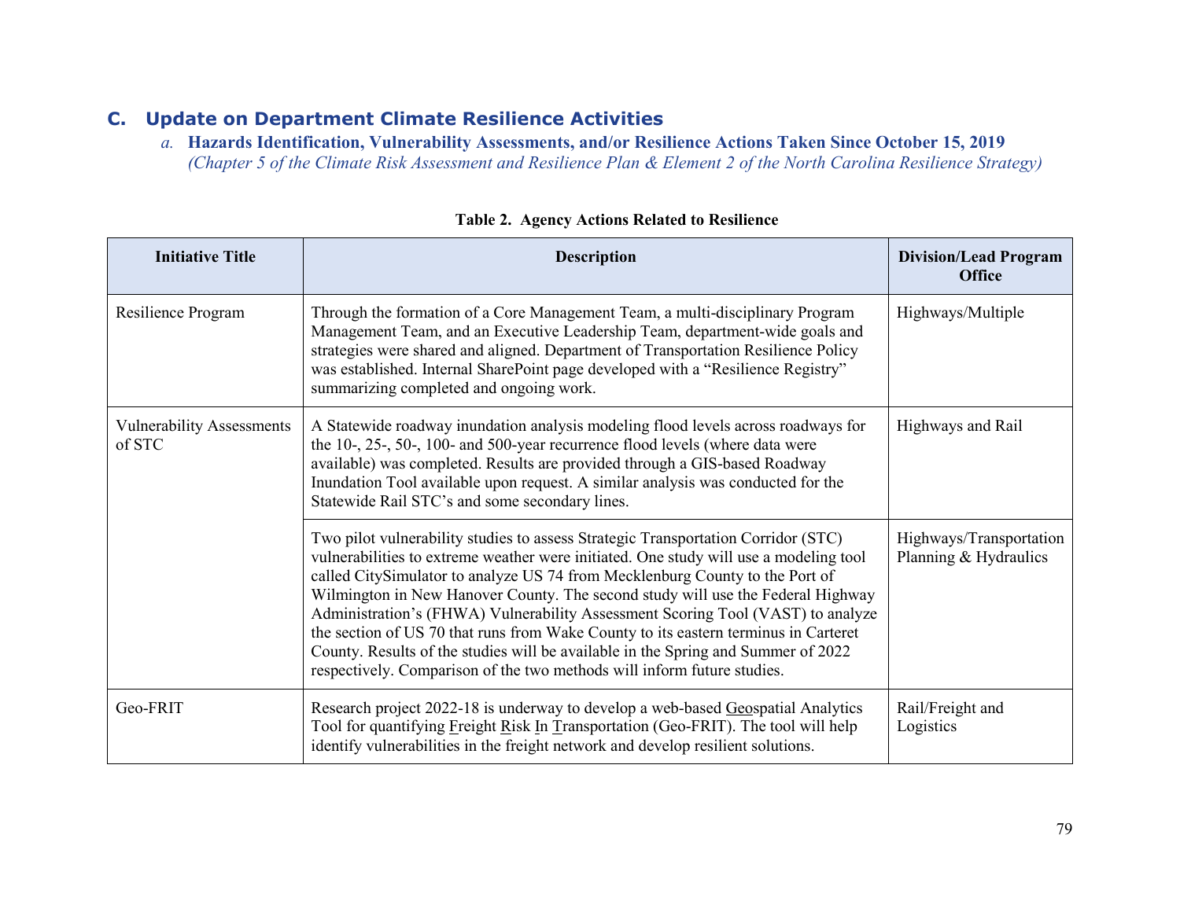## C. Update on Department Climate Resilience Activities

### *a.* Hazards Identification, Vulnerability Assessments, and/or Resilience Actions Taken Since October 15, 2019

*(Chapter 5 of the Climate Risk Assessment and Resilience Plan & Element 2 of the North Carolina Resilience Strategy)*

**Table 2. Agency Actions Related to Resilience**

| Initiative Title | Description | Division/Lead Program Office |
|---|---|---|
| Resilience Program | Through the formation of a Core Management Team, a multi-disciplinary Program Management Team, and an Executive Leadership Team, department-wide goals and strategies were shared and aligned. Department of Transportation Resilience Policy was established. Internal SharePoint page developed with a "Resilience Registry" summarizing completed and ongoing work. | Highways/Multiple |
| Vulnerability Assessments of STC | A Statewide roadway inundation analysis modeling flood levels across roadways for the 10-, 25-, 50-, 100- and 500-year recurrence flood levels (where data were available) was completed. Results are provided through a GIS-based Roadway Inundation Tool available upon request. A similar analysis was conducted for the Statewide Rail STC's and some secondary lines. | Highways and Rail |
| | Two pilot vulnerability studies to assess Strategic Transportation Corridor (STC) vulnerabilities to extreme weather were initiated. One study will use a modeling tool called CitySimulator to analyze US 74 from Mecklenburg County to the Port of Wilmington in New Hanover County. The second study will use the Federal Highway Administration's (FHWA) Vulnerability Assessment Scoring Tool (VAST) to analyze the section of US 70 that runs from Wake County to its eastern terminus in Carteret County. Results of the studies will be available in the Spring and Summer of 2022 respectively. Comparison of the two methods will inform future studies. | Highways/Transportation Planning & Hydraulics |
| Geo-FRIT | Research project 2022-18 is underway to develop a web-based Geospatial Analytics Tool for quantifying Freight Risk In Transportation (Geo-FRIT). The tool will help identify vulnerabilities in the freight network and develop resilient solutions. | Rail/Freight and Logistics |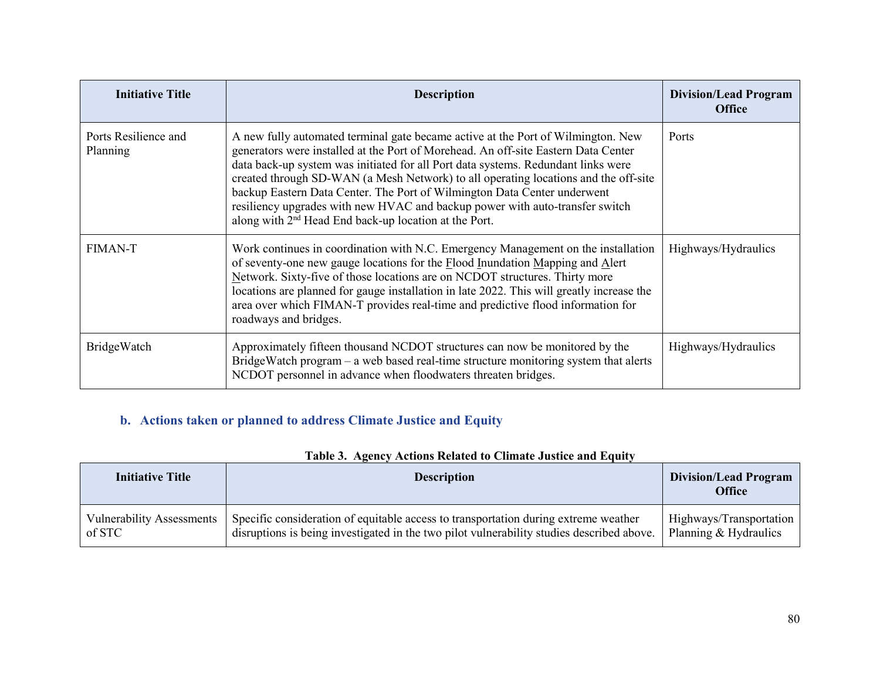| Initiative Title | Description | Division/Lead Program Office |
| --- | --- | --- |
| Ports Resilience and Planning | A new fully automated terminal gate became active at the Port of Wilmington. New generators were installed at the Port of Morehead. An off-site Eastern Data Center data back-up system was initiated for all Port data systems. Redundant links were created through SD-WAN (a Mesh Network) to all operating locations and the off-site backup Eastern Data Center. The Port of Wilmington Data Center underwent resiliency upgrades with new HVAC and backup power with auto-transfer switch along with 2nd Head End back-up location at the Port. | Ports |
| FIMAN-T | Work continues in coordination with N.C. Emergency Management on the installation of seventy-one new gauge locations for the Flood Inundation Mapping and Alert Network. Sixty-five of those locations are on NCDOT structures. Thirty more locations are planned for gauge installation in late 2022. This will greatly increase the area over which FIMAN-T provides real-time and predictive flood information for roadways and bridges. | Highways/Hydraulics |
| BridgeWatch | Approximately fifteen thousand NCDOT structures can now be monitored by the BridgeWatch program – a web based real-time structure monitoring system that alerts NCDOT personnel in advance when floodwaters threaten bridges. | Highways/Hydraulics |

### b. Actions taken or planned to address Climate Justice and Equity

**Table 3. Agency Actions Related to Climate Justice and Equity**

| Initiative Title | Description | Division/Lead Program Office |
| --- | --- | --- |
| Vulnerability Assessments of STC | Specific consideration of equitable access to transportation during extreme weather disruptions is being investigated in the two pilot vulnerability studies described above. | Highways/Transportation Planning & Hydraulics |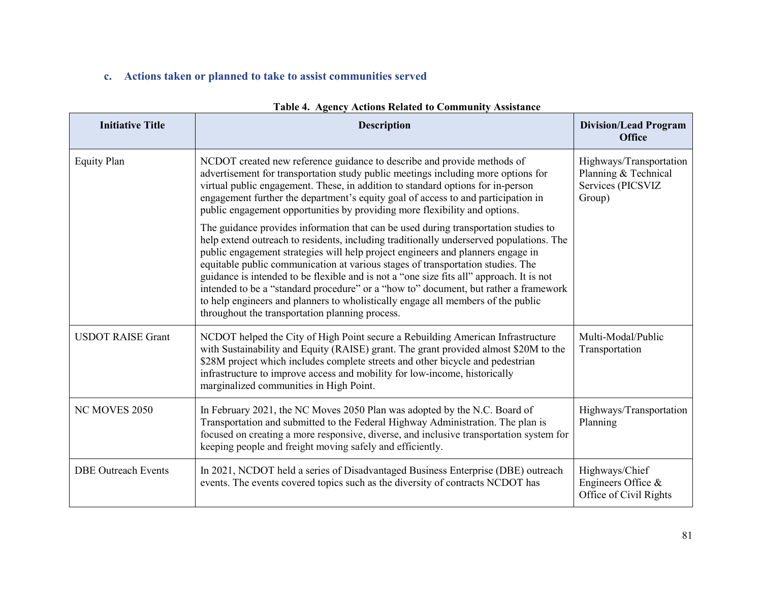### c. Actions taken or planned to take to assist communities served

**Table 4. Agency Actions Related to Community Assistance**

| Initiative Title | Description | Division/Lead Program Office |
| --- | --- | --- |
| Equity Plan | NCDOT created new reference guidance to describe and provide methods of advertisement for transportation study public meetings including more options for virtual public engagement. These, in addition to standard options for in-person engagement further the department's equity goal of access to and participation in public engagement opportunities by providing more flexibility and options.<br><br>The guidance provides information that can be used during transportation studies to help extend outreach to residents, including traditionally underserved populations. The public engagement strategies will help project engineers and planners engage in equitable public communication at various stages of transportation studies. The guidance is intended to be flexible and is not a "one size fits all" approach. It is not intended to be a "standard procedure" or a "how to" document, but rather a framework to help engineers and planners to wholistically engage all members of the public throughout the transportation planning process. | Highways/Transportation Planning & Technical Services (PICSVIZ Group) |
| USDOT RAISE Grant | NCDOT helped the City of High Point secure a Rebuilding American Infrastructure with Sustainability and Equity (RAISE) grant. The grant provided almost $20M to the $28M project which includes complete streets and other bicycle and pedestrian infrastructure to improve access and mobility for low-income, historically marginalized communities in High Point. | Multi-Modal/Public Transportation |
| NC MOVES 2050 | In February 2021, the NC Moves 2050 Plan was adopted by the N.C. Board of Transportation and submitted to the Federal Highway Administration. The plan is focused on creating a more responsive, diverse, and inclusive transportation system for keeping people and freight moving safely and efficiently. | Highways/Transportation Planning |
| DBE Outreach Events | In 2021, NCDOT held a series of Disadvantaged Business Enterprise (DBE) outreach events. The events covered topics such as the diversity of contracts NCDOT has | Highways/Chief Engineers Office & Office of Civil Rights |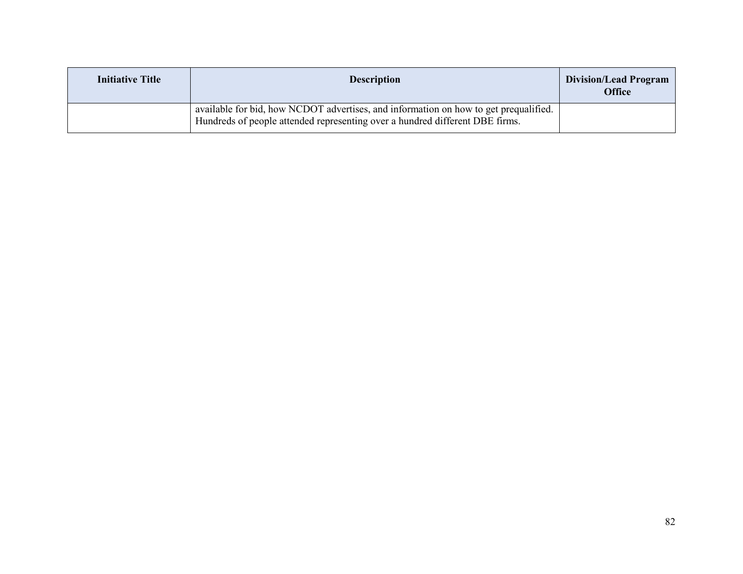| Initiative Title | Description | Division/Lead Program Office |
| --- | --- | --- |
| | available for bid, how NCDOT advertises, and information on how to get prequalified. Hundreds of people attended representing over a hundred different DBE firms. | |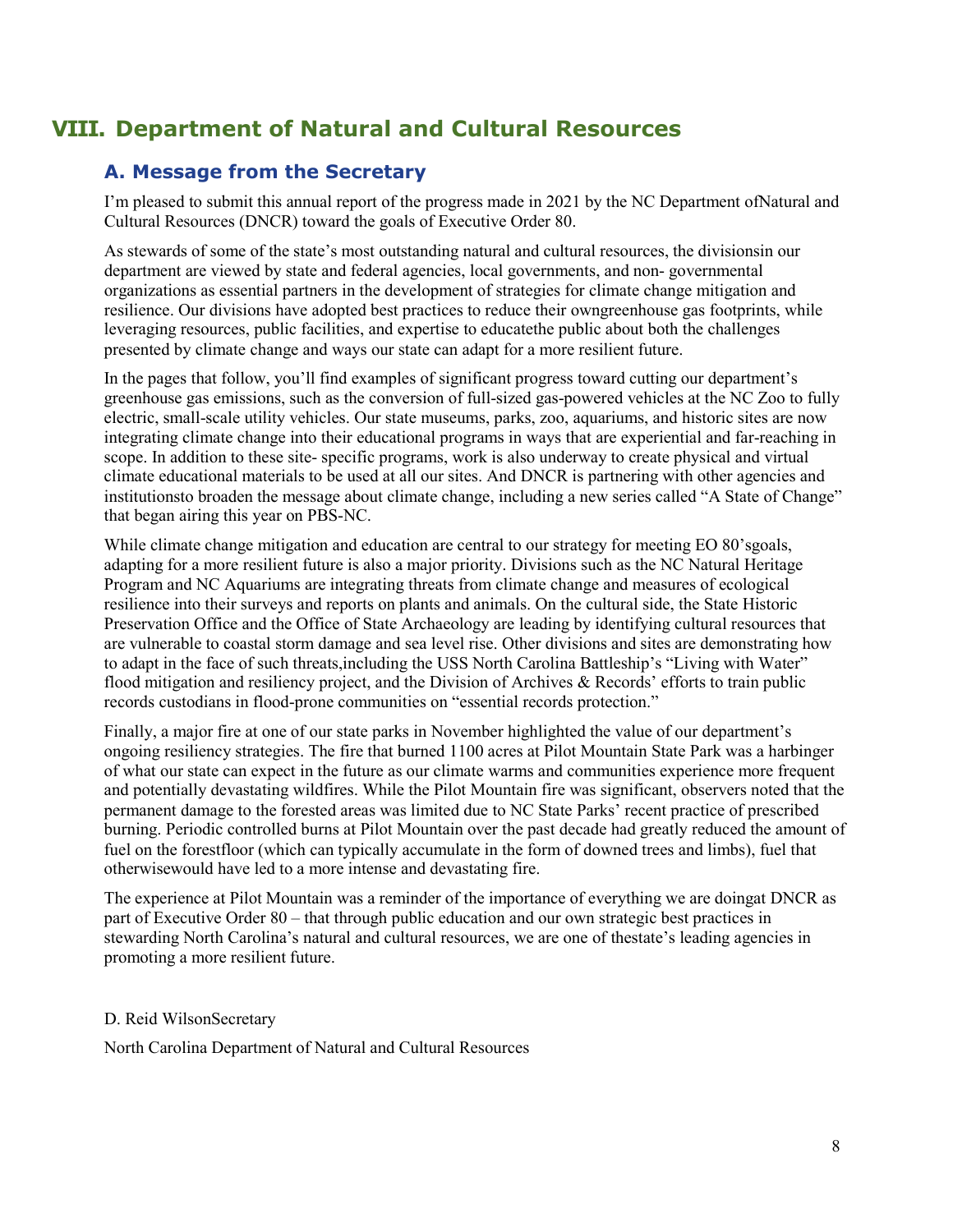# VIII. Department of Natural and Cultural Resources

## A. Message from the Secretary

I'm pleased to submit this annual report of the progress made in 2021 by the NC Department ofNatural and Cultural Resources (DNCR) toward the goals of Executive Order 80.

As stewards of some of the state's most outstanding natural and cultural resources, the divisionsin our department are viewed by state and federal agencies, local governments, and non- governmental organizations as essential partners in the development of strategies for climate change mitigation and resilience. Our divisions have adopted best practices to reduce their owngreenhouse gas footprints, while leveraging resources, public facilities, and expertise to educatethe public about both the challenges presented by climate change and ways our state can adapt for a more resilient future.

In the pages that follow, you'll find examples of significant progress toward cutting our department's greenhouse gas emissions, such as the conversion of full-sized gas-powered vehicles at the NC Zoo to fully electric, small-scale utility vehicles. Our state museums, parks, zoo, aquariums, and historic sites are now integrating climate change into their educational programs in ways that are experiential and far-reaching in scope. In addition to these site- specific programs, work is also underway to create physical and virtual climate educational materials to be used at all our sites. And DNCR is partnering with other agencies and institutionsto broaden the message about climate change, including a new series called "A State of Change" that began airing this year on PBS-NC.

While climate change mitigation and education are central to our strategy for meeting EO 80'sgoals, adapting for a more resilient future is also a major priority. Divisions such as the NC Natural Heritage Program and NC Aquariums are integrating threats from climate change and measures of ecological resilience into their surveys and reports on plants and animals. On the cultural side, the State Historic Preservation Office and the Office of State Archaeology are leading by identifying cultural resources that are vulnerable to coastal storm damage and sea level rise. Other divisions and sites are demonstrating how to adapt in the face of such threats,including the USS North Carolina Battleship's "Living with Water" flood mitigation and resiliency project, and the Division of Archives & Records' efforts to train public records custodians in flood-prone communities on "essential records protection."

Finally, a major fire at one of our state parks in November highlighted the value of our department's ongoing resiliency strategies. The fire that burned 1100 acres at Pilot Mountain State Park was a harbinger of what our state can expect in the future as our climate warms and communities experience more frequent and potentially devastating wildfires. While the Pilot Mountain fire was significant, observers noted that the permanent damage to the forested areas was limited due to NC State Parks' recent practice of prescribed burning. Periodic controlled burns at Pilot Mountain over the past decade had greatly reduced the amount of fuel on the forestfloor (which can typically accumulate in the form of downed trees and limbs), fuel that otherwisewould have led to a more intense and devastating fire.

The experience at Pilot Mountain was a reminder of the importance of everything we are doingat DNCR as part of Executive Order 80 – that through public education and our own strategic best practices in stewarding North Carolina's natural and cultural resources, we are one of thestate's leading agencies in promoting a more resilient future.

D. Reid WilsonSecretary

North Carolina Department of Natural and Cultural Resources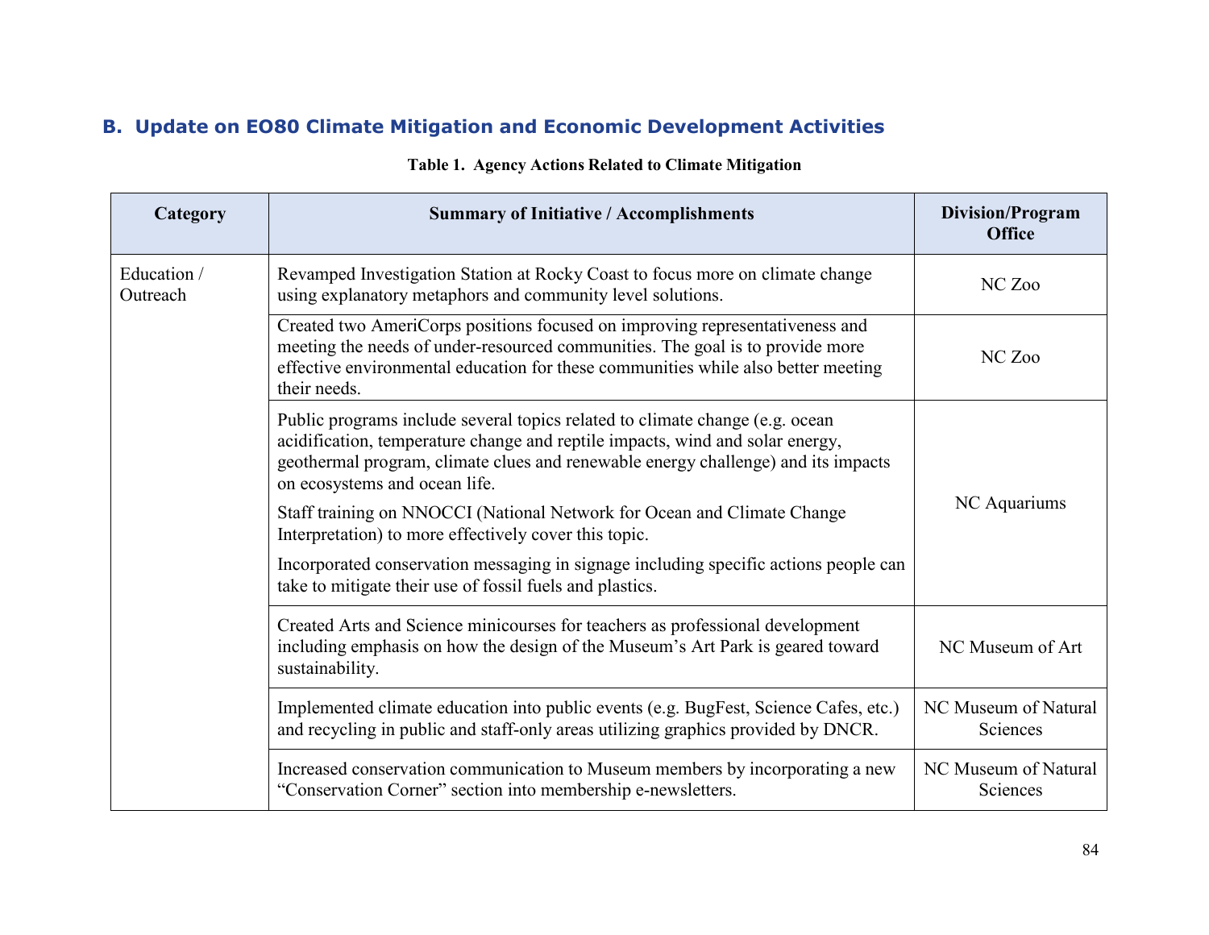## B. Update on EO80 Climate Mitigation and Economic Development Activities

**Table 1. Agency Actions Related to Climate Mitigation**

| Category | Summary of Initiative / Accomplishments | Division/Program Office |
|---|---|---|
| Education / Outreach | Revamped Investigation Station at Rocky Coast to focus more on climate change using explanatory metaphors and community level solutions. | NC Zoo |
| | Created two AmeriCorps positions focused on improving representativeness and meeting the needs of under-resourced communities. The goal is to provide more effective environmental education for these communities while also better meeting their needs. | NC Zoo |
| | Public programs include several topics related to climate change (e.g. ocean acidification, temperature change and reptile impacts, wind and solar energy, geothermal program, climate clues and renewable energy challenge) and its impacts on ecosystems and ocean life. Staff training on NNOCCI (National Network for Ocean and Climate Change Interpretation) to more effectively cover this topic. Incorporated conservation messaging in signage including specific actions people can take to mitigate their use of fossil fuels and plastics. | NC Aquariums |
| | Created Arts and Science minicourses for teachers as professional development including emphasis on how the design of the Museum's Art Park is geared toward sustainability. | NC Museum of Art |
| | Implemented climate education into public events (e.g. BugFest, Science Cafes, etc.) and recycling in public and staff-only areas utilizing graphics provided by DNCR. | NC Museum of Natural Sciences |
| | Increased conservation communication to Museum members by incorporating a new "Conservation Corner" section into membership e-newsletters. | NC Museum of Natural Sciences |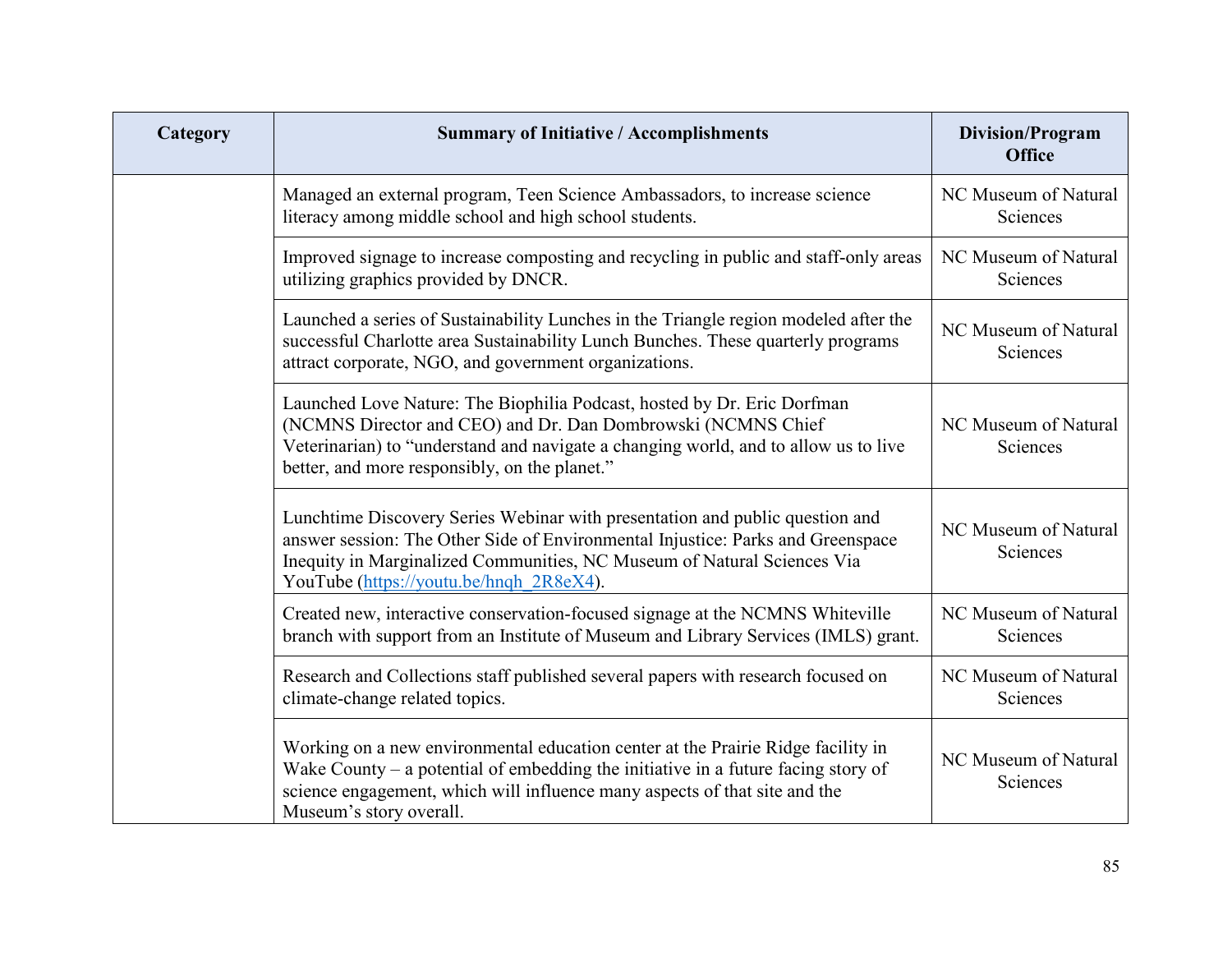| Category | Summary of Initiative / Accomplishments | Division/Program Office |
| --- | --- | --- |
| | Managed an external program, Teen Science Ambassadors, to increase science literacy among middle school and high school students. | NC Museum of Natural Sciences |
| | Improved signage to increase composting and recycling in public and staff-only areas utilizing graphics provided by DNCR. | NC Museum of Natural Sciences |
| | Launched a series of Sustainability Lunches in the Triangle region modeled after the successful Charlotte area Sustainability Lunch Bunches. These quarterly programs attract corporate, NGO, and government organizations. | NC Museum of Natural Sciences |
| | Launched Love Nature: The Biophilia Podcast, hosted by Dr. Eric Dorfman (NCMNS Director and CEO) and Dr. Dan Dombrowski (NCMNS Chief Veterinarian) to "understand and navigate a changing world, and to allow us to live better, and more responsibly, on the planet." | NC Museum of Natural Sciences |
| | Lunchtime Discovery Series Webinar with presentation and public question and answer session: The Other Side of Environmental Injustice: Parks and Greenspace Inequity in Marginalized Communities, NC Museum of Natural Sciences Via YouTube ([https://youtu.be/hnqh_2R8eX4](https://youtu.be/hnqh_2R8eX4)). | NC Museum of Natural Sciences |
| | Created new, interactive conservation-focused signage at the NCMNS Whiteville branch with support from an Institute of Museum and Library Services (IMLS) grant. | NC Museum of Natural Sciences |
| | Research and Collections staff published several papers with research focused on climate-change related topics. | NC Museum of Natural Sciences |
| | Working on a new environmental education center at the Prairie Ridge facility in Wake County – a potential of embedding the initiative in a future facing story of science engagement, which will influence many aspects of that site and the Museum's story overall. | NC Museum of Natural Sciences |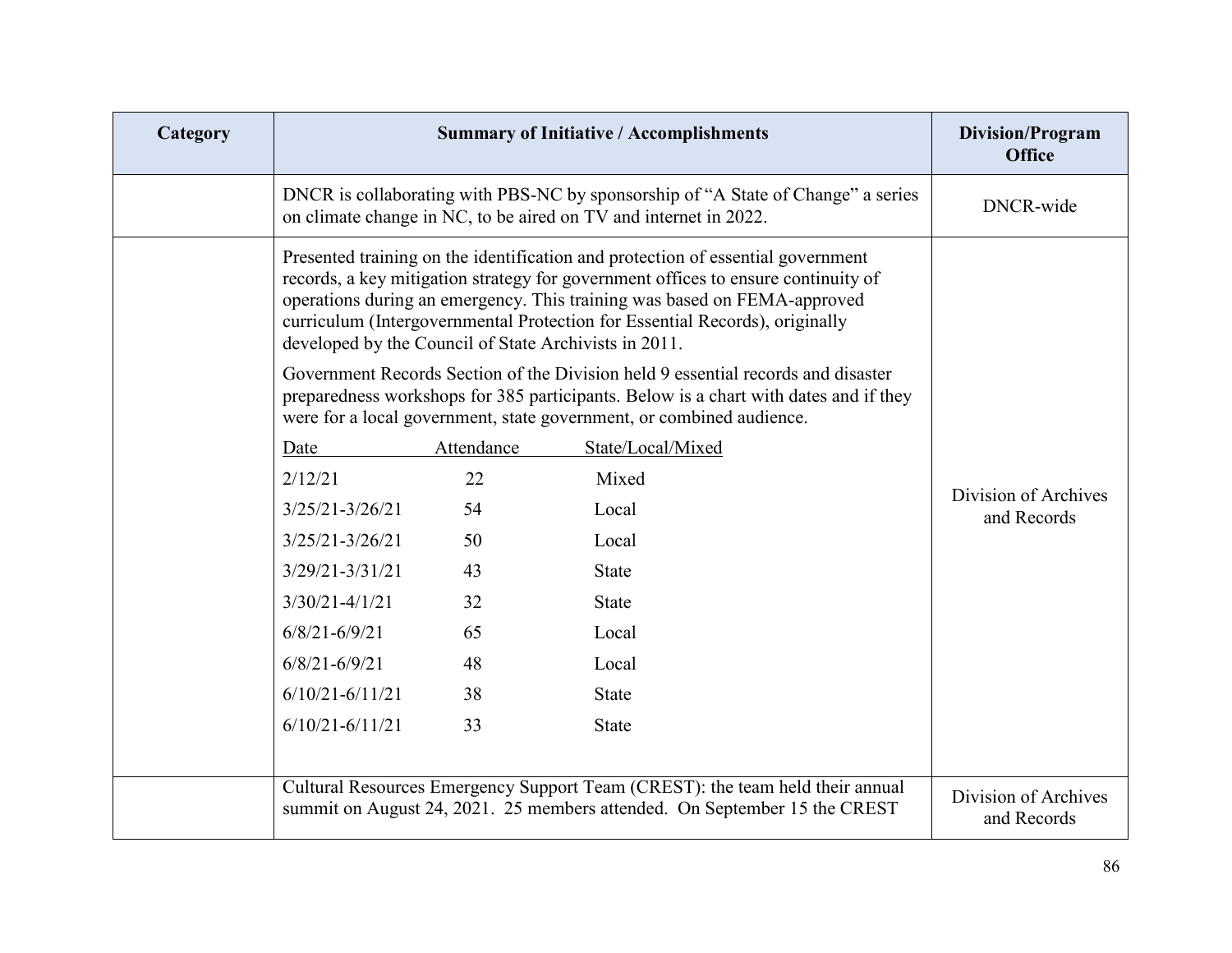| Category | Summary of Initiative / Accomplishments | Division/Program Office |
|---|---|---|
| | DNCR is collaborating with PBS-NC by sponsorship of "A State of Change" a series on climate change in NC, to be aired on TV and internet in 2022. | DNCR-wide |
| | Presented training on the identification and protection of essential government records, a key mitigation strategy for government offices to ensure continuity of operations during an emergency. This training was based on FEMA-approved curriculum (Intergovernmental Protection for Essential Records), originally developed by the Council of State Archivists in 2011.<br><br>Government Records Section of the Division held 9 essential records and disaster preparedness workshops for 385 participants. Below is a chart with dates and if they were for a local government, state government, or combined audience.<br><br>Date / Attendance / State/Local/Mixed<br>2/12/21 / 22 / Mixed<br>3/25/21-3/26/21 / 54 / Local<br>3/25/21-3/26/21 / 50 / Local<br>3/29/21-3/31/21 / 43 / State<br>3/30/21-4/1/21 / 32 / State<br>6/8/21-6/9/21 / 65 / Local<br>6/8/21-6/9/21 / 48 / Local<br>6/10/21-6/11/21 / 38 / State<br>6/10/21-6/11/21 / 33 / State | Division of Archives and Records |
| | Cultural Resources Emergency Support Team (CREST): the team held their annual summit on August 24, 2021. 25 members attended. On September 15 the CREST | Division of Archives and Records |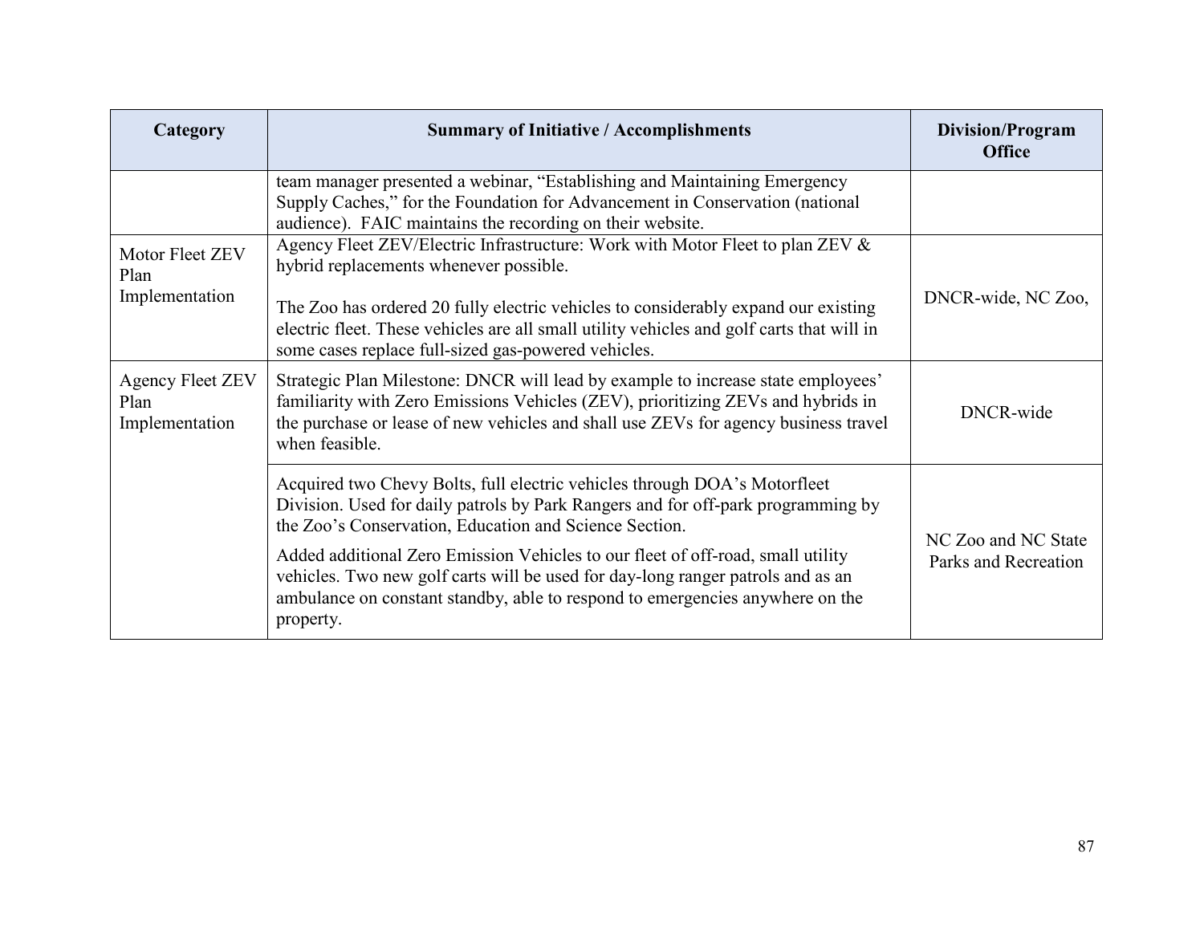| Category | Summary of Initiative / Accomplishments | Division/Program Office |
|---|---|---|
| | team manager presented a webinar, "Establishing and Maintaining Emergency Supply Caches," for the Foundation for Advancement in Conservation (national audience). FAIC maintains the recording on their website. | |
| Motor Fleet ZEV Plan Implementation | Agency Fleet ZEV/Electric Infrastructure: Work with Motor Fleet to plan ZEV & hybrid replacements whenever possible.<br><br>The Zoo has ordered 20 fully electric vehicles to considerably expand our existing electric fleet. These vehicles are all small utility vehicles and golf carts that will in some cases replace full-sized gas-powered vehicles. | DNCR-wide, NC Zoo, |
| Agency Fleet ZEV Plan Implementation | Strategic Plan Milestone: DNCR will lead by example to increase state employees' familiarity with Zero Emissions Vehicles (ZEV), prioritizing ZEVs and hybrids in the purchase or lease of new vehicles and shall use ZEVs for agency business travel when feasible. | DNCR-wide |
| | Acquired two Chevy Bolts, full electric vehicles through DOA's Motorfleet Division. Used for daily patrols by Park Rangers and for off-park programming by the Zoo's Conservation, Education and Science Section.<br><br>Added additional Zero Emission Vehicles to our fleet of off-road, small utility vehicles. Two new golf carts will be used for day-long ranger patrols and as an ambulance on constant standby, able to respond to emergencies anywhere on the property. | NC Zoo and NC State Parks and Recreation |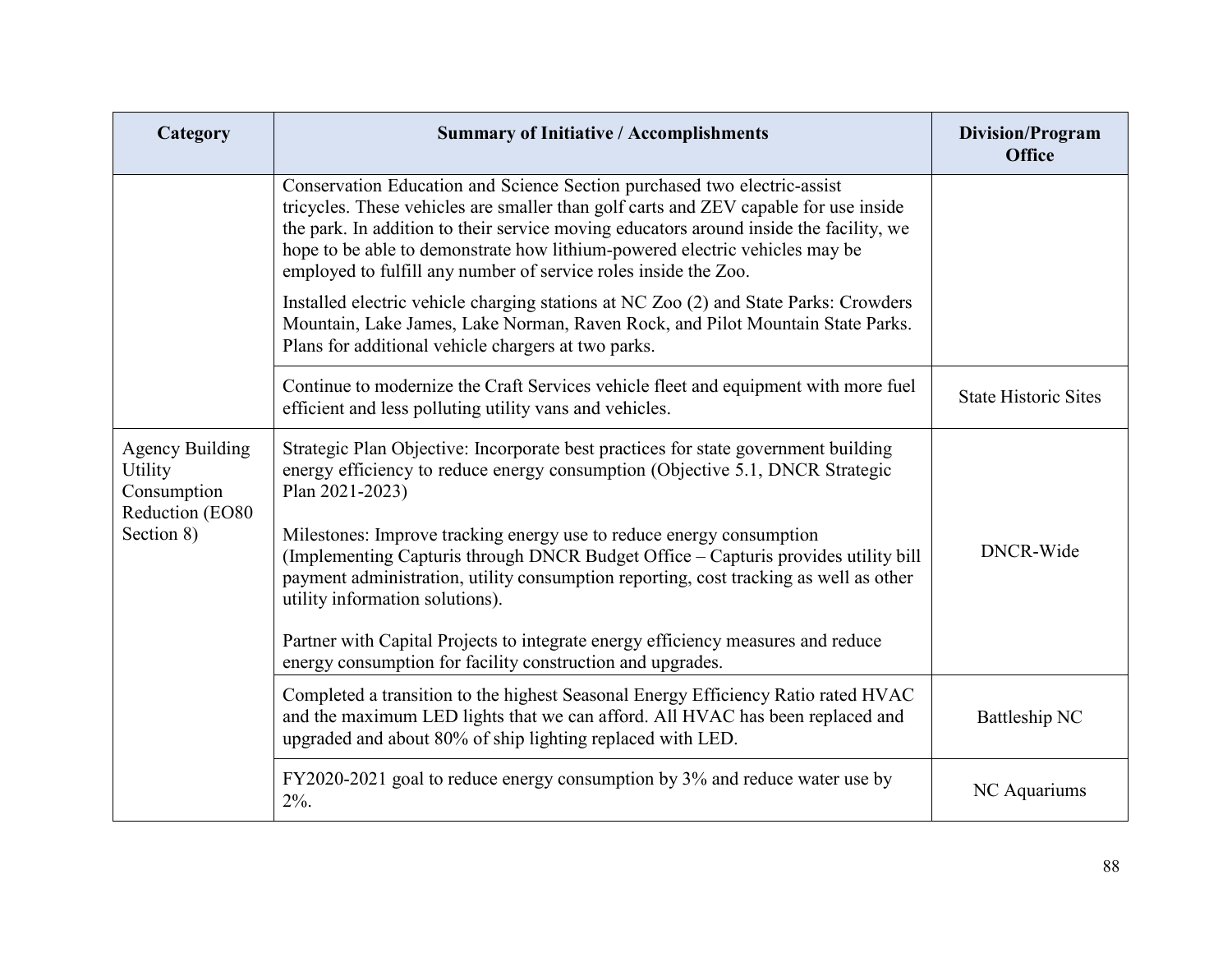| Category | Summary of Initiative / Accomplishments | Division/Program Office |
| --- | --- | --- |
| | Conservation Education and Science Section purchased two electric-assist tricycles. These vehicles are smaller than golf carts and ZEV capable for use inside the park. In addition to their service moving educators around inside the facility, we hope to be able to demonstrate how lithium-powered electric vehicles may be employed to fulfill any number of service roles inside the Zoo.<br><br>Installed electric vehicle charging stations at NC Zoo (2) and State Parks: Crowders Mountain, Lake James, Lake Norman, Raven Rock, and Pilot Mountain State Parks. Plans for additional vehicle chargers at two parks. | |
| | Continue to modernize the Craft Services vehicle fleet and equipment with more fuel efficient and less polluting utility vans and vehicles. | State Historic Sites |
| Agency Building Utility Consumption Reduction (EO80 Section 8) | Strategic Plan Objective: Incorporate best practices for state government building energy efficiency to reduce energy consumption (Objective 5.1, DNCR Strategic Plan 2021-2023)<br><br>Milestones: Improve tracking energy use to reduce energy consumption (Implementing Capturis through DNCR Budget Office – Capturis provides utility bill payment administration, utility consumption reporting, cost tracking as well as other utility information solutions).<br><br>Partner with Capital Projects to integrate energy efficiency measures and reduce energy consumption for facility construction and upgrades. | DNCR-Wide |
| | Completed a transition to the highest Seasonal Energy Efficiency Ratio rated HVAC and the maximum LED lights that we can afford. All HVAC has been replaced and upgraded and about 80% of ship lighting replaced with LED. | Battleship NC |
| | FY2020-2021 goal to reduce energy consumption by 3% and reduce water use by 2%. | NC Aquariums |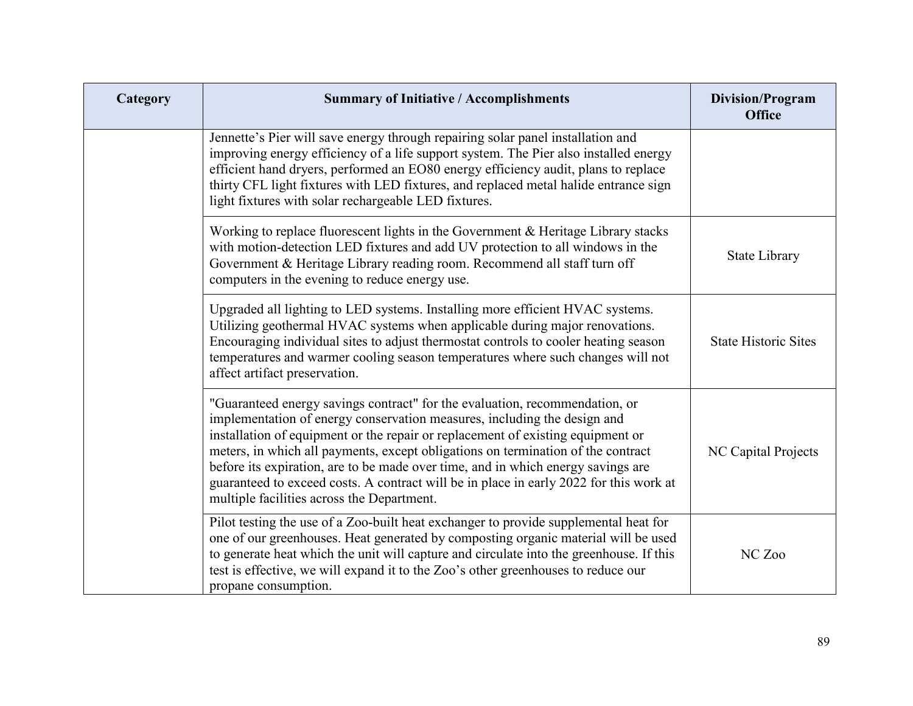| Category | Summary of Initiative / Accomplishments | Division/Program Office |
|---|---|---|
| | Jennette's Pier will save energy through repairing solar panel installation and improving energy efficiency of a life support system. The Pier also installed energy efficient hand dryers, performed an EO80 energy efficiency audit, plans to replace thirty CFL light fixtures with LED fixtures, and replaced metal halide entrance sign light fixtures with solar rechargeable LED fixtures. | |
| | Working to replace fluorescent lights in the Government & Heritage Library stacks with motion-detection LED fixtures and add UV protection to all windows in the Government & Heritage Library reading room. Recommend all staff turn off computers in the evening to reduce energy use. | State Library |
| | Upgraded all lighting to LED systems. Installing more efficient HVAC systems. Utilizing geothermal HVAC systems when applicable during major renovations. Encouraging individual sites to adjust thermostat controls to cooler heating season temperatures and warmer cooling season temperatures where such changes will not affect artifact preservation. | State Historic Sites |
| | "Guaranteed energy savings contract" for the evaluation, recommendation, or implementation of energy conservation measures, including the design and installation of equipment or the repair or replacement of existing equipment or meters, in which all payments, except obligations on termination of the contract before its expiration, are to be made over time, and in which energy savings are guaranteed to exceed costs. A contract will be in place in early 2022 for this work at multiple facilities across the Department. | NC Capital Projects |
| | Pilot testing the use of a Zoo-built heat exchanger to provide supplemental heat for one of our greenhouses. Heat generated by composting organic material will be used to generate heat which the unit will capture and circulate into the greenhouse. If this test is effective, we will expand it to the Zoo's other greenhouses to reduce our propane consumption. | NC Zoo |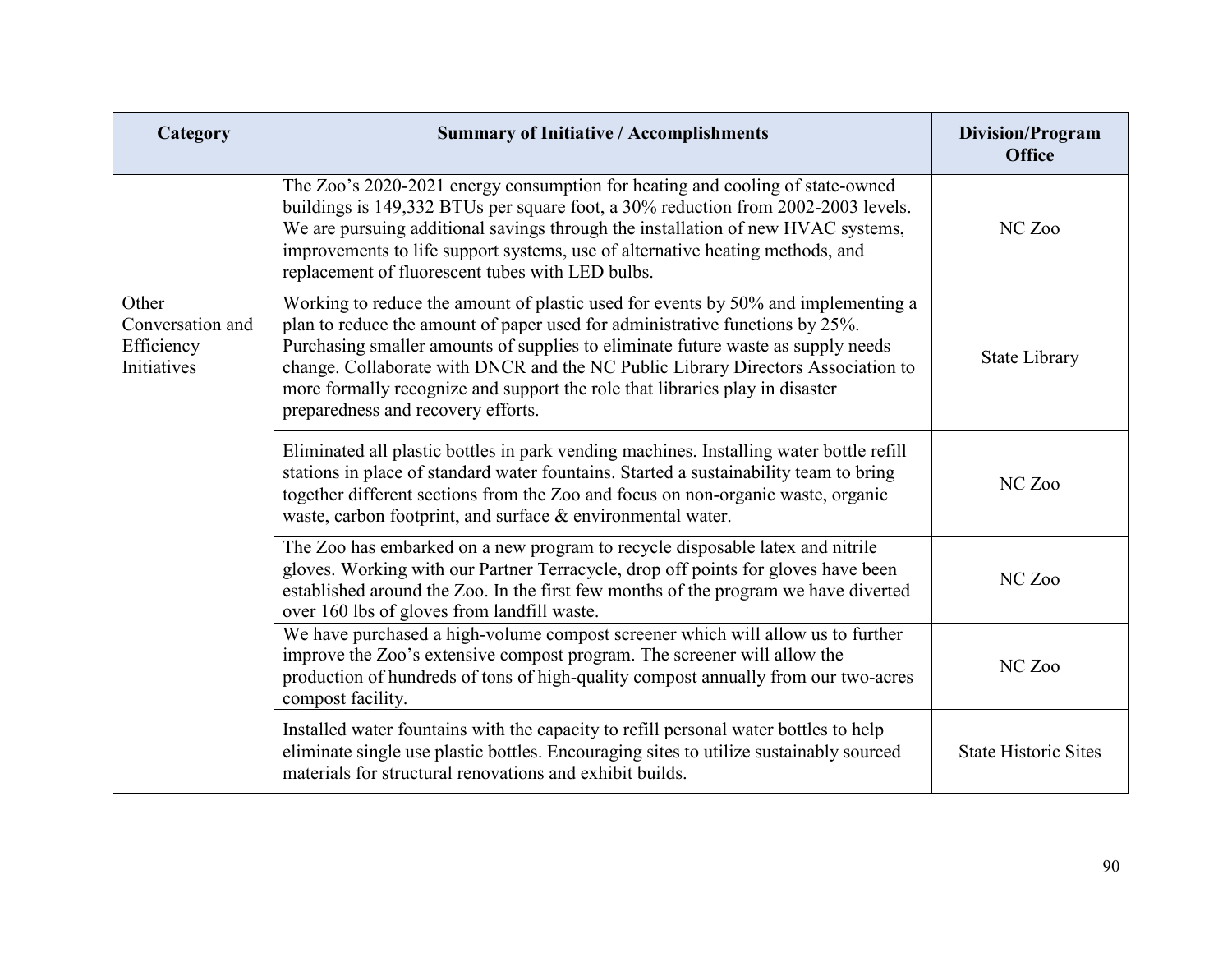| Category | Summary of Initiative / Accomplishments | Division/Program Office |
| --- | --- | --- |
| | The Zoo's 2020-2021 energy consumption for heating and cooling of state-owned buildings is 149,332 BTUs per square foot, a 30% reduction from 2002-2003 levels. We are pursuing additional savings through the installation of new HVAC systems, improvements to life support systems, use of alternative heating methods, and replacement of fluorescent tubes with LED bulbs. | NC Zoo |
| Other Conversation and Efficiency Initiatives | Working to reduce the amount of plastic used for events by 50% and implementing a plan to reduce the amount of paper used for administrative functions by 25%. Purchasing smaller amounts of supplies to eliminate future waste as supply needs change. Collaborate with DNCR and the NC Public Library Directors Association to more formally recognize and support the role that libraries play in disaster preparedness and recovery efforts. | State Library |
| | Eliminated all plastic bottles in park vending machines. Installing water bottle refill stations in place of standard water fountains. Started a sustainability team to bring together different sections from the Zoo and focus on non-organic waste, organic waste, carbon footprint, and surface & environmental water. | NC Zoo |
| | The Zoo has embarked on a new program to recycle disposable latex and nitrile gloves. Working with our Partner Terracycle, drop off points for gloves have been established around the Zoo. In the first few months of the program we have diverted over 160 lbs of gloves from landfill waste. | NC Zoo |
| | We have purchased a high-volume compost screener which will allow us to further improve the Zoo's extensive compost program. The screener will allow the production of hundreds of tons of high-quality compost annually from our two-acres compost facility. | NC Zoo |
| | Installed water fountains with the capacity to refill personal water bottles to help eliminate single use plastic bottles. Encouraging sites to utilize sustainably sourced materials for structural renovations and exhibit builds. | State Historic Sites |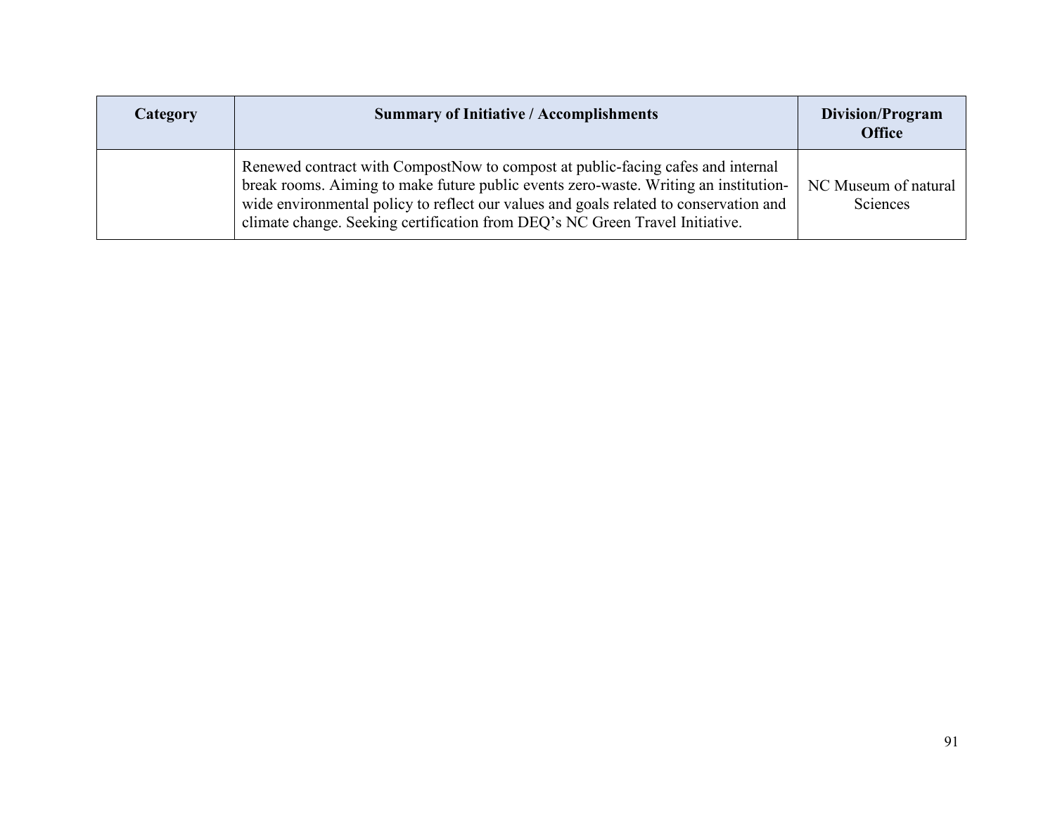| Category | Summary of Initiative / Accomplishments | Division/Program Office |
|---|---|---|
| | Renewed contract with CompostNow to compost at public-facing cafes and internal break rooms. Aiming to make future public events zero-waste. Writing an institution-wide environmental policy to reflect our values and goals related to conservation and climate change. Seeking certification from DEQ's NC Green Travel Initiative. | NC Museum of natural Sciences |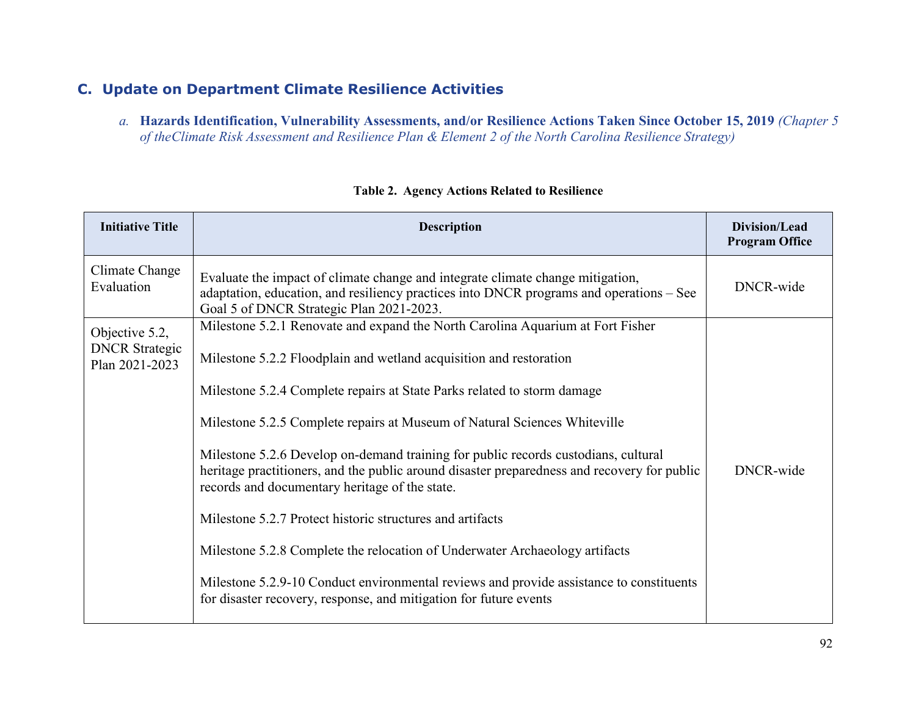## C. Update on Department Climate Resilience Activities

*a.* **Hazards Identification, Vulnerability Assessments, and/or Resilience Actions Taken Since October 15, 2019** *(Chapter 5 of theClimate Risk Assessment and Resilience Plan & Element 2 of the North Carolina Resilience Strategy)*

**Table 2. Agency Actions Related to Resilience**

| Initiative Title | Description | Division/Lead Program Office |
|---|---|---|
| Climate Change Evaluation | Evaluate the impact of climate change and integrate climate change mitigation, adaptation, education, and resiliency practices into DNCR programs and operations – See Goal 5 of DNCR Strategic Plan 2021-2023. | DNCR-wide |
| Objective 5.2, DNCR Strategic Plan 2021-2023 | Milestone 5.2.1 Renovate and expand the North Carolina Aquarium at Fort Fisher<br><br>Milestone 5.2.2 Floodplain and wetland acquisition and restoration<br><br>Milestone 5.2.4 Complete repairs at State Parks related to storm damage<br><br>Milestone 5.2.5 Complete repairs at Museum of Natural Sciences Whiteville<br><br>Milestone 5.2.6 Develop on-demand training for public records custodians, cultural heritage practitioners, and the public around disaster preparedness and recovery for public records and documentary heritage of the state.<br><br>Milestone 5.2.7 Protect historic structures and artifacts<br><br>Milestone 5.2.8 Complete the relocation of Underwater Archaeology artifacts<br><br>Milestone 5.2.9-10 Conduct environmental reviews and provide assistance to constituents for disaster recovery, response, and mitigation for future events | DNCR-wide |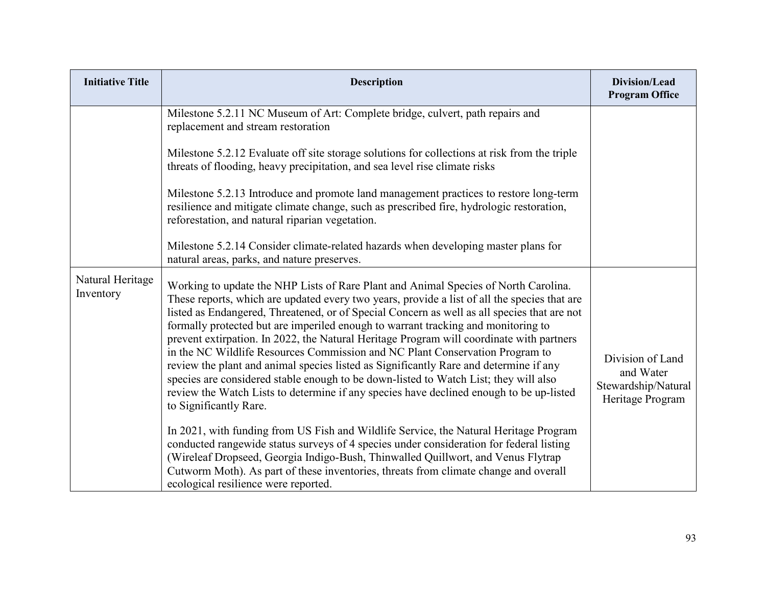| Initiative Title | Description | Division/Lead Program Office |
|---|---|---|
| | Milestone 5.2.11 NC Museum of Art: Complete bridge, culvert, path repairs and replacement and stream restoration<br><br>Milestone 5.2.12 Evaluate off site storage solutions for collections at risk from the triple threats of flooding, heavy precipitation, and sea level rise climate risks<br><br>Milestone 5.2.13 Introduce and promote land management practices to restore long-term resilience and mitigate climate change, such as prescribed fire, hydrologic restoration, reforestation, and natural riparian vegetation.<br><br>Milestone 5.2.14 Consider climate-related hazards when developing master plans for natural areas, parks, and nature preserves. | |
| Natural Heritage Inventory | Working to update the NHP Lists of Rare Plant and Animal Species of North Carolina. These reports, which are updated every two years, provide a list of all the species that are listed as Endangered, Threatened, or of Special Concern as well as all species that are not formally protected but are imperiled enough to warrant tracking and monitoring to prevent extirpation. In 2022, the Natural Heritage Program will coordinate with partners in the NC Wildlife Resources Commission and NC Plant Conservation Program to review the plant and animal species listed as Significantly Rare and determine if any species are considered stable enough to be down-listed to Watch List; they will also review the Watch Lists to determine if any species have declined enough to be up-listed to Significantly Rare.<br><br>In 2021, with funding from US Fish and Wildlife Service, the Natural Heritage Program conducted rangewide status surveys of 4 species under consideration for federal listing (Wireleaf Dropseed, Georgia Indigo-Bush, Thinwalled Quillwort, and Venus Flytrap Cutworm Moth). As part of these inventories, threats from climate change and overall ecological resilience were reported. | Division of Land and Water Stewardship/Natural Heritage Program |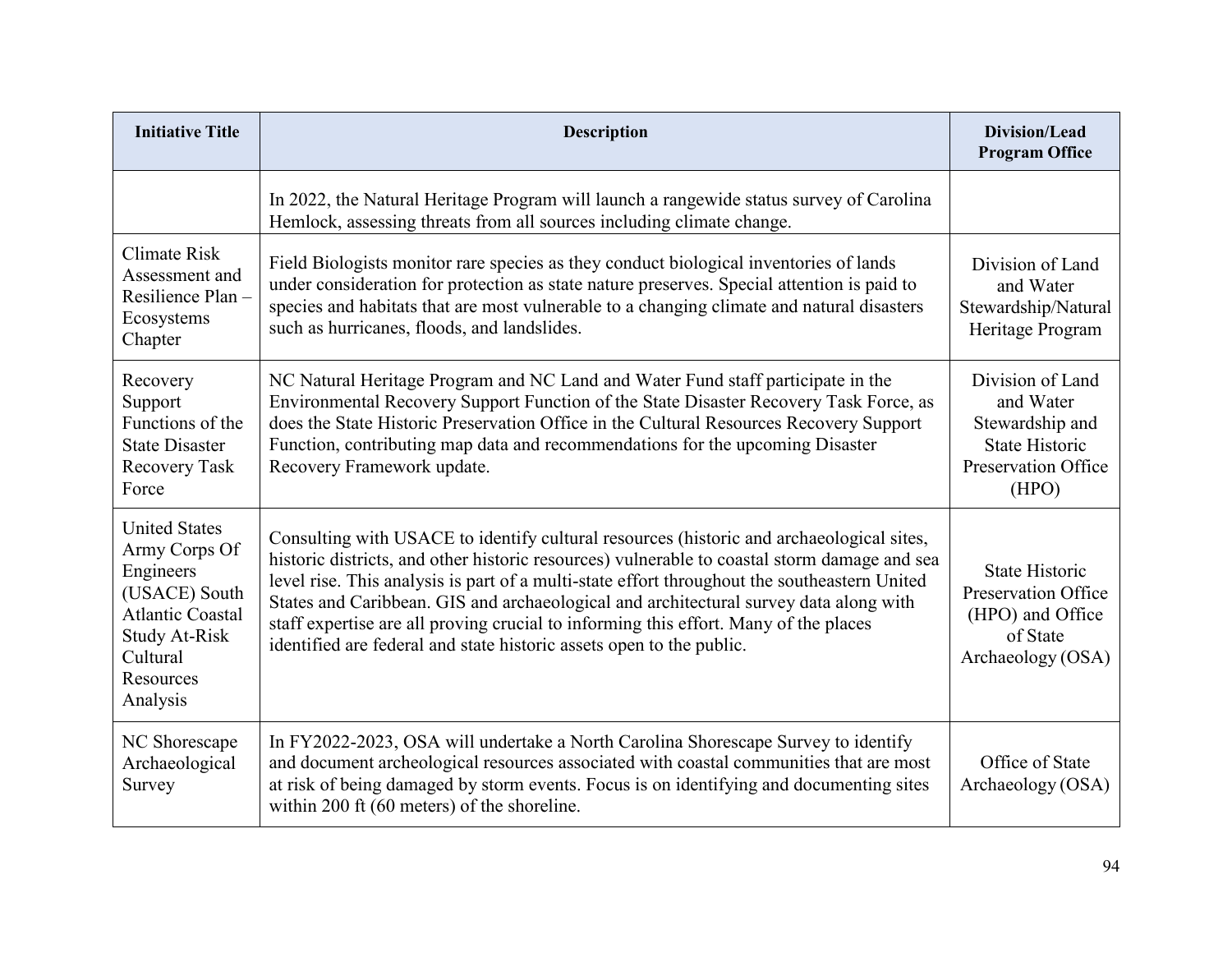| Initiative Title | Description | Division/Lead Program Office |
|---|---|---|
| | In 2022, the Natural Heritage Program will launch a rangewide status survey of Carolina Hemlock, assessing threats from all sources including climate change. | |
| Climate Risk Assessment and Resilience Plan – Ecosystems Chapter | Field Biologists monitor rare species as they conduct biological inventories of lands under consideration for protection as state nature preserves. Special attention is paid to species and habitats that are most vulnerable to a changing climate and natural disasters such as hurricanes, floods, and landslides. | Division of Land and Water Stewardship/Natural Heritage Program |
| Recovery Support Functions of the State Disaster Recovery Task Force | NC Natural Heritage Program and NC Land and Water Fund staff participate in the Environmental Recovery Support Function of the State Disaster Recovery Task Force, as does the State Historic Preservation Office in the Cultural Resources Recovery Support Function, contributing map data and recommendations for the upcoming Disaster Recovery Framework update. | Division of Land and Water Stewardship and State Historic Preservation Office (HPO) |
| United States Army Corps Of Engineers (USACE) South Atlantic Coastal Study At-Risk Cultural Resources Analysis | Consulting with USACE to identify cultural resources (historic and archaeological sites, historic districts, and other historic resources) vulnerable to coastal storm damage and sea level rise. This analysis is part of a multi-state effort throughout the southeastern United States and Caribbean. GIS and archaeological and architectural survey data along with staff expertise are all proving crucial to informing this effort. Many of the places identified are federal and state historic assets open to the public. | State Historic Preservation Office (HPO) and Office of State Archaeology (OSA) |
| NC Shorescape Archaeological Survey | In FY2022-2023, OSA will undertake a North Carolina Shorescape Survey to identify and document archeological resources associated with coastal communities that are most at risk of being damaged by storm events. Focus is on identifying and documenting sites within 200 ft (60 meters) of the shoreline. | Office of State Archaeology (OSA) |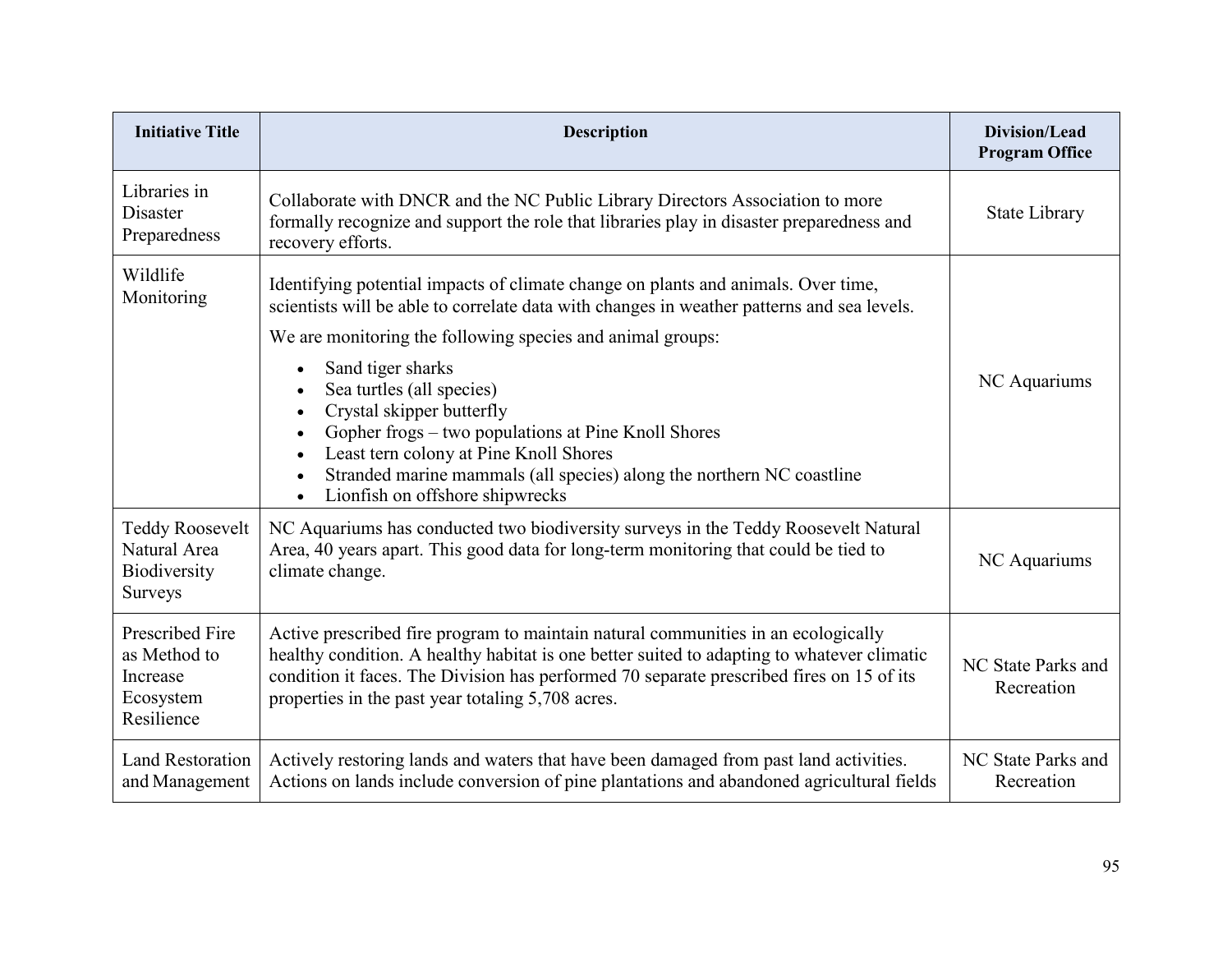| Initiative Title | Description | Division/Lead Program Office |
|---|---|---|
| Libraries in Disaster Preparedness | Collaborate with DNCR and the NC Public Library Directors Association to more formally recognize and support the role that libraries play in disaster preparedness and recovery efforts. | State Library |
| Wildlife Monitoring | Identifying potential impacts of climate change on plants and animals. Over time, scientists will be able to correlate data with changes in weather patterns and sea levels.<br><br>We are monitoring the following species and animal groups:<br>• Sand tiger sharks<br>• Sea turtles (all species)<br>• Crystal skipper butterfly<br>• Gopher frogs – two populations at Pine Knoll Shores<br>• Least tern colony at Pine Knoll Shores<br>• Stranded marine mammals (all species) along the northern NC coastline<br>• Lionfish on offshore shipwrecks | NC Aquariums |
| Teddy Roosevelt Natural Area Biodiversity Surveys | NC Aquariums has conducted two biodiversity surveys in the Teddy Roosevelt Natural Area, 40 years apart. This good data for long-term monitoring that could be tied to climate change. | NC Aquariums |
| Prescribed Fire as Method to Increase Ecosystem Resilience | Active prescribed fire program to maintain natural communities in an ecologically healthy condition. A healthy habitat is one better suited to adapting to whatever climatic condition it faces. The Division has performed 70 separate prescribed fires on 15 of its properties in the past year totaling 5,708 acres. | NC State Parks and Recreation |
| Land Restoration and Management | Actively restoring lands and waters that have been damaged from past land activities. Actions on lands include conversion of pine plantations and abandoned agricultural fields | NC State Parks and Recreation |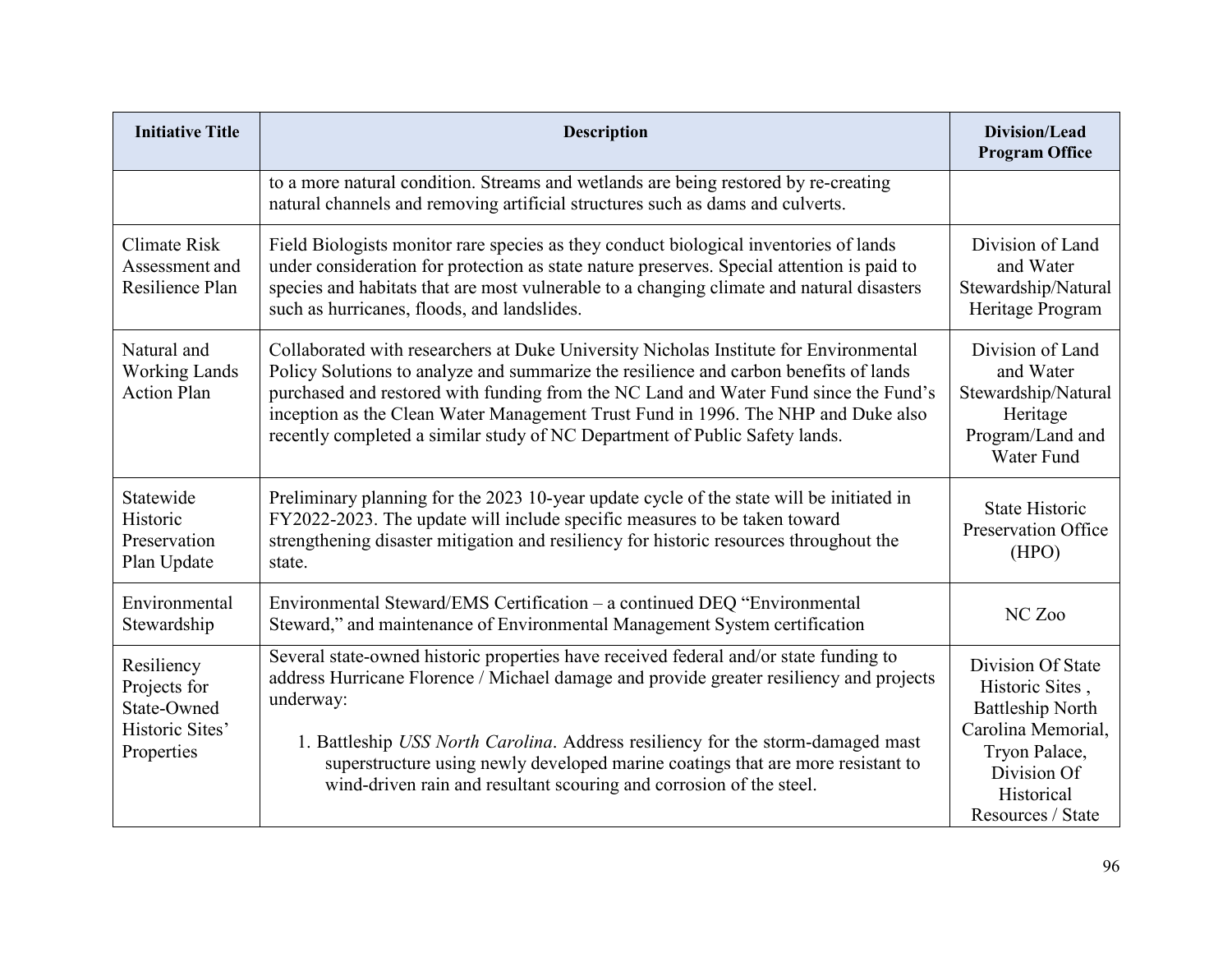| Initiative Title | Description | Division/Lead Program Office |
|---|---|---|
| | to a more natural condition. Streams and wetlands are being restored by re-creating natural channels and removing artificial structures such as dams and culverts. | |
| Climate Risk Assessment and Resilience Plan | Field Biologists monitor rare species as they conduct biological inventories of lands under consideration for protection as state nature preserves. Special attention is paid to species and habitats that are most vulnerable to a changing climate and natural disasters such as hurricanes, floods, and landslides. | Division of Land and Water Stewardship/Natural Heritage Program |
| Natural and Working Lands Action Plan | Collaborated with researchers at Duke University Nicholas Institute for Environmental Policy Solutions to analyze and summarize the resilience and carbon benefits of lands purchased and restored with funding from the NC Land and Water Fund since the Fund's inception as the Clean Water Management Trust Fund in 1996. The NHP and Duke also recently completed a similar study of NC Department of Public Safety lands. | Division of Land and Water Stewardship/Natural Heritage Program/Land and Water Fund |
| Statewide Historic Preservation Plan Update | Preliminary planning for the 2023 10-year update cycle of the state will be initiated in FY2022-2023. The update will include specific measures to be taken toward strengthening disaster mitigation and resiliency for historic resources throughout the state. | State Historic Preservation Office (HPO) |
| Environmental Stewardship | Environmental Steward/EMS Certification – a continued DEQ "Environmental Steward," and maintenance of Environmental Management System certification | NC Zoo |
| Resiliency Projects for State-Owned Historic Sites' Properties | Several state-owned historic properties have received federal and/or state funding to address Hurricane Florence / Michael damage and provide greater resiliency and projects underway:<br><br>1. Battleship *USS North Carolina*. Address resiliency for the storm-damaged mast superstructure using newly developed marine coatings that are more resistant to wind-driven rain and resultant scouring and corrosion of the steel. | Division Of State Historic Sites , Battleship North Carolina Memorial, Tryon Palace, Division Of Historical Resources / State |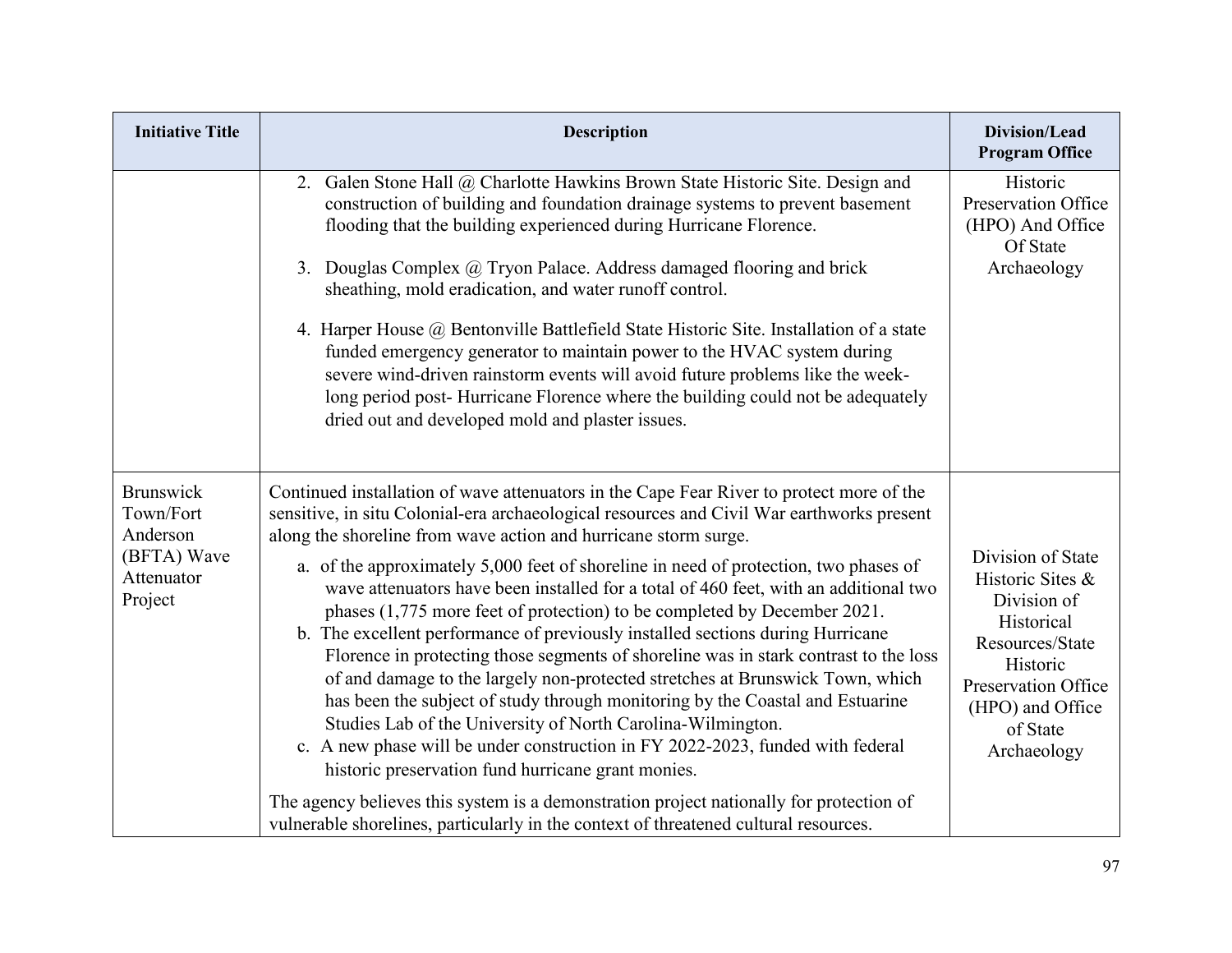| Initiative Title | Description | Division/Lead Program Office |
|---|---|---|
| | 2. Galen Stone Hall @ Charlotte Hawkins Brown State Historic Site. Design and construction of building and foundation drainage systems to prevent basement flooding that the building experienced during Hurricane Florence.<br><br>3. Douglas Complex @ Tryon Palace. Address damaged flooring and brick sheathing, mold eradication, and water runoff control.<br><br>4. Harper House @ Bentonville Battlefield State Historic Site. Installation of a state funded emergency generator to maintain power to the HVAC system during severe wind-driven rainstorm events will avoid future problems like the week-long period post- Hurricane Florence where the building could not be adequately dried out and developed mold and plaster issues. | Historic Preservation Office (HPO) And Office Of State Archaeology |
| Brunswick Town/Fort Anderson (BFTA) Wave Attenuator Project | Continued installation of wave attenuators in the Cape Fear River to protect more of the sensitive, in situ Colonial-era archaeological resources and Civil War earthworks present along the shoreline from wave action and hurricane storm surge.<br><br>a. of the approximately 5,000 feet of shoreline in need of protection, two phases of wave attenuators have been installed for a total of 460 feet, with an additional two phases (1,775 more feet of protection) to be completed by December 2021.<br>b. The excellent performance of previously installed sections during Hurricane Florence in protecting those segments of shoreline was in stark contrast to the loss of and damage to the largely non-protected stretches at Brunswick Town, which has been the subject of study through monitoring by the Coastal and Estuarine Studies Lab of the University of North Carolina-Wilmington.<br>c. A new phase will be under construction in FY 2022-2023, funded with federal historic preservation fund hurricane grant monies.<br><br>The agency believes this system is a demonstration project nationally for protection of vulnerable shorelines, particularly in the context of threatened cultural resources. | Division of State Historic Sites & Division of Historical Resources/State Historic Preservation Office (HPO) and Office of State Archaeology |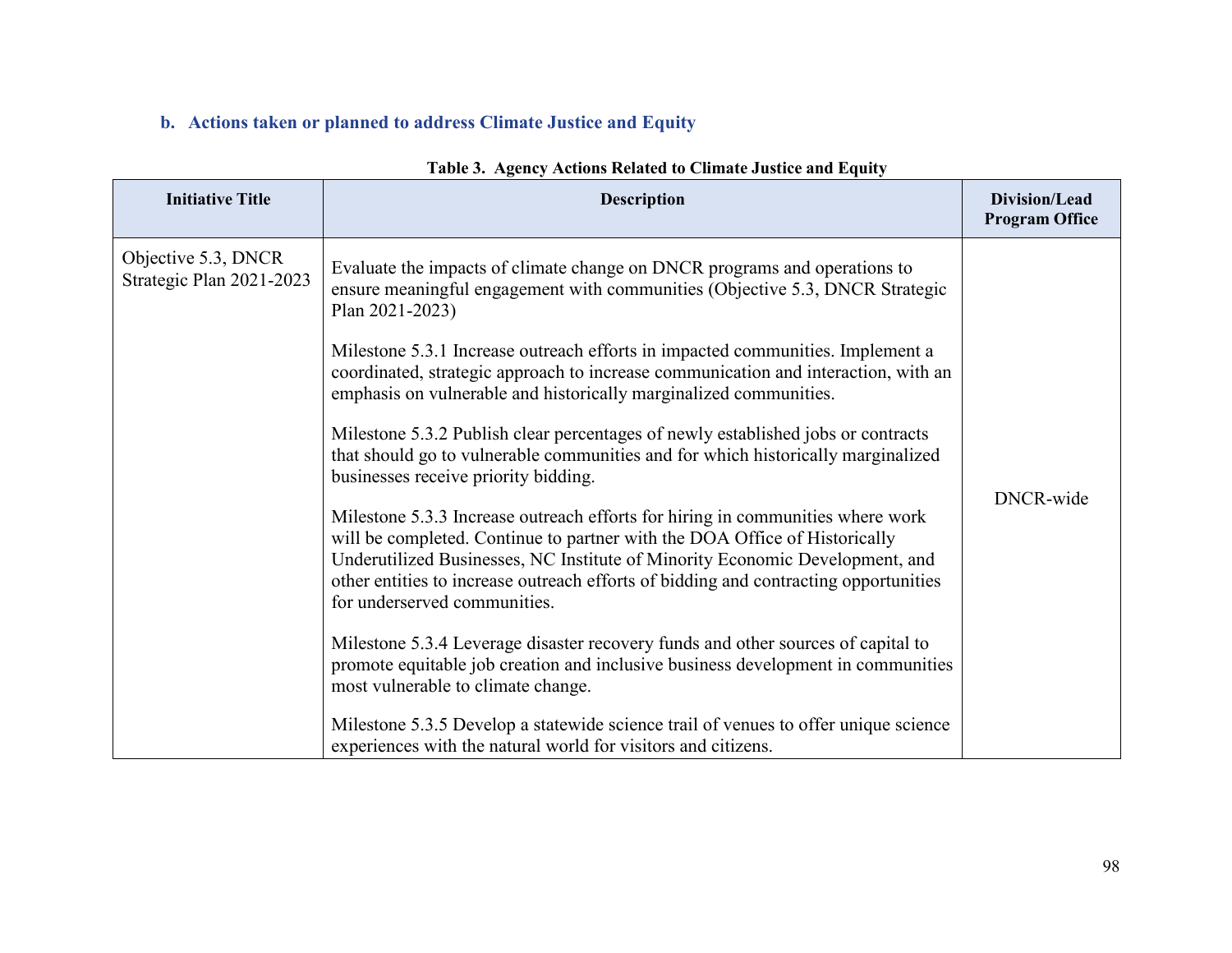### b. Actions taken or planned to address Climate Justice and Equity

**Table 3. Agency Actions Related to Climate Justice and Equity**

| Initiative Title | Description | Division/Lead Program Office |
|---|---|---|
| Objective 5.3, DNCR Strategic Plan 2021-2023 | Evaluate the impacts of climate change on DNCR programs and operations to ensure meaningful engagement with communities (Objective 5.3, DNCR Strategic Plan 2021-2023)<br><br>Milestone 5.3.1 Increase outreach efforts in impacted communities. Implement a coordinated, strategic approach to increase communication and interaction, with an emphasis on vulnerable and historically marginalized communities.<br><br>Milestone 5.3.2 Publish clear percentages of newly established jobs or contracts that should go to vulnerable communities and for which historically marginalized businesses receive priority bidding.<br><br>Milestone 5.3.3 Increase outreach efforts for hiring in communities where work will be completed. Continue to partner with the DOA Office of Historically Underutilized Businesses, NC Institute of Minority Economic Development, and other entities to increase outreach efforts of bidding and contracting opportunities for underserved communities.<br><br>Milestone 5.3.4 Leverage disaster recovery funds and other sources of capital to promote equitable job creation and inclusive business development in communities most vulnerable to climate change.<br><br>Milestone 5.3.5 Develop a statewide science trail of venues to offer unique science experiences with the natural world for visitors and citizens. | DNCR-wide |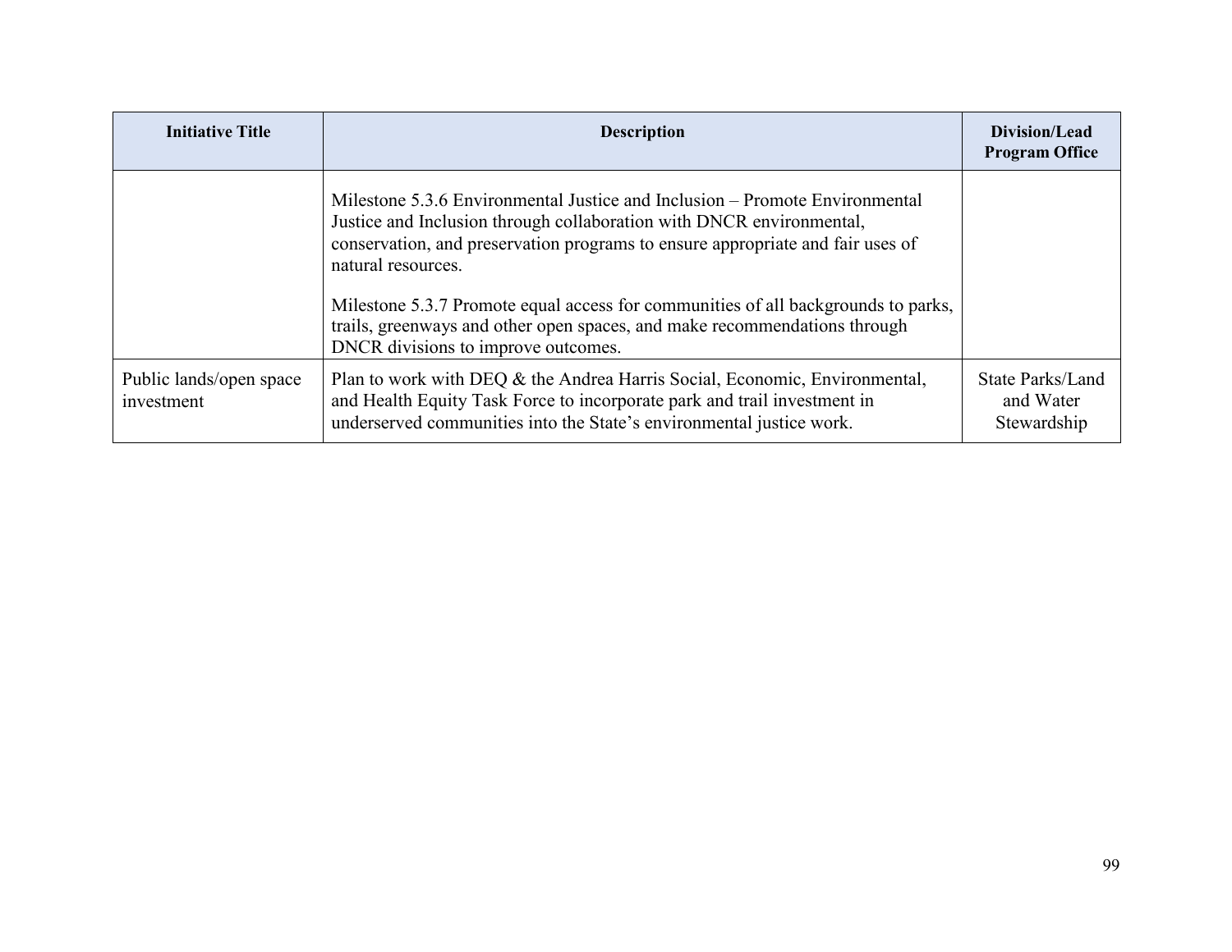| Initiative Title | Description | Division/Lead Program Office |
|---|---|---|
| | Milestone 5.3.6 Environmental Justice and Inclusion – Promote Environmental Justice and Inclusion through collaboration with DNCR environmental, conservation, and preservation programs to ensure appropriate and fair uses of natural resources.<br><br>Milestone 5.3.7 Promote equal access for communities of all backgrounds to parks, trails, greenways and other open spaces, and make recommendations through DNCR divisions to improve outcomes. | |
| Public lands/open space investment | Plan to work with DEQ & the Andrea Harris Social, Economic, Environmental, and Health Equity Task Force to incorporate park and trail investment in underserved communities into the State's environmental justice work. | State Parks/Land and Water Stewardship |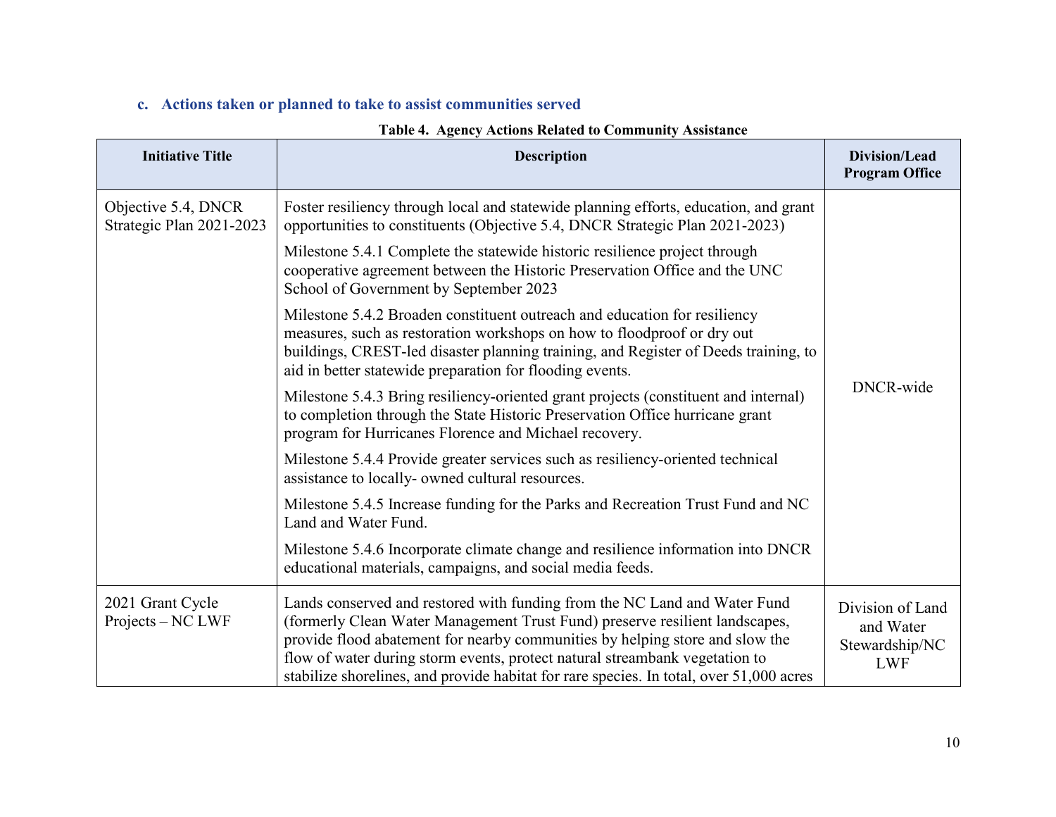### c. Actions taken or planned to take to assist communities served

**Table 4. Agency Actions Related to Community Assistance**

| Initiative Title | Description | Division/Lead Program Office |
|---|---|---|
| Objective 5.4, DNCR Strategic Plan 2021-2023 | Foster resiliency through local and statewide planning efforts, education, and grant opportunities to constituents (Objective 5.4, DNCR Strategic Plan 2021-2023)<br><br>Milestone 5.4.1 Complete the statewide historic resilience project through cooperative agreement between the Historic Preservation Office and the UNC School of Government by September 2023<br><br>Milestone 5.4.2 Broaden constituent outreach and education for resiliency measures, such as restoration workshops on how to floodproof or dry out buildings, CREST-led disaster planning training, and Register of Deeds training, to aid in better statewide preparation for flooding events.<br><br>Milestone 5.4.3 Bring resiliency-oriented grant projects (constituent and internal) to completion through the State Historic Preservation Office hurricane grant program for Hurricanes Florence and Michael recovery.<br><br>Milestone 5.4.4 Provide greater services such as resiliency-oriented technical assistance to locally- owned cultural resources.<br><br>Milestone 5.4.5 Increase funding for the Parks and Recreation Trust Fund and NC Land and Water Fund.<br><br>Milestone 5.4.6 Incorporate climate change and resilience information into DNCR educational materials, campaigns, and social media feeds. | DNCR-wide |
| 2021 Grant Cycle Projects – NC LWF | Lands conserved and restored with funding from the NC Land and Water Fund (formerly Clean Water Management Trust Fund) preserve resilient landscapes, provide flood abatement for nearby communities by helping store and slow the flow of water during storm events, protect natural streambank vegetation to stabilize shorelines, and provide habitat for rare species. In total, over 51,000 acres | Division of Land and Water Stewardship/NC LWF |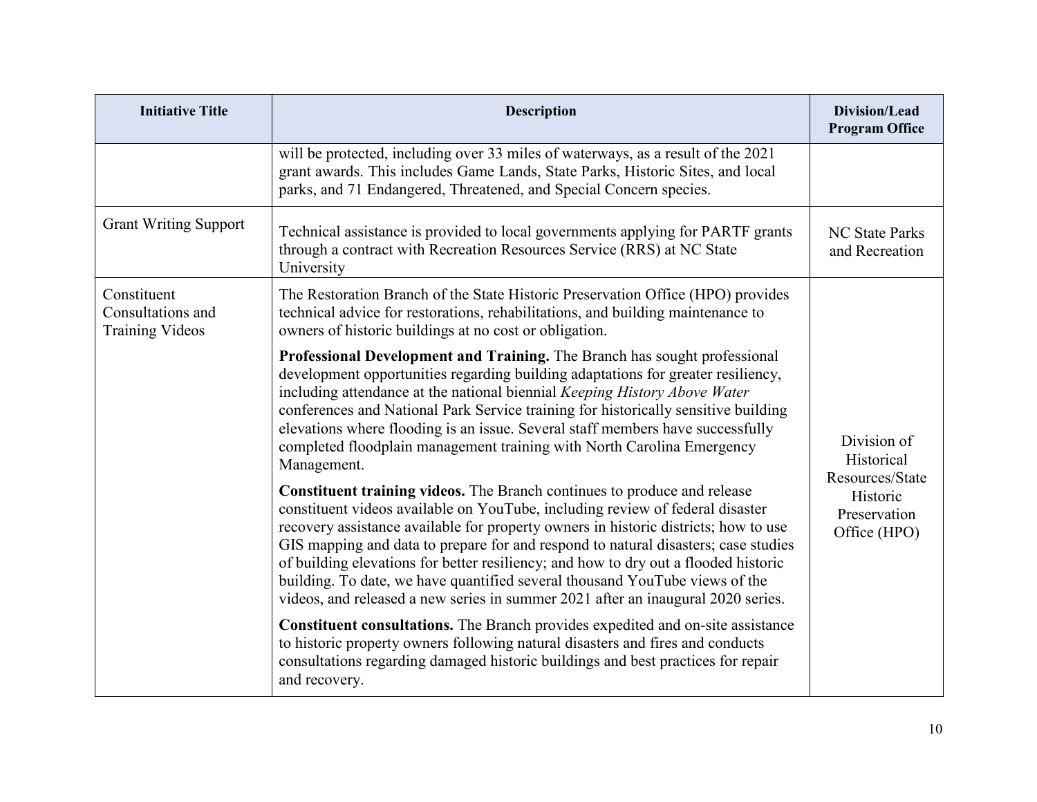| Initiative Title | Description | Division/Lead Program Office |
|---|---|---|
| | will be protected, including over 33 miles of waterways, as a result of the 2021 grant awards. This includes Game Lands, State Parks, Historic Sites, and local parks, and 71 Endangered, Threatened, and Special Concern species. | |
| Grant Writing Support | Technical assistance is provided to local governments applying for PARTF grants through a contract with Recreation Resources Service (RRS) at NC State University | NC State Parks and Recreation |
| Constituent Consultations and Training Videos | The Restoration Branch of the State Historic Preservation Office (HPO) provides technical advice for restorations, rehabilitations, and building maintenance to owners of historic buildings at no cost or obligation.<br><br>**Professional Development and Training.** The Branch has sought professional development opportunities regarding building adaptations for greater resiliency, including attendance at the national biennial *Keeping History Above Water* conferences and National Park Service training for historically sensitive building elevations where flooding is an issue. Several staff members have successfully completed floodplain management training with North Carolina Emergency Management.<br><br>**Constituent training videos.** The Branch continues to produce and release constituent videos available on YouTube, including review of federal disaster recovery assistance available for property owners in historic districts; how to use GIS mapping and data to prepare for and respond to natural disasters; case studies of building elevations for better resiliency; and how to dry out a flooded historic building. To date, we have quantified several thousand YouTube views of the videos, and released a new series in summer 2021 after an inaugural 2020 series.<br><br>**Constituent consultations.** The Branch provides expedited and on-site assistance to historic property owners following natural disasters and fires and conducts consultations regarding damaged historic buildings and best practices for repair and recovery. | Division of Historical Resources/State Historic Preservation Office (HPO) |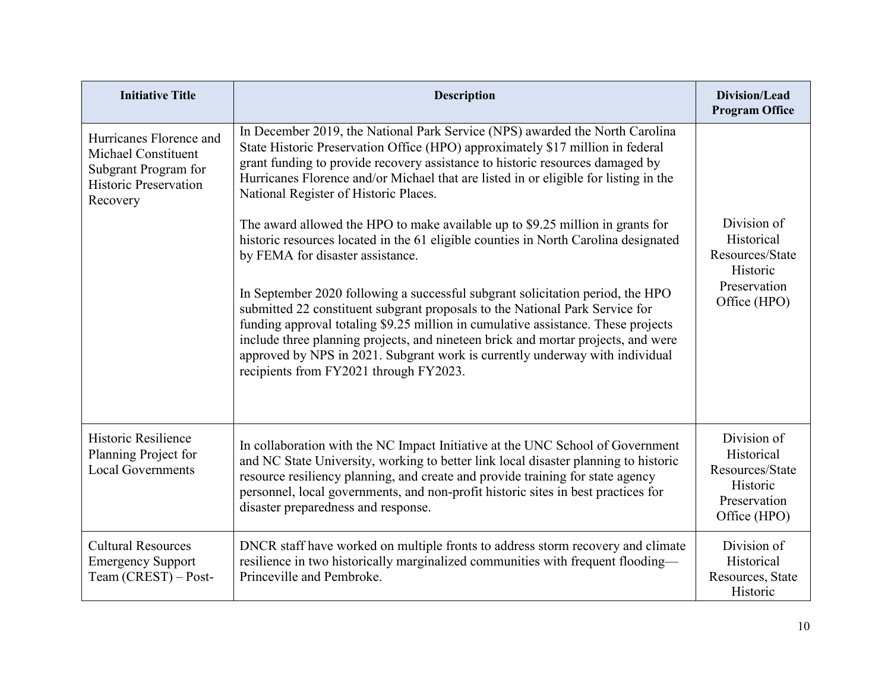| Initiative Title | Description | Division/Lead Program Office |
| --- | --- | --- |
| Hurricanes Florence and Michael Constituent Subgrant Program for Historic Preservation Recovery | In December 2019, the National Park Service (NPS) awarded the North Carolina State Historic Preservation Office (HPO) approximately $17 million in federal grant funding to provide recovery assistance to historic resources damaged by Hurricanes Florence and/or Michael that are listed in or eligible for listing in the National Register of Historic Places.<br><br>The award allowed the HPO to make available up to $9.25 million in grants for historic resources located in the 61 eligible counties in North Carolina designated by FEMA for disaster assistance.<br><br>In September 2020 following a successful subgrant solicitation period, the HPO submitted 22 constituent subgrant proposals to the National Park Service for funding approval totaling $9.25 million in cumulative assistance. These projects include three planning projects, and nineteen brick and mortar projects, and were approved by NPS in 2021. Subgrant work is currently underway with individual recipients from FY2021 through FY2023. | Division of Historical Resources/State Historic Preservation Office (HPO) |
| Historic Resilience Planning Project for Local Governments | In collaboration with the NC Impact Initiative at the UNC School of Government and NC State University, working to better link local disaster planning to historic resource resiliency planning, and create and provide training for state agency personnel, local governments, and non-profit historic sites in best practices for disaster preparedness and response. | Division of Historical Resources/State Historic Preservation Office (HPO) |
| Cultural Resources Emergency Support Team (CREST) – Post- | DNCR staff have worked on multiple fronts to address storm recovery and climate resilience in two historically marginalized communities with frequent flooding—Princeville and Pembroke. | Division of Historical Resources, State Historic |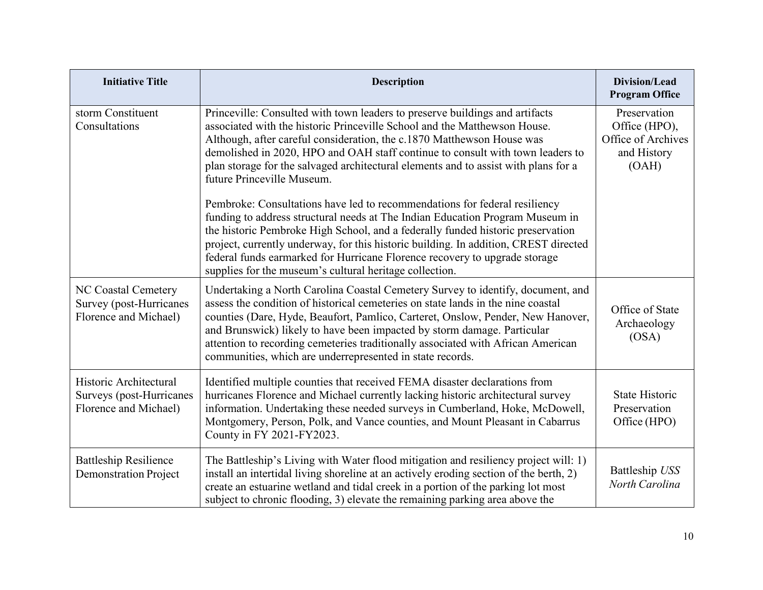| Initiative Title | Description | Division/Lead Program Office |
|---|---|---|
| storm Constituent Consultations | Princeville: Consulted with town leaders to preserve buildings and artifacts associated with the historic Princeville School and the Matthewson House. Although, after careful consideration, the c.1870 Matthewson House was demolished in 2020, HPO and OAH staff continue to consult with town leaders to plan storage for the salvaged architectural elements and to assist with plans for a future Princeville Museum.<br><br>Pembroke: Consultations have led to recommendations for federal resiliency funding to address structural needs at The Indian Education Program Museum in the historic Pembroke High School, and a federally funded historic preservation project, currently underway, for this historic building. In addition, CREST directed federal funds earmarked for Hurricane Florence recovery to upgrade storage supplies for the museum's cultural heritage collection. | Preservation Office (HPO), Office of Archives and History (OAH) |
| NC Coastal Cemetery Survey (post-Hurricanes Florence and Michael) | Undertaking a North Carolina Coastal Cemetery Survey to identify, document, and assess the condition of historical cemeteries on state lands in the nine coastal counties (Dare, Hyde, Beaufort, Pamlico, Carteret, Onslow, Pender, New Hanover, and Brunswick) likely to have been impacted by storm damage. Particular attention to recording cemeteries traditionally associated with African American communities, which are underrepresented in state records. | Office of State Archaeology (OSA) |
| Historic Architectural Surveys (post-Hurricanes Florence and Michael) | Identified multiple counties that received FEMA disaster declarations from hurricanes Florence and Michael currently lacking historic architectural survey information. Undertaking these needed surveys in Cumberland, Hoke, McDowell, Montgomery, Person, Polk, and Vance counties, and Mount Pleasant in Cabarrus County in FY 2021-FY2023. | State Historic Preservation Office (HPO) |
| Battleship Resilience Demonstration Project | The Battleship's Living with Water flood mitigation and resiliency project will: 1) install an intertidal living shoreline at an actively eroding section of the berth, 2) create an estuarine wetland and tidal creek in a portion of the parking lot most subject to chronic flooding, 3) elevate the remaining parking area above the | Battleship *USS North Carolina* |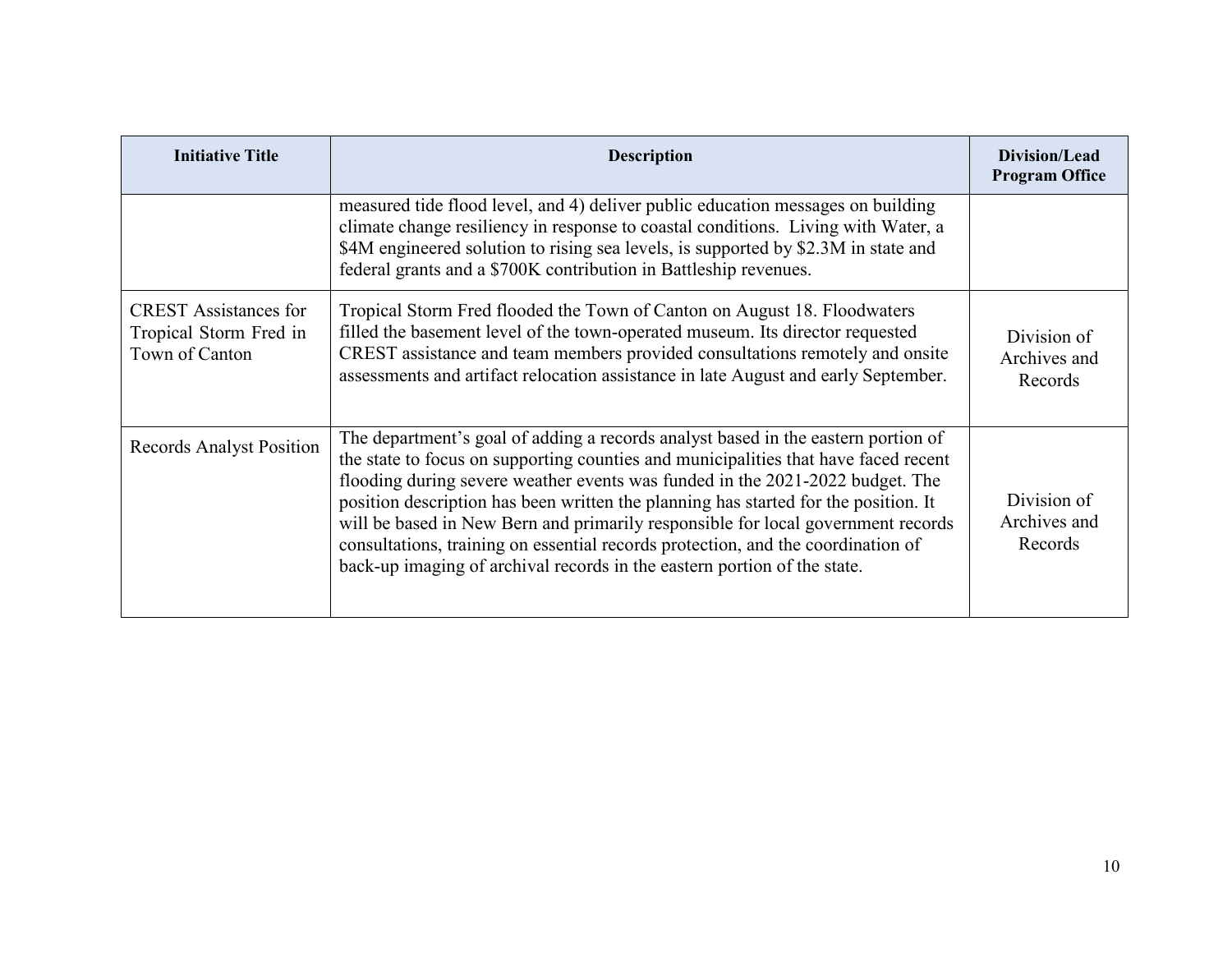| Initiative Title | Description | Division/Lead Program Office |
| --- | --- | --- |
| | measured tide flood level, and 4) deliver public education messages on building climate change resiliency in response to coastal conditions. Living with Water, a $4M engineered solution to rising sea levels, is supported by $2.3M in state and federal grants and a $700K contribution in Battleship revenues. | |
| CREST Assistances for Tropical Storm Fred in Town of Canton | Tropical Storm Fred flooded the Town of Canton on August 18. Floodwaters filled the basement level of the town-operated museum. Its director requested CREST assistance and team members provided consultations remotely and onsite assessments and artifact relocation assistance in late August and early September. | Division of Archives and Records |
| Records Analyst Position | The department's goal of adding a records analyst based in the eastern portion of the state to focus on supporting counties and municipalities that have faced recent flooding during severe weather events was funded in the 2021-2022 budget. The position description has been written the planning has started for the position. It will be based in New Bern and primarily responsible for local government records consultations, training on essential records protection, and the coordination of back-up imaging of archival records in the eastern portion of the state. | Division of Archives and Records |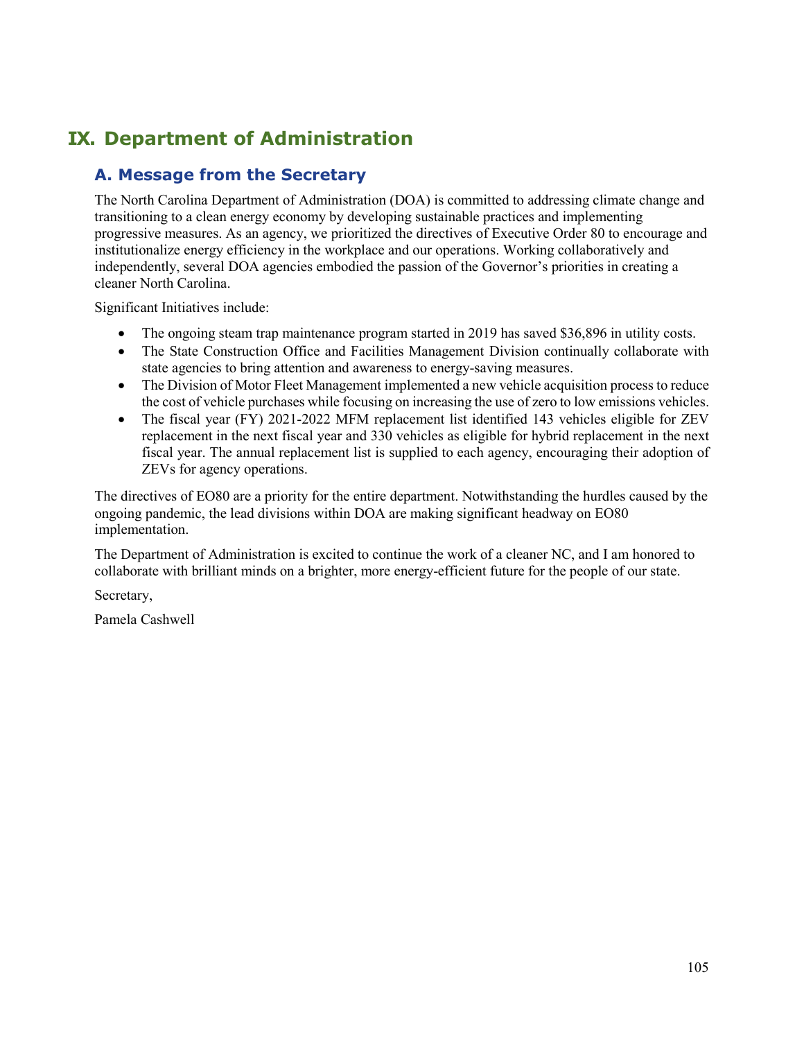# IX. Department of Administration

## A. Message from the Secretary

The North Carolina Department of Administration (DOA) is committed to addressing climate change and transitioning to a clean energy economy by developing sustainable practices and implementing progressive measures. As an agency, we prioritized the directives of Executive Order 80 to encourage and institutionalize energy efficiency in the workplace and our operations. Working collaboratively and independently, several DOA agencies embodied the passion of the Governor's priorities in creating a cleaner North Carolina.

Significant Initiatives include:

- The ongoing steam trap maintenance program started in 2019 has saved $36,896 in utility costs.
- The State Construction Office and Facilities Management Division continually collaborate with state agencies to bring attention and awareness to energy-saving measures.
- The Division of Motor Fleet Management implemented a new vehicle acquisition process to reduce the cost of vehicle purchases while focusing on increasing the use of zero to low emissions vehicles.
- The fiscal year (FY) 2021-2022 MFM replacement list identified 143 vehicles eligible for ZEV replacement in the next fiscal year and 330 vehicles as eligible for hybrid replacement in the next fiscal year. The annual replacement list is supplied to each agency, encouraging their adoption of ZEVs for agency operations.

The directives of EO80 are a priority for the entire department. Notwithstanding the hurdles caused by the ongoing pandemic, the lead divisions within DOA are making significant headway on EO80 implementation.

The Department of Administration is excited to continue the work of a cleaner NC, and I am honored to collaborate with brilliant minds on a brighter, more energy-efficient future for the people of our state.

Secretary,

Pamela Cashwell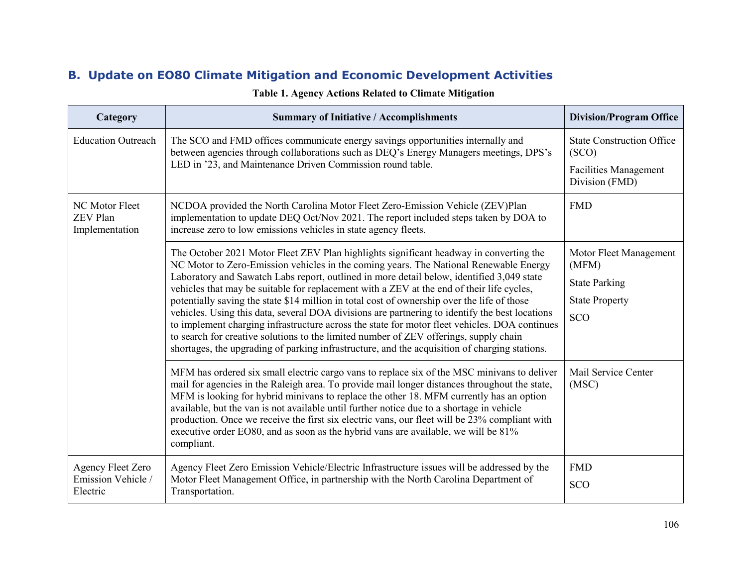## B. Update on EO80 Climate Mitigation and Economic Development Activities

**Table 1. Agency Actions Related to Climate Mitigation**

| Category | Summary of Initiative / Accomplishments | Division/Program Office |
|---|---|---|
| Education Outreach | The SCO and FMD offices communicate energy savings opportunities internally and between agencies through collaborations such as DEQ's Energy Managers meetings, DPS's LED in '23, and Maintenance Driven Commission round table. | State Construction Office (SCO)<br>Facilities Management Division (FMD) |
| NC Motor Fleet ZEV Plan Implementation | NCDOA provided the North Carolina Motor Fleet Zero-Emission Vehicle (ZEV)Plan implementation to update DEQ Oct/Nov 2021. The report included steps taken by DOA to increase zero to low emissions vehicles in state agency fleets. | FMD |
| | The October 2021 Motor Fleet ZEV Plan highlights significant headway in converting the NC Motor to Zero-Emission vehicles in the coming years. The National Renewable Energy Laboratory and Sawatch Labs report, outlined in more detail below, identified 3,049 state vehicles that may be suitable for replacement with a ZEV at the end of their life cycles, potentially saving the state $14 million in total cost of ownership over the life of those vehicles. Using this data, several DOA divisions are partnering to identify the best locations to implement charging infrastructure across the state for motor fleet vehicles. DOA continues to search for creative solutions to the limited number of ZEV offerings, supply chain shortages, the upgrading of parking infrastructure, and the acquisition of charging stations. | Motor Fleet Management (MFM)<br>State Parking<br>State Property<br>SCO |
| | MFM has ordered six small electric cargo vans to replace six of the MSC minivans to deliver mail for agencies in the Raleigh area. To provide mail longer distances throughout the state, MFM is looking for hybrid minivans to replace the other 18. MFM currently has an option available, but the van is not available until further notice due to a shortage in vehicle production. Once we receive the first six electric vans, our fleet will be 23% compliant with executive order EO80, and as soon as the hybrid vans are available, we will be 81% compliant. | Mail Service Center (MSC) |
| Agency Fleet Zero Emission Vehicle / Electric | Agency Fleet Zero Emission Vehicle/Electric Infrastructure issues will be addressed by the Motor Fleet Management Office, in partnership with the North Carolina Department of Transportation. | FMD<br>SCO |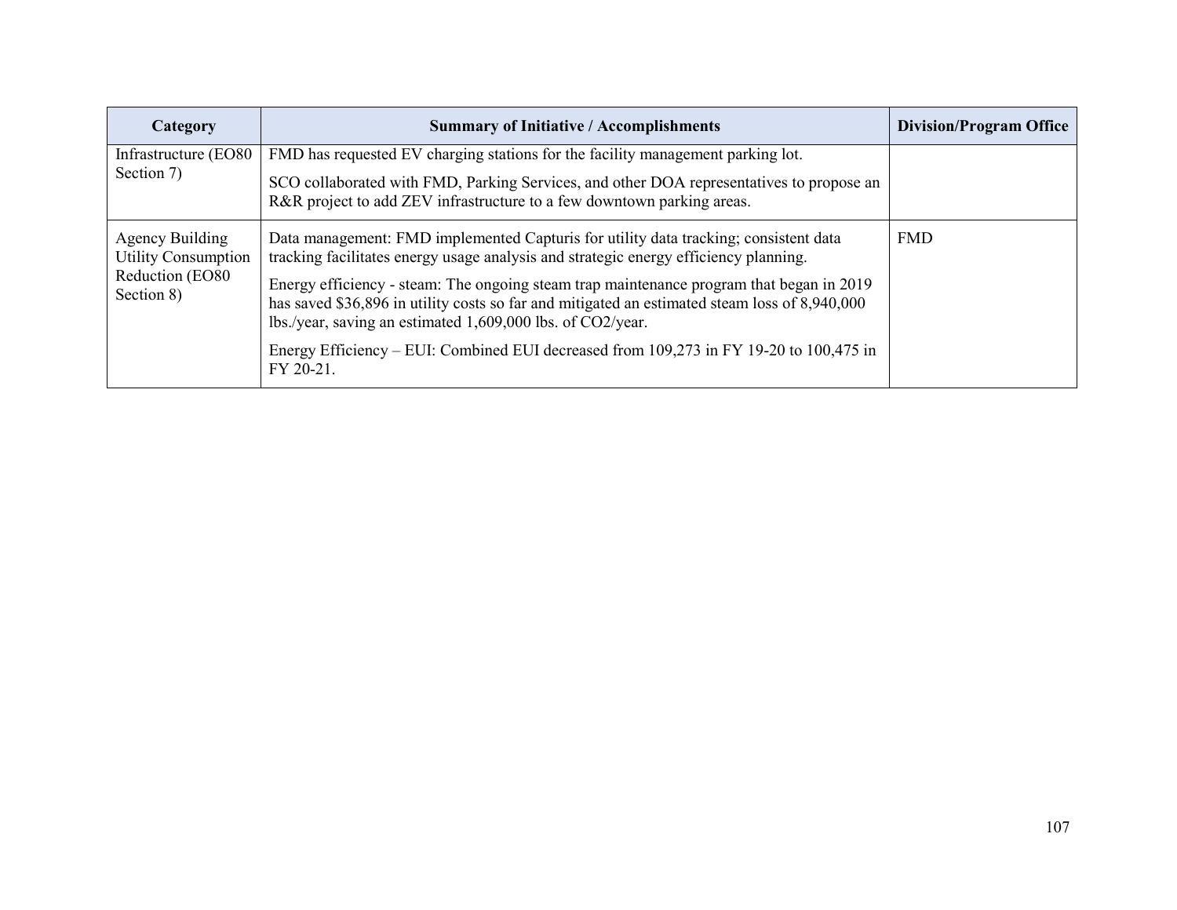| Category | Summary of Initiative / Accomplishments | Division/Program Office |
| --- | --- | --- |
| Infrastructure (EO80 Section 7) | FMD has requested EV charging stations for the facility management parking lot.<br><br>SCO collaborated with FMD, Parking Services, and other DOA representatives to propose an R&R project to add ZEV infrastructure to a few downtown parking areas. | |
| Agency Building Utility Consumption Reduction (EO80 Section 8) | Data management: FMD implemented Capturis for utility data tracking; consistent data tracking facilitates energy usage analysis and strategic energy efficiency planning.<br><br>Energy efficiency - steam: The ongoing steam trap maintenance program that began in 2019 has saved $36,896 in utility costs so far and mitigated an estimated steam loss of 8,940,000 lbs./year, saving an estimated 1,609,000 lbs. of $CO_2$/year.<br><br>Energy Efficiency – EUI: Combined EUI decreased from 109,273 in FY 19-20 to 100,475 in FY 20-21. | FMD |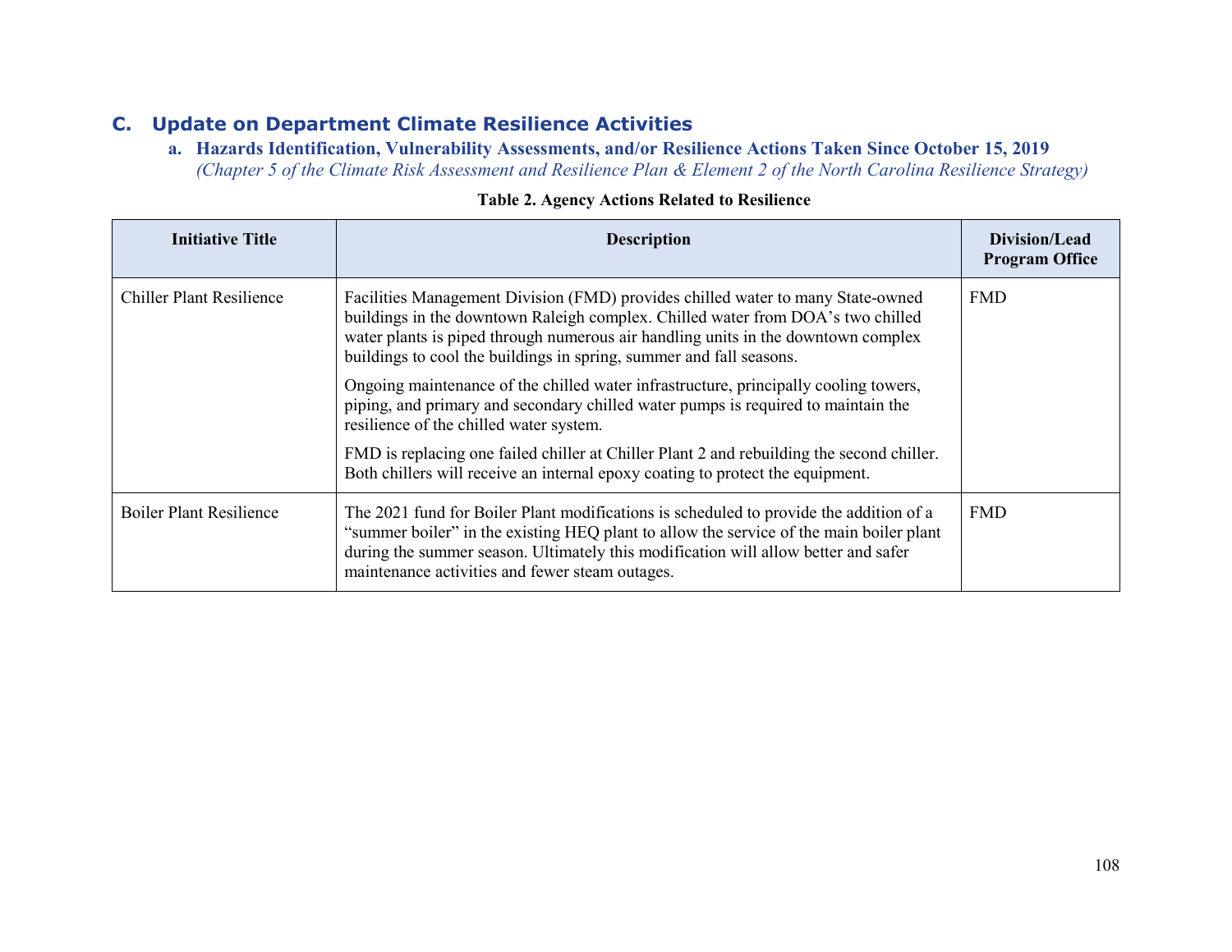## C. Update on Department Climate Resilience Activities

### a. Hazards Identification, Vulnerability Assessments, and/or Resilience Actions Taken Since October 15, 2019

*(Chapter 5 of the Climate Risk Assessment and Resilience Plan & Element 2 of the North Carolina Resilience Strategy)*

**Table 2. Agency Actions Related to Resilience**

| Initiative Title | Description | Division/Lead Program Office |
|---|---|---|
| Chiller Plant Resilience | Facilities Management Division (FMD) provides chilled water to many State-owned buildings in the downtown Raleigh complex. Chilled water from DOA's two chilled water plants is piped through numerous air handling units in the downtown complex buildings to cool the buildings in spring, summer and fall seasons.<br><br>Ongoing maintenance of the chilled water infrastructure, principally cooling towers, piping, and primary and secondary chilled water pumps is required to maintain the resilience of the chilled water system.<br><br>FMD is replacing one failed chiller at Chiller Plant 2 and rebuilding the second chiller. Both chillers will receive an internal epoxy coating to protect the equipment. | FMD |
| Boiler Plant Resilience | The 2021 fund for Boiler Plant modifications is scheduled to provide the addition of a "summer boiler" in the existing HEQ plant to allow the service of the main boiler plant during the summer season. Ultimately this modification will allow better and safer maintenance activities and fewer steam outages. | FMD |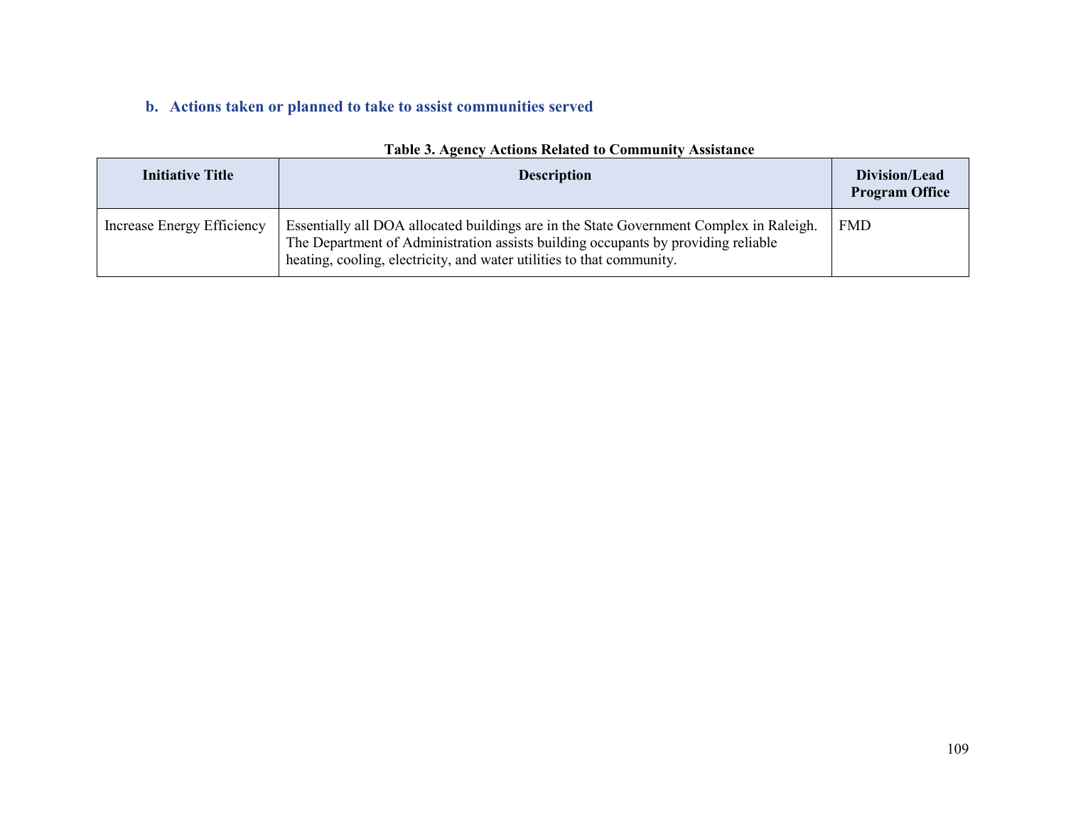### b. Actions taken or planned to take to assist communities served

**Table 3. Agency Actions Related to Community Assistance**

| Initiative Title | Description | Division/Lead Program Office |
|---|---|---|
| Increase Energy Efficiency | Essentially all DOA allocated buildings are in the State Government Complex in Raleigh. The Department of Administration assists building occupants by providing reliable heating, cooling, electricity, and water utilities to that community. | FMD |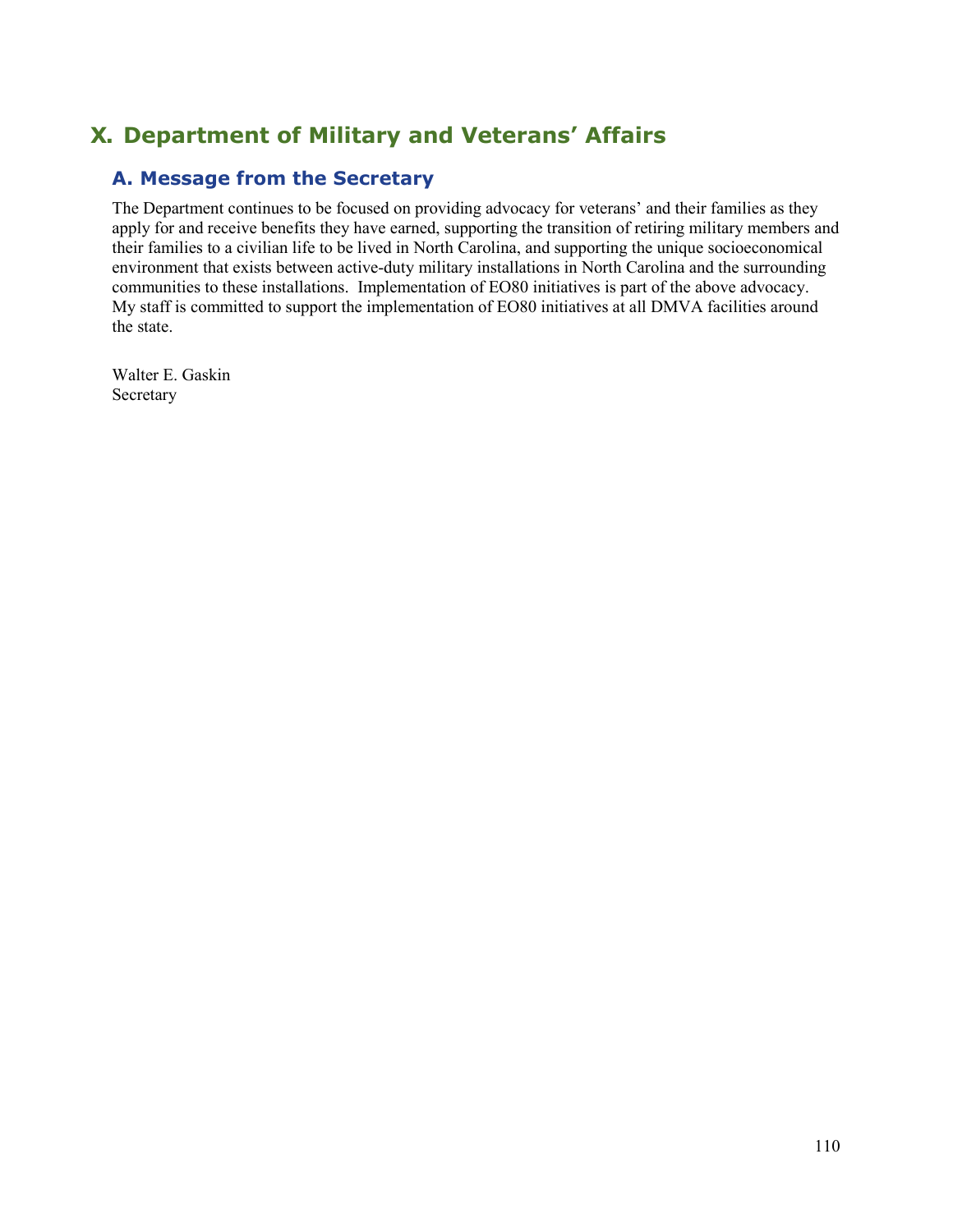# X. Department of Military and Veterans' Affairs

## A. Message from the Secretary

The Department continues to be focused on providing advocacy for veterans' and their families as they apply for and receive benefits they have earned, supporting the transition of retiring military members and their families to a civilian life to be lived in North Carolina, and supporting the unique socioeconomical environment that exists between active-duty military installations in North Carolina and the surrounding communities to these installations. Implementation of EO80 initiatives is part of the above advocacy. My staff is committed to support the implementation of EO80 initiatives at all DMVA facilities around the state.

Walter E. Gaskin
Secretary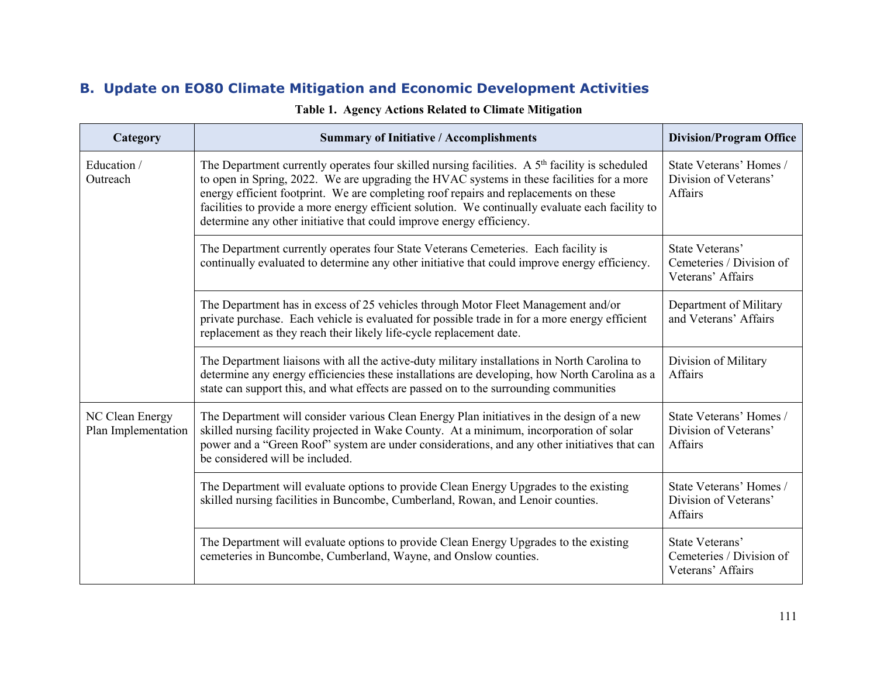## B. Update on EO80 Climate Mitigation and Economic Development Activities

**Table 1. Agency Actions Related to Climate Mitigation**

| Category | Summary of Initiative / Accomplishments | Division/Program Office |
|---|---|---|
| Education / Outreach | The Department currently operates four skilled nursing facilities. A 5th facility is scheduled to open in Spring, 2022. We are upgrading the HVAC systems in these facilities for a more energy efficient footprint. We are completing roof repairs and replacements on these facilities to provide a more energy efficient solution. We continually evaluate each facility to determine any other initiative that could improve energy efficiency. | State Veterans' Homes / Division of Veterans' Affairs |
| | The Department currently operates four State Veterans Cemeteries. Each facility is continually evaluated to determine any other initiative that could improve energy efficiency. | State Veterans' Cemeteries / Division of Veterans' Affairs |
| | The Department has in excess of 25 vehicles through Motor Fleet Management and/or private purchase. Each vehicle is evaluated for possible trade in for a more energy efficient replacement as they reach their likely life-cycle replacement date. | Department of Military and Veterans' Affairs |
| | The Department liaisons with all the active-duty military installations in North Carolina to determine any energy efficiencies these installations are developing, how North Carolina as a state can support this, and what effects are passed on to the surrounding communities | Division of Military Affairs |
| NC Clean Energy Plan Implementation | The Department will consider various Clean Energy Plan initiatives in the design of a new skilled nursing facility projected in Wake County. At a minimum, incorporation of solar power and a "Green Roof" system are under considerations, and any other initiatives that can be considered will be included. | State Veterans' Homes / Division of Veterans' Affairs |
| | The Department will evaluate options to provide Clean Energy Upgrades to the existing skilled nursing facilities in Buncombe, Cumberland, Rowan, and Lenoir counties. | State Veterans' Homes / Division of Veterans' Affairs |
| | The Department will evaluate options to provide Clean Energy Upgrades to the existing cemeteries in Buncombe, Cumberland, Wayne, and Onslow counties. | State Veterans' Cemeteries / Division of Veterans' Affairs |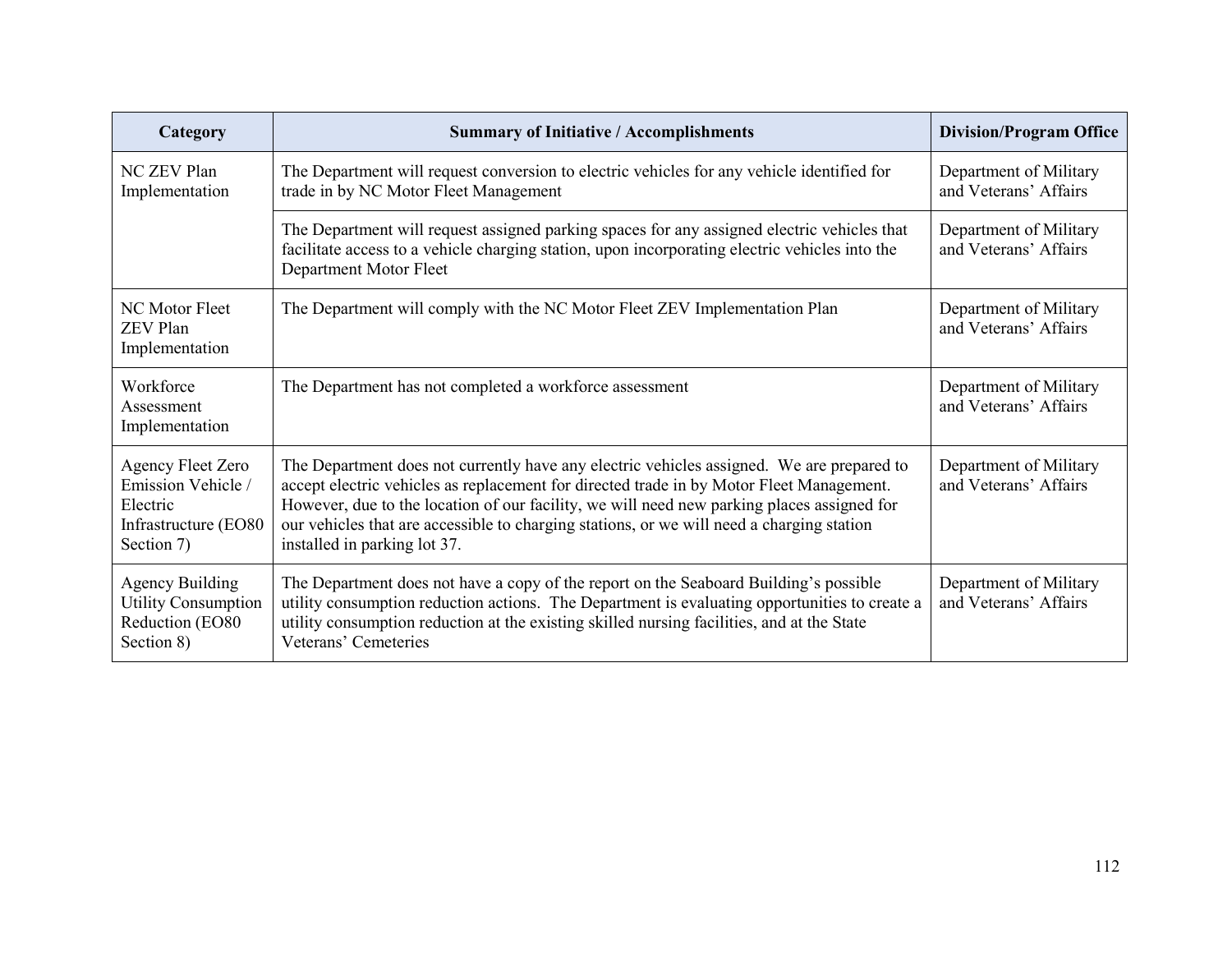| Category | Summary of Initiative / Accomplishments | Division/Program Office |
| --- | --- | --- |
| NC ZEV Plan Implementation | The Department will request conversion to electric vehicles for any vehicle identified for trade in by NC Motor Fleet Management | Department of Military and Veterans' Affairs |
| | The Department will request assigned parking spaces for any assigned electric vehicles that facilitate access to a vehicle charging station, upon incorporating electric vehicles into the Department Motor Fleet | Department of Military and Veterans' Affairs |
| NC Motor Fleet ZEV Plan Implementation | The Department will comply with the NC Motor Fleet ZEV Implementation Plan | Department of Military and Veterans' Affairs |
| Workforce Assessment Implementation | The Department has not completed a workforce assessment | Department of Military and Veterans' Affairs |
| Agency Fleet Zero Emission Vehicle / Electric Infrastructure (EO80 Section 7) | The Department does not currently have any electric vehicles assigned. We are prepared to accept electric vehicles as replacement for directed trade in by Motor Fleet Management. However, due to the location of our facility, we will need new parking places assigned for our vehicles that are accessible to charging stations, or we will need a charging station installed in parking lot 37. | Department of Military and Veterans' Affairs |
| Agency Building Utility Consumption Reduction (EO80 Section 8) | The Department does not have a copy of the report on the Seaboard Building's possible utility consumption reduction actions. The Department is evaluating opportunities to create a utility consumption reduction at the existing skilled nursing facilities, and at the State Veterans' Cemeteries | Department of Military and Veterans' Affairs |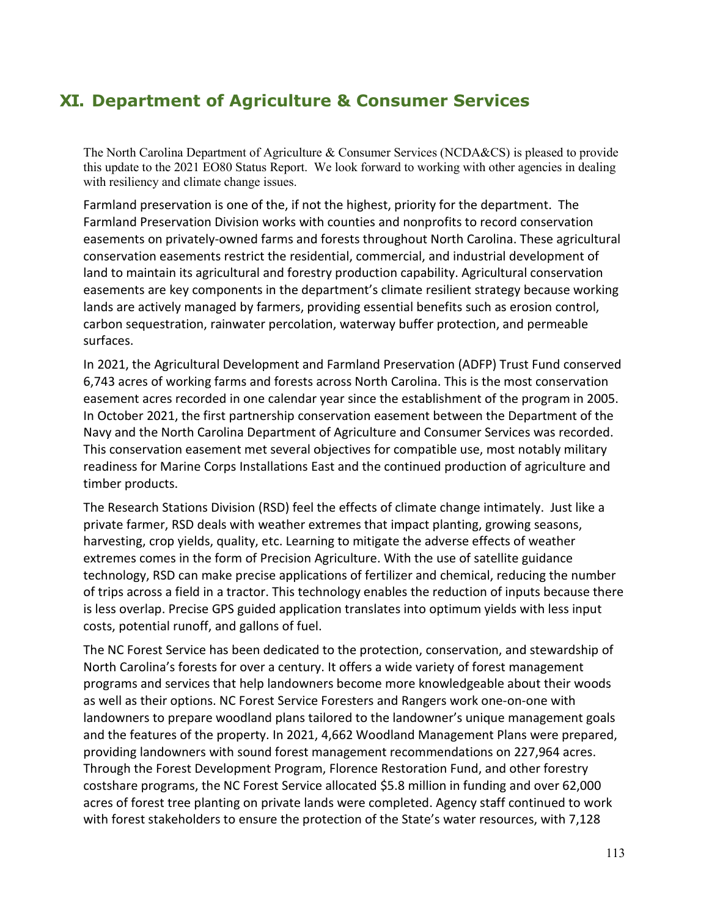## XI. Department of Agriculture & Consumer Services

The North Carolina Department of Agriculture & Consumer Services (NCDA&CS) is pleased to provide this update to the 2021 EO80 Status Report. We look forward to working with other agencies in dealing with resiliency and climate change issues.

Farmland preservation is one of the, if not the highest, priority for the department. The Farmland Preservation Division works with counties and nonprofits to record conservation easements on privately-owned farms and forests throughout North Carolina. These agricultural conservation easements restrict the residential, commercial, and industrial development of land to maintain its agricultural and forestry production capability. Agricultural conservation easements are key components in the department's climate resilient strategy because working lands are actively managed by farmers, providing essential benefits such as erosion control, carbon sequestration, rainwater percolation, waterway buffer protection, and permeable surfaces.

In 2021, the Agricultural Development and Farmland Preservation (ADFP) Trust Fund conserved 6,743 acres of working farms and forests across North Carolina. This is the most conservation easement acres recorded in one calendar year since the establishment of the program in 2005. In October 2021, the first partnership conservation easement between the Department of the Navy and the North Carolina Department of Agriculture and Consumer Services was recorded. This conservation easement met several objectives for compatible use, most notably military readiness for Marine Corps Installations East and the continued production of agriculture and timber products.

The Research Stations Division (RSD) feel the effects of climate change intimately. Just like a private farmer, RSD deals with weather extremes that impact planting, growing seasons, harvesting, crop yields, quality, etc. Learning to mitigate the adverse effects of weather extremes comes in the form of Precision Agriculture. With the use of satellite guidance technology, RSD can make precise applications of fertilizer and chemical, reducing the number of trips across a field in a tractor. This technology enables the reduction of inputs because there is less overlap. Precise GPS guided application translates into optimum yields with less input costs, potential runoff, and gallons of fuel.

The NC Forest Service has been dedicated to the protection, conservation, and stewardship of North Carolina's forests for over a century. It offers a wide variety of forest management programs and services that help landowners become more knowledgeable about their woods as well as their options. NC Forest Service Foresters and Rangers work one-on-one with landowners to prepare woodland plans tailored to the landowner's unique management goals and the features of the property. In 2021, 4,662 Woodland Management Plans were prepared, providing landowners with sound forest management recommendations on 227,964 acres. Through the Forest Development Program, Florence Restoration Fund, and other forestry costshare programs, the NC Forest Service allocated $5.8 million in funding and over 62,000 acres of forest tree planting on private lands were completed. Agency staff continued to work with forest stakeholders to ensure the protection of the State's water resources, with 7,128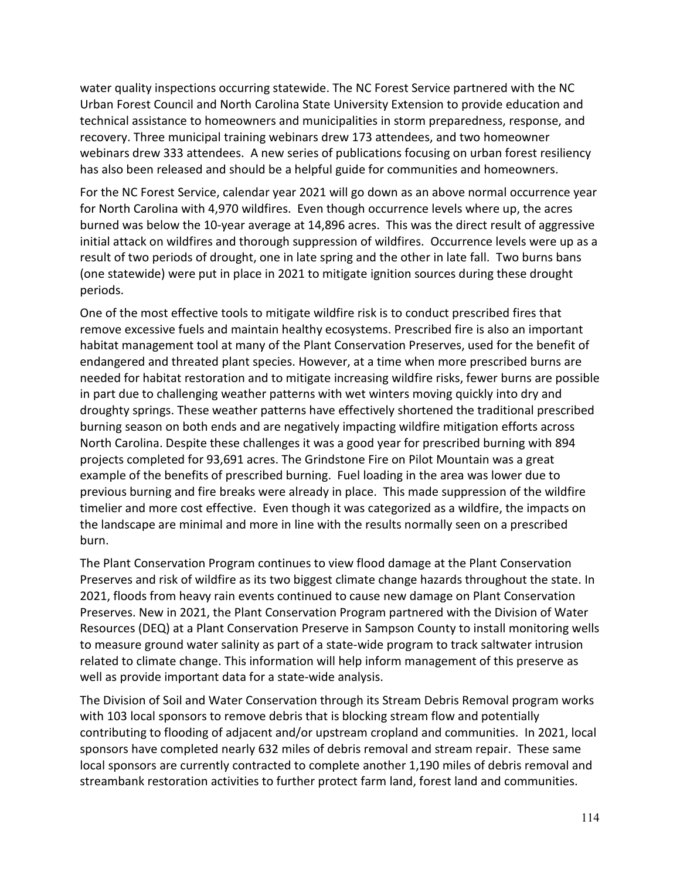water quality inspections occurring statewide. The NC Forest Service partnered with the NC Urban Forest Council and North Carolina State University Extension to provide education and technical assistance to homeowners and municipalities in storm preparedness, response, and recovery. Three municipal training webinars drew 173 attendees, and two homeowner webinars drew 333 attendees. A new series of publications focusing on urban forest resiliency has also been released and should be a helpful guide for communities and homeowners.

For the NC Forest Service, calendar year 2021 will go down as an above normal occurrence year for North Carolina with 4,970 wildfires. Even though occurrence levels where up, the acres burned was below the 10-year average at 14,896 acres. This was the direct result of aggressive initial attack on wildfires and thorough suppression of wildfires. Occurrence levels were up as a result of two periods of drought, one in late spring and the other in late fall. Two burns bans (one statewide) were put in place in 2021 to mitigate ignition sources during these drought periods.

One of the most effective tools to mitigate wildfire risk is to conduct prescribed fires that remove excessive fuels and maintain healthy ecosystems. Prescribed fire is also an important habitat management tool at many of the Plant Conservation Preserves, used for the benefit of endangered and threated plant species. However, at a time when more prescribed burns are needed for habitat restoration and to mitigate increasing wildfire risks, fewer burns are possible in part due to challenging weather patterns with wet winters moving quickly into dry and droughty springs. These weather patterns have effectively shortened the traditional prescribed burning season on both ends and are negatively impacting wildfire mitigation efforts across North Carolina. Despite these challenges it was a good year for prescribed burning with 894 projects completed for 93,691 acres. The Grindstone Fire on Pilot Mountain was a great example of the benefits of prescribed burning. Fuel loading in the area was lower due to previous burning and fire breaks were already in place. This made suppression of the wildfire timelier and more cost effective. Even though it was categorized as a wildfire, the impacts on the landscape are minimal and more in line with the results normally seen on a prescribed burn.

The Plant Conservation Program continues to view flood damage at the Plant Conservation Preserves and risk of wildfire as its two biggest climate change hazards throughout the state. In 2021, floods from heavy rain events continued to cause new damage on Plant Conservation Preserves. New in 2021, the Plant Conservation Program partnered with the Division of Water Resources (DEQ) at a Plant Conservation Preserve in Sampson County to install monitoring wells to measure ground water salinity as part of a state-wide program to track saltwater intrusion related to climate change. This information will help inform management of this preserve as well as provide important data for a state-wide analysis.

The Division of Soil and Water Conservation through its Stream Debris Removal program works with 103 local sponsors to remove debris that is blocking stream flow and potentially contributing to flooding of adjacent and/or upstream cropland and communities. In 2021, local sponsors have completed nearly 632 miles of debris removal and stream repair. These same local sponsors are currently contracted to complete another 1,190 miles of debris removal and streambank restoration activities to further protect farm land, forest land and communities.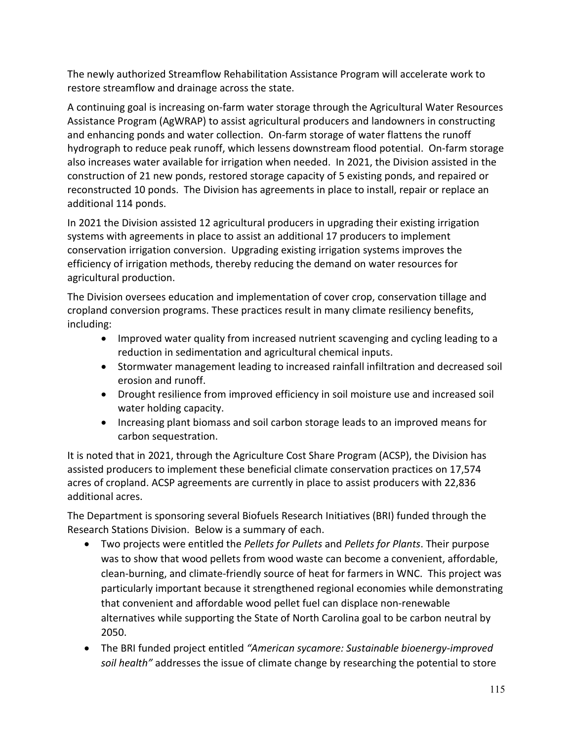The newly authorized Streamflow Rehabilitation Assistance Program will accelerate work to restore streamflow and drainage across the state.

A continuing goal is increasing on-farm water storage through the Agricultural Water Resources Assistance Program (AgWRAP) to assist agricultural producers and landowners in constructing and enhancing ponds and water collection. On-farm storage of water flattens the runoff hydrograph to reduce peak runoff, which lessens downstream flood potential. On-farm storage also increases water available for irrigation when needed. In 2021, the Division assisted in the construction of 21 new ponds, restored storage capacity of 5 existing ponds, and repaired or reconstructed 10 ponds. The Division has agreements in place to install, repair or replace an additional 114 ponds.

In 2021 the Division assisted 12 agricultural producers in upgrading their existing irrigation systems with agreements in place to assist an additional 17 producers to implement conservation irrigation conversion. Upgrading existing irrigation systems improves the efficiency of irrigation methods, thereby reducing the demand on water resources for agricultural production.

The Division oversees education and implementation of cover crop, conservation tillage and cropland conversion programs. These practices result in many climate resiliency benefits, including:

- Improved water quality from increased nutrient scavenging and cycling leading to a reduction in sedimentation and agricultural chemical inputs.
- Stormwater management leading to increased rainfall infiltration and decreased soil erosion and runoff.
- Drought resilience from improved efficiency in soil moisture use and increased soil water holding capacity.
- Increasing plant biomass and soil carbon storage leads to an improved means for carbon sequestration.

It is noted that in 2021, through the Agriculture Cost Share Program (ACSP), the Division has assisted producers to implement these beneficial climate conservation practices on 17,574 acres of cropland. ACSP agreements are currently in place to assist producers with 22,836 additional acres.

The Department is sponsoring several Biofuels Research Initiatives (BRI) funded through the Research Stations Division. Below is a summary of each.

- Two projects were entitled the *Pellets for Pullets* and *Pellets for Plants*. Their purpose was to show that wood pellets from wood waste can become a convenient, affordable, clean-burning, and climate-friendly source of heat for farmers in WNC. This project was particularly important because it strengthened regional economies while demonstrating that convenient and affordable wood pellet fuel can displace non-renewable alternatives while supporting the State of North Carolina goal to be carbon neutral by 2050.
- The BRI funded project entitled *"American sycamore: Sustainable bioenergy-improved soil health"* addresses the issue of climate change by researching the potential to store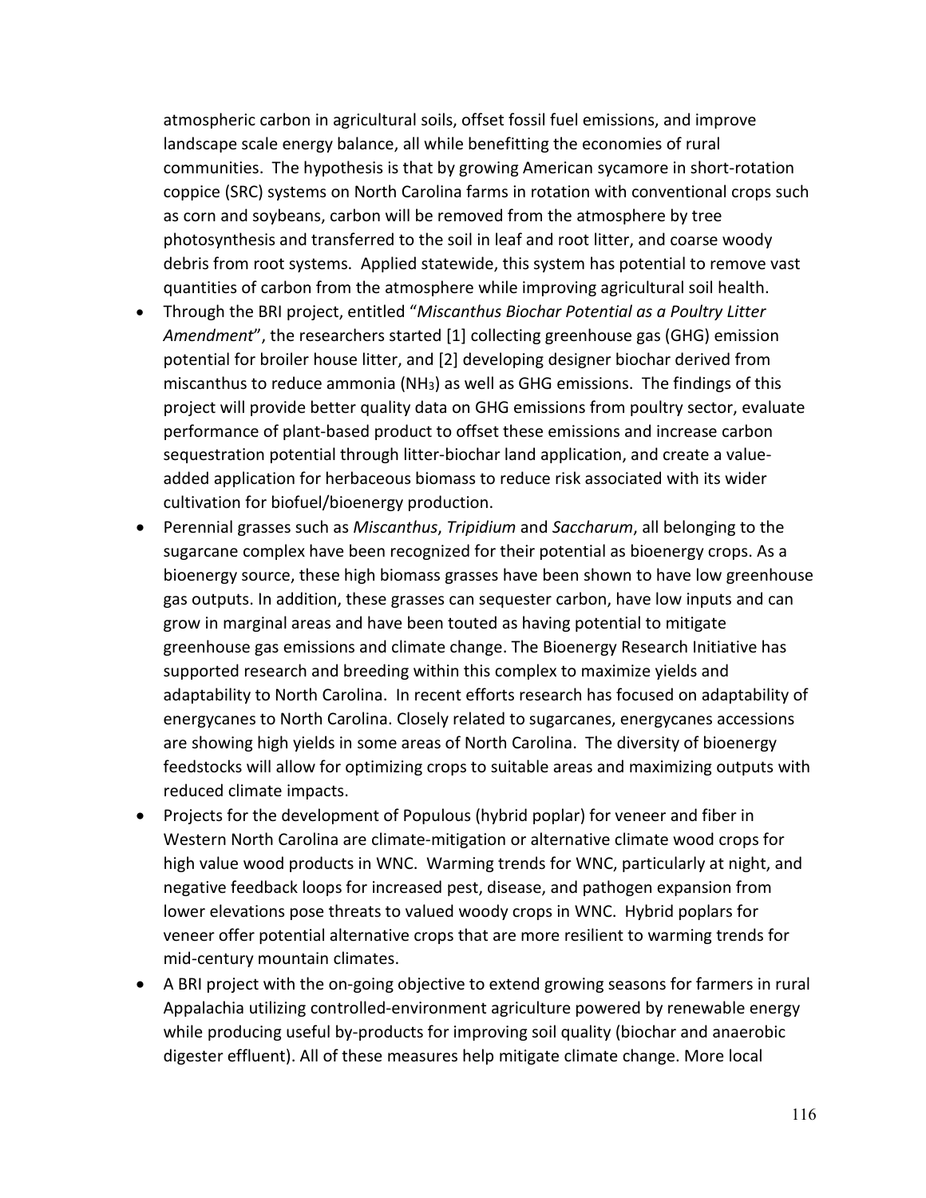atmospheric carbon in agricultural soils, offset fossil fuel emissions, and improve landscape scale energy balance, all while benefitting the economies of rural communities. The hypothesis is that by growing American sycamore in short-rotation coppice (SRC) systems on North Carolina farms in rotation with conventional crops such as corn and soybeans, carbon will be removed from the atmosphere by tree photosynthesis and transferred to the soil in leaf and root litter, and coarse woody debris from root systems. Applied statewide, this system has potential to remove vast quantities of carbon from the atmosphere while improving agricultural soil health.

- Through the BRI project, entitled "*Miscanthus Biochar Potential as a Poultry Litter Amendment*", the researchers started [1] collecting greenhouse gas (GHG) emission potential for broiler house litter, and [2] developing designer biochar derived from miscanthus to reduce ammonia ($NH_3$) as well as GHG emissions. The findings of this project will provide better quality data on GHG emissions from poultry sector, evaluate performance of plant-based product to offset these emissions and increase carbon sequestration potential through litter-biochar land application, and create a value-added application for herbaceous biomass to reduce risk associated with its wider cultivation for biofuel/bioenergy production.
- Perennial grasses such as *Miscanthus*, *Tripidium* and *Saccharum*, all belonging to the sugarcane complex have been recognized for their potential as bioenergy crops. As a bioenergy source, these high biomass grasses have been shown to have low greenhouse gas outputs. In addition, these grasses can sequester carbon, have low inputs and can grow in marginal areas and have been touted as having potential to mitigate greenhouse gas emissions and climate change. The Bioenergy Research Initiative has supported research and breeding within this complex to maximize yields and adaptability to North Carolina. In recent efforts research has focused on adaptability of energycanes to North Carolina. Closely related to sugarcanes, energycanes accessions are showing high yields in some areas of North Carolina. The diversity of bioenergy feedstocks will allow for optimizing crops to suitable areas and maximizing outputs with reduced climate impacts.
- Projects for the development of Populous (hybrid poplar) for veneer and fiber in Western North Carolina are climate-mitigation or alternative climate wood crops for high value wood products in WNC. Warming trends for WNC, particularly at night, and negative feedback loops for increased pest, disease, and pathogen expansion from lower elevations pose threats to valued woody crops in WNC. Hybrid poplars for veneer offer potential alternative crops that are more resilient to warming trends for mid-century mountain climates.
- A BRI project with the on-going objective to extend growing seasons for farmers in rural Appalachia utilizing controlled-environment agriculture powered by renewable energy while producing useful by-products for improving soil quality (biochar and anaerobic digester effluent). All of these measures help mitigate climate change. More local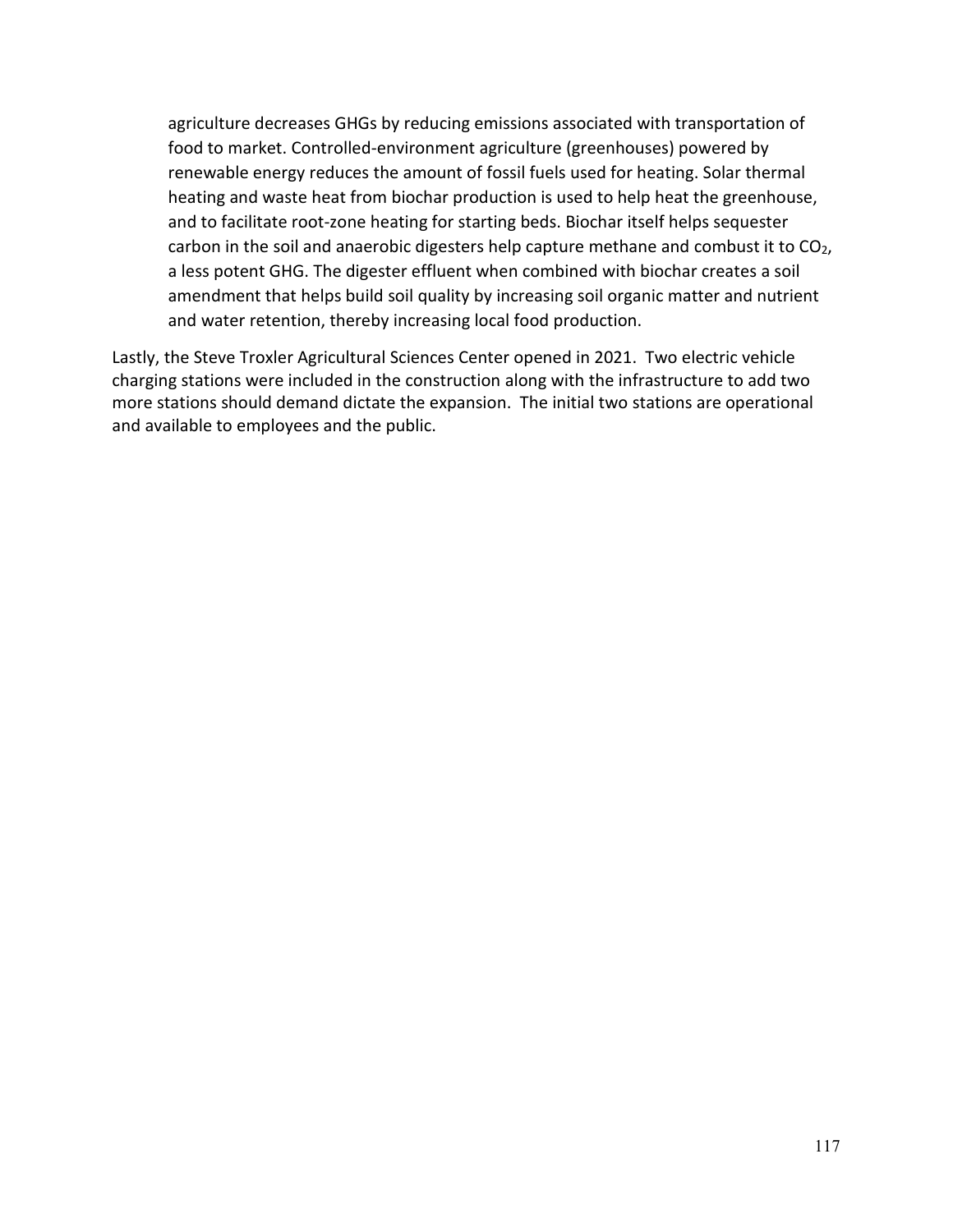agriculture decreases GHGs by reducing emissions associated with transportation of food to market. Controlled-environment agriculture (greenhouses) powered by renewable energy reduces the amount of fossil fuels used for heating. Solar thermal heating and waste heat from biochar production is used to help heat the greenhouse, and to facilitate root-zone heating for starting beds. Biochar itself helps sequester carbon in the soil and anaerobic digesters help capture methane and combust it to $CO_2$, a less potent GHG. The digester effluent when combined with biochar creates a soil amendment that helps build soil quality by increasing soil organic matter and nutrient and water retention, thereby increasing local food production.

Lastly, the Steve Troxler Agricultural Sciences Center opened in 2021. Two electric vehicle charging stations were included in the construction along with the infrastructure to add two more stations should demand dictate the expansion. The initial two stations are operational and available to employees and the public.